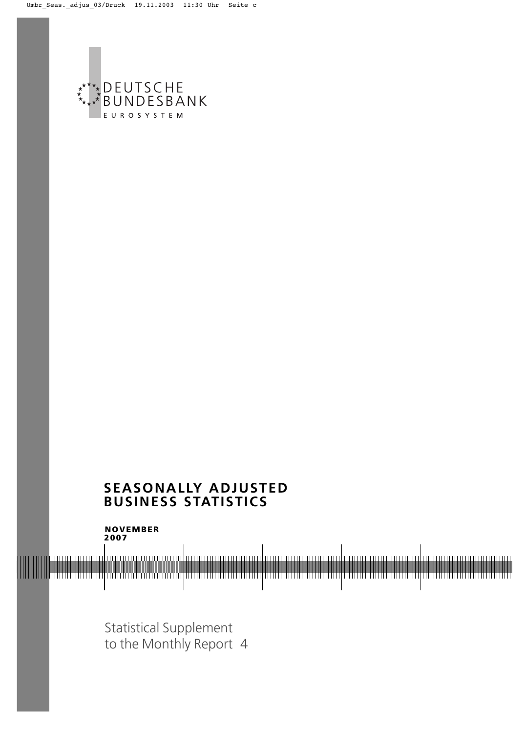DEUTSCHE
BUNDESBANK
EUROSYSTEM

# SEASONALLY ADJUSTED BUSINESS STATISTICS

**NOVEMBER 2007**

Statistical Supplement
to the Monthly Report 4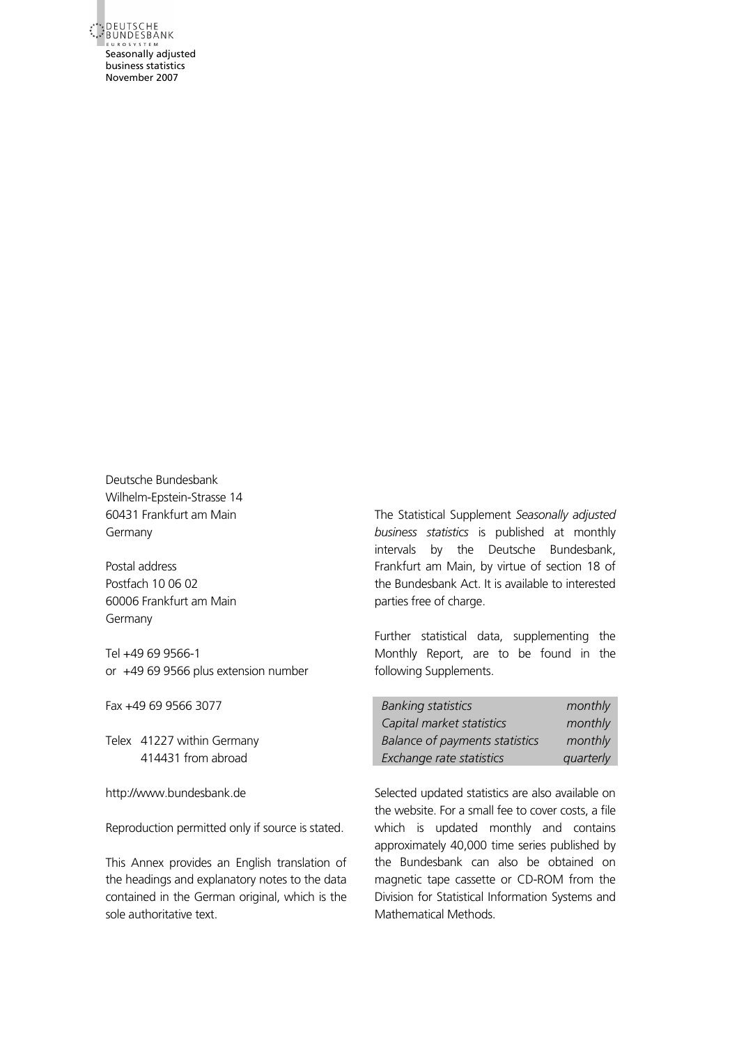Deutsche Bundesbank
Wilhelm-Epstein-Strasse 14
60431 Frankfurt am Main
Germany

Postal address
Postfach 10 06 02
60006 Frankfurt am Main
Germany

Tel +49 69 9566-1
or +49 69 9566 plus extension number

Fax +49 69 9566 3077

Telex 41227 within Germany
414431 from abroad

http://www.bundesbank.de

Reproduction permitted only if source is stated.

This Annex provides an English translation of the headings and explanatory notes to the data contained in the German original, which is the sole authoritative text.

The Statistical Supplement *Seasonally adjusted business statistics* is published at monthly intervals by the Deutsche Bundesbank, Frankfurt am Main, by virtue of section 18 of the Bundesbank Act. It is available to interested parties free of charge.

Further statistical data, supplementing the Monthly Report, are to be found in the following Supplements.

| | |
|---|---|
| *Banking statistics* | *monthly* |
| *Capital market statistics* | *monthly* |
| *Balance of payments statistics* | *monthly* |
| *Exchange rate statistics* | *quarterly* |

Selected updated statistics are also available on the website. For a small fee to cover costs, a file which is updated monthly and contains approximately 40,000 time series published by the Bundesbank can also be obtained on magnetic tape cassette or CD-ROM from the Division for Statistical Information Systems and Mathematical Methods.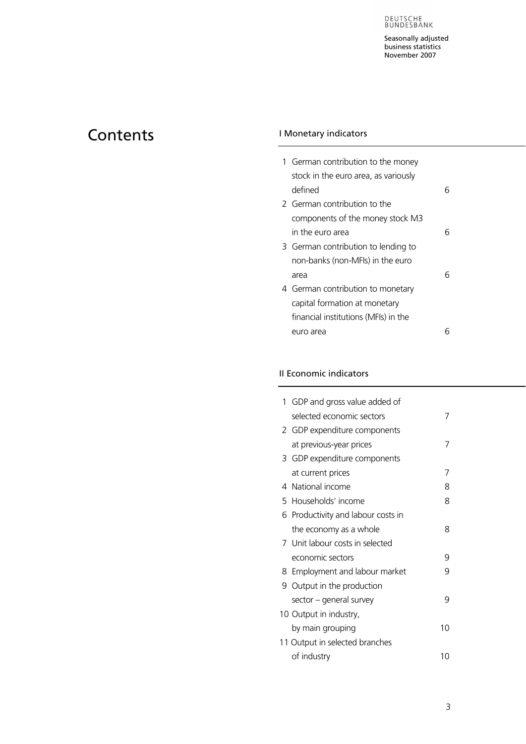# Contents

## I Monetary indicators

| | | |
|---|---|---|
| 1 | German contribution to the money stock in the euro area, as variously defined | 6 |
| 2 | German contribution to the components of the money stock M3 in the euro area | 6 |
| 3 | German contribution to lending to non-banks (non-MFIs) in the euro area | 6 |
| 4 | German contribution to monetary capital formation at monetary financial institutions (MFIs) in the euro area | 6 |

## II Economic indicators

| | | |
|---|---|---|
| 1 | GDP and gross value added of selected economic sectors | 7 |
| 2 | GDP expenditure components at previous-year prices | 7 |
| 3 | GDP expenditure components at current prices | 7 |
| 4 | National income | 8 |
| 5 | Households' income | 8 |
| 6 | Productivity and labour costs in the economy as a whole | 8 |
| 7 | Unit labour costs in selected economic sectors | 9 |
| 8 | Employment and labour market | 9 |
| 9 | Output in the production sector – general survey | 9 |
| 10 | Output in industry, by main grouping | 10 |
| 11 | Output in selected branches of industry | 10 |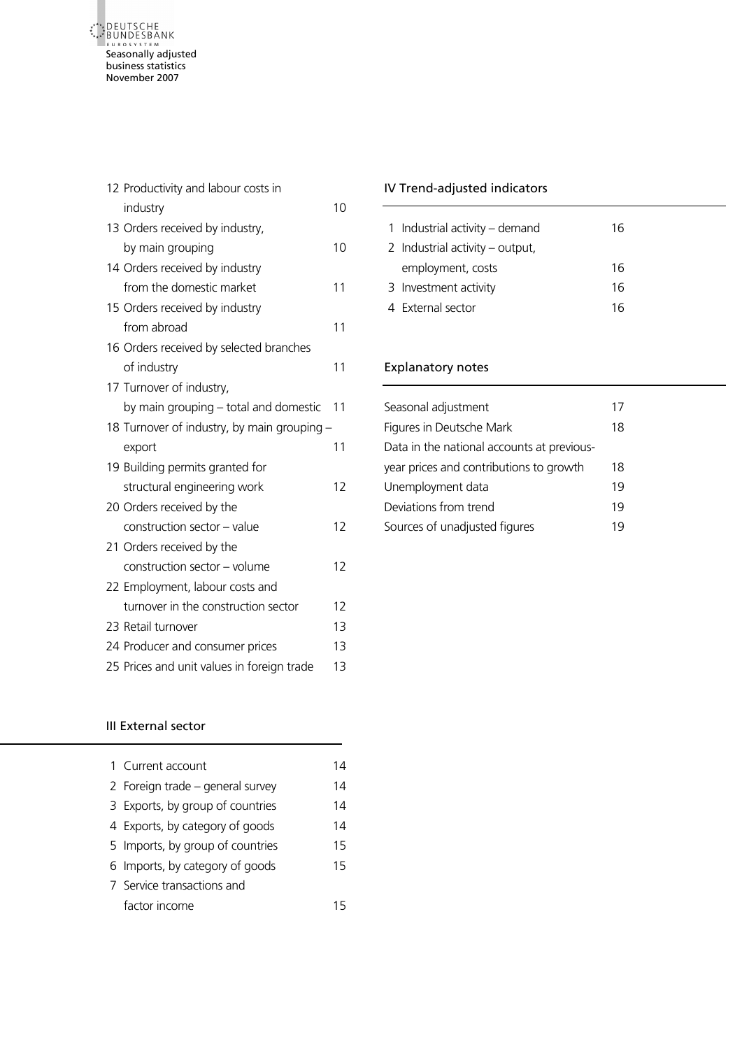12 Productivity and labour costs in industry 10
13 Orders received by industry, by main grouping 10
14 Orders received by industry from the domestic market 11
15 Orders received by industry from abroad 11
16 Orders received by selected branches of industry 11
17 Turnover of industry, by main grouping – total and domestic 11
18 Turnover of industry, by main grouping – export 11
19 Building permits granted for structural engineering work 12
20 Orders received by the construction sector – value 12
21 Orders received by the construction sector – volume 12
22 Employment, labour costs and turnover in the construction sector 12
23 Retail turnover 13
24 Producer and consumer prices 13
25 Prices and unit values in foreign trade 13

## III External sector

1 Current account 14
2 Foreign trade – general survey 14
3 Exports, by group of countries 14
4 Exports, by category of goods 14
5 Imports, by group of countries 15
6 Imports, by category of goods 15
7 Service transactions and factor income 15

## IV Trend-adjusted indicators

1 Industrial activity – demand 16
2 Industrial activity – output, employment, costs 16
3 Investment activity 16
4 External sector 16

## Explanatory notes

Seasonal adjustment 17
Figures in Deutsche Mark 18
Data in the national accounts at previous-year prices and contributions to growth 18
Unemployment data 19
Deviations from trend 19
Sources of unadjusted figures 19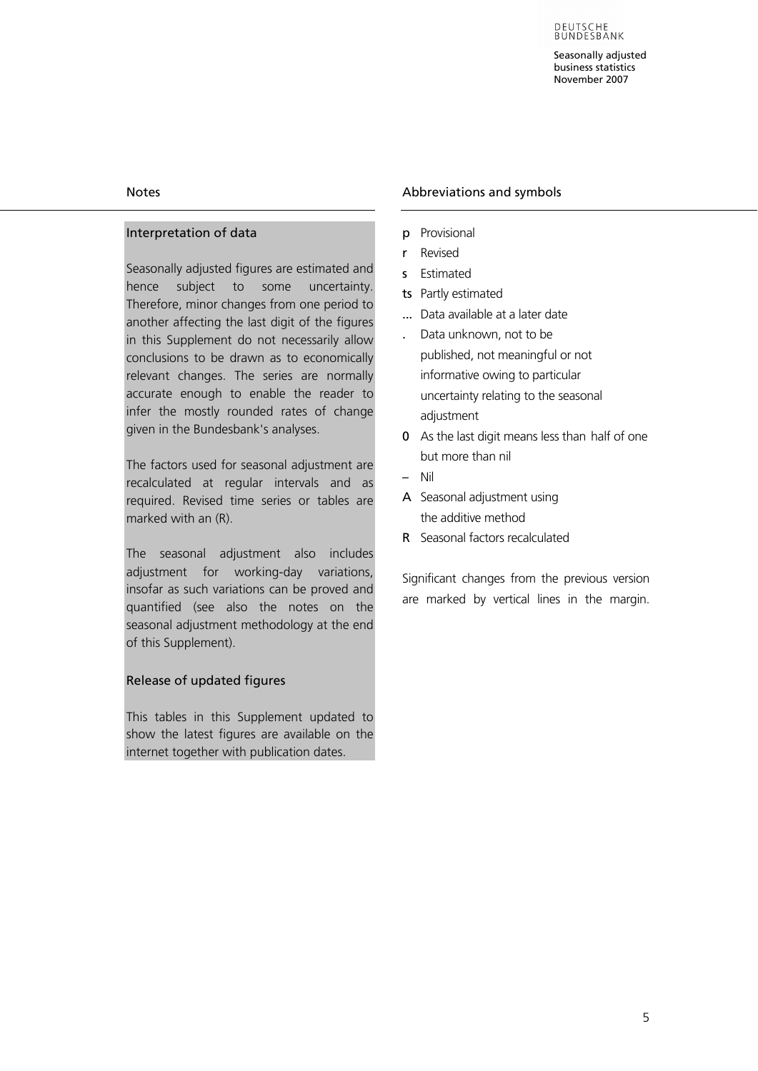## Notes

### Interpretation of data

Seasonally adjusted figures are estimated and hence subject to some uncertainty. Therefore, minor changes from one period to another affecting the last digit of the figures in this Supplement do not necessarily allow conclusions to be drawn as to economically relevant changes. The series are normally accurate enough to enable the reader to infer the mostly rounded rates of change given in the Bundesbank's analyses.

The factors used for seasonal adjustment are recalculated at regular intervals and as required. Revised time series or tables are marked with an (R).

The seasonal adjustment also includes adjustment for working-day variations, insofar as such variations can be proved and quantified (see also the notes on the seasonal adjustment methodology at the end of this Supplement).

### Release of updated figures

This tables in this Supplement updated to show the latest figures are available on the internet together with publication dates.

## Abbreviations and symbols

- **p** Provisional
- **r** Revised
- **s** Estimated
- **ts** Partly estimated
- **...** Data available at a later date
- **.** Data unknown, not to be published, not meaningful or not informative owing to particular uncertainty relating to the seasonal adjustment
- **0** As the last digit means less than half of one but more than nil
- **–** Nil
- **A** Seasonal adjustment using the additive method
- **R** Seasonal factors recalculated

Significant changes from the previous version are marked by vertical lines in the margin.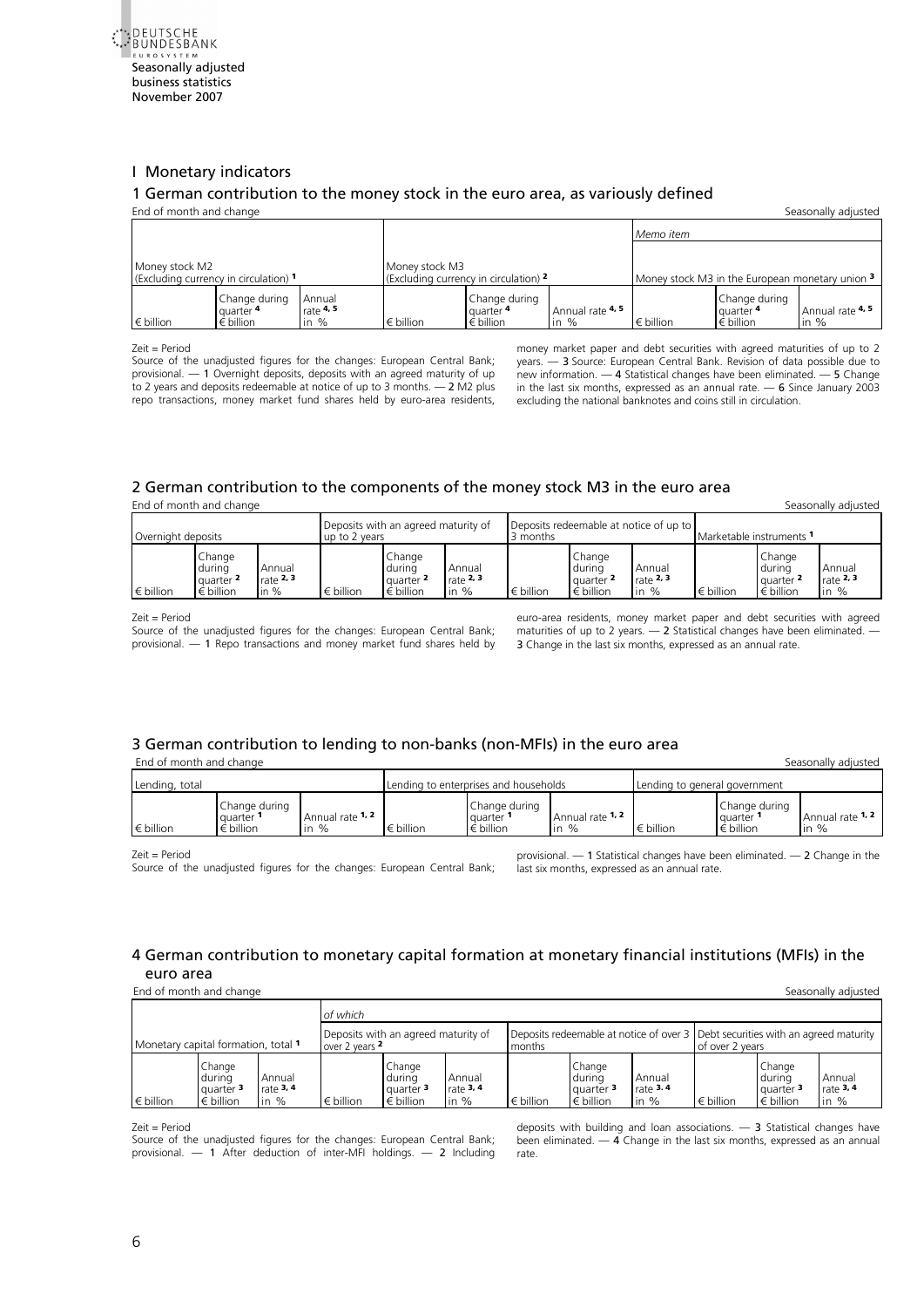# I Monetary indicators

## 1 German contribution to the money stock in the euro area, as variously defined

End of month and change — Seasonally adjusted

| Money stock M2 (Excluding currency in circulation) [1] | | | Money stock M3 (Excluding currency in circulation) [2] | | | Memo item: Money stock M3 in the European monetary union [3] | | |
|---|---|---|---|---|---|---|---|---|
| € billion | Change during quarter [4] € billion | Annual rate [4, 5] in % | € billion | Change during quarter [4] € billion | Annual rate [4, 5] in % | € billion | Change during quarter [4] € billion | Annual rate [4, 5] in % |

Zeit = Period

Source of the unadjusted figures for the changes: European Central Bank; provisional. — 1 Overnight deposits, deposits with an agreed maturity of up to 2 years and deposits redeemable at notice of up to 3 months. — 2 M2 plus repo transactions, money market fund shares held by euro-area residents, money market paper and debt securities with agreed maturities of up to 2 years. — 3 Source: European Central Bank. Revision of data possible due to new information. — 4 Statistical changes have been eliminated. — 5 Change in the last six months, expressed as an annual rate. — 6 Since January 2003 excluding the national banknotes and coins still in circulation.

## 2 German contribution to the components of the money stock M3 in the euro area

End of month and change — Seasonally adjusted

| Overnight deposits | | | Deposits with an agreed maturity of up to 2 years | | | Deposits redeemable at notice of up to 3 months | | | Marketable instruments [1] | | |
|---|---|---|---|---|---|---|---|---|---|---|---|
| € billion | Change during quarter [2] € billion | Annual rate [2, 3] in % | € billion | Change during quarter [2] € billion | Annual rate [2, 3] in % | € billion | Change during quarter [2] € billion | Annual rate [2, 3] in % | € billion | Change during quarter [2] € billion | Annual rate [2, 3] in % |

Zeit = Period

Source of the unadjusted figures for the changes: European Central Bank; provisional. — 1 Repo transactions and money market fund shares held by euro-area residents, money market paper and debt securities with agreed maturities of up to 2 years. — 2 Statistical changes have been eliminated. — 3 Change in the last six months, expressed as an annual rate.

## 3 German contribution to lending to non-banks (non-MFIs) in the euro area

End of month and change — Seasonally adjusted

| Lending, total | | | Lending to enterprises and households | | | Lending to general government | | |
|---|---|---|---|---|---|---|---|---|
| € billion | Change during quarter [1] € billion | Annual rate [1, 2] in % | € billion | Change during quarter [1] € billion | Annual rate [1, 2] in % | € billion | Change during quarter [1] € billion | Annual rate [1, 2] in % |

Zeit = Period

Source of the unadjusted figures for the changes: European Central Bank; provisional. — 1 Statistical changes have been eliminated. — 2 Change in the last six months, expressed as an annual rate.

## 4 German contribution to monetary capital formation at monetary financial institutions (MFIs) in the euro area

End of month and change — Seasonally adjusted

| Monetary capital formation, total [1] | | | *of which* Deposits with an agreed maturity of over 2 years [2] | | | Deposits redeemable at notice of over 3 months | | | Debt securities with an agreed maturity of over 2 years | | |
|---|---|---|---|---|---|---|---|---|---|---|---|
| € billion | Change during quarter [3] € billion | Annual rate [3, 4] in % | € billion | Change during quarter [3] € billion | Annual rate [3, 4] in % | € billion | Change during quarter [3] € billion | Annual rate [3, 4] in % | € billion | Change during quarter [3] € billion | Annual rate [3, 4] in % |

Zeit = Period

Source of the unadjusted figures for the changes: European Central Bank; provisional. — 1 After deduction of inter-MFI holdings. — 2 Including deposits with building and loan associations. — 3 Statistical changes have been eliminated. — 4 Change in the last six months, expressed as an annual rate.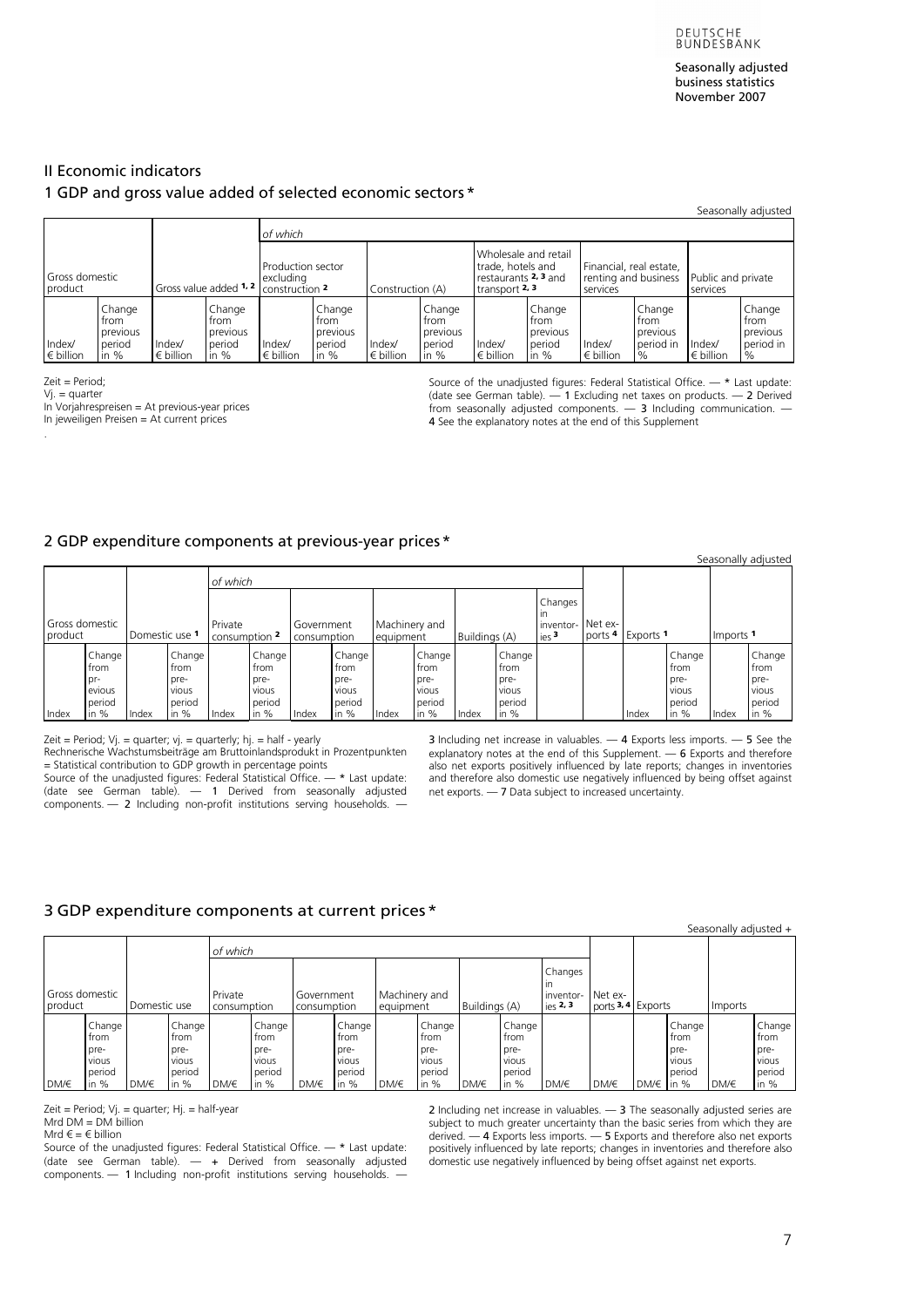# II Economic indicators

## 1 GDP and gross value added of selected economic sectors *

Seasonally adjusted

| Gross domestic product | | Gross value added [1, 2] | | *of which* | | | | | | | | | |
|---|---|---|---|---|---|---|---|---|---|---|---|---|---|
| | | | | Production sector excluding construction [2] | | Construction (A) | | Wholesale and retail trade, hotels and restaurants [2, 3] and transport [2, 3] | | Financial, real estate, renting and business services | | Public and private services | |
| Index/ € billion | Change from previous period in % | Index/ € billion | Change from previous period in % | Index/ € billion | Change from previous period in % | Index/ € billion | Change from previous period in % | Index/ € billion | Change from previous period in % | Index/ € billion | Change from previous period in % | Index/ € billion | Change from previous period in % |

Zeit = Period;
Vj. = quarter
In Vorjahrespreisen = At previous-year prices
In jeweiligen Preisen = At current prices

Source of the unadjusted figures: Federal Statistical Office. — * Last update: (date see German table). — 1 Excluding net taxes on products. — 2 Derived from seasonally adjusted components. — 3 Including communication. — 4 See the explanatory notes at the end of this Supplement

## 2 GDP expenditure components at previous-year prices *

Seasonally adjusted

| Gross domestic product | | Domestic use [1] | | *of which* | | | | | | | | | Net exports [4] | Exports [1] | | Imports [1] | |
|---|---|---|---|---|---|---|---|---|---|---|---|---|---|---|---|---|---|
| | | | | Private consumption [2] | | Government consumption | | Machinery and equipment | | Buildings (A) | | Changes in inventories [3] | | | | | |
| Index | Change from previous period in % | Index | Change from previous period in % | Index | Change from previous period in % | Index | Change from previous period in % | Index | Change from previous period in % | Index | Change from previous period in % | | | Index | Change from previous period in % | Index | Change from previous period in % |

Zeit = Period; Vj. = quarter; vj. = quarterly; hj. = half - yearly
Rechnerische Wachstumsbeiträge am Bruttoinlandsprodukt in Prozentpunkten = Statistical contribution to GDP growth in percentage points
Source of the unadjusted figures: Federal Statistical Office. — * Last update: (date see German table). — 1 Derived from seasonally adjusted components. — 2 Including non-profit institutions serving households. — 3 Including net increase in valuables. — 4 Exports less imports. — 5 See the explanatory notes at the end of this Supplement. — 6 Exports and therefore also net exports positively influenced by late reports; changes in inventories and therefore also domestic use negatively influenced by being offset against net exports. — 7 Data subject to increased uncertainty.

## 3 GDP expenditure components at current prices *

Seasonally adjusted +

| Gross domestic product | | Domestic use | | *of which* | | | | | | | | | Net exports [3, 4] | Exports | | Imports | |
|---|---|---|---|---|---|---|---|---|---|---|---|---|---|---|---|---|---|
| | | | | Private consumption | | Government consumption | | Machinery and equipment | | Buildings (A) | | Changes in inventories [2, 3] | | | | | |
| DM/€ | Change from previous period in % | DM/€ | Change from previous period in % | DM/€ | Change from previous period in % | DM/€ | Change from previous period in % | DM/€ | Change from previous period in % | DM/€ | Change from previous period in % | DM/€ | DM/€ | DM/€ | Change from previous period in % | DM/€ | Change from previous period in % |

Zeit = Period; Vj. = quarter; Hj. = half-year
Mrd DM = DM billion
Mrd € = € billion
Source of the unadjusted figures: Federal Statistical Office. — * Last update: (date see German table). — + Derived from seasonally adjusted components. — 1 Including non-profit institutions serving households. — 2 Including net increase in valuables. — 3 The seasonally adjusted series are subject to much greater uncertainty than the basic series from which they are derived. — 4 Exports less imports. — 5 Exports and therefore also net exports positively influenced by late reports; changes in inventories and therefore also domestic use negatively influenced by being offset against net exports.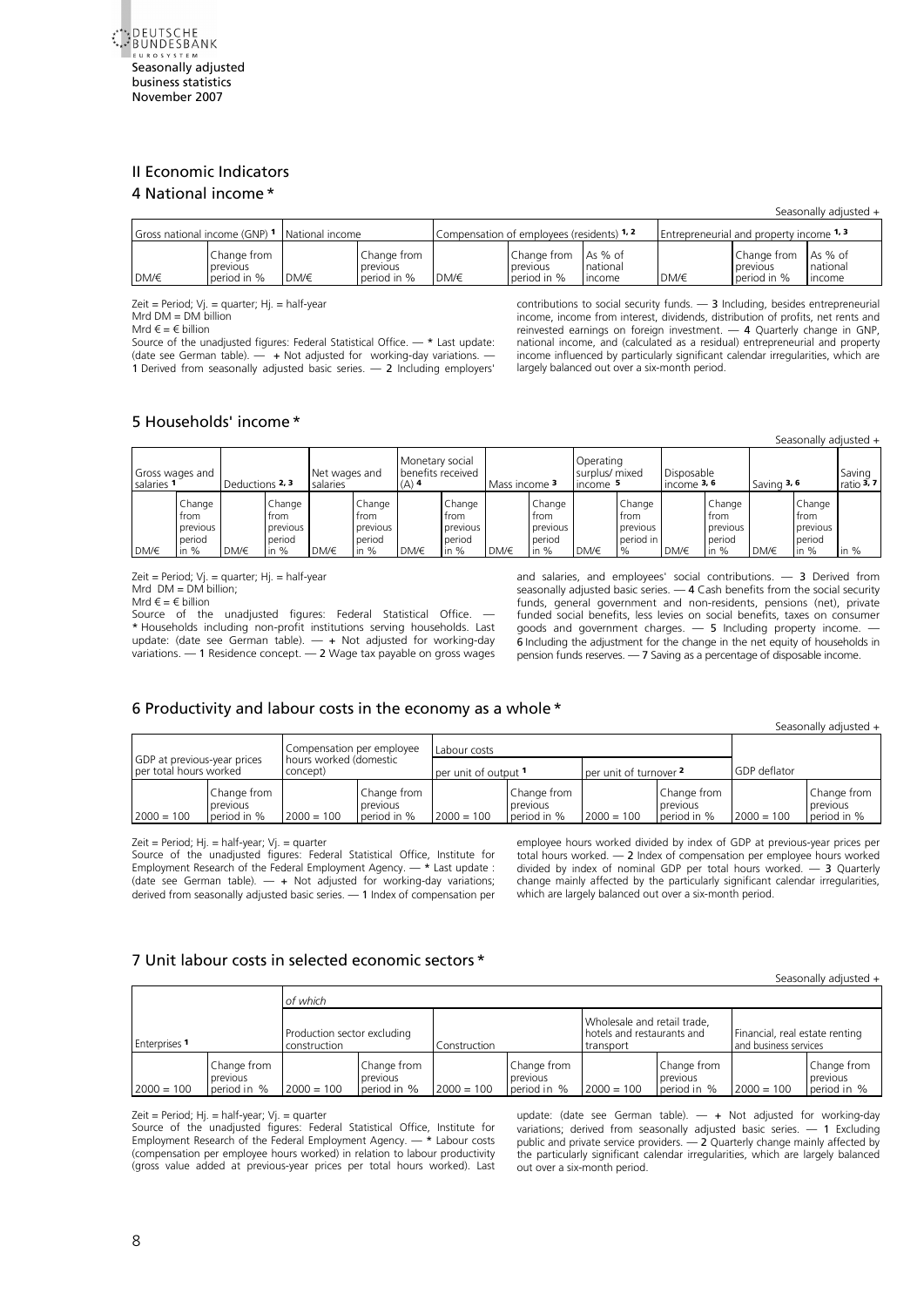## II Economic Indicators

### 4 National income *

Seasonally adjusted +

| Gross national income (GNP) [1] | | National income | | Compensation of employees (residents) [1, 2] | | | Entrepreneurial and property income [1, 3] | | |
|---|---|---|---|---|---|---|---|---|---|
| DM/€ | Change from previous period in % | DM/€ | Change from previous period in % | DM/€ | Change from previous period in % | As % of national income | DM/€ | Change from previous period in % | As % of national income |

Zeit = Period; Vj. = quarter; Hj. = half-year
Mrd DM = DM billion
Mrd € = € billion
Source of the unadjusted figures: Federal Statistical Office. — * Last update: (date see German table). — + Not adjusted for working-day variations. — 1 Derived from seasonally adjusted basic series. — 2 Including employers' contributions to social security funds. — 3 Including, besides entrepreneurial income, income from interest, dividends, distribution of profits, net rents and reinvested earnings on foreign investment. — 4 Quarterly change in GNP, national income, and (calculated as a residual) entrepreneurial and property income influenced by particularly significant calendar irregularities, which are largely balanced out over a six-month period.

### 5 Households' income *

Seasonally adjusted +

| Gross wages and salaries [1] | | Deductions [2, 3] | | Net wages and salaries | | Monetary social benefits received (A) [4] | | Mass income [3] | | Operating surplus/ mixed income [5] | | Disposable income [3, 6] | | Saving [3, 6] | | Saving ratio [3, 7] |
|---|---|---|---|---|---|---|---|---|---|---|---|---|---|---|---|---|
| DM/€ | Change from previous period in % | DM/€ | Change from previous period in % | DM/€ | Change from previous period in % | DM/€ | Change from previous period in % | DM/€ | Change from previous period in % | DM/€ | Change from previous period in % | DM/€ | Change from previous period in % | DM/€ | Change from previous period in % | in % |

Zeit = Period; Vj. = quarter; Hj. = half-year
Mrd DM = DM billion;
Mrd € = € billion
Source of the unadjusted figures: Federal Statistical Office. — * Households including non-profit institutions serving households. Last update: (date see German table). — + Not adjusted for working-day variations. — 1 Residence concept. — 2 Wage tax payable on gross wages and salaries, and employees' social contributions. — 3 Derived from seasonally adjusted basic series. — 4 Cash benefits from the social security funds, general government and non-residents, pensions (net), private funded social benefits, less levies on social benefits, taxes on consumer goods and government charges. — 5 Including property income. — 6 Including the adjustment for the change in the net equity of households in pension funds reserves. — 7 Saving as a percentage of disposable income.

### 6 Productivity and labour costs in the economy as a whole *

Seasonally adjusted +

| GDP at previous-year prices per total hours worked | | Compensation per employee hours worked (domestic concept) | | Labour costs per unit of output [1] | | Labour costs per unit of turnover [2] | | GDP deflator | |
|---|---|---|---|---|---|---|---|---|---|
| 2000 = 100 | Change from previous period in % | 2000 = 100 | Change from previous period in % | 2000 = 100 | Change from previous period in % | 2000 = 100 | Change from previous period in % | 2000 = 100 | Change from previous period in % |

Zeit = Period; Hj. = half-year; Vj. = quarter
Source of the unadjusted figures: Federal Statistical Office, Institute for Employment Research of the Federal Employment Agency. — * Last update : (date see German table). — + Not adjusted for working-day variations; derived from seasonally adjusted basic series. — 1 Index of compensation per employee hours worked divided by index of GDP at previous-year prices per total hours worked. — 2 Index of compensation per employee hours worked divided by index of nominal GDP per total hours worked. — 3 Quarterly change mainly affected by the particularly significant calendar irregularities, which are largely balanced out over a six-month period.

### 7 Unit labour costs in selected economic sectors *

Seasonally adjusted +

| Enterprises [1] | | of which: Production sector excluding construction | | Construction | | Wholesale and retail trade, hotels and restaurants and transport | | Financial, real estate renting and business services | |
|---|---|---|---|---|---|---|---|---|---|
| 2000 = 100 | Change from previous period in % | 2000 = 100 | Change from previous period in % | 2000 = 100 | Change from previous period in % | 2000 = 100 | Change from previous period in % | 2000 = 100 | Change from previous period in % |

Zeit = Period; Hj. = half-year; Vj. = quarter
Source of the unadjusted figures: Federal Statistical Office, Institute for Employment Research of the Federal Employment Agency. — * Labour costs (compensation per employee hours worked) in relation to labour productivity (gross value added at previous-year prices per total hours worked). Last update: (date see German table). — + Not adjusted for working-day variations; derived from seasonally adjusted basic series. — 1 Excluding public and private service providers. — 2 Quarterly change mainly affected by the particularly significant calendar irregularities, which are largely balanced out over a six-month period.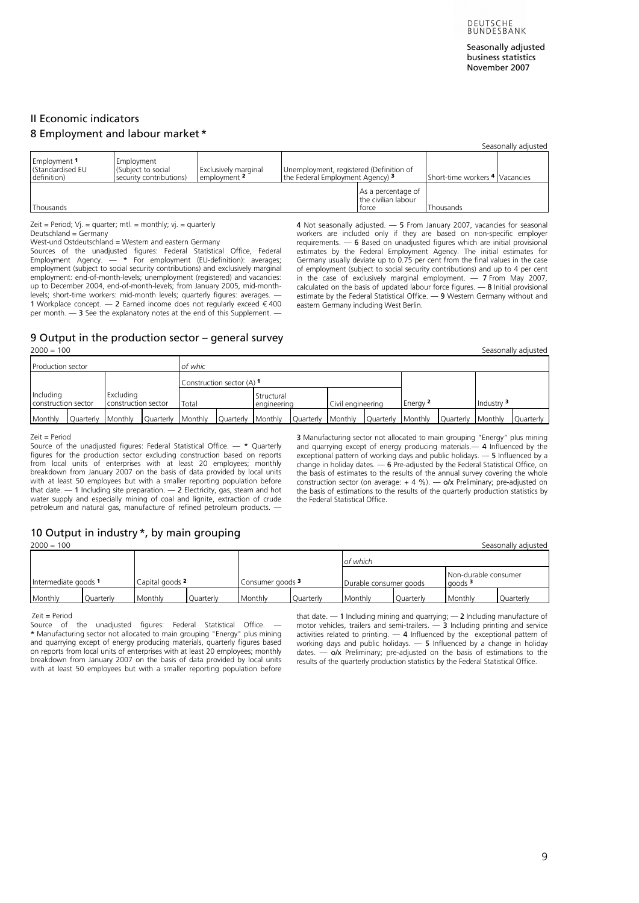## II Economic indicators

### 8 Employment and labour market *

Seasonally adjusted

| Employment [1] (Standardised EU definition) | Employment (Subject to social security contributions) | Exclusively marginal employment [2] | Unemployment, registered (Definition of the Federal Employment Agency) [3] | | Short-time workers [4] | Vacancies |
|---|---|---|---|---|---|---|
| Thousands | | | | As a percentage of the civilian labour force | Thousands | |

Zeit = Period; Vj. = quarter; mtl. = monthly; vj. = quarterly
Deutschland = Germany
West-und Ostdeutschland = Western and eastern Germany
Sources of the unadjusted figures: Federal Statistical Office, Federal Employment Agency. — * For employment (EU-definition): averages; employment (subject to social security contributions) and exclusively marginal employment: end-of-month-levels; unemployment (registered) and vacancies: up to December 2004, end-of-month-levels; from January 2005, mid-month-levels; short-time workers: mid-month levels; quarterly figures: averages. — 1 Workplace concept. — 2 Earned income does not regularly exceed € 400 per month. — 3 See the explanatory notes at the end of this Supplement. — 4 Not seasonally adjusted. — 5 From January 2007, vacancies for seasonal workers are included only if they are based on non-specific employer requirements. — 6 Based on unadjusted figures which are initial provisional estimates by the Federal Employment Agency. The initial estimates for Germany usually deviate up to 0.75 per cent from the final values in the case of employment (subject to social security contributions) and up to 4 per cent in the case of exclusively marginal employment. — 7 From May 2007, calculated on the basis of updated labour force figures. — 8 Initial provisional estimate by the Federal Statistical Office. — 9 Western Germany without and eastern Germany including West Berlin.

### 9 Output in the production sector – general survey

2000 = 100

Seasonally adjusted

| Production sector | | | | of whic | | | | | | | | | |
|---|---|---|---|---|---|---|---|---|---|---|---|---|---|
| | | | | Construction sector (A) [1] | | | | | | | | | |
| Including construction sector | | Excluding construction sector | | Total | | Structural engineering | | Civil engineering | | Energy [2] | | Industry [3] | |
| Monthly | Quarterly | Monthly | Quarterly | Monthly | Quarterly | Monthly | Quarterly | Monthly | Quarterly | Monthly | Quarterly | Monthly | Quarterly |

Zeit = Period
Source of the unadjusted figures: Federal Statistical Office. — * Quarterly figures for the production sector excluding construction based on reports from local units of enterprises with at least 20 employees; monthly breakdown from January 2007 on the basis of data provided by local units with at least 50 employees but with a smaller reporting population before that date. — 1 Including site preparation. — 2 Electricity, gas, steam and hot water supply and especially mining of coal and lignite, extraction of crude petroleum and natural gas, manufacture of refined petroleum products. — 3 Manufacturing sector not allocated to main grouping "Energy" plus mining and quarrying except of energy producing materials.— 4 Influenced by the exceptional pattern of working days and public holidays. — 5 Influenced by a change in holiday dates. — 6 Pre-adjusted by the Federal Statistical Office, on the basis of estimates to the results of the annual survey covering the whole construction sector (on average: + 4 %). — o/x Preliminary; pre-adjusted on the basis of estimations to the results of the quarterly production statistics by the Federal Statistical Office.

### 10 Output in industry *, by main grouping

2000 = 100

Seasonally adjusted

| Intermediate goods [1] | | Capital goods [2] | | Consumer goods [3] | | of which | | | |
|---|---|---|---|---|---|---|---|---|---|
| | | | | | | Durable consumer goods | | Non-durable consumer goods [3] | |
| Monthly | Quarterly | Monthly | Quarterly | Monthly | Quarterly | Monthly | Quarterly | Monthly | Quarterly |

Zeit = Period
Source of the unadjusted figures: Federal Statistical Office. — * Manufacturing sector not allocated to main grouping "Energy" plus mining and quarrying except of energy producing materials, quarterly figures based on reports from local units of enterprises with at least 20 employees; monthly breakdown from January 2007 on the basis of data provided by local units with at least 50 employees but with a smaller reporting population before that date. — 1 Including mining and quarrying; — 2 Including manufacture of motor vehicles, trailers and semi-trailers. — 3 Including printing and service activities related to printing. — 4 Influenced by the exceptional pattern of working days and public holidays. — 5 Influenced by a change in holiday dates. — o/x Preliminary; pre-adjusted on the basis of estimations to the results of the quarterly production statistics by the Federal Statistical Office.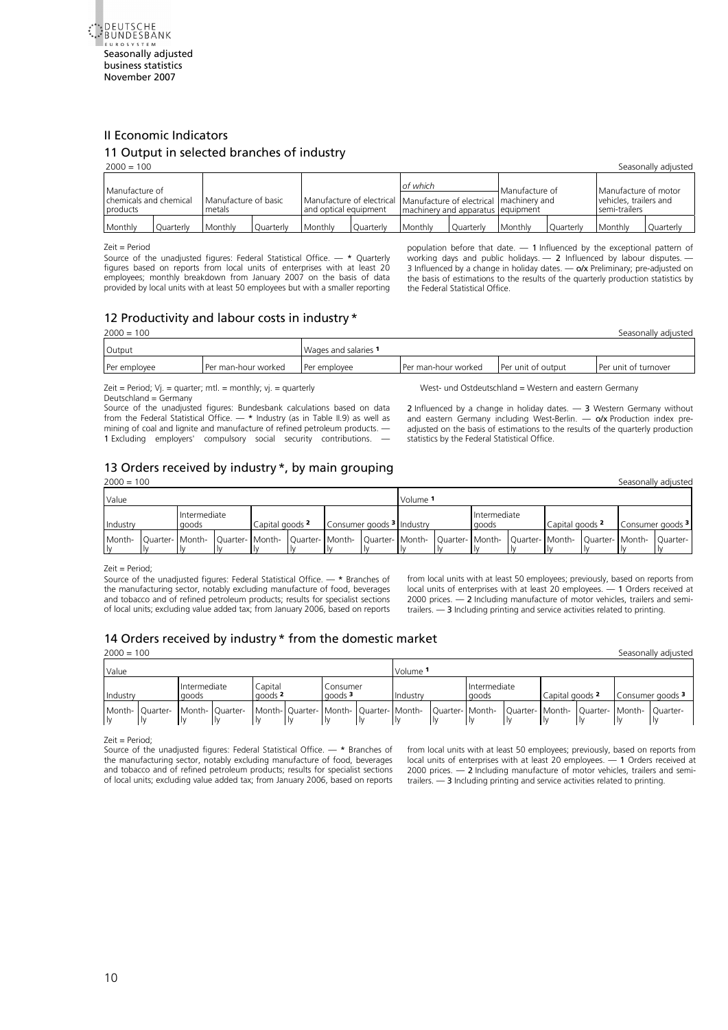## II Economic Indicators

### 11 Output in selected branches of industry

2000 = 100 Seasonally adjusted

| Manufacture of chemicals and chemical products | | Manufacture of basic metals | | Manufacture of electrical and optical equipment | | of which Manufacture of electrical machinery and apparatus | | Manufacture of machinery and equipment | | Manufacture of motor vehicles, trailers and semi-trailers | |
|---|---|---|---|---|---|---|---|---|---|---|---|
| Monthly | Quarterly | Monthly | Quarterly | Monthly | Quarterly | Monthly | Quarterly | Monthly | Quarterly | Monthly | Quarterly |

Zeit = Period

Source of the unadjusted figures: Federal Statistical Office. — * Quarterly figures based on reports from local units of enterprises with at least 20 employees; monthly breakdown from January 2007 on the basis of data provided by local units with at least 50 employees but with a smaller reporting population before that date. — 1 Influenced by the exceptional pattern of working days and public holidays. — 2 Influenced by labour disputes. — 3 Influenced by a change in holiday dates. — o/x Preliminary; pre-adjusted on the basis of estimations to the results of the quarterly production statistics by the Federal Statistical Office.

### 12 Productivity and labour costs in industry *

2000 = 100 Seasonally adjusted

| Output | | Wages and salaries 1 | | | |
|---|---|---|---|---|---|
| Per employee | Per man-hour worked | Per employee | Per man-hour worked | Per unit of output | Per unit of turnover |

Zeit = Period; Vj. = quarter; mtl. = monthly; vj. = quarterly

Deutschland = Germany

West- und Ostdeutschland = Western and eastern Germany

Source of the unadjusted figures: Bundesbank calculations based on data from the Federal Statistical Office. — * Industry (as in Table II.9) as well as mining of coal and lignite and manufacture of refined petroleum products. — 1 Excluding employers' compulsory social security contributions. — 2 Influenced by a change in holiday dates. — 3 Western Germany without and eastern Germany including West-Berlin. — o/x Production index pre-adjusted on the basis of estimations to the results of the quarterly production statistics by the Federal Statistical Office.

### 13 Orders received by industry *, by main grouping

2000 = 100 Seasonally adjusted

| Value | | | | | | | | Volume 1 | | | | | | | |
|---|---|---|---|---|---|---|---|---|---|---|---|---|---|---|---|
| Industry | | Intermediate goods | | Capital goods 2 | | Consumer goods 3 | | Industry | | Intermediate goods | | Capital goods 2 | | Consumer goods 3 | |
| Monthly | Quarterly | Monthly | Quarterly | Monthly | Quarterly | Monthly | Quarterly | Monthly | Quarterly | Monthly | Quarterly | Monthly | Quarterly | Monthly | Quarterly |

Zeit = Period;

Source of the unadjusted figures: Federal Statistical Office. — * Branches of the manufacturing sector, notably excluding manufacture of food, beverages and tobacco and of refined petroleum products; results for specialist sections of local units; excluding value added tax; from January 2006, based on reports from local units with at least 50 employees; previously, based on reports from local units of enterprises with at least 20 employees. — 1 Orders received at 2000 prices. — 2 Including manufacture of motor vehicles, trailers and semi-trailers. — 3 Including printing and service activities related to printing.

### 14 Orders received by industry * from the domestic market

2000 = 100 Seasonally adjusted

| Value | | | | | | | | Volume 1 | | | | | | | |
|---|---|---|---|---|---|---|---|---|---|---|---|---|---|---|---|
| Industry | | Intermediate goods | | Capital goods 2 | | Consumer goods 3 | | Industry | | Intermediate goods | | Capital goods 2 | | Consumer goods 3 | |
| Monthly | Quarterly | Monthly | Quarterly | Monthly | Quarterly | Monthly | Quarterly | Monthly | Quarterly | Monthly | Quarterly | Monthly | Quarterly | Monthly | Quarterly |

Zeit = Period;

Source of the unadjusted figures: Federal Statistical Office. — * Branches of the manufacturing sector, notably excluding manufacture of food, beverages and tobacco and of refined petroleum products; results for specialist sections of local units; excluding value added tax; from January 2006, based on reports from local units with at least 50 employees; previously, based on reports from local units of enterprises with at least 20 employees. — 1 Orders received at 2000 prices. — 2 Including manufacture of motor vehicles, trailers and semi-trailers. — 3 Including printing and service activities related to printing.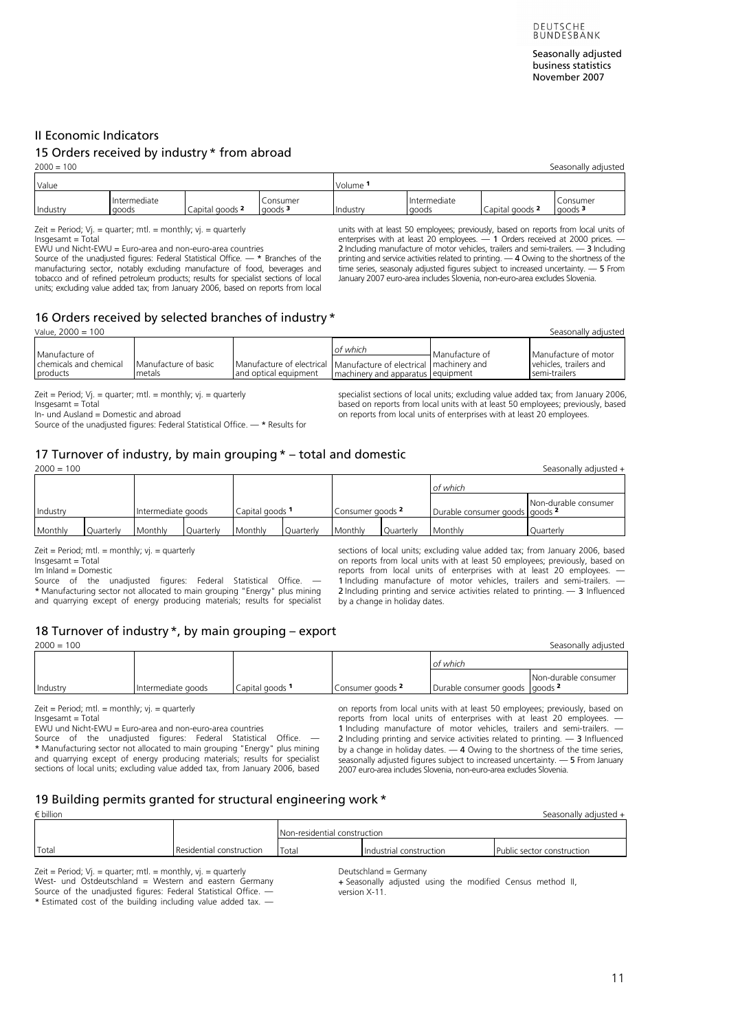## II Economic Indicators

### 15 Orders received by industry * from abroad

2000 = 100 | Seasonally adjusted

| Value | | | | Volume [1] | | | |
|---|---|---|---|---|---|---|---|
| Industry | Intermediate goods | Capital goods [2] | Consumer goods [3] | Industry | Intermediate goods | Capital goods [2] | Consumer goods [3] |

Zeit = Period; Vj. = quarter; mtl. = monthly; vj. = quarterly
Insgesamt = Total
EWU und Nicht-EWU = Euro-area and non-euro-area countries
Source of the unadjusted figures: Federal Statistical Office. — * Branches of the manufacturing sector, notably excluding manufacture of food, beverages and tobacco and of refined petroleum products; results for specialist sections of local units; excluding value added tax; from January 2006, based on reports from local units with at least 50 employees; previously, based on reports from local units of enterprises with at least 20 employees. — 1 Orders received at 2000 prices. — 2 Including manufacture of motor vehicles, trailers and semi-trailers. — 3 Including printing and service activities related to printing. — 4 Owing to the shortness of the time series, seasonaly adjusted figures subject to increased uncertainty. — 5 From January 2007 euro-area includes Slovenia, non-euro-area excludes Slovenia.

### 16 Orders received by selected branches of industry *

Value, 2000 = 100 | Seasonally adjusted

| Manufacture of chemicals and chemical products | Manufacture of basic metals | Manufacture of electrical and optical equipment | of which Manufacture of electrical machinery and apparatus | Manufacture of machinery and equipment | Manufacture of motor vehicles, trailers and semi-trailers |
|---|---|---|---|---|---|

Zeit = Period; Vj. = quarter; mtl. = monthly; vj. = quarterly
Insgesamt = Total
In- und Ausland = Domestic and abroad
Source of the unadjusted figures: Federal Statistical Office. — * Results for specialist sections of local units; excluding value added tax; from January 2006, based on reports from local units with at least 50 employees; previously, based on reports from local units of enterprises with at least 20 employees.

### 17 Turnover of industry, by main grouping * – total and domestic

2000 = 100 | Seasonally adjusted +

| Industry | | Intermediate goods | | Capital goods [1] | | Consumer goods [2] | | of which | |
|---|---|---|---|---|---|---|---|---|---|
| | | | | | | | | Durable consumer goods | Non-durable consumer goods [2] |
| Monthly | Quarterly | Monthly | Quarterly | Monthly | Quarterly | Monthly | Quarterly | Monthly | Quarterly |

Zeit = Period; mtl. = monthly; vj. = quarterly
Insgesamt = Total
Im Inland = Domestic
Source of the unadjusted figures: Federal Statistical Office. — * Manufacturing sector not allocated to main grouping "Energy" plus mining and quarrying except of energy producing materials; results for specialist sections of local units; excluding value added tax; from January 2006, based on reports from local units with at least 50 employees; previously, based on reports from local units of enterprises with at least 20 employees. — 1 Including manufacture of motor vehicles, trailers and semi-trailers. — 2 Including printing and service activities related to printing. — 3 Influenced by a change in holiday dates.

### 18 Turnover of industry *, by main grouping – export

2000 = 100 | Seasonally adjusted

| Industry | Intermediate goods | Capital goods [1] | Consumer goods [2] | of which | |
|---|---|---|---|---|---|
| | | | | Durable consumer goods | Non-durable consumer goods [2] |

Zeit = Period; mtl. = monthly; vj. = quarterly
Insgesamt = Total
EWU und Nicht-EWU = Euro-area and non-euro-area countries
Source of the unadjusted figures: Federal Statistical Office. — * Manufacturing sector not allocated to main grouping "Energy" plus mining and quarrying except of energy producing materials; results for specialist sections of local units; excluding value added tax, from January 2006, based on reports from local units with at least 50 employees; previously, based on reports from local units of enterprises with at least 20 employees. — 1 Including manufacture of motor vehicles, trailers and semi-trailers. — 2 Including printing and service activities related to printing. — 3 Influenced by a change in holiday dates. — 4 Owing to the shortness of the time series, seasonally adjusted figures subject to increased uncertainty. — 5 From January 2007 euro-area includes Slovenia, non-euro-area excludes Slovenia.

### 19 Building permits granted for structural engineering work *

€ billion | Seasonally adjusted +

| Total | Residential construction | Non-residential construction | | |
|---|---|---|---|---|
| | | Total | Industrial construction | Public sector construction |

Zeit = Period; Vj. = quarter; mtl. = monthly, vj. = quarterly
West- und Ostdeutschland = Western and eastern Germany
Source of the unadjusted figures: Federal Statistical Office. —
* Estimated cost of the building including value added tax. —
Deutschland = Germany
+ Seasonally adjusted using the modified Census method II, version X-11.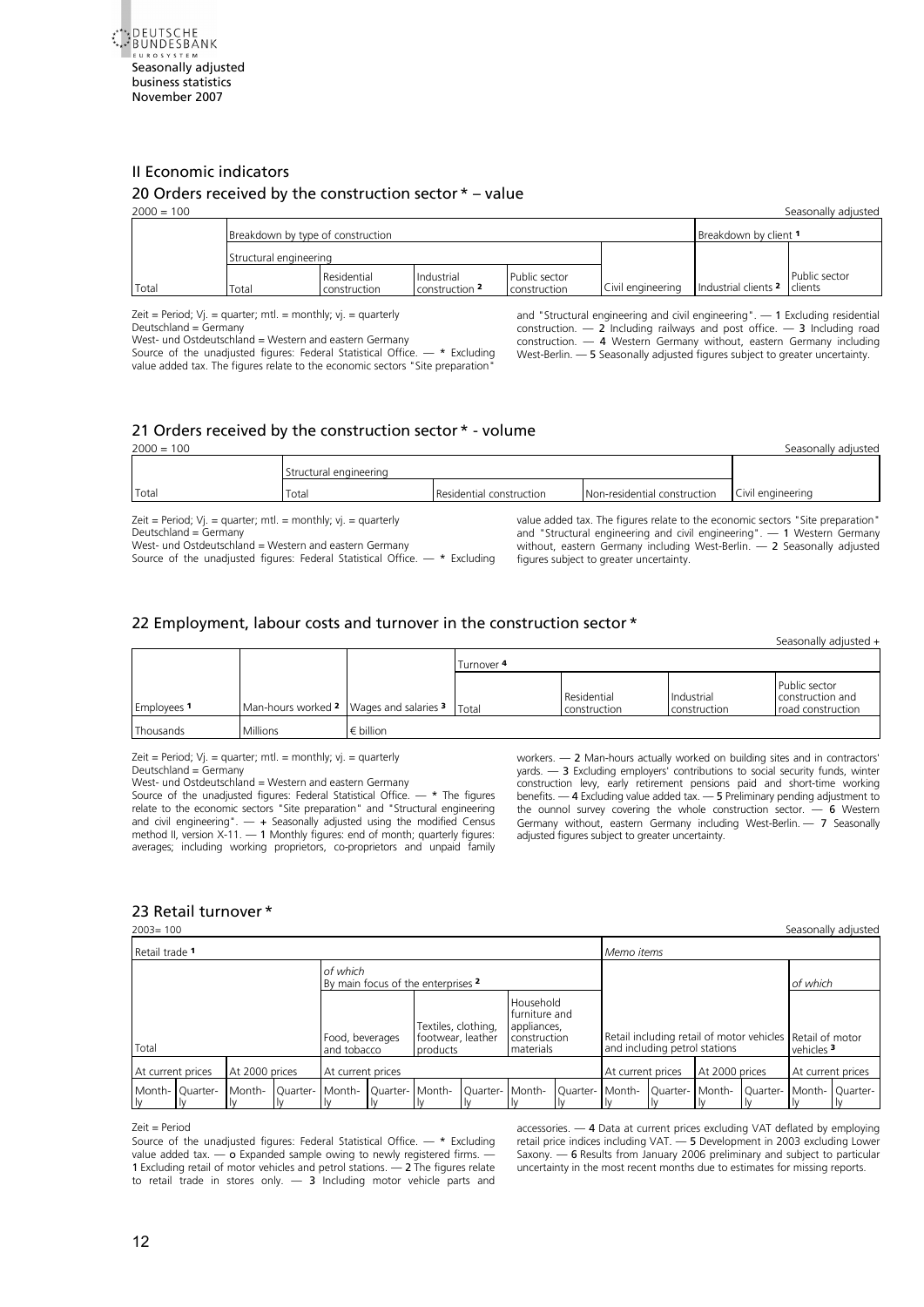## II Economic indicators

### 20 Orders received by the construction sector * – value

2000 = 100 | Seasonally adjusted

| | Breakdown by type of construction | | | | | Breakdown by client 1 | |
|---|---|---|---|---|---|---|---|
| | Structural engineering | | | | | | |
| Total | Total | Residential construction | Industrial construction 2 | Public sector construction | Civil engineering | Industrial clients 2 | Public sector clients |

Zeit = Period; Vj. = quarter; mtl. = monthly; vj. = quarterly
Deutschland = Germany
West- und Ostdeutschland = Western and eastern Germany
Source of the unadjusted figures: Federal Statistical Office. — * Excluding value added tax. The figures relate to the economic sectors "Site preparation" and "Structural engineering and civil engineering". — 1 Excluding residential construction. — 2 Including railways and post office. — 3 Including road construction. — 4 Western Germany without, eastern Germany including West-Berlin. — 5 Seasonally adjusted figures subject to greater uncertainty.

### 21 Orders received by the construction sector * - volume

2000 = 100 | Seasonally adjusted

| | Structural engineering | | | |
|---|---|---|---|---|
| Total | Total | Residential construction | Non-residential construction | Civil engineering |

Zeit = Period; Vj. = quarter; mtl. = monthly; vj. = quarterly
Deutschland = Germany
West- und Ostdeutschland = Western and eastern Germany
Source of the unadjusted figures: Federal Statistical Office. — * Excluding value added tax. The figures relate to the economic sectors "Site preparation" and "Structural engineering and civil engineering". — 1 Western Germany without, eastern Germany including West-Berlin. — 2 Seasonally adjusted figures subject to greater uncertainty.

### 22 Employment, labour costs and turnover in the construction sector *

Seasonally adjusted +

| | | | Turnover 4 | | | |
|---|---|---|---|---|---|---|
| Employees 1 | Man-hours worked 2 | Wages and salaries 3 | Total | Residential construction | Industrial construction | Public sector construction and road construction |
| Thousands | Millions | € billion | | | | |

Zeit = Period; Vj. = quarter; mtl. = monthly; vj. = quarterly
Deutschland = Germany
West- und Ostdeutschland = Western and eastern Germany
Source of the unadjusted figures: Federal Statistical Office. — * The figures relate to the economic sectors "Site preparation" and "Structural engineering and civil engineering". — + Seasonally adjusted using the modified Census method II, version X-11. — 1 Monthly figures: end of month; quarterly figures: averages; including working proprietors, co-proprietors and unpaid family workers. — 2 Man-hours actually worked on building sites and in contractors' yards. — 3 Excluding employers' contributions to social security funds, winter construction levy, early retirement pensions paid and short-time working benefits. — 4 Excluding value added tax. — 5 Preliminary pending adjustment to the ounnol survey covering the whole construction sector. — 6 Western Germany without, eastern Germany including West-Berlin. — 7 Seasonally adjusted figures subject to greater uncertainty.

### 23 Retail turnover *

2003= 100 | Seasonally adjusted

| Retail trade 1 | | | | | | | | | | Memo items | | | | | |
|---|---|---|---|---|---|---|---|---|---|---|---|---|---|---|---|
| | | | | of which By main focus of the enterprises 2 | | | | | | | | | | of which | |
| Total | | | | Food, beverages and tobacco | | Textiles, clothing, footwear, leather products | | Household furniture and appliances, construction materials | | Retail including retail of motor vehicles and including petrol stations | | | | Retail of motor vehicles 3 | |
| At current prices | | At 2000 prices | | At current prices | | | | | | At current prices | | At 2000 prices | | At current prices | |
| Month-ly | Quarter-ly | Month-ly | Quarter-ly | Month-ly | Quarter-ly | Month-ly | Quarter-ly | Month-ly | Quarter-ly | Month-ly | Quarter-ly | Month-ly | Quarter-ly | Month-ly | Quarter-ly |

Zeit = Period
Source of the unadjusted figures: Federal Statistical Office. — * Excluding value added tax. — o Expanded sample owing to newly registered firms. — 1 Excluding retail of motor vehicles and petrol stations. — 2 The figures relate to retail trade in stores only. — 3 Including motor vehicle parts and accessories. — 4 Data at current prices excluding VAT deflated by employing retail price indices including VAT. — 5 Development in 2003 excluding Lower Saxony. — 6 Results from January 2006 preliminary and subject to particular uncertainty in the most recent months due to estimates for missing reports.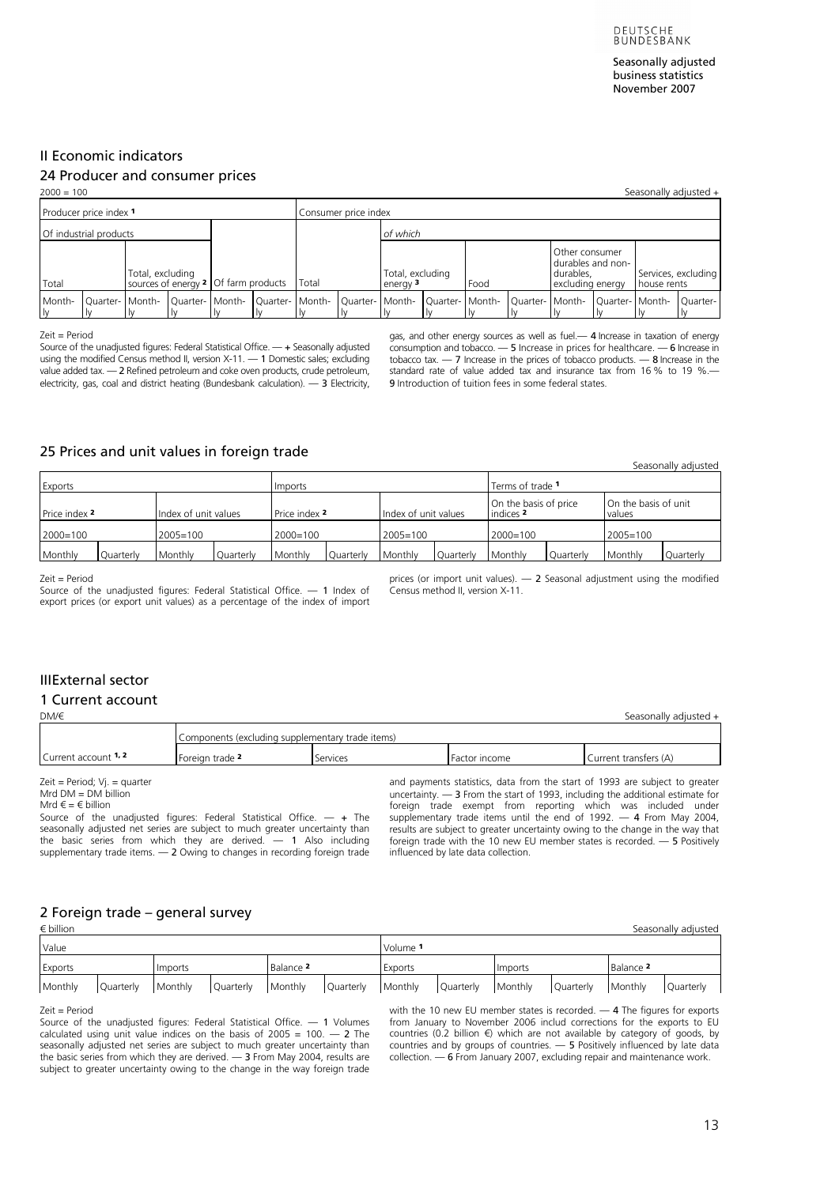# II Economic indicators

## 24 Producer and consumer prices

2000 = 100 | Seasonally adjusted +

| Producer price index 1 | | | | | | Consumer price index | | | | | | | | | |
|---|---|---|---|---|---|---|---|---|---|---|---|---|---|---|---|
| Of industrial products | | | | | | | | of which | | | | | | | |
| Total | | Total, excluding sources of energy 2 | | Of farm products | | Total | | Total, excluding energy 3 | | Food | | Other consumer durables and non-durables, excluding energy | | Services, excluding house rents | |
| Monthly | Quarterly | Monthly | Quarterly | Monthly | Quarterly | Monthly | Quarterly | Monthly | Quarterly | Monthly | Quarterly | Monthly | Quarterly | Monthly | Quarterly |

Zeit = Period

Source of the unadjusted figures: Federal Statistical Office. — + Seasonally adjusted using the modified Census method II, version X-11. — 1 Domestic sales; excluding value added tax. — 2 Refined petroleum and coke oven products, crude petroleum, electricity, gas, coal and district heating (Bundesbank calculation). — 3 Electricity, gas, and other energy sources as well as fuel.— 4 Increase in taxation of energy consumption and tobacco. — 5 Increase in prices for healthcare. — 6 Increase in tobacco tax. — 7 Increase in the prices of tobacco products. — 8 Increase in the standard rate of value added tax and insurance tax from 16 % to 19 %.— 9 Introduction of tuition fees in some federal states.

## 25 Prices and unit values in foreign trade

Seasonally adjusted

| Exports | | | | Imports | | | | Terms of trade 1 | | | |
|---|---|---|---|---|---|---|---|---|---|---|---|
| Price index 2 | | Index of unit values | | Price index 2 | | Index of unit values | | On the basis of price indices 2 | | On the basis of unit values | |
| 2000=100 | | 2005=100 | | 2000=100 | | 2005=100 | | 2000=100 | | 2005=100 | |
| Monthly | Quarterly | Monthly | Quarterly | Monthly | Quarterly | Monthly | Quarterly | Monthly | Quarterly | Monthly | Quarterly |

Zeit = Period

Source of the unadjusted figures: Federal Statistical Office. — 1 Index of export prices (or export unit values) as a percentage of the index of import prices (or import unit values). — 2 Seasonal adjustment using the modified Census method II, version X-11.

# III External sector

## 1 Current account

DM/€ | Seasonally adjusted +

| | Components (excluding supplementary trade items) | | | |
|---|---|---|---|---|
| Current account 1, 2 | Foreign trade 2 | Services | Factor income | Current transfers (A) |

Zeit = Period; Vj. = quarter

Mrd DM = DM billion

Mrd € = € billion

Source of the unadjusted figures: Federal Statistical Office. — + The seasonally adjusted net series are subject to much greater uncertainty than the basic series from which they are derived. — 1 Also including supplementary trade items. — 2 Owing to changes in recording foreign trade and payments statistics, data from the start of 1993 are subject to greater uncertainty. — 3 From the start of 1993, including the additional estimate for foreign trade exempt from reporting which was included under supplementary trade items until the end of 1992. — 4 From May 2004, results are subject to greater uncertainty owing to the change in the way that foreign trade with the 10 new EU member states is recorded. — 5 Positively influenced by late data collection.

## 2 Foreign trade – general survey

€ billion | Seasonally adjusted

| Value | | | | | | Volume 1 | | | | | |
|---|---|---|---|---|---|---|---|---|---|---|---|
| Exports | | Imports | | Balance 2 | | Exports | | Imports | | Balance 2 | |
| Monthly | Quarterly | Monthly | Quarterly | Monthly | Quarterly | Monthly | Quarterly | Monthly | Quarterly | Monthly | Quarterly |

Zeit = Period

Source of the unadjusted figures: Federal Statistical Office. — 1 Volumes calculated using unit value indices on the basis of 2005 = 100. — 2 The seasonally adjusted net series are subject to much greater uncertainty than the basic series from which they are derived. — 3 From May 2004, results are subject to greater uncertainty owing to the change in the way foreign trade with the 10 new EU member states is recorded. — 4 The figures for exports from January to November 2006 includ corrections for the exports to EU countries (0.2 billion €) which are not available by category of goods, by countries and by groups of countries. — 5 Positively influenced by late data collection. — 6 From January 2007, excluding repair and maintenance work.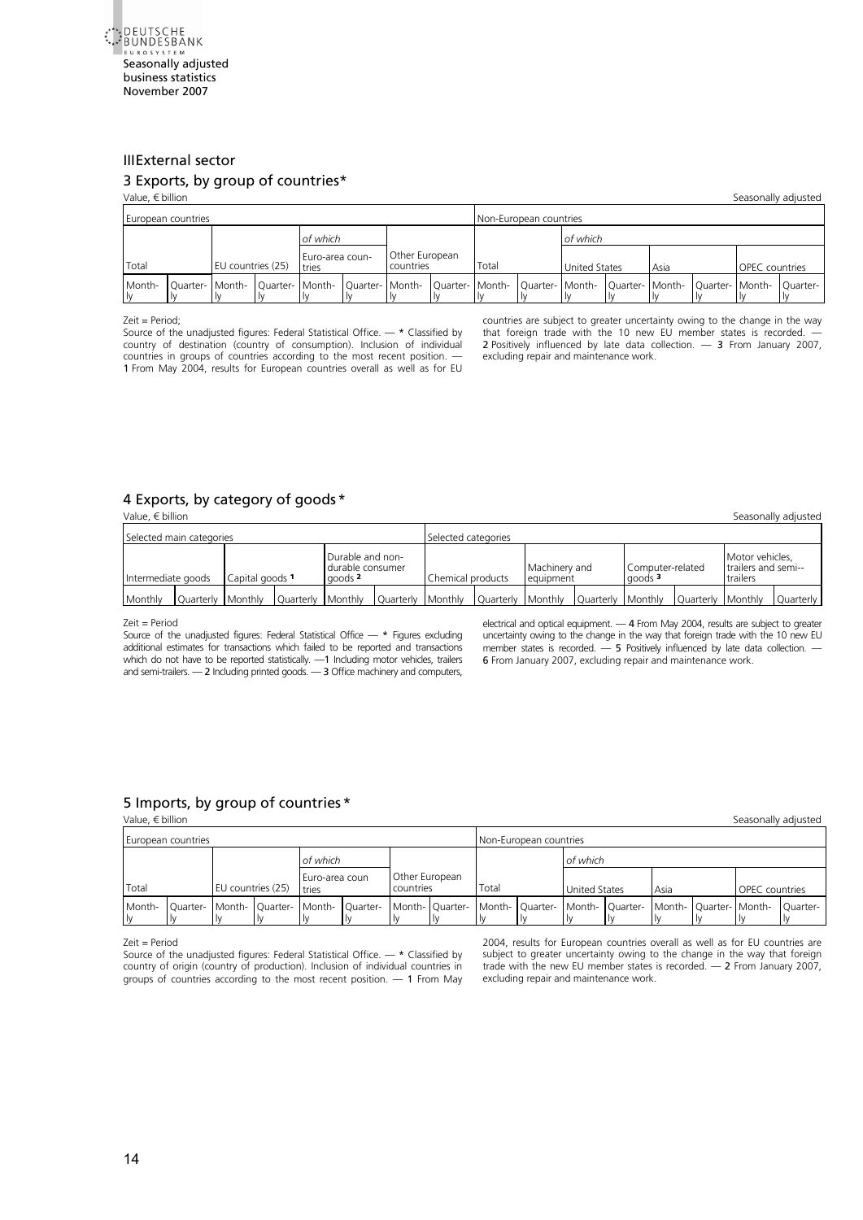## III External sector

### 3 Exports, by group of countries*

Value, € billion — Seasonally adjusted

| European countries | | | | | | | | Non-European countries | | | | | | | |
|---|---|---|---|---|---|---|---|---|---|---|---|---|---|---|---|
| | | | | of which | | | | | | of which | | | | | |
| Total | | EU countries (25) | | Euro-area countries | | Other European countries | | Total | | United States | | Asia | | OPEC countries | |
| Monthly | Quarterly | Monthly | Quarterly | Monthly | Quarterly | Monthly | Quarterly | Monthly | Quarterly | Monthly | Quarterly | Monthly | Quarterly | Monthly | Quarterly |

Zeit = Period;
Source of the unadjusted figures: Federal Statistical Office. — * Classified by country of destination (country of consumption). Inclusion of individual countries in groups of countries according to the most recent position. — 1 From May 2004, results for European countries overall as well as for EU countries are subject to greater uncertainty owing to the change in the way that foreign trade with the 10 new EU member states is recorded. — 2 Positively influenced by late data collection. — 3 From January 2007, excluding repair and maintenance work.

### 4 Exports, by category of goods *

Value, € billion — Seasonally adjusted

| Selected main categories | | | | | | Selected categories | | | | | | | |
|---|---|---|---|---|---|---|---|---|---|---|---|---|---|
| Intermediate goods | | Capital goods 1 | | Durable and non-durable consumer goods 2 | | Chemical products | | Machinery and equipment | | Computer-related goods 3 | | Motor vehicles, trailers and semi--trailers | |
| Monthly | Quarterly | Monthly | Quarterly | Monthly | Quarterly | Monthly | Quarterly | Monthly | Quarterly | Monthly | Quarterly | Monthly | Quarterly |

Zeit = Period
Source of the unadjusted figures: Federal Statistical Office — * Figures excluding additional estimates for transactions which failed to be reported and transactions which do not have to be reported statistically. —1 Including motor vehicles, trailers and semi-trailers. — 2 Including printed goods. — 3 Office machinery and computers, electrical and optical equipment. — 4 From May 2004, results are subject to greater uncertainty owing to the change in the way that foreign trade with the 10 new EU member states is recorded. — 5 Positively influenced by late data collection. — 6 From January 2007, excluding repair and maintenance work.

### 5 Imports, by group of countries *

Value, € billion — Seasonally adjusted

| European countries | | | | | | | | Non-European countries | | | | | | | |
|---|---|---|---|---|---|---|---|---|---|---|---|---|---|---|---|
| | | | | of which | | | | | | of which | | | | | |
| Total | | EU countries (25) | | Euro-area countries | | Other European countries | | Total | | United States | | Asia | | OPEC countries | |
| Monthly | Quarterly | Monthly | Quarterly | Monthly | Quarterly | Monthly | Quarterly | Monthly | Quarterly | Monthly | Quarterly | Monthly | Quarterly | Monthly | Quarterly |

Zeit = Period
Source of the unadjusted figures: Federal Statistical Office. — * Classified by country of origin (country of production). Inclusion of individual countries in groups of countries according to the most recent position. — 1 From May 2004, results for European countries overall as well as for EU countries are subject to greater uncertainty owing to the change in the way that foreign trade with the new EU member states is recorded. — 2 From January 2007, excluding repair and maintenance work.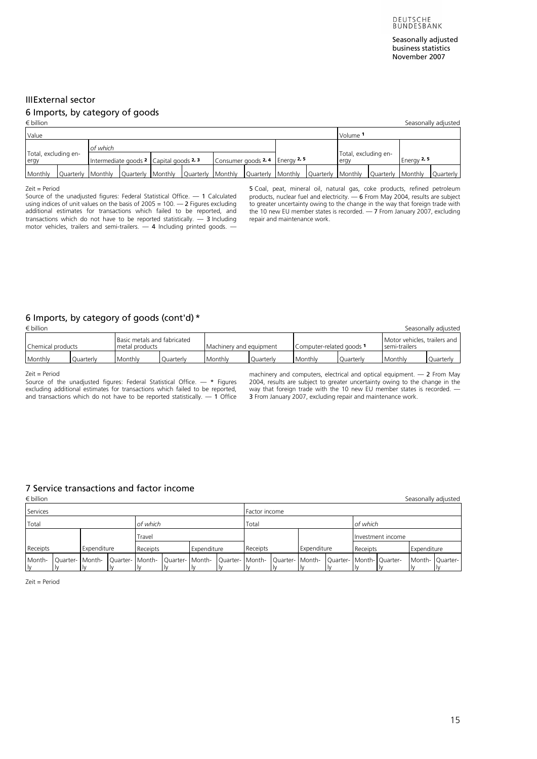# III External sector

## 6 Imports, by category of goods

€ billion | Seasonally adjusted

| Value | | | | | | | | | | Volume [1] | | | |
|---|---|---|---|---|---|---|---|---|---|---|---|---|---|
| Total, excluding energy | | *of which* | | | | | | | | Total, excluding energy | | Energy [2, 5] | |
| | | Intermediate goods [2] | | Capital goods [2, 3] | | Consumer goods [2, 4] | | Energy [2, 5] | | | | | |
| Monthly | Quarterly | Monthly | Quarterly | Monthly | Quarterly | Monthly | Quarterly | Monthly | Quarterly | Monthly | Quarterly | Monthly | Quarterly |

Zeit = Period

Source of the unadjusted figures: Federal Statistical Office. — 1 Calculated using indices of unit values on the basis of 2005 = 100. — 2 Figures excluding additional estimates for transactions which failed to be reported, and transactions which do not have to be reported statistically. — 3 Including motor vehicles, trailers and semi-trailers. — 4 Including printed goods. — 5 Coal, peat, mineral oil, natural gas, coke products, refined petroleum products, nuclear fuel and electricity. — 6 From May 2004, results are subject to greater uncertainty owing to the change in the way that foreign trade with the 10 new EU member states is recorded. — 7 From January 2007, excluding repair and maintenance work.

## 6 Imports, by category of goods (cont'd) *

€ billion | Seasonally adjusted

| Chemical products | | Basic metals and fabricated metal products | | Machinery and equipment | | Computer-related goods [1] | | Motor vehicles, trailers and semi-trailers | |
|---|---|---|---|---|---|---|---|---|---|
| Monthly | Quarterly | Monthly | Quarterly | Monthly | Quarterly | Monthly | Quarterly | Monthly | Quarterly |

Zeit = Period

Source of the unadjusted figures: Federal Statistical Office. — * Figures excluding additional estimates for transactions which failed to be reported, and transactions which do not have to be reported statistically. — 1 Office machinery and computers, electrical and optical equipment. — 2 From May 2004, results are subject to greater uncertainty owing to the change in the way that foreign trade with the 10 new EU member states is recorded. — 3 From January 2007, excluding repair and maintenance work.

## 7 Service transactions and factor income

€ billion | Seasonally adjusted

| Services | | | | | | | | Factor income | | | | | | | |
|---|---|---|---|---|---|---|---|---|---|---|---|---|---|---|---|
| Total | | | | *of which* | | | | Total | | | | *of which* | | | |
| | | | | Travel | | | | | | | | Investment income | | | |
| Receipts | | Expenditure | | Receipts | | Expenditure | | Receipts | | Expenditure | | Receipts | | Expenditure | |
| Monthly | Quarterly | Monthly | Quarterly | Monthly | Quarterly | Monthly | Quarterly | Monthly | Quarterly | Monthly | Quarterly | Monthly | Quarterly | Monthly | Quarterly |

Zeit = Period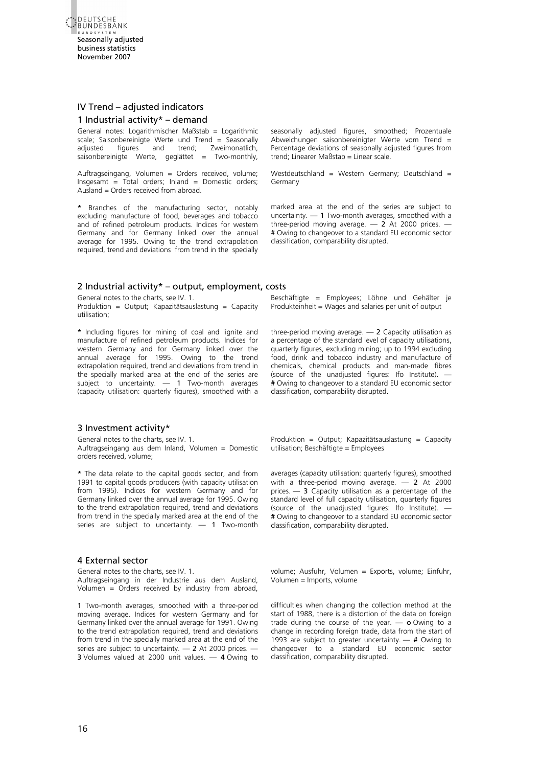## IV Trend – adjusted indicators

### 1 Industrial activity* – demand

General notes: Logarithmischer Maßstab = Logarithmic scale; Saisonbereinigte Werte und Trend = Seasonally adjusted figures and trend; Zweimonatlich, saisonbereinigte Werte, geglättet = Two-monthly, seasonally adjusted figures, smoothed; Prozentuale Abweichungen saisonbereinigter Werte vom Trend = Percentage deviations of seasonally adjusted figures from trend; Linearer Maßstab = Linear scale.

Auftragseingang, Volumen = Orders received, volume; Insgesamt = Total orders; Inland = Domestic orders; Ausland = Orders received from abroad.

Westdeutschland = Western Germany; Deutschland = Germany

* Branches of the manufacturing sector, notably excluding manufacture of food, beverages and tobacco and of refined petroleum products. Indices for western Germany and for Germany linked over the annual average for 1995. Owing to the trend extrapolation required, trend and deviations from trend in the specially marked area at the end of the series are subject to uncertainty. — **1** Two-month averages, smoothed with a three-period moving average. — **2** At 2000 prices. — **#** Owing to changeover to a standard EU economic sector classification, comparability disrupted.

### 2 Industrial activity* – output, employment, costs

General notes to the charts, see IV. 1.
Produktion = Output; Kapazitätsauslastung = Capacity utilisation; Beschäftigte = Employees; Löhne und Gehälter je Produkteinheit = Wages and salaries per unit of output

* Including figures for mining of coal and lignite and manufacture of refined petroleum products. Indices for western Germany and for Germany linked over the annual average for 1995. Owing to the trend extrapolation required, trend and deviations from trend in the specially marked area at the end of the series are subject to uncertainty. — **1** Two-month averages (capacity utilisation: quarterly figures), smoothed with a three-period moving average. — **2** Capacity utilisation as a percentage of the standard level of capacity utilisations, quarterly figures, excluding mining; up to 1994 excluding food, drink and tobacco industry and manufacture of chemicals, chemical products and man-made fibres (source of the unadjusted figures: Ifo Institute). — **#** Owing to changeover to a standard EU economic sector classification, comparability disrupted.

### 3 Investment activity*

General notes to the charts, see IV. 1.
Auftragseingang aus dem Inland, Volumen = Domestic orders received, volume; Produktion = Output; Kapazitätsauslastung = Capacity utilisation; Beschäftigte = Employees

* The data relate to the capital goods sector, and from 1991 to capital goods producers (with capacity utilisation from 1995). Indices for western Germany and for Germany linked over the annual average for 1995. Owing to the trend extrapolation required, trend and deviations from trend in the specially marked area at the end of the series are subject to uncertainty. — **1** Two-month averages (capacity utilisation: quarterly figures), smoothed with a three-period moving average. — **2** At 2000 prices. — **3** Capacity utilisation as a percentage of the standard level of full capacity utilisation, quarterly figures (source of the unadjusted figures: Ifo Institute). — **#** Owing to changeover to a standard EU economic sector classification, comparability disrupted.

### 4 External sector

General notes to the charts, see IV. 1.
Auftragseingang in der Industrie aus dem Ausland, Volumen = Orders received by industry from abroad, volume; Ausfuhr, Volumen = Exports, volume; Einfuhr, Volumen = Imports, volume

**1** Two-month averages, smoothed with a three-period moving average. Indices for western Germany and for Germany linked over the annual average for 1991. Owing to the trend extrapolation required, trend and deviations from trend in the specially marked area at the end of the series are subject to uncertainty. — **2** At 2000 prices. — **3** Volumes valued at 2000 unit values. — **4** Owing to difficulties when changing the collection method at the start of 1988, there is a distortion of the data on foreign trade during the course of the year. — **o** Owing to a change in recording foreign trade, data from the start of 1993 are subject to greater uncertainty. — **#** Owing to changeover to a standard EU economic sector classification, comparability disrupted.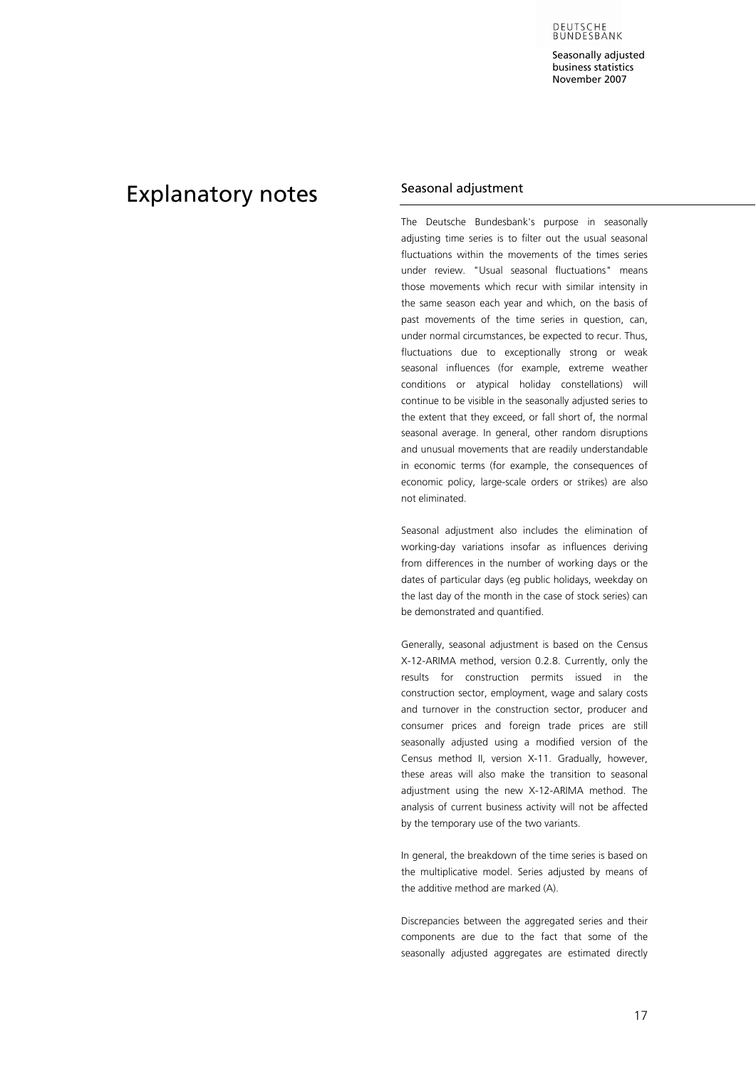# Explanatory notes

## Seasonal adjustment

The Deutsche Bundesbank's purpose in seasonally adjusting time series is to filter out the usual seasonal fluctuations within the movements of the times series under review. "Usual seasonal fluctuations" means those movements which recur with similar intensity in the same season each year and which, on the basis of past movements of the time series in question, can, under normal circumstances, be expected to recur. Thus, fluctuations due to exceptionally strong or weak seasonal influences (for example, extreme weather conditions or atypical holiday constellations) will continue to be visible in the seasonally adjusted series to the extent that they exceed, or fall short of, the normal seasonal average. In general, other random disruptions and unusual movements that are readily understandable in economic terms (for example, the consequences of economic policy, large-scale orders or strikes) are also not eliminated.

Seasonal adjustment also includes the elimination of working-day variations insofar as influences deriving from differences in the number of working days or the dates of particular days (eg public holidays, weekday on the last day of the month in the case of stock series) can be demonstrated and quantified.

Generally, seasonal adjustment is based on the Census X-12-ARIMA method, version 0.2.8. Currently, only the results for construction permits issued in the construction sector, employment, wage and salary costs and turnover in the construction sector, producer and consumer prices and foreign trade prices are still seasonally adjusted using a modified version of the Census method II, version X-11. Gradually, however, these areas will also make the transition to seasonal adjustment using the new X-12-ARIMA method. The analysis of current business activity will not be affected by the temporary use of the two variants.

In general, the breakdown of the time series is based on the multiplicative model. Series adjusted by means of the additive method are marked (A).

Discrepancies between the aggregated series and their components are due to the fact that some of the seasonally adjusted aggregates are estimated directly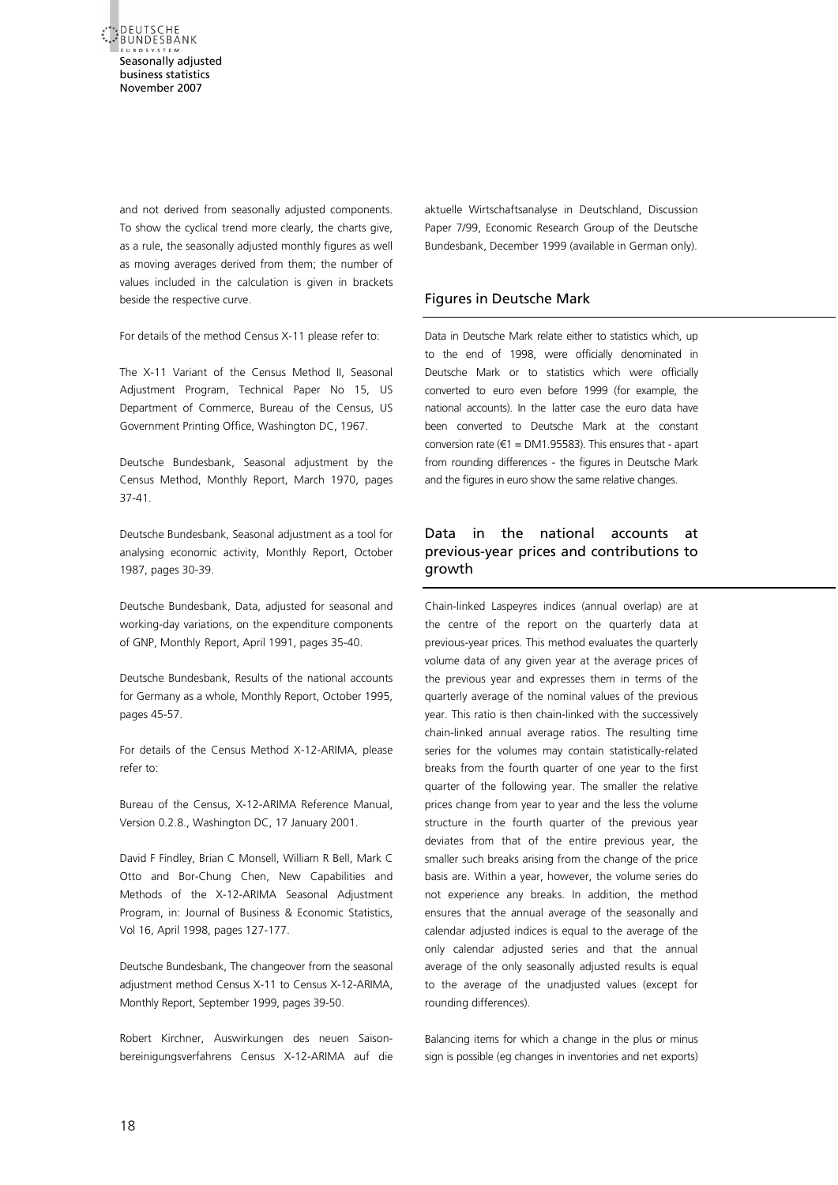and not derived from seasonally adjusted components. To show the cyclical trend more clearly, the charts give, as a rule, the seasonally adjusted monthly figures as well as moving averages derived from them; the number of values included in the calculation is given in brackets beside the respective curve.

For details of the method Census X-11 please refer to:

The X-11 Variant of the Census Method II, Seasonal Adjustment Program, Technical Paper No 15, US Department of Commerce, Bureau of the Census, US Government Printing Office, Washington DC, 1967.

Deutsche Bundesbank, Seasonal adjustment by the Census Method, Monthly Report, March 1970, pages 37-41.

Deutsche Bundesbank, Seasonal adjustment as a tool for analysing economic activity, Monthly Report, October 1987, pages 30-39.

Deutsche Bundesbank, Data, adjusted for seasonal and working-day variations, on the expenditure components of GNP, Monthly Report, April 1991, pages 35-40.

Deutsche Bundesbank, Results of the national accounts for Germany as a whole, Monthly Report, October 1995, pages 45-57.

For details of the Census Method X-12-ARIMA, please refer to:

Bureau of the Census, X-12-ARIMA Reference Manual, Version 0.2.8., Washington DC, 17 January 2001.

David F Findley, Brian C Monsell, William R Bell, Mark C Otto and Bor-Chung Chen, New Capabilities and Methods of the X-12-ARIMA Seasonal Adjustment Program, in: Journal of Business & Economic Statistics, Vol 16, April 1998, pages 127-177.

Deutsche Bundesbank, The changeover from the seasonal adjustment method Census X-11 to Census X-12-ARIMA, Monthly Report, September 1999, pages 39-50.

Robert Kirchner, Auswirkungen des neuen Saisonbereinigungsverfahrens Census X-12-ARIMA auf die aktuelle Wirtschaftsanalyse in Deutschland, Discussion Paper 7/99, Economic Research Group of the Deutsche Bundesbank, December 1999 (available in German only).

## Figures in Deutsche Mark

Data in Deutsche Mark relate either to statistics which, up to the end of 1998, were officially denominated in Deutsche Mark or to statistics which were officially converted to euro even before 1999 (for example, the national accounts). In the latter case the euro data have been converted to Deutsche Mark at the constant conversion rate (€1 = DM1.95583). This ensures that - apart from rounding differences - the figures in Deutsche Mark and the figures in euro show the same relative changes.

## Data in the national accounts at previous-year prices and contributions to growth

Chain-linked Laspeyres indices (annual overlap) are at the centre of the report on the quarterly data at previous-year prices. This method evaluates the quarterly volume data of any given year at the average prices of the previous year and expresses them in terms of the quarterly average of the nominal values of the previous year. This ratio is then chain-linked with the successively chain-linked annual average ratios. The resulting time series for the volumes may contain statistically-related breaks from the fourth quarter of one year to the first quarter of the following year. The smaller the relative prices change from year to year and the less the volume structure in the fourth quarter of the previous year deviates from that of the entire previous year, the smaller such breaks arising from the change of the price basis are. Within a year, however, the volume series do not experience any breaks. In addition, the method ensures that the annual average of the seasonally and calendar adjusted indices is equal to the average of the only calendar adjusted series and that the annual average of the only seasonally adjusted results is equal to the average of the unadjusted values (except for rounding differences).

Balancing items for which a change in the plus or minus sign is possible (eg changes in inventories and net exports)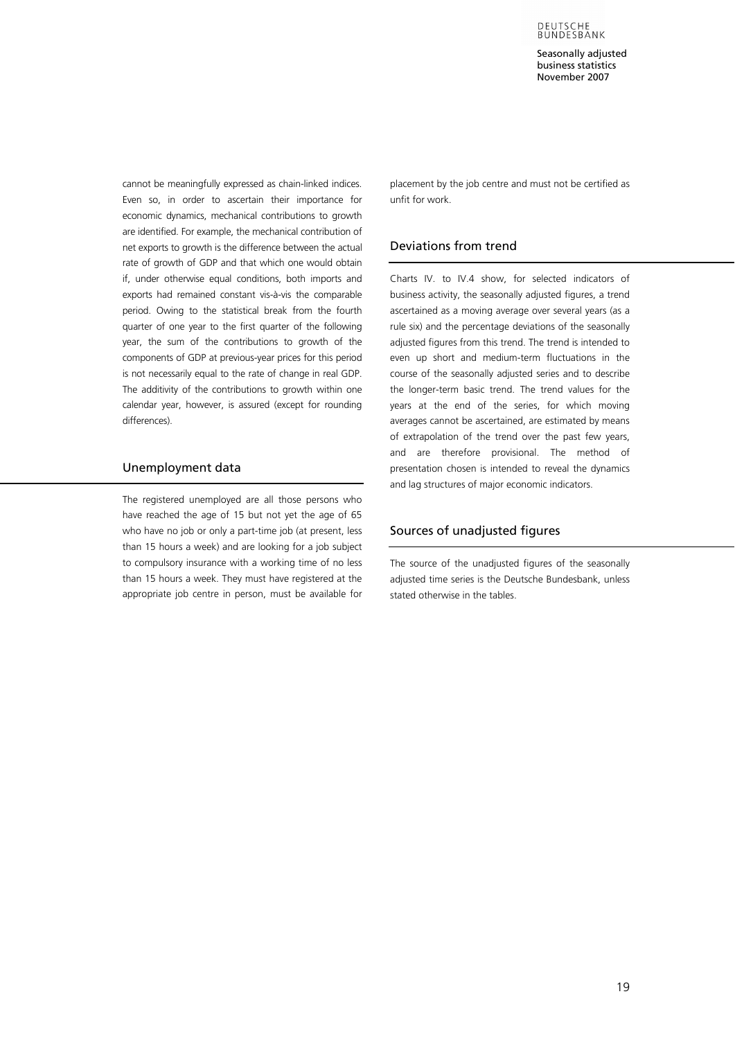cannot be meaningfully expressed as chain-linked indices. Even so, in order to ascertain their importance for economic dynamics, mechanical contributions to growth are identified. For example, the mechanical contribution of net exports to growth is the difference between the actual rate of growth of GDP and that which one would obtain if, under otherwise equal conditions, both imports and exports had remained constant vis-à-vis the comparable period. Owing to the statistical break from the fourth quarter of one year to the first quarter of the following year, the sum of the contributions to growth of the components of GDP at previous-year prices for this period is not necessarily equal to the rate of change in real GDP. The additivity of the contributions to growth within one calendar year, however, is assured (except for rounding differences).

## Unemployment data

The registered unemployed are all those persons who have reached the age of 15 but not yet the age of 65 who have no job or only a part-time job (at present, less than 15 hours a week) and are looking for a job subject to compulsory insurance with a working time of no less than 15 hours a week. They must have registered at the appropriate job centre in person, must be available for placement by the job centre and must not be certified as unfit for work.

## Deviations from trend

Charts IV. to IV.4 show, for selected indicators of business activity, the seasonally adjusted figures, a trend ascertained as a moving average over several years (as a rule six) and the percentage deviations of the seasonally adjusted figures from this trend. The trend is intended to even up short and medium-term fluctuations in the course of the seasonally adjusted series and to describe the longer-term basic trend. The trend values for the years at the end of the series, for which moving averages cannot be ascertained, are estimated by means of extrapolation of the trend over the past few years, and are therefore provisional. The method of presentation chosen is intended to reveal the dynamics and lag structures of major economic indicators.

## Sources of unadjusted figures

The source of the unadjusted figures of the seasonally adjusted time series is the Deutsche Bundesbank, unless stated otherwise in the tables.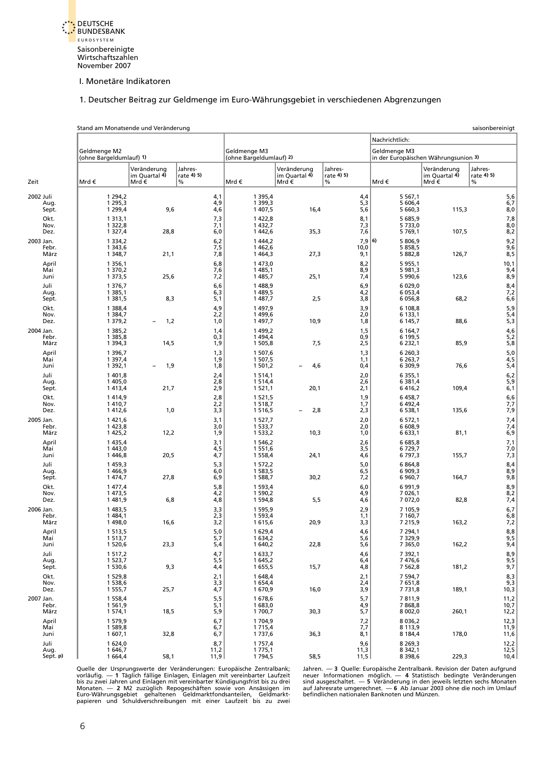Saisonbereinigte Wirtschaftszahlen November 2007

## I. Monetäre Indikatoren

### 1. Deutscher Beitrag zur Geldmenge im Euro-Währungsgebiet in verschiedenen Abgrenzungen

Stand am Monatsende und Veränderung — saisonbereinigt

| Zeit | Geldmenge M2 (ohne Bargeldumlauf) 1) | | | Geldmenge M3 (ohne Bargeldumlauf) 2) | | | Nachrichtlich: Geldmenge M3 in der Europäischen Währungsunion 3) | | |
|---|---|---|---|---|---|---|---|---|---|
| | Mrd € | Veränderung im Quartal 4) Mrd € | Jahresrate 4) 5) % | Mrd € | Veränderung im Quartal 4) Mrd € | Jahresrate 4) 5) % | Mrd € | Veränderung im Quartal 4) Mrd € | Jahresrate 4) 5) % |
| 2002 Juli | 1 294,2 | | 4,1 | 1 395,4 | | 4,4 | 5 567,1 | | 5,6 |
| Aug. | 1 295,3 | | 4,9 | 1 399,3 | | 5,3 | 5 606,4 | | 6,7 |
| Sept. | 1 299,4 | 9,6 | 4,6 | 1 407,5 | 16,4 | 5,6 | 5 660,3 | 115,3 | 8,0 |
| Okt. | 1 313,1 | | 7,3 | 1 422,8 | | 8,1 | 5 685,9 | | 7,8 |
| Nov. | 1 322,8 | | 7,1 | 1 432,7 | | 7,3 | 5 733,0 | | 8,0 |
| Dez. | 1 327,4 | 28,8 | 6,0 | 1 442,6 | 35,3 | 7,6 | 5 769,1 | 107,5 | 8,2 |
| 2003 Jan. | 1 334,2 | | 6,2 | 1 444,2 | | 7,9 | 6) 5 806,9 | | 9,2 |
| Febr. | 1 343,6 | | 7,5 | 1 462,6 | | 10,0 | 5 858,5 | | 9,6 |
| März | 1 348,7 | 21,1 | 7,8 | 1 464,3 | 27,3 | 9,1 | 5 882,8 | 126,7 | 8,5 |
| April | 1 356,1 | | 6,8 | 1 473,0 | | 8,2 | 5 955,1 | | 10,1 |
| Mai | 1 370,2 | | 7,6 | 1 485,1 | | 8,9 | 5 981,3 | | 9,4 |
| Juni | 1 373,5 | 25,6 | 7,2 | 1 485,7 | 25,1 | 7,4 | 5 990,6 | 123,6 | 8,9 |
| Juli | 1 376,7 | | 6,6 | 1 488,9 | | 6,9 | 6 029,0 | | 8,4 |
| Aug. | 1 385,1 | | 6,3 | 1 489,5 | | 4,2 | 6 053,4 | | 7,2 |
| Sept. | 1 381,5 | 8,3 | 5,1 | 1 487,7 | 2,5 | 3,8 | 6 056,8 | 68,2 | 6,6 |
| Okt. | 1 388,4 | | 4,9 | 1 497,9 | | 3,9 | 6 108,8 | | 5,9 |
| Nov. | 1 384,7 | | 2,2 | 1 499,6 | | 2,0 | 6 133,1 | | 5,4 |
| Dez. | 1 379,2 | – 1,2 | 1,0 | 1 497,7 | 10,9 | 1,8 | 6 145,7 | 88,6 | 5,3 |
| 2004 Jan. | 1 385,2 | | 1,4 | 1 499,2 | | 1,5 | 6 164,7 | | 4,6 |
| Febr. | 1 385,8 | | 0,3 | 1 494,4 | | 0,9 | 6 199,5 | | 5,2 |
| März | 1 394,3 | 14,5 | 1,9 | 1 505,8 | 7,5 | 2,5 | 6 232,1 | 85,9 | 5,8 |
| April | 1 396,7 | | 1,3 | 1 507,6 | | 1,3 | 6 260,3 | | 5,0 |
| Mai | 1 397,4 | | 1,9 | 1 507,5 | | 1,1 | 6 263,7 | | 4,5 |
| Juni | 1 392,1 | – 1,9 | 1,8 | 1 501,2 | – 4,6 | 0,4 | 6 309,9 | 76,6 | 5,4 |
| Juli | 1 401,8 | | 2,4 | 1 514,1 | | 2,0 | 6 355,1 | | 6,2 |
| Aug. | 1 405,0 | | 2,8 | 1 514,4 | | 2,6 | 6 381,4 | | 5,9 |
| Sept. | 1 413,4 | 21,7 | 2,9 | 1 521,1 | 20,1 | 2,1 | 6 416,2 | 109,4 | 6,1 |
| Okt. | 1 414,9 | | 2,8 | 1 521,5 | | 1,9 | 6 458,7 | | 6,6 |
| Nov. | 1 410,7 | | 2,2 | 1 518,7 | | 1,7 | 6 492,4 | | 7,7 |
| Dez. | 1 412,6 | 1,0 | 3,3 | 1 516,5 | – 2,8 | 2,3 | 6 538,1 | 135,6 | 7,9 |
| 2005 Jan. | 1 421,6 | | 3,1 | 1 527,7 | | 2,0 | 6 572,1 | | 7,4 |
| Febr. | 1 423,8 | | 3,0 | 1 533,7 | | 2,0 | 6 608,9 | | 7,4 |
| März | 1 425,2 | 12,2 | 1,9 | 1 533,2 | 10,3 | 1,0 | 6 633,1 | 81,1 | 6,9 |
| April | 1 435,4 | | 3,1 | 1 546,2 | | 2,6 | 6 685,8 | | 7,1 |
| Mai | 1 443,0 | | 4,5 | 1 551,6 | | 3,5 | 6 729,7 | | 7,0 |
| Juni | 1 446,8 | 20,5 | 4,7 | 1 558,4 | 24,1 | 4,6 | 6 797,3 | 155,7 | 7,3 |
| Juli | 1 459,3 | | 5,3 | 1 572,2 | | 5,0 | 6 864,8 | | 8,4 |
| Aug. | 1 466,9 | | 6,0 | 1 583,5 | | 6,5 | 6 909,3 | | 8,9 |
| Sept. | 1 474,7 | 27,8 | 6,9 | 1 588,7 | 30,2 | 7,2 | 6 960,7 | 164,7 | 9,8 |
| Okt. | 1 477,4 | | 5,8 | 1 593,4 | | 6,0 | 6 991,9 | | 8,9 |
| Nov. | 1 473,5 | | 4,2 | 1 590,2 | | 4,9 | 7 026,1 | | 8,2 |
| Dez. | 1 481,9 | 6,8 | 4,8 | 1 594,8 | 5,5 | 4,6 | 7 072,0 | 82,8 | 7,4 |
| 2006 Jan. | 1 483,5 | | 3,3 | 1 595,9 | | 2,9 | 7 105,9 | | 6,7 |
| Febr. | 1 484,1 | | 2,3 | 1 593,4 | | 1,1 | 7 160,7 | | 6,8 |
| März | 1 498,0 | 16,6 | 3,2 | 1 615,6 | 20,9 | 3,3 | 7 215,9 | 163,2 | 7,2 |
| April | 1 513,5 | | 5,0 | 1 629,4 | | 4,6 | 7 294,1 | | 8,8 |
| Mai | 1 513,7 | | 5,7 | 1 634,2 | | 5,6 | 7 329,9 | | 9,5 |
| Juni | 1 520,6 | 23,3 | 5,4 | 1 640,2 | 22,8 | 5,6 | 7 365,0 | 162,2 | 9,4 |
| Juli | 1 517,2 | | 4,7 | 1 633,7 | | 4,6 | 7 392,1 | | 8,9 |
| Aug. | 1 523,7 | | 5,5 | 1 645,2 | | 6,4 | 7 476,6 | | 9,5 |
| Sept. | 1 530,6 | 9,3 | 4,4 | 1 655,5 | 15,7 | 4,8 | 7 562,8 | 181,2 | 9,7 |
| Okt. | 1 529,8 | | 2,1 | 1 648,4 | | 2,1 | 7 594,7 | | 8,3 |
| Nov. | 1 538,6 | | 3,3 | 1 654,4 | | 2,4 | 7 651,8 | | 9,3 |
| Dez. | 1 555,7 | 25,7 | 4,7 | 1 670,9 | 16,0 | 3,9 | 7 731,8 | 189,1 | 10,3 |
| 2007 Jan. | 1 558,4 | | 5,5 | 1 678,6 | | 5,7 | 7 811,9 | | 11,2 |
| Febr. | 1 561,9 | | 5,1 | 1 683,0 | | 4,9 | 7 868,8 | | 10,7 |
| März | 1 574,1 | 18,5 | 5,9 | 1 700,7 | 30,3 | 5,7 | 8 002,0 | 260,1 | 12,2 |
| April | 1 579,9 | | 6,7 | 1 704,9 | | 7,2 | 8 036,2 | | 12,3 |
| Mai | 1 589,8 | | 6,7 | 1 715,4 | | 7,7 | 8 113,9 | | 11,9 |
| Juni | 1 607,1 | 32,8 | 6,7 | 1 737,6 | 36,3 | 8,1 | 8 184,4 | 178,0 | 11,6 |
| Juli | 1 624,0 | | 8,7 | 1 757,4 | | 9,6 | 8 269,3 | | 12,2 |
| Aug. | 1 646,7 | | 11,2 | 1 775,1 | | 11,3 | 8 342,1 | | 12,5 |
| Sept. p) | 1 664,4 | 58,1 | 11,9 | 1 794,5 | 58,5 | 11,5 | 8 398,6 | 229,3 | 10,4 |

Quelle der Ursprungswerte der Veränderungen: Europäische Zentralbank; vorläufig. — 1 Täglich fällige Einlagen, Einlagen mit vereinbarter Laufzeit bis zu zwei Jahren und Einlagen mit vereinbarter Kündigungsfrist bis zu drei Monaten. — 2 M2 zuzüglich Repogeschäften sowie von Ansässigen im Euro-Währungsgebiet gehaltenen Geldmarktfondsanteilen, Geldmarktpapieren und Schuldverschreibungen mit einer Laufzeit bis zu zwei Jahren. — 3 Quelle: Europäische Zentralbank. Revision der Daten aufgrund neuer Informationen möglich. — 4 Statistisch bedingte Veränderungen sind ausgeschaltet. — 5 Veränderung in den jeweils letzten sechs Monaten auf Jahresrate umgerechnet. — 6 Ab Januar 2003 ohne die noch im Umlauf befindlichen nationalen Banknoten und Münzen.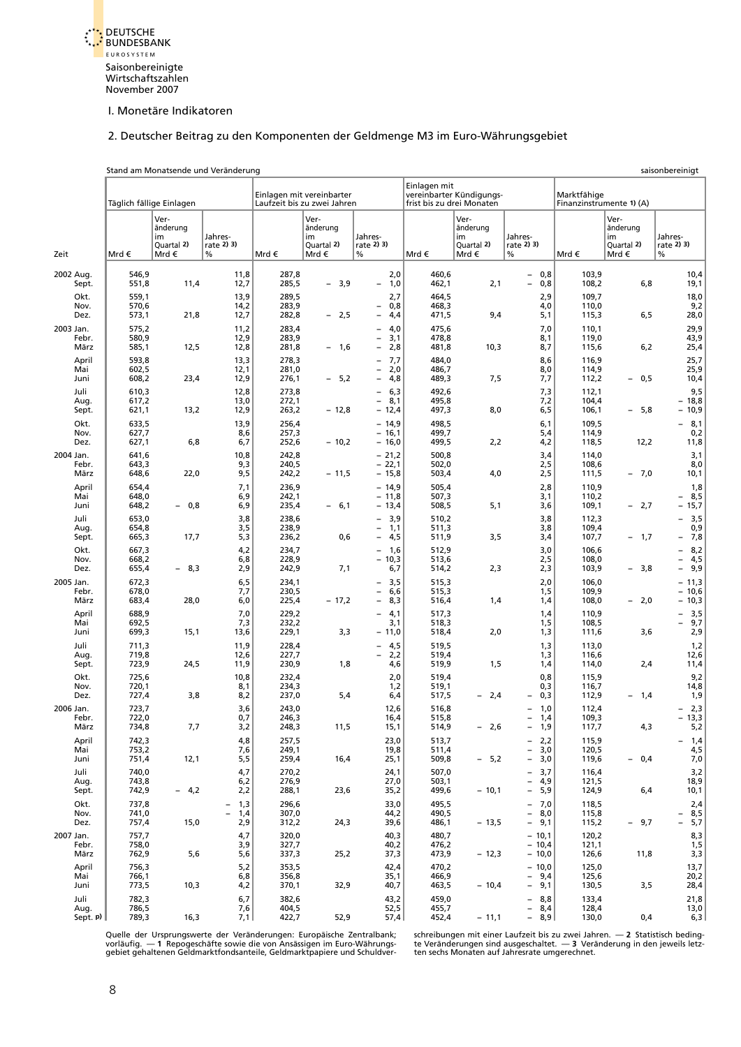Saisonbereinigte Wirtschaftszahlen November 2007

## I. Monetäre Indikatoren

### 2. Deutscher Beitrag zu den Komponenten der Geldmenge M3 im Euro-Währungsgebiet

Stand am Monatsende und Veränderung — saisonbereinigt

| Zeit | | Täglich fällige Einlagen | | | Einlagen mit vereinbarter Laufzeit bis zu zwei Jahren | | | Einlagen mit vereinbarter Kündigungsfrist bis zu drei Monaten | | | Marktfähige Finanzinstrumente 1) (A) | | |
|---|---|---|---|---|---|---|---|---|---|---|---|---|---|
| | | Mrd € | Veränderung im Quartal 2) Mrd € | Jahresrate 2) 3) % | Mrd € | Veränderung im Quartal 2) Mrd € | Jahresrate 2) 3) % | Mrd € | Veränderung im Quartal 2) Mrd € | Jahresrate 2) 3) % | Mrd € | Veränderung im Quartal 2) Mrd € | Jahresrate 2) 3) % |
| 2002 | Aug. | 546,9 | | 11,8 | 287,8 | | 2,0 | 460,6 | | – 0,8 | 103,9 | | 10,4 |
| | Sept. | 551,8 | 11,4 | 12,7 | 285,5 | – 3,9 | – 1,0 | 462,1 | 2,1 | – 0,8 | 108,2 | 6,8 | 19,1 |
| | Okt. | 559,1 | | 13,9 | 289,5 | | 2,7 | 464,5 | | 2,9 | 109,7 | | 18,0 |
| | Nov. | 570,6 | | 14,2 | 283,9 | | – 0,8 | 468,3 | | 4,0 | 110,0 | | 9,2 |
| | Dez. | 573,1 | 21,8 | 12,7 | 282,8 | – 2,5 | – 4,4 | 471,5 | 9,4 | 5,1 | 115,3 | 6,5 | 28,0 |
| 2003 | Jan. | 575,2 | | 11,2 | 283,4 | | – 4,0 | 475,6 | | 7,0 | 110,1 | | 29,9 |
| | Febr. | 580,9 | | 12,9 | 283,9 | | – 3,1 | 478,8 | | 8,1 | 119,0 | | 43,9 |
| | März | 585,1 | 12,5 | 12,8 | 281,8 | – 1,6 | – 2,8 | 481,8 | 10,3 | 8,7 | 115,6 | 6,2 | 25,4 |
| | April | 593,8 | | 13,3 | 278,3 | | – 7,7 | 484,0 | | 8,6 | 116,9 | | 25,7 |
| | Mai | 602,5 | | 12,1 | 281,0 | | – 2,0 | 486,7 | | 8,0 | 114,9 | | 25,9 |
| | Juni | 608,2 | 23,4 | 12,9 | 276,1 | – 5,2 | – 4,8 | 489,3 | 7,5 | 7,7 | 112,2 | – 0,5 | 10,4 |
| | Juli | 610,3 | | 12,8 | 273,8 | | – 6,3 | 492,6 | | 7,3 | 112,1 | | 9,5 |
| | Aug. | 617,2 | | 13,0 | 272,1 | | – 8,1 | 495,8 | | 7,2 | 104,4 | | – 18,8 |
| | Sept. | 621,1 | 13,2 | 12,9 | 263,2 | – 12,8 | – 12,4 | 497,3 | 8,0 | 6,5 | 106,1 | – 5,8 | – 10,9 |
| | Okt. | 633,5 | | 13,9 | 256,4 | | – 14,9 | 498,5 | | 6,1 | 109,5 | | – 8,1 |
| | Nov. | 627,7 | | 8,6 | 257,3 | | – 16,1 | 499,7 | | 5,4 | 114,9 | | 0,2 |
| | Dez. | 627,1 | 6,8 | 6,7 | 252,6 | – 10,2 | – 16,0 | 499,5 | 2,2 | 4,2 | 118,5 | 12,2 | 11,8 |
| 2004 | Jan. | 641,6 | | 10,8 | 242,8 | | – 21,2 | 500,8 | | 3,4 | 114,0 | | 3,1 |
| | Febr. | 643,3 | | 9,3 | 240,5 | | – 22,1 | 502,0 | | 2,5 | 108,6 | | 8,0 |
| | März | 648,6 | 22,0 | 9,5 | 242,2 | – 11,5 | – 15,8 | 503,4 | 4,0 | 2,5 | 111,5 | – 7,0 | 10,1 |
| | April | 654,4 | | 7,1 | 236,9 | | – 14,9 | 505,4 | | 2,8 | 110,9 | | 1,8 |
| | Mai | 648,0 | | 6,9 | 242,1 | | – 11,8 | 507,3 | | 3,1 | 110,2 | | – 8,5 |
| | Juni | 648,2 | – 0,8 | 6,9 | 235,4 | – 6,1 | – 13,4 | 508,5 | 5,1 | 3,6 | 109,1 | – 2,7 | – 15,7 |
| | Juli | 653,0 | | 3,8 | 238,6 | | – 3,9 | 510,2 | | 3,8 | 112,3 | | – 3,5 |
| | Aug. | 654,8 | | 3,5 | 238,9 | | – 1,1 | 511,3 | | 3,8 | 109,4 | | 0,9 |
| | Sept. | 665,3 | 17,7 | 5,3 | 236,2 | 0,6 | – 4,5 | 511,9 | 3,5 | 3,4 | 107,7 | – 1,7 | – 7,8 |
| | Okt. | 667,3 | | 4,2 | 234,7 | | – 1,6 | 512,9 | | 3,0 | 106,6 | | – 8,2 |
| | Nov. | 668,2 | | 6,8 | 228,9 | | – 10,3 | 513,6 | | 2,5 | 108,0 | | – 4,5 |
| | Dez. | 655,4 | – 8,3 | 2,9 | 242,9 | 7,1 | 6,7 | 514,2 | 2,3 | 2,3 | 103,9 | – 3,8 | – 9,9 |
| 2005 | Jan. | 672,3 | | 6,5 | 234,1 | | – 3,5 | 515,3 | | 2,0 | 106,0 | | – 11,3 |
| | Febr. | 678,0 | | 7,7 | 230,5 | | – 6,6 | 515,3 | | 1,5 | 109,9 | | – 10,6 |
| | März | 683,4 | 28,0 | 6,0 | 225,4 | – 17,2 | – 8,3 | 516,4 | 1,4 | 1,4 | 108,0 | – 2,0 | – 10,3 |
| | April | 688,9 | | 7,0 | 229,2 | | – 4,1 | 517,3 | | 1,4 | 110,9 | | – 3,5 |
| | Mai | 692,5 | | 7,3 | 232,2 | | 3,1 | 518,3 | | 1,5 | 108,5 | | – 9,7 |
| | Juni | 699,3 | 15,1 | 13,6 | 229,1 | 3,3 | – 11,0 | 518,4 | 2,0 | 1,3 | 111,6 | 3,6 | 2,9 |
| | Juli | 711,3 | | 11,9 | 228,4 | | – 4,5 | 519,5 | | 1,3 | 113,0 | | 1,2 |
| | Aug. | 719,8 | | 12,6 | 227,7 | | – 2,2 | 519,4 | | 1,3 | 116,6 | | 12,6 |
| | Sept. | 723,9 | 24,5 | 11,9 | 230,9 | 1,8 | 4,6 | 519,9 | 1,5 | 1,4 | 114,0 | 2,4 | 11,4 |
| | Okt. | 725,6 | | 10,8 | 232,4 | | 2,0 | 519,4 | | 0,8 | 115,9 | | 9,2 |
| | Nov. | 720,1 | | 8,1 | 234,3 | | 1,2 | 519,1 | | 0,3 | 116,7 | | 14,8 |
| | Dez. | 727,4 | 3,8 | 8,2 | 237,0 | 5,4 | 6,4 | 517,5 | – 2,4 | – 0,3 | 112,9 | – 1,4 | 1,9 |
| 2006 | Jan. | 723,7 | | 3,6 | 243,0 | | 12,6 | 516,8 | | – 1,0 | 112,4 | | – 2,3 |
| | Febr. | 722,0 | | 0,7 | 246,3 | | 16,4 | 515,8 | | – 1,4 | 109,3 | | – 13,3 |
| | März | 734,8 | 7,7 | 3,2 | 248,3 | 11,5 | 15,1 | 514,9 | – 2,6 | – 1,9 | 117,7 | 4,3 | 5,2 |
| | April | 742,3 | | 4,8 | 257,5 | | 23,0 | 513,7 | | – 2,2 | 115,9 | | – 1,4 |
| | Mai | 753,2 | | 7,6 | 249,1 | | 19,8 | 511,4 | | – 3,0 | 120,5 | | 4,5 |
| | Juni | 751,4 | 12,1 | 5,5 | 259,4 | 16,4 | 25,1 | 509,8 | – 5,2 | – 3,0 | 119,6 | – 0,4 | 7,0 |
| | Juli | 740,0 | | 4,7 | 270,2 | | 24,1 | 507,0 | | – 3,7 | 116,4 | | 3,2 |
| | Aug. | 743,8 | | 6,2 | 276,9 | | 27,0 | 503,1 | | – 4,9 | 121,5 | | 18,9 |
| | Sept. | 742,9 | – 4,2 | 2,2 | 288,1 | 23,6 | 35,2 | 499,6 | – 10,1 | – 5,9 | 124,9 | 6,4 | 10,1 |
| | Okt. | 737,8 | | – 1,3 | 296,6 | | 33,0 | 495,5 | | – 7,0 | 118,5 | | 2,4 |
| | Nov. | 741,0 | | – 1,4 | 307,0 | | 44,2 | 490,5 | | – 8,0 | 115,8 | | – 8,5 |
| | Dez. | 757,4 | 15,0 | 2,9 | 312,2 | 24,3 | 39,6 | 486,1 | – 13,5 | – 9,1 | 115,2 | – 9,7 | – 5,7 |
| 2007 | Jan. | 757,7 | | 4,7 | 320,0 | | 40,3 | 480,7 | | – 10,1 | 120,2 | | 8,3 |
| | Febr. | 758,0 | | 3,9 | 327,7 | | 40,2 | 476,2 | | – 10,4 | 121,1 | | 1,5 |
| | März | 762,9 | 5,6 | 5,6 | 337,3 | 25,2 | 37,3 | 473,9 | – 12,3 | – 10,0 | 126,6 | 11,8 | 3,3 |
| | April | 756,3 | | 5,2 | 353,5 | | 42,4 | 470,2 | | – 10,0 | 125,0 | | 13,7 |
| | Mai | 766,1 | | 6,8 | 356,8 | | 35,1 | 466,9 | | – 9,4 | 125,6 | | 20,2 |
| | Juni | 773,5 | 10,3 | 4,2 | 370,1 | 32,9 | 40,7 | 463,5 | – 10,4 | – 9,1 | 130,5 | 3,5 | 28,4 |
| | Juli | 782,3 | | 6,7 | 382,6 | | 43,2 | 459,0 | | – 8,8 | 133,4 | | 21,8 |
| | Aug. | 786,5 | | 7,6 | 404,5 | | 52,5 | 455,7 | | – 8,4 | 128,4 | | 13,0 |
| | Sept. p) | 789,3 | 16,3 | 7,1 | 422,7 | 52,9 | 57,4 | 452,4 | – 11,1 | – 8,9 | 130,0 | 0,4 | 6,3 |

Quelle der Ursprungswerte der Veränderungen: Europäische Zentralbank; vorläufig. — 1 Repogeschäfte sowie die von Ansässigen im Euro-Währungsgebiet gehaltenen Geldmarktfondsanteile, Geldmarktpapiere und Schuldverschreibungen mit einer Laufzeit bis zu zwei Jahren. — 2 Statistisch bedingte Veränderungen sind ausgeschaltet. — 3 Veränderung in den jeweils letzten sechs Monaten auf Jahresrate umgerechnet.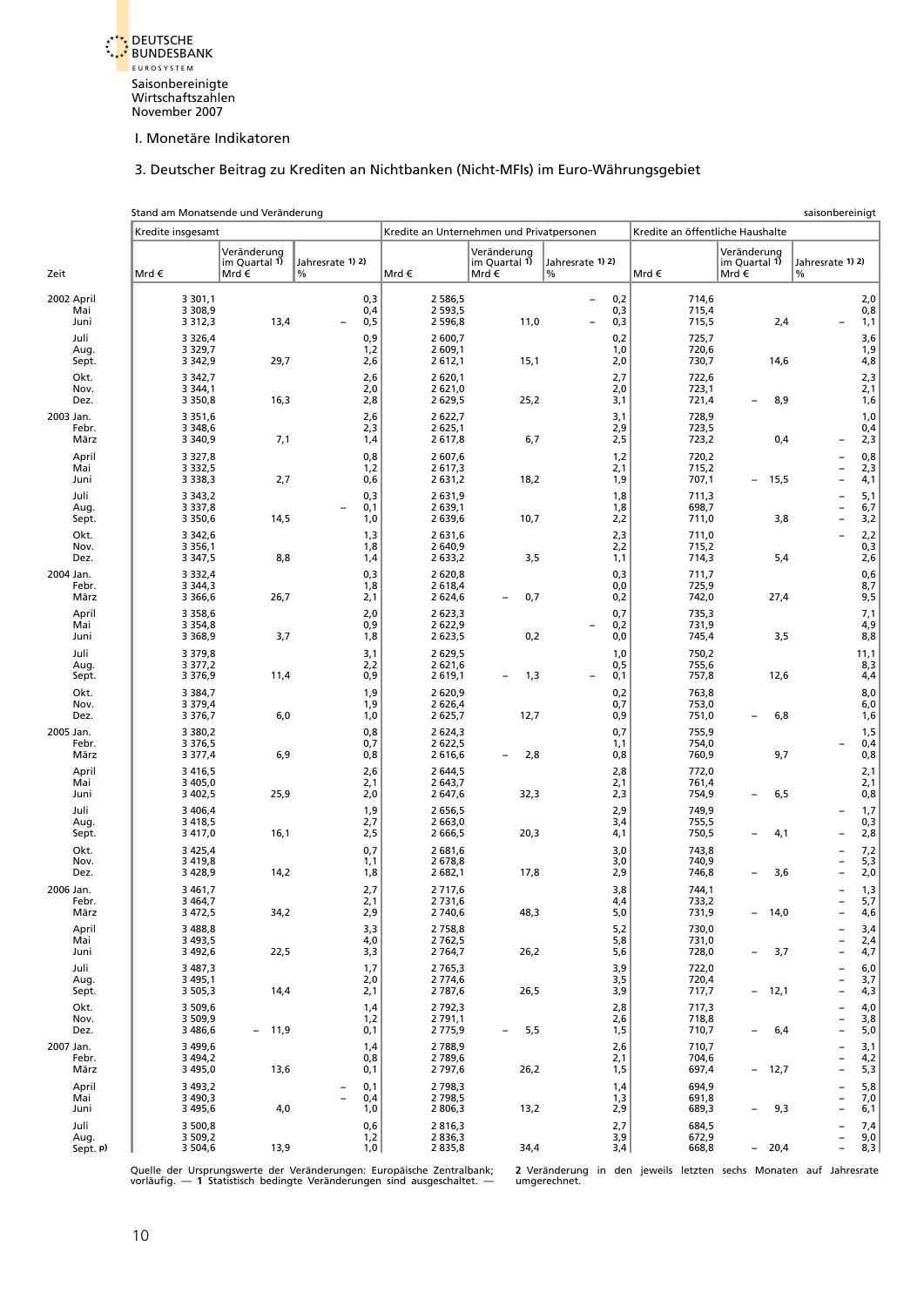Saisonbereinigte Wirtschaftszahlen November 2007

## I. Monetäre Indikatoren

### 3. Deutscher Beitrag zu Krediten an Nichtbanken (Nicht-MFIs) im Euro-Währungsgebiet

Stand am Monatsende und Veränderung — saisonbereinigt

| Zeit | Kredite insgesamt | | | Kredite an Unternehmen und Privatpersonen | | | Kredite an öffentliche Haushalte | | |
|---|---|---|---|---|---|---|---|---|---|
| | Mrd € | Veränderung im Quartal 1) Mrd € | Jahresrate 1) 2) % | Mrd € | Veränderung im Quartal 1) Mrd € | Jahresrate 1) 2) % | Mrd € | Veränderung im Quartal 1) Mrd € | Jahresrate 1) 2) % |
| 2002 April | 3 301,1 | | 0,3 | 2 586,5 | | – 0,2 | 714,6 | | 2,0 |
| Mai | 3 308,9 | | 0,4 | 2 593,5 | | 0,3 | 715,4 | | 0,8 |
| Juni | 3 312,3 | 13,4 | – 0,5 | 2 596,8 | 11,0 | – 0,3 | 715,5 | 2,4 | – 1,1 |
| Juli | 3 326,4 | | 0,9 | 2 600,7 | | 0,2 | 725,7 | | 3,6 |
| Aug. | 3 329,7 | | 1,2 | 2 609,1 | | 1,0 | 720,6 | | 1,9 |
| Sept. | 3 342,9 | 29,7 | 2,6 | 2 612,1 | 15,1 | 2,0 | 730,7 | 14,6 | 4,8 |
| Okt. | 3 342,7 | | 2,6 | 2 620,1 | | 2,7 | 722,6 | | 2,3 |
| Nov. | 3 344,1 | | 2,0 | 2 621,0 | | 2,0 | 723,1 | | 2,1 |
| Dez. | 3 350,8 | 16,3 | 2,8 | 2 629,5 | 25,2 | 3,1 | 721,4 | – 8,9 | 1,6 |
| 2003 Jan. | 3 351,6 | | 2,6 | 2 622,7 | | 3,1 | 728,9 | | 1,0 |
| Febr. | 3 348,6 | | 2,3 | 2 625,1 | | 2,9 | 723,5 | | 0,4 |
| März | 3 340,9 | 7,1 | 1,4 | 2 617,8 | 6,7 | 2,5 | 723,2 | 0,4 | – 2,3 |
| April | 3 327,8 | | 0,8 | 2 607,6 | | 1,2 | 720,2 | | – 0,8 |
| Mai | 3 332,5 | | 1,2 | 2 617,3 | | 2,1 | 715,2 | | – 2,3 |
| Juni | 3 338,3 | 2,7 | 0,6 | 2 631,2 | 18,2 | 1,9 | 707,1 | – 15,5 | – 4,1 |
| Juli | 3 343,2 | | 0,3 | 2 631,9 | | 1,8 | 711,3 | | – 5,1 |
| Aug. | 3 337,8 | | – 0,1 | 2 639,1 | | 1,8 | 698,7 | | – 6,7 |
| Sept. | 3 350,6 | 14,5 | 1,0 | 2 639,6 | 10,7 | 2,2 | 711,0 | 3,8 | – 3,2 |
| Okt. | 3 342,6 | | 1,3 | 2 631,6 | | 2,3 | 711,0 | | – 2,2 |
| Nov. | 3 356,1 | | 1,8 | 2 640,9 | | 2,2 | 715,2 | | 0,3 |
| Dez. | 3 347,5 | 8,8 | 1,4 | 2 633,2 | 3,5 | 1,1 | 714,3 | 5,4 | 2,6 |
| 2004 Jan. | 3 332,4 | | 0,3 | 2 620,8 | | 0,3 | 711,7 | | 0,6 |
| Febr. | 3 344,3 | | 1,8 | 2 618,4 | | 0,0 | 725,9 | | 8,7 |
| März | 3 366,6 | 26,7 | 2,1 | 2 624,6 | – 0,7 | 0,2 | 742,0 | 27,4 | 9,5 |
| April | 3 358,6 | | 2,0 | 2 623,3 | | 0,7 | 735,3 | | 7,1 |
| Mai | 3 354,8 | | 0,9 | 2 622,9 | | – 0,2 | 731,9 | | 4,9 |
| Juni | 3 368,9 | 3,7 | 1,8 | 2 623,5 | 0,2 | 0,0 | 745,4 | 3,5 | 8,8 |
| Juli | 3 379,8 | | 3,1 | 2 629,5 | | 1,0 | 750,2 | | 11,1 |
| Aug. | 3 377,2 | | 2,2 | 2 621,6 | | 0,5 | 755,6 | | 8,3 |
| Sept. | 3 376,9 | 11,4 | 0,9 | 2 619,1 | – 1,3 | – 0,1 | 757,8 | 12,6 | 4,4 |
| Okt. | 3 384,7 | | 1,9 | 2 620,9 | | 0,2 | 763,8 | | 8,0 |
| Nov. | 3 379,4 | | 1,9 | 2 626,4 | | 0,7 | 753,0 | | 6,0 |
| Dez. | 3 376,7 | 6,0 | 1,0 | 2 625,7 | 12,7 | 0,9 | 751,0 | – 6,8 | 1,6 |
| 2005 Jan. | 3 380,2 | | 0,8 | 2 624,3 | | 0,7 | 755,9 | | 1,5 |
| Febr. | 3 376,5 | | 0,7 | 2 622,5 | | 1,1 | 754,0 | | – 0,4 |
| März | 3 377,4 | 6,9 | 0,8 | 2 616,6 | – 2,8 | 0,8 | 760,9 | 9,7 | 0,8 |
| April | 3 416,5 | | 2,6 | 2 644,5 | | 2,8 | 772,0 | | 2,1 |
| Mai | 3 405,0 | | 2,1 | 2 643,7 | | 2,1 | 761,4 | | 2,1 |
| Juni | 3 402,5 | 25,9 | 2,0 | 2 647,6 | 32,3 | 2,3 | 754,9 | – 6,5 | 0,8 |
| Juli | 3 406,4 | | 1,9 | 2 656,5 | | 2,9 | 749,9 | | – 1,7 |
| Aug. | 3 418,5 | | 2,7 | 2 663,0 | | 3,4 | 755,5 | | 0,3 |
| Sept. | 3 417,0 | 16,1 | 2,5 | 2 666,5 | 20,3 | 4,1 | 750,5 | – 4,1 | – 2,8 |
| Okt. | 3 425,4 | | 0,7 | 2 681,6 | | 3,0 | 743,8 | | – 7,2 |
| Nov. | 3 419,8 | | 1,1 | 2 678,8 | | 3,0 | 740,9 | | – 5,3 |
| Dez. | 3 428,9 | 14,2 | 1,8 | 2 682,1 | 17,8 | 2,9 | 746,8 | – 3,6 | – 2,0 |
| 2006 Jan. | 3 461,7 | | 2,7 | 2 717,6 | | 3,8 | 744,1 | | – 1,3 |
| Febr. | 3 464,7 | | 2,1 | 2 731,6 | | 4,4 | 733,2 | | – 5,7 |
| März | 3 472,5 | 34,2 | 2,9 | 2 740,6 | 48,3 | 5,0 | 731,9 | – 14,0 | – 4,6 |
| April | 3 488,8 | | 3,3 | 2 758,8 | | 5,2 | 730,0 | | – 3,4 |
| Mai | 3 493,5 | | 4,0 | 2 762,5 | | 5,8 | 731,0 | | – 2,4 |
| Juni | 3 492,6 | 22,5 | 3,3 | 2 764,7 | 26,2 | 5,6 | 728,0 | – 3,7 | – 4,7 |
| Juli | 3 487,3 | | 1,7 | 2 765,3 | | 3,9 | 722,0 | | – 6,0 |
| Aug. | 3 495,1 | | 2,0 | 2 774,6 | | 3,5 | 720,4 | | – 3,7 |
| Sept. | 3 505,3 | 14,4 | 2,1 | 2 787,6 | 26,5 | 3,9 | 717,7 | – 12,1 | – 4,3 |
| Okt. | 3 509,6 | | 1,4 | 2 792,3 | | 2,8 | 717,3 | | – 4,0 |
| Nov. | 3 509,9 | | 1,2 | 2 791,1 | | 2,6 | 718,8 | | – 3,8 |
| Dez. | 3 486,6 | – 11,9 | 0,1 | 2 775,9 | – 5,5 | 1,5 | 710,7 | – 6,4 | – 5,0 |
| 2007 Jan. | 3 499,6 | | 1,4 | 2 788,9 | | 2,6 | 710,7 | | – 3,1 |
| Febr. | 3 494,2 | | 0,8 | 2 789,6 | | 2,1 | 704,6 | | – 4,2 |
| März | 3 495,0 | 13,6 | 0,1 | 2 797,6 | 26,2 | 1,5 | 697,4 | – 12,7 | – 5,3 |
| April | 3 493,2 | | – 0,1 | 2 798,3 | | 1,4 | 694,9 | | – 5,8 |
| Mai | 3 490,3 | | – 0,4 | 2 798,5 | | 1,3 | 691,8 | | – 7,0 |
| Juni | 3 495,6 | 4,0 | 1,0 | 2 806,3 | 13,2 | 2,9 | 689,3 | – 9,3 | – 6,1 |
| Juli | 3 500,8 | | 0,6 | 2 816,3 | | 2,7 | 684,5 | | – 7,4 |
| Aug. | 3 509,2 | | 1,2 | 2 836,3 | | 3,9 | 672,9 | | – 9,0 |
| Sept. p) | 3 504,6 | 13,9 | 1,0 | 2 835,8 | 34,4 | 3,4 | 668,8 | – 20,4 | – 8,3 |

Quelle der Ursprungswerte der Veränderungen: Europäische Zentralbank; vorläufig. — **1** Statistisch bedingte Veränderungen sind ausgeschaltet. — **2** Veränderung in den jeweils letzten sechs Monaten auf Jahresrate umgerechnet.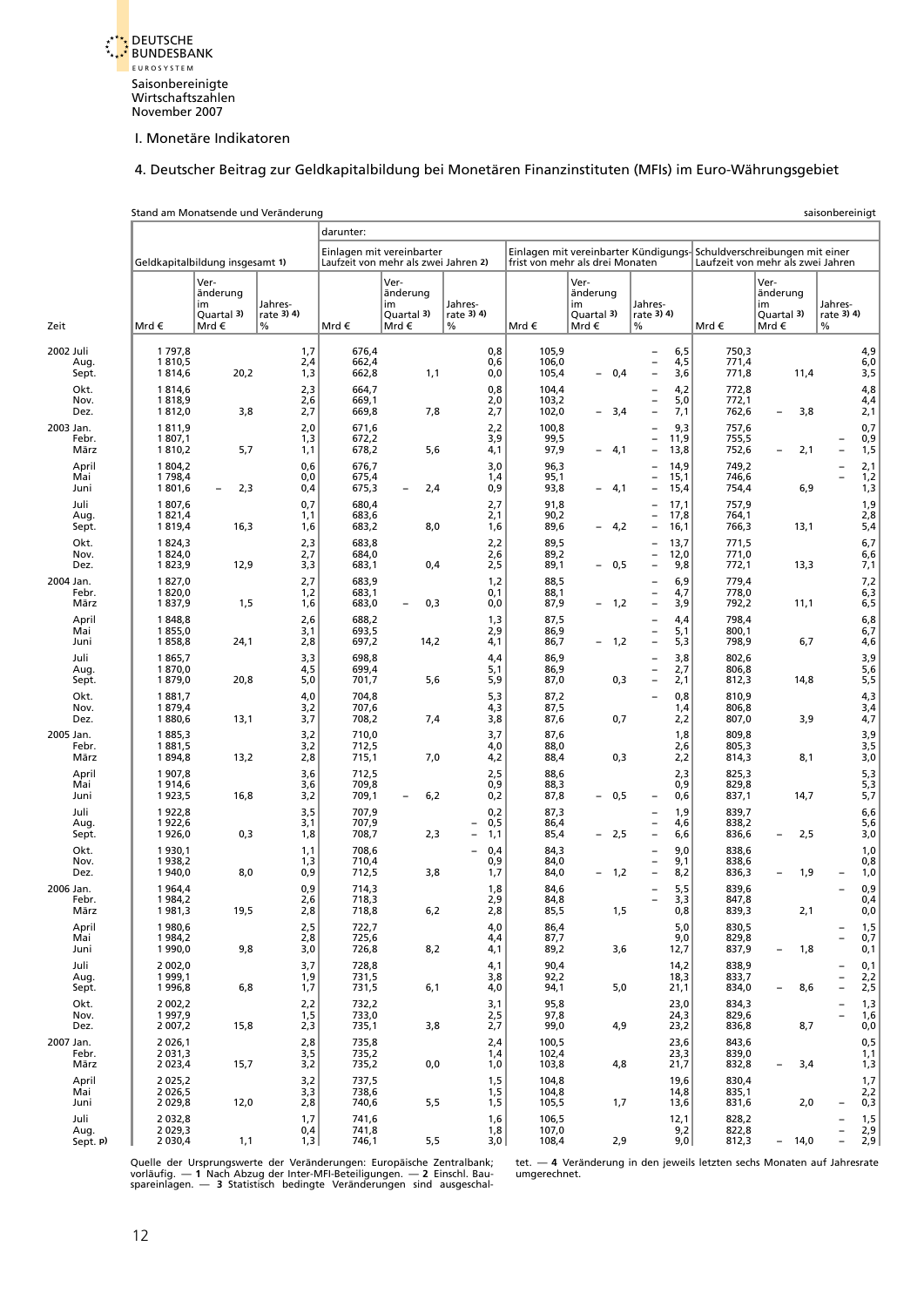I. Monetäre Indikatoren

## 4. Deutscher Beitrag zur Geldkapitalbildung bei Monetären Finanzinstituten (MFIs) im Euro-Währungsgebiet

Stand am Monatsende und Veränderung — saisonbereinigt

| Zeit | Geldkapitalbildung insgesamt 1) | | | darunter: Einlagen mit vereinbarter Laufzeit von mehr als zwei Jahren 2) | | | Einlagen mit vereinbarter Kündigungsfrist von mehr als drei Monaten | | | Schuldverschreibungen mit einer Laufzeit von mehr als zwei Jahren | | |
|---|---|---|---|---|---|---|---|---|---|---|---|---|
| | Mrd € | Veränderung im Quartal 3) Mrd € | Jahresrate 3) 4) % | Mrd € | Veränderung im Quartal 3) Mrd € | Jahresrate 3) 4) % | Mrd € | Veränderung im Quartal 3) Mrd € | Jahresrate 3) 4) % | Mrd € | Veränderung im Quartal 3) Mrd € | Jahresrate 3) 4) % |
| 2002 Juli | 1 797,8 | | 1,7 | 676,4 | | 0,8 | 105,9 | | – 6,5 | 750,3 | | 4,9 |
| Aug. | 1 810,5 | | 2,4 | 662,4 | | 0,6 | 106,0 | | – 4,5 | 771,4 | | 6,0 |
| Sept. | 1 814,6 | 20,2 | 1,3 | 662,8 | 1,1 | 0,0 | 105,4 | – 0,4 | – 3,6 | 771,8 | 11,4 | 3,5 |
| Okt. | 1 814,6 | | 2,3 | 664,7 | | 0,8 | 104,4 | | – 4,2 | 772,8 | | 4,8 |
| Nov. | 1 818,9 | | 2,6 | 669,1 | | 2,0 | 103,2 | | – 5,0 | 772,1 | | 4,4 |
| Dez. | 1 812,0 | 3,8 | 2,7 | 669,8 | 7,8 | 2,7 | 102,0 | – 3,4 | – 7,1 | 762,6 | – 3,8 | 2,1 |
| 2003 Jan. | 1 811,9 | | 2,0 | 671,6 | | 2,2 | 100,8 | | – 9,3 | 757,6 | | 0,7 |
| Febr. | 1 807,1 | | 1,3 | 672,2 | | 3,9 | 99,5 | | – 11,9 | 755,5 | | – 0,9 |
| März | 1 810,2 | 5,7 | 1,1 | 678,2 | 5,6 | 4,1 | 97,9 | – 4,1 | – 13,8 | 752,6 | – 2,1 | – 1,5 |
| April | 1 804,2 | | 0,6 | 676,7 | | 3,0 | 96,3 | | – 14,9 | 749,2 | | – 2,1 |
| Mai | 1 798,4 | | 0,0 | 675,4 | | 1,4 | 95,1 | | – 15,1 | 746,6 | | – 1,2 |
| Juni | 1 801,6 | – 2,3 | 0,4 | 675,3 | – 2,4 | 0,9 | 93,8 | – 4,1 | – 15,4 | 754,4 | 6,9 | 1,3 |
| Juli | 1 807,6 | | 0,7 | 680,4 | | 2,7 | 91,8 | | – 17,1 | 757,9 | | 1,9 |
| Aug. | 1 821,4 | | 1,1 | 683,6 | | 2,1 | 90,2 | | – 17,8 | 764,1 | | 2,8 |
| Sept. | 1 819,4 | 16,3 | 1,6 | 683,2 | 8,0 | 1,6 | 89,6 | – 4,2 | – 16,1 | 766,3 | 13,1 | 5,4 |
| Okt. | 1 824,3 | | 2,3 | 683,8 | | 2,2 | 89,5 | | – 13,7 | 771,5 | | 6,7 |
| Nov. | 1 824,0 | | 2,7 | 684,0 | | 2,6 | 89,2 | | – 12,0 | 771,0 | | 6,6 |
| Dez. | 1 823,9 | 12,9 | 3,3 | 683,1 | 0,4 | 2,5 | 89,1 | – 0,5 | – 9,8 | 772,1 | 13,3 | 7,1 |
| 2004 Jan. | 1 827,0 | | 2,7 | 683,9 | | 1,2 | 88,5 | | – 6,9 | 779,4 | | 7,2 |
| Febr. | 1 820,0 | | 1,2 | 683,1 | | 0,1 | 88,1 | | – 4,7 | 778,0 | | 6,3 |
| März | 1 837,9 | 1,5 | 1,6 | 683,0 | – 0,3 | 0,0 | 87,9 | – 1,2 | – 3,9 | 792,2 | 11,1 | 6,5 |
| April | 1 848,8 | | 2,6 | 688,2 | | 1,3 | 87,5 | | – 4,4 | 798,4 | | 6,8 |
| Mai | 1 855,0 | | 3,1 | 693,5 | | 2,9 | 86,9 | | – 5,1 | 800,1 | | 6,7 |
| Juni | 1 858,8 | 24,1 | 2,8 | 697,2 | 14,2 | 4,1 | 86,7 | – 1,2 | – 5,3 | 798,9 | 6,7 | 4,6 |
| Juli | 1 865,7 | | 3,3 | 698,8 | | 4,4 | 86,9 | | – 3,8 | 802,6 | | 3,9 |
| Aug. | 1 870,0 | | 4,5 | 699,4 | | 5,1 | 86,9 | | – 2,7 | 806,8 | | 5,6 |
| Sept. | 1 879,0 | 20,8 | 5,0 | 701,7 | 5,6 | 5,9 | 87,0 | 0,3 | – 2,1 | 812,3 | 14,8 | 5,5 |
| Okt. | 1 881,7 | | 4,0 | 704,8 | | 5,3 | 87,2 | | – 0,8 | 810,9 | | 4,3 |
| Nov. | 1 879,4 | | 3,2 | 707,6 | | 4,3 | 87,5 | | 1,4 | 806,8 | | 3,4 |
| Dez. | 1 880,6 | 13,1 | 3,7 | 708,2 | 7,4 | 3,8 | 87,6 | 0,7 | 2,2 | 807,0 | 3,9 | 4,7 |
| 2005 Jan. | 1 885,3 | | 3,2 | 710,0 | | 3,7 | 87,6 | | 1,8 | 809,8 | | 3,9 |
| Febr. | 1 881,5 | | 3,2 | 712,5 | | 4,0 | 88,0 | | 2,6 | 805,3 | | 3,5 |
| März | 1 894,8 | 13,2 | 2,8 | 715,1 | 7,0 | 4,2 | 88,4 | 0,3 | 2,2 | 814,3 | 8,1 | 3,0 |
| April | 1 907,8 | | 3,6 | 712,5 | | 2,5 | 88,6 | | 2,3 | 825,3 | | 5,3 |
| Mai | 1 914,6 | | 3,6 | 709,8 | | 0,9 | 88,3 | | 0,9 | 829,8 | | 5,3 |
| Juni | 1 923,5 | 16,8 | 3,2 | 709,1 | – 6,2 | 0,2 | 87,8 | – 0,5 | – 0,6 | 837,1 | 14,7 | 5,7 |
| Juli | 1 922,8 | | 3,5 | 707,9 | | 0,2 | 87,3 | | – 1,9 | 839,7 | | 6,6 |
| Aug. | 1 922,6 | | 3,1 | 707,9 | | – 0,5 | 86,4 | | – 4,6 | 838,2 | | 5,6 |
| Sept. | 1 926,0 | 0,3 | 1,8 | 708,7 | 2,3 | – 1,1 | 85,4 | – 2,5 | – 6,6 | 836,6 | – 2,5 | 3,0 |
| Okt. | 1 930,1 | | 1,1 | 708,6 | | – 0,4 | 84,3 | | – 9,0 | 838,6 | | 1,0 |
| Nov. | 1 938,2 | | 1,3 | 710,4 | | 0,9 | 84,0 | | – 9,1 | 838,6 | | 0,8 |
| Dez. | 1 940,0 | 8,0 | 0,9 | 712,5 | 3,8 | 1,7 | 84,0 | – 1,2 | – 8,2 | 836,3 | – 1,9 | – 1,0 |
| 2006 Jan. | 1 964,4 | | 0,9 | 714,3 | | 1,8 | 84,6 | | – 5,5 | 839,6 | | – 0,9 |
| Febr. | 1 984,2 | | 2,6 | 718,3 | | 2,9 | 84,8 | | – 3,3 | 847,8 | | 0,4 |
| März | 1 981,3 | 19,5 | 2,8 | 718,8 | 6,2 | 2,8 | 85,5 | 1,5 | 0,8 | 839,3 | 2,1 | 0,0 |
| April | 1 980,6 | | 2,5 | 722,7 | | 4,0 | 86,4 | | 5,0 | 830,5 | | – 1,5 |
| Mai | 1 984,2 | | 2,8 | 725,6 | | 4,4 | 87,7 | | 9,0 | 829,8 | | – 0,7 |
| Juni | 1 990,0 | 9,8 | 3,0 | 726,8 | 8,2 | 4,1 | 89,2 | 3,6 | 12,7 | 837,9 | – 1,8 | 0,1 |
| Juli | 2 002,0 | | 3,7 | 728,8 | | 4,1 | 90,4 | | 14,2 | 838,9 | | – 0,1 |
| Aug. | 1 999,1 | | 1,9 | 731,5 | | 3,8 | 92,2 | | 18,3 | 833,7 | | – 2,2 |
| Sept. | 1 996,8 | 6,8 | 1,7 | 731,5 | 6,1 | 4,0 | 94,1 | 5,0 | 21,1 | 834,0 | – 8,6 | – 2,5 |
| Okt. | 2 002,2 | | 2,2 | 732,2 | | 3,1 | 95,8 | | 23,0 | 834,3 | | – 1,3 |
| Nov. | 1 997,9 | | 1,5 | 733,0 | | 2,5 | 97,8 | | 24,3 | 829,6 | | – 1,6 |
| Dez. | 2 007,2 | 15,8 | 2,3 | 735,1 | 3,8 | 2,7 | 99,0 | 4,9 | 23,2 | 836,8 | 8,7 | 0,0 |
| 2007 Jan. | 2 026,1 | | 2,8 | 735,8 | | 2,4 | 100,5 | | 23,6 | 843,6 | | 0,5 |
| Febr. | 2 031,3 | | 3,5 | 735,2 | | 1,4 | 102,4 | | 23,3 | 839,0 | | 1,1 |
| März | 2 023,4 | 15,7 | 3,2 | 735,2 | 0,0 | 1,0 | 103,8 | 4,8 | 21,7 | 832,8 | – 3,4 | 1,3 |
| April | 2 025,2 | | 3,2 | 737,5 | | 1,5 | 104,8 | | 19,6 | 830,4 | | 1,7 |
| Mai | 2 026,5 | | 3,3 | 738,6 | | 1,5 | 104,8 | | 14,8 | 835,1 | | 2,2 |
| Juni | 2 029,8 | 12,0 | 2,8 | 740,6 | 5,5 | 1,5 | 105,5 | 1,7 | 13,6 | 831,6 | 2,0 | – 0,3 |
| Juli | 2 032,8 | | 1,7 | 741,6 | | 1,6 | 106,5 | | 12,1 | 828,2 | | – 1,5 |
| Aug. | 2 029,3 | | 0,4 | 741,8 | | 1,8 | 107,0 | | 9,2 | 822,8 | | – 2,9 |
| Sept. p) | 2 030,4 | 1,1 | 1,3 | 746,1 | 5,5 | 3,0 | 108,4 | 2,9 | 9,0 | 812,3 | – 14,0 | – 2,9 |

Quelle der Ursprungswerte der Veränderungen: Europäische Zentralbank; vorläufig. — **1** Nach Abzug der Inter-MFI-Beteiligungen. — **2** Einschl. Bauspareinlagen. — **3** Statistisch bedingte Veränderungen sind ausgeschaltet. — **4** Veränderung in den jeweils letzten sechs Monaten auf Jahresrate umgerechnet.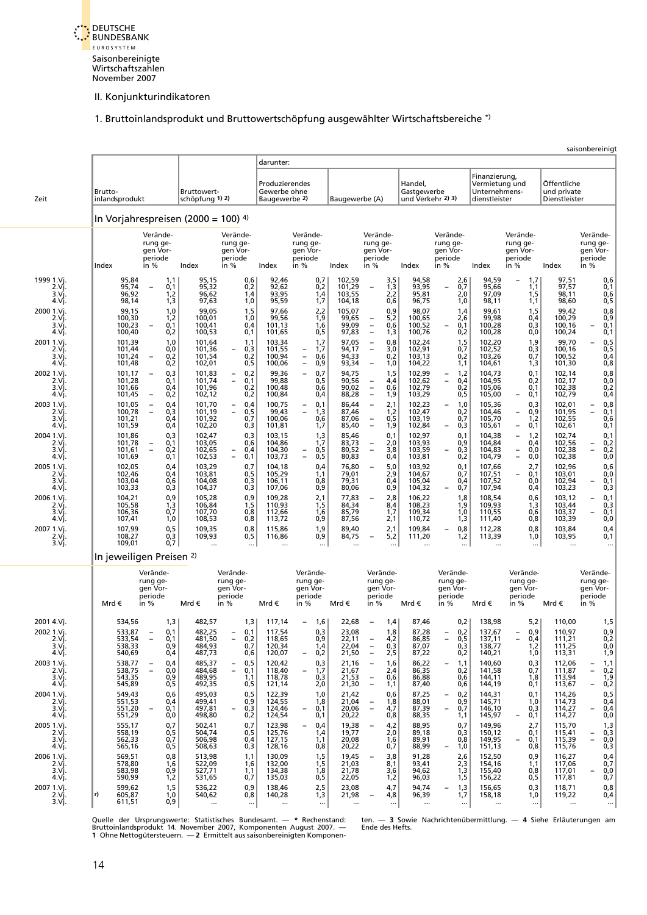II. Konjunkturindikatoren

## 1. Bruttoinlandsprodukt und Bruttowertschöpfung ausgewählter Wirtschaftsbereiche *)

saisonbereinigt

| Zeit | Bruttoinlandsprodukt | | Bruttowertschöpfung 1) 2) | | darunter: Produzierendes Gewerbe ohne Baugewerbe 2) | | Baugewerbe (A) | | Handel, Gastgewerbe und Verkehr 2) 3) | | Finanzierung, Vermietung und Unternehmensdienstleister | | Öffentliche und private Dienstleister | |
|---|---|---|---|---|---|---|---|---|---|---|---|---|---|---|
| | **In Vorjahrespreisen (2000 = 100) 4)** | | | | | | | | | | | | | |
| | Index | Veränderung gegen Vorperiode in % | Index | Veränderung gegen Vorperiode in % | Index | Veränderung gegen Vorperiode in % | Index | Veränderung gegen Vorperiode in % | Index | Veränderung gegen Vorperiode in % | Index | Veränderung gegen Vorperiode in % | Index | Veränderung gegen Vorperiode in % |
| 1999 1.Vj. | 95,84 | 1,1 | 95,15 | 0,6 | 92,46 | 0,7 | 102,59 | 3,5 | 94,58 | 2,6 | 94,59 | – 1,7 | 97,51 | 0,6 |
| 2.Vj. | 95,74 | – 0,1 | 95,32 | 0,2 | 92,62 | 0,2 | 101,29 | – 1,3 | 93,95 | – 0,7 | 95,66 | 1,1 | 97,57 | 0,1 |
| 3.Vj. | 96,92 | 1,2 | 96,62 | 1,4 | 93,95 | 1,4 | 103,55 | 2,2 | 95,81 | 2,0 | 97,09 | 1,5 | 98,11 | 0,6 |
| 4.Vj. | 98,14 | 1,3 | 97,63 | 1,0 | 95,59 | 1,7 | 104,18 | 0,6 | 96,75 | 1,0 | 98,11 | 1,1 | 98,60 | 0,5 |
| 2000 1.Vj. | 99,15 | 1,0 | 99,05 | 1,5 | 97,66 | 2,2 | 105,07 | 0,9 | 98,07 | 1,4 | 99,61 | 1,5 | 99,42 | 0,8 |
| 2.Vj. | 100,30 | 1,2 | 100,01 | 1,0 | 99,56 | 1,9 | 99,65 | – 5,2 | 100,65 | 2,6 | 99,98 | 0,4 | 100,29 | 0,9 |
| 3.Vj. | 100,23 | – 0,1 | 100,41 | 0,4 | 101,13 | 1,6 | 99,09 | – 0,6 | 100,52 | – 0,1 | 100,28 | 0,3 | 100,16 | – 0,1 |
| 4.Vj. | 100,40 | 0,2 | 100,53 | 0,1 | 101,65 | 0,5 | 97,83 | – 1,3 | 100,76 | 0,2 | 100,28 | 0,0 | 100,24 | 0,1 |
| 2001 1.Vj. | 101,39 | 1,0 | 101,64 | 1,1 | 103,34 | 1,7 | 97,05 | – 0,8 | 102,24 | 1,5 | 102,20 | 1,9 | 99,70 | – 0,5 |
| 2.Vj. | 101,44 | 0,0 | 101,36 | – 0,3 | 101,55 | – 1,7 | 94,17 | – 3,0 | 102,91 | 0,7 | 102,52 | 0,3 | 100,16 | 0,5 |
| 3.Vj. | 101,24 | – 0,2 | 101,54 | 0,2 | 100,94 | – 0,6 | 94,33 | 0,2 | 103,13 | 0,2 | 103,26 | 0,7 | 100,52 | 0,4 |
| 4.Vj. | 101,48 | 0,2 | 102,01 | 0,5 | 100,06 | – 0,9 | 93,34 | – 1,0 | 104,22 | 1,1 | 104,61 | 1,3 | 101,30 | 0,8 |
| 2002 1.Vj. | 101,17 | – 0,3 | 101,83 | – 0,2 | 99,36 | – 0,7 | 94,75 | 1,5 | 102,99 | – 1,2 | 104,73 | 0,1 | 102,14 | 0,8 |
| 2.Vj. | 101,28 | 0,1 | 101,74 | – 0,1 | 99,88 | 0,5 | 90,56 | – 4,4 | 102,62 | – 0,4 | 104,95 | 0,2 | 102,17 | 0,0 |
| 3.Vj. | 101,66 | 0,4 | 101,96 | 0,2 | 100,48 | 0,6 | 90,02 | – 0,6 | 102,79 | 0,2 | 105,06 | 0,1 | 102,38 | 0,2 |
| 4.Vj. | 101,45 | – 0,2 | 102,12 | 0,2 | 100,84 | 0,4 | 88,28 | – 1,9 | 103,29 | 0,5 | 105,00 | – 0,1 | 102,79 | 0,4 |
| 2003 1.Vj. | 101,05 | – 0,4 | 101,70 | – 0,4 | 100,75 | – 0,1 | 86,44 | – 2,1 | 102,23 | – 1,0 | 105,36 | 0,3 | 102,01 | – 0,8 |
| 2.Vj. | 100,78 | – 0,3 | 101,19 | – 0,5 | 99,43 | – 1,3 | 87,46 | 1,2 | 102,47 | 0,2 | 104,46 | – 0,9 | 101,95 | – 0,1 |
| 3.Vj. | 101,21 | 0,4 | 101,92 | 0,7 | 100,06 | 0,6 | 87,06 | – 0,5 | 103,19 | 0,7 | 105,70 | 1,2 | 102,55 | 0,6 |
| 4.Vj. | 101,59 | 0,4 | 102,20 | 0,3 | 101,81 | 1,7 | 85,40 | – 1,9 | 102,84 | – 0,3 | 105,61 | – 0,1 | 102,61 | 0,1 |
| 2004 1.Vj. | 101,86 | 0,3 | 102,47 | 0,3 | 103,15 | 1,3 | 85,46 | 0,1 | 102,97 | 0,1 | 104,38 | – 1,2 | 102,74 | 0,1 |
| 2.Vj. | 101,78 | – 0,1 | 103,05 | 0,6 | 104,86 | 1,7 | 83,73 | – 2,0 | 103,93 | 0,9 | 104,84 | 0,4 | 102,56 | – 0,2 |
| 3.Vj. | 101,61 | – 0,2 | 102,65 | – 0,4 | 104,30 | – 0,5 | 80,52 | – 3,8 | 103,59 | – 0,3 | 104,83 | – 0,0 | 102,38 | – 0,2 |
| 4.Vj. | 101,69 | 0,1 | 102,53 | – 0,1 | 103,73 | – 0,5 | 80,83 | 0,4 | 103,81 | 0,2 | 104,79 | – 0,0 | 102,38 | 0,0 |
| 2005 1.Vj. | 102,05 | 0,4 | 103,29 | 0,7 | 104,18 | 0,4 | 76,80 | – 5,0 | 103,92 | 0,1 | 107,66 | 2,7 | 102,96 | 0,6 |
| 2.Vj. | 102,46 | 0,4 | 103,81 | 0,5 | 105,29 | 1,1 | 79,01 | 2,9 | 104,67 | 0,7 | 107,51 | – 0,1 | 103,01 | 0,0 |
| 3.Vj. | 103,04 | 0,6 | 104,08 | 0,3 | 106,11 | 0,8 | 79,31 | 0,4 | 105,04 | 0,4 | 107,52 | 0,0 | 102,94 | – 0,1 |
| 4.Vj. | 103,33 | 0,3 | 104,37 | 0,3 | 107,06 | 0,9 | 80,06 | 0,9 | 104,32 | – 0,7 | 107,94 | 0,4 | 103,23 | 0,3 |
| 2006 1.Vj. | 104,21 | 0,9 | 105,28 | 0,9 | 109,28 | 2,1 | 77,83 | – 2,8 | 106,22 | 1,8 | 108,54 | 0,6 | 103,12 | – 0,1 |
| 2.Vj. | 105,58 | 1,3 | 106,84 | 1,5 | 110,93 | 1,5 | 84,34 | 8,4 | 108,23 | 1,9 | 109,93 | 1,3 | 103,44 | 0,3 |
| 3.Vj. | 106,36 | 0,7 | 107,70 | 0,8 | 112,66 | 1,6 | 85,79 | 1,7 | 109,34 | 1,0 | 110,55 | 0,6 | 103,37 | – 0,1 |
| 4.Vj. | 107,41 | 1,0 | 108,53 | 0,8 | 113,72 | 0,9 | 87,56 | 2,1 | 110,72 | 1,3 | 111,40 | 0,8 | 103,39 | 0,0 |
| 2007 1.Vj. | 107,99 | 0,5 | 109,35 | 0,8 | 115,86 | 1,9 | 89,40 | 2,1 | 109,84 | – 0,8 | 112,28 | 0,8 | 103,84 | 0,4 |
| 2.Vj. | 108,27 | 0,3 | 109,93 | 0,5 | 116,86 | 0,9 | 84,75 | – 5,2 | 111,20 | 1,2 | 113,39 | 1,0 | 103,95 | 0,1 |
| 3.Vj. | 109,01 | 0,7 | ... | ... | ... | ... | ... | ... | ... | ... | ... | ... | ... | ... |
| | **In jeweiligen Preisen 2)** | | | | | | | | | | | | | |
| | Mrd € | Veränderung gegen Vorperiode in % | Mrd € | Veränderung gegen Vorperiode in % | Mrd € | Veränderung gegen Vorperiode in % | Mrd € | Veränderung gegen Vorperiode in % | Mrd € | Veränderung gegen Vorperiode in % | Mrd € | Veränderung gegen Vorperiode in % | Mrd € | Veränderung gegen Vorperiode in % |
| 2001 4.Vj. | 534,56 | 1,3 | 482,57 | 1,3 | 117,14 | – 1,6 | 22,68 | – 1,4 | 87,46 | 0,2 | 138,98 | 5,2 | 110,00 | 1,5 |
| 2002 1.Vj. | 533,87 | – 0,1 | 482,25 | – 0,1 | 117,54 | 0,3 | 23,08 | 1,8 | 87,28 | – 0,2 | 137,67 | – 0,9 | 110,97 | 0,9 |
| 2.Vj. | 533,54 | – 0,1 | 481,50 | – 0,2 | 118,65 | 0,9 | 22,11 | – 4,2 | 86,85 | – 0,5 | 137,11 | – 0,4 | 111,21 | 0,2 |
| 3.Vj. | 538,33 | 0,9 | 484,93 | 0,7 | 120,34 | 1,4 | 22,04 | – 0,3 | 87,07 | 0,3 | 138,77 | 1,2 | 111,25 | 0,0 |
| 4.Vj. | 540,69 | 0,4 | 487,73 | 0,6 | 120,07 | – 0,2 | 21,50 | – 2,5 | 87,22 | 0,2 | 140,21 | 1,0 | 113,31 | 1,9 |
| 2003 1.Vj. | 538,77 | – 0,4 | 485,37 | – 0,5 | 120,42 | 0,3 | 21,16 | – 1,6 | 86,22 | – 1,1 | 140,60 | 0,3 | 112,06 | – 1,1 |
| 2.Vj. | 538,75 | – 0,0 | 484,68 | – 0,1 | 118,40 | – 1,7 | 21,67 | 2,4 | 86,35 | 0,2 | 141,58 | 0,7 | 111,87 | – 0,2 |
| 3.Vj. | 543,35 | 0,9 | 489,95 | 1,1 | 118,78 | 0,3 | 21,53 | – 0,6 | 86,88 | 0,6 | 144,11 | 1,8 | 113,94 | 1,9 |
| 4.Vj. | 545,89 | 0,5 | 492,35 | 0,5 | 121,14 | 2,0 | 21,30 | – 1,1 | 87,40 | 0,6 | 144,19 | 0,1 | 113,67 | – 0,2 |
| 2004 1.Vj. | 549,43 | 0,6 | 495,03 | 0,5 | 122,39 | 1,0 | 21,42 | 0,6 | 87,25 | – 0,2 | 144,31 | 0,1 | 114,26 | 0,5 |
| 2.Vj. | 551,53 | 0,4 | 499,41 | 0,9 | 124,55 | 1,8 | 21,04 | – 1,8 | 88,01 | 0,9 | 145,71 | 1,0 | 114,73 | 0,4 |
| 3.Vj. | 551,20 | – 0,1 | 497,81 | – 0,3 | 124,46 | – 0,1 | 20,06 | – 4,7 | 87,39 | – 0,7 | 146,10 | 0,3 | 114,27 | – 0,4 |
| 4.Vj. | 551,29 | 0,0 | 498,80 | 0,2 | 124,54 | 0,1 | 20,22 | 0,8 | 88,35 | 1,1 | 145,97 | – 0,1 | 114,27 | 0,0 |
| 2005 1.Vj. | 555,17 | 0,7 | 502,41 | 0,7 | 123,98 | – 0,4 | 19,38 | – 4,2 | 88,95 | 0,7 | 149,96 | 2,7 | 115,70 | 1,3 |
| 2.Vj. | 558,19 | 0,5 | 504,74 | 0,5 | 125,76 | 1,4 | 19,77 | 2,0 | 89,18 | 0,3 | 150,12 | 0,1 | 115,41 | – 0,3 |
| 3.Vj. | 562,33 | 0,7 | 506,98 | 0,4 | 127,15 | 1,1 | 20,08 | 1,6 | 89,91 | 0,8 | 149,95 | – 0,1 | 115,39 | – 0,0 |
| 4.Vj. | 565,16 | 0,5 | 508,63 | 0,3 | 128,16 | 0,8 | 20,22 | 0,7 | 88,99 | – 1,0 | 151,13 | 0,8 | 115,76 | 0,3 |
| 2006 1.Vj. | 569,51 | 0,8 | 513,98 | 1,1 | 130,09 | 1,5 | 19,45 | – 3,8 | 91,28 | 2,6 | 152,50 | 0,9 | 116,27 | 0,4 |
| 2.Vj. | 578,80 | 1,6 | 522,09 | 1,6 | 132,00 | 1,5 | 21,03 | 8,1 | 93,41 | 2,3 | 154,16 | 1,1 | 117,06 | 0,7 |
| 3.Vj. | 583,98 | 0,9 | 527,71 | 1,1 | 134,38 | 1,8 | 21,78 | 3,6 | 94,62 | 1,3 | 155,40 | 0,8 | 117,01 | – 0,0 |
| 4.Vj. | 590,99 | 1,2 | 531,65 | 0,7 | 135,03 | 0,5 | 22,05 | 1,2 | 96,03 | 1,5 | 156,22 | 0,5 | 117,81 | 0,7 |
| 2007 1.Vj. | 599,62 | 1,5 | 536,22 | 0,9 | 138,46 | 2,5 | 23,08 | 4,7 | 94,74 | – 1,3 | 156,65 | 0,3 | 118,71 | 0,8 |
| 2.Vj. r) | 605,87 | 1,0 | 540,62 | 0,8 | 140,28 | 1,3 | 21,98 | – 4,8 | 96,39 | 1,7 | 158,18 | 1,0 | 119,22 | 0,4 |
| 3.Vj. | 611,51 | 0,9 | ... | ... | ... | ... | ... | ... | ... | ... | ... | ... | ... | ... |

Quelle der Ursprungswerte: Statistisches Bundesamt. — * Rechenstand: Bruttoinlandsprodukt 14. November 2007, Komponenten August 2007. — 1 Ohne Nettogütersteuern. — 2 Ermittelt aus saisonbereinigten Komponenten. — 3 Sowie Nachrichtenübermittlung. — 4 Siehe Erläuterungen am Ende des Hefts.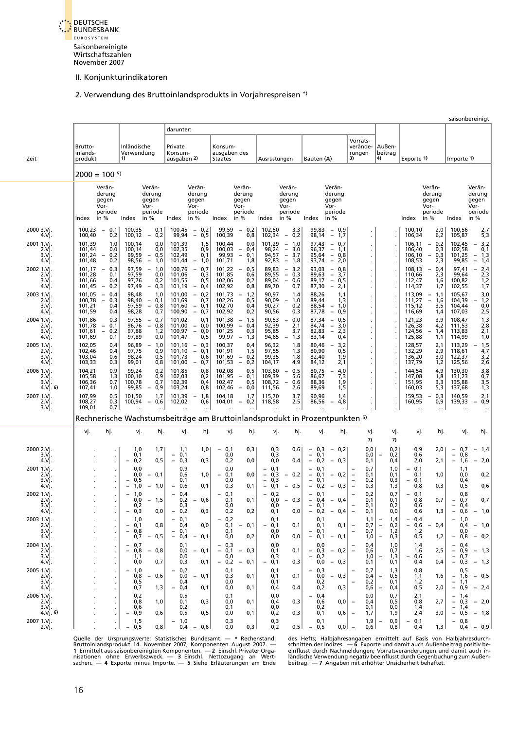Saisonbereinigte Wirtschaftszahlen
November 2007

## II. Konjunkturindikatoren

### 2. Verwendung des Bruttoinlandsprodukts in Vorjahrespreisen *)

saisonbereinigt

| Zeit | Bruttoinlandsprodukt | | Inländische Verwendung 1) | | darunter: Private Konsumausgaben 2) | | Konsumausgaben des Staates | | Ausrüstungen | | Bauten (A) | | Vorratsveränderungen 3) | Außenbeitrag 4) | Exporte 1) | | Importe 1) | |
|---|---|---|---|---|---|---|---|---|---|---|---|---|---|---|---|---|---|---|
| | **2000 = 100 5)** | | | | | | | | | | | | | | | | | |
| | Index | Veränderung gegen Vorperiode in % | Index | Veränderung gegen Vorperiode in % | Index | Veränderung gegen Vorperiode in % | Index | Veränderung gegen Vorperiode in % | Index | Veränderung gegen Vorperiode in % | Index | Veränderung gegen Vorperiode in % | | | Index | Veränderung gegen Vorperiode in % | Index | Veränderung gegen Vorperiode in % |
| 2000 3.Vj. | 100,23 | –0,1 | 100,35 | 0,1 | 100,45 | –0,2 | 99,59 | –0,2 | 102,50 | 3,3 | 99,83 | –0,9 | . | . | 100,10 | 2,0 | 100,56 | 2,7 |
| 4.Vj. | 100,40 | 0,2 | 100,12 | –0,2 | 99,94 | –0,5 | 100,39 | 0,8 | 102,34 | –0,2 | 98,14 | –1,7 | . | . | 106,34 | 6,2 | 105,87 | 5,3 |
| 2001 1.Vj. | 101,39 | 1,0 | 100,14 | 0,0 | 101,39 | 1,5 | 100,44 | 0,0 | 101,29 | –1,0 | 97,43 | –0,7 | . | . | 106,11 | –0,2 | 102,45 | –3,2 |
| 2.Vj. | 101,44 | 0,0 | 100,14 | 0,0 | 102,35 | 0,9 | 100,03 | –0,4 | 98,24 | –3,0 | 96,37 | –1,1 | . | . | 106,40 | 0,3 | 102,58 | 0,1 |
| 3.Vj. | 101,24 | –0,2 | 99,59 | –0,5 | 102,49 | 0,1 | 99,93 | –0,1 | 94,57 | –3,7 | 95,64 | –0,8 | . | . | 106,10 | –0,3 | 101,25 | –1,3 |
| 4.Vj. | 101,48 | 0,2 | 98,56 | –1,0 | 101,44 | –1,0 | 101,71 | 1,8 | 92,83 | –1,8 | 93,74 | –2,0 | . | . | 108,53 | 2,3 | 99,85 | –1,4 |
| 2002 1.Vj. | 101,17 | –0,3 | 97,59 | –1,0 | 100,76 | –0,7 | 101,22 | –0,5 | 89,83 | –3,2 | 93,03 | –0,8 | . | . | 108,13 | –0,4 | 97,41 | –2,4 |
| 2.Vj. | 101,28 | 0,1 | 97,59 | 0,0 | 101,06 | 0,3 | 101,85 | 0,6 | 89,55 | –0,3 | 89,63 | –3,7 | . | . | 110,66 | 2,3 | 99,64 | 2,3 |
| 3.Vj. | 101,66 | 0,4 | 97,76 | 0,2 | 101,55 | 0,5 | 102,06 | 0,2 | 89,04 | –0,6 | 89,17 | –0,5 | . | . | 112,47 | 1,6 | 100,82 | 1,2 |
| 4.Vj. | 101,45 | –0,2 | 97,49 | –0,3 | 101,19 | –0,4 | 102,92 | 0,8 | 89,70 | 0,7 | 87,30 | –2,1 | . | . | 114,37 | 1,7 | 102,55 | 1,7 |
| 2003 1.Vj. | 101,05 | –0,4 | 98,48 | 1,0 | 101,00 | –0,2 | 101,73 | –1,2 | 90,97 | 1,4 | 88,26 | 1,1 | . | . | 113,09 | –1,1 | 105,67 | 3,0 |
| 2.Vj. | 100,78 | –0,3 | 98,40 | –0,1 | 101,69 | 0,7 | 102,26 | 0,5 | 90,09 | –1,0 | 89,44 | 1,3 | . | . | 111,27 | –1,6 | 104,39 | –1,2 |
| 3.Vj. | 101,21 | 0,4 | 97,59 | –0,8 | 101,60 | –0,1 | 102,70 | 0,4 | 90,27 | 0,2 | 88,54 | –1,0 | . | . | 115,12 | 3,5 | 104,44 | 0,0 |
| 4.Vj. | 101,59 | 0,4 | 98,28 | 0,7 | 100,90 | –0,7 | 102,92 | 0,2 | 90,56 | 0,3 | 87,78 | –0,9 | . | . | 116,69 | 1,4 | 107,03 | 2,5 |
| 2004 1.Vj. | 101,86 | 0,3 | 97,55 | –0,7 | 101,02 | 0,1 | 101,38 | –1,5 | 90,53 | –0,0 | 87,34 | –0,5 | . | . | 121,23 | 3,9 | 108,47 | 1,3 |
| 2.Vj. | 101,78 | –0,1 | 96,76 | –0,8 | 101,00 | –0,0 | 100,99 | –0,4 | 92,39 | 2,1 | 84,74 | –3,0 | . | . | 126,38 | 4,2 | 111,53 | 2,8 |
| 3.Vj. | 101,61 | –0,2 | 97,88 | 1,2 | 100,97 | –0,0 | 101,25 | 0,3 | 95,85 | 3,7 | 82,83 | –2,3 | . | . | 124,56 | –1,4 | 113,83 | 2,1 |
| 4.Vj. | 101,69 | 0,1 | 97,89 | 0,0 | 101,47 | 0,5 | 99,97 | –1,3 | 94,65 | –1,3 | 83,14 | 0,4 | . | . | 125,88 | 1,1 | 114,99 | 1,0 |
| 2005 1.Vj. | 102,05 | 0,4 | 96,89 | –1,0 | 101,16 | –0,3 | 100,37 | 0,4 | 96,32 | 1,8 | 80,46 | –3,2 | . | . | 128,57 | 2,1 | 113,29 | –1,5 |
| 2.Vj. | 102,46 | 0,4 | 97,75 | 0,9 | 101,10 | –0,1 | 101,91 | 1,5 | 97,55 | 1,3 | 80,90 | 0,5 | . | . | 132,29 | 2,9 | 118,61 | 4,7 |
| 3.Vj. | 103,04 | 0,6 | 98,24 | 0,5 | 101,73 | 0,6 | 101,69 | –0,2 | 99,35 | 1,8 | 82,40 | 1,9 | . | . | 136,20 | 3,0 | 122,37 | 3,2 |
| 4.Vj. | 103,33 | 0,3 | 99,01 | 0,8 | 101,00 | –0,7 | 101,53 | –0,2 | 104,17 | 4,9 | 84,12 | 2,1 | . | . | 137,79 | 1,2 | 125,56 | 2,6 |
| 2006 1.Vj. | 104,21 | 0,9 | 99,24 | 0,2 | 101,85 | 0,8 | 102,08 | 0,5 | 103,60 | –0,5 | 80,75 | –4,0 | . | . | 144,54 | 4,9 | 130,30 | 3,8 |
| 2.Vj. | 105,58 | 1,3 | 100,10 | 0,9 | 102,03 | 0,2 | 101,95 | –0,1 | 109,39 | 5,6 | 86,67 | 7,3 | . | . | 147,08 | 1,8 | 131,23 | 0,7 |
| 3.Vj. | 106,36 | 0,7 | 100,78 | 0,7 | 102,39 | 0,4 | 102,47 | 0,5 | 108,72 | –0,6 | 88,36 | 1,9 | . | . | 151,95 | 3,3 | 135,88 | 3,5 |
| 4.Vj. 6) | 107,41 | 1,0 | 99,85 | –0,9 | 103,24 | 0,8 | 102,46 | –0,0 | 111,56 | 2,6 | 89,69 | 1,5 | . | . | 160,03 | 5,3 | 137,68 | 1,3 |
| 2007 1.Vj. | 107,99 | 0,5 | 101,50 | 1,7 | 101,39 | –1,8 | 104,18 | 1,7 | 115,70 | 3,7 | 90,96 | 1,4 | . | . | 159,53 | –0,3 | 140,59 | 2,1 |
| 2.Vj. | 108,27 | 0,3 | 100,94 | –0,6 | 102,02 | 0,6 | 104,01 | –0,2 | 118,58 | 2,5 | 86,56 | –4,8 | . | . | 160,95 | 0,9 | 139,33 | –0,9 |
| 3.Vj. | 109,01 | 0,7 | ... | ... | ... | ... | ... | ... | ... | ... | ... | ... | . | . | ... | ... | ... | ... |

**Rechnerische Wachstumsbeiträge am Bruttoinlandsprodukt in Prozentpunkten 5)**

| Zeit | Bruttoinlandsprodukt vj. | hj. | Inländische Verwendung vj. | hj. | Private Konsumausgaben vj. | hj. | Konsumausgaben des Staates vj. | hj. | Ausrüstungen vj. | hj. | Bauten (A) vj. | hj. | Vorratsveränderungen vj. 7) | Außenbeitrag vj. 7) | Exporte vj. | hj. | Importe vj. | hj. |
|---|---|---|---|---|---|---|---|---|---|---|---|---|---|---|---|---|---|---|
| 2000 2.Vj. | . | . | 1,0 | 1,7 | 1,1 | 1,0 | –0,1 | 0,3 | 0,3 | 0,6 | –0,3 | –0,2 | 0,0 | 0,2 | 0,9 | 2,0 | –0,7 | –1,4 |
| 3.Vj. | . | . | 0,1 | | –0,1 | | 0,0 | | 0,3 | | –0,1 | | 0,0 | –0,2 | 0,6 | | –0,8 | |
| 4.Vj. | . | . | –0,2 | 0,5 | –0,3 | 0,3 | 0,2 | 0,0 | 0,0 | 0,4 | –0,2 | –0,3 | 0,1 | 0,4 | 2,0 | 2,1 | –1,6 | –2,0 |
| 2001 1.Vj. | . | . | 0,0 | | 0,9 | | 0,0 | | –0,1 | | –0,1 | | –0,7 | 1,0 | –0,1 | | 1,1 | |
| 2.Vj. | . | . | 0,0 | –0,1 | 0,6 | 1,0 | –0,1 | 0,0 | –0,3 | –0,2 | –0,1 | –0,2 | –0,1 | 0,1 | 0,1 | 1,0 | 0,0 | 0,2 |
| 3.Vj. | . | . | –0,5 | | 0,1 | | 0,0 | | –0,3 | | –0,1 | | –0,2 | 0,3 | –0,1 | | 0,4 | |
| 4.Vj. | . | . | –1,0 | –1,0 | –0,6 | 0,1 | 0,3 | 0,1 | –0,1 | –0,5 | –0,2 | –0,3 | –0,3 | 1,3 | 0,8 | 0,3 | 0,5 | 0,6 |
| 2002 1.Vj. | . | . | –1,0 | | –0,4 | | –0,1 | | –0,2 | | –0,1 | | –0,2 | 0,7 | –0,1 | | 0,8 | |
| 2.Vj. | . | . | 0,0 | –1,5 | 0,2 | –0,6 | 0,1 | 0,1 | 0,0 | –0,3 | –0,4 | –0,4 | 0,1 | 0,1 | 0,8 | 0,7 | –0,7 | 0,7 |
| 3.Vj. | . | . | 0,2 | | 0,3 | | 0,0 | | 0,0 | | –0,1 | | –0,1 | 0,2 | 0,6 | | –0,4 | |
| 4.Vj. | . | . | –0,3 | 0,0 | –0,2 | 0,3 | 0,2 | 0,2 | 0,1 | 0,0 | –0,2 | –0,4 | –0,1 | 0,0 | 0,6 | 1,3 | –0,6 | –1,0 |
| 2003 1.Vj. | . | . | 1,0 | | –0,1 | | –0,2 | | 0,1 | | 0,1 | | 1,1 | –1,4 | –0,4 | | –1,0 | |
| 2.Vj. | . | . | –0,1 | 0,8 | 0,4 | 0,0 | 0,1 | –0,1 | –0,1 | 0,1 | 0,1 | 0,1 | –0,7 | –0,2 | –0,6 | –0,4 | 0,4 | –1,0 |
| 3.Vj. | . | . | –0,8 | | –0,1 | | 0,1 | | 0,0 | | –0,1 | | –0,7 | 1,2 | 1,2 | | 0,0 | |
| 4.Vj. | . | . | 0,7 | –0,5 | –0,4 | –0,1 | 0,0 | 0,2 | 0,0 | 0,0 | –0,1 | –0,1 | 1,0 | –0,3 | 0,5 | 1,2 | –0,8 | –0,2 |
| 2004 1.Vj. | . | . | –0,7 | | 0,1 | | –0,3 | | 0,0 | | 0,0 | | –0,4 | 1,0 | 1,4 | | –0,4 | |
| 2.Vj. | . | . | –0,8 | –0,8 | 0,0 | –0,1 | –0,1 | –0,3 | 0,1 | 0,1 | –0,3 | –0,2 | –0,6 | 0,7 | 1,6 | 2,5 | –0,9 | –1,3 |
| 3.Vj. | . | . | 1,1 | | 0,0 | | 0,0 | | 0,3 | | –0,2 | | 1,0 | –1,3 | –0,6 | | –0,7 | |
| 4.Vj. | . | . | 0,0 | 0,7 | 0,3 | 0,1 | –0,2 | –0,1 | –0,1 | 0,3 | 0,0 | –0,3 | 0,1 | 0,1 | 0,4 | 0,4 | –0,3 | –1,3 |
| 2005 1.Vj. | . | . | –1,0 | | –0,2 | | 0,1 | | 0,1 | | –0,3 | | –0,7 | 1,3 | 0,8 | | 0,5 | |
| 2.Vj. | . | . | 0,8 | –0,6 | 0,0 | –0,1 | 0,3 | 0,1 | 0,1 | 0,1 | 0,0 | –0,3 | 0,4 | –0,5 | 1,1 | 1,6 | –1,6 | –0,5 |
| 3.Vj. | . | . | 0,5 | | 0,4 | | 0,0 | | 0,1 | | 0,2 | | –0,2 | 0,1 | 1,2 | | –1,1 | |
| 4.Vj. | . | . | 0,7 | 1,3 | –0,4 | 0,1 | 0,0 | 0,1 | 0,4 | 0,4 | 0,2 | 0,3 | 0,6 | –0,4 | 0,5 | 2,0 | –0,9 | –2,4 |
| 2006 1.Vj. | . | . | 0,2 | | 0,5 | | 0,1 | | 0,0 | | –0,4 | | 0,0 | 0,7 | 2,1 | | –1,4 | |
| 2.Vj. | . | . | 0,8 | 1,0 | 0,1 | 0,3 | 0,0 | 0,1 | 0,4 | 0,3 | 0,6 | 0,0 | –0,4 | 0,5 | 0,8 | 2,7 | –0,3 | –2,0 |
| 3.Vj. | . | . | 0,6 | | 0,2 | | 0,1 | | 0,0 | | 0,2 | | 0,1 | 0,0 | 1,4 | | –1,4 | |
| 4.Vj. 6) | . | . | –0,9 | 0,6 | 0,5 | 0,5 | 0,0 | 0,1 | 0,2 | 0,3 | 0,1 | 0,6 | –1,7 | 1,9 | 2,4 | 3,0 | –0,5 | –1,8 |
| 2007 1.Vj. | . | . | 1,5 | | –1,0 | | 0,3 | | 0,3 | | 0,1 | | 1,9 | –0,9 | –0,1 | | –0,8 | |
| 2.Vj. | . | . | –0,5 | 0,8 | 0,4 | –0,6 | 0,0 | 0,3 | 0,2 | 0,5 | –0,5 | 0,0 | –0,6 | 0,8 | 0,4 | 1,3 | 0,4 | –0,9 |

Quelle der Ursprungswerte: Statistisches Bundesamt. — * Rechenstand: Bruttoinlandsprodukt 14. November 2007, Komponenten August 2007. — **1** Ermittelt aus saisonbereinigten Komponenten. — **2** Einschl. Privater Organisationen ohne Erwerbszweck. — **3** Einschl. Nettozugang an Wertsachen. — **4** Exporte minus Importe. — **5** Siehe Erläuterungen am Ende des Hefts; Halbjahresangaben ermittelt auf Basis von Halbjahresdurchschnitten der Indizes. — **6** Exporte und damit auch Außenbeitrag positiv beeinflusst durch Nachmeldungen; Vorratsveränderungen und damit auch inländische Verwendung negativ beeinflusst durch Gegenbuchung zum Außenbeitrag. — **7** Angaben mit erhöhter Unsicherheit behaftet.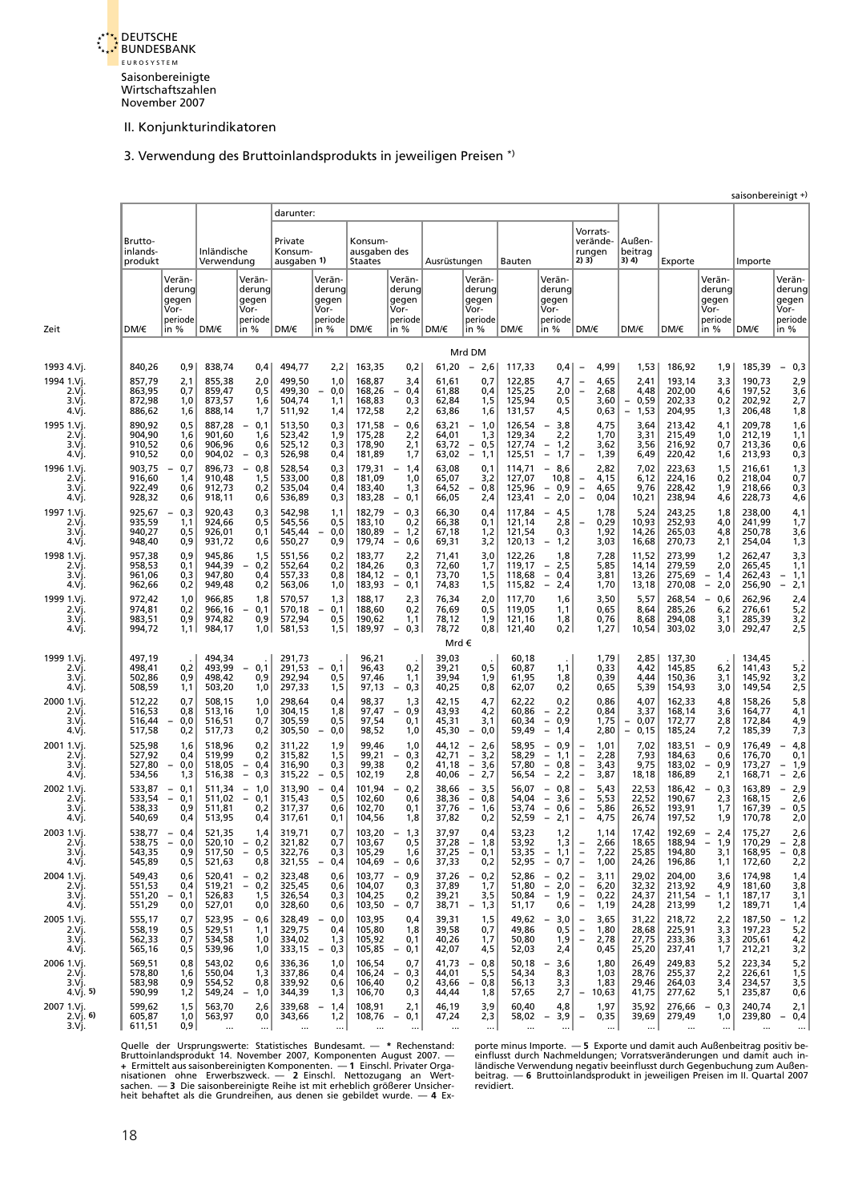Saisonbereinigte Wirtschaftszahlen November 2007

II. Konjunkturindikatoren

## 3. Verwendung des Bruttoinlandsprodukts in jeweiligen Preisen *)

saisonbereinigt +)

| Zeit | Bruttoinlandsprodukt | | Inländische Verwendung | | darunter: Private Konsumausgaben 1) | | Konsumausgaben des Staates | | Ausrüstungen | | Bauten | | Vorratsveränderungen 2) 3) | Außenbeitrag 3) 4) | Exporte | | Importe | |
|---|---|---|---|---|---|---|---|---|---|---|---|---|---|---|---|---|---|---|
| | DM/€ | Veränderung gegen Vorperiode in % | DM/€ | Veränderung gegen Vorperiode in % | DM/€ | Veränderung gegen Vorperiode in % | DM/€ | Veränderung gegen Vorperiode in % | DM/€ | Veränderung gegen Vorperiode in % | DM/€ | Veränderung gegen Vorperiode in % | DM/€ | DM/€ | DM/€ | Veränderung gegen Vorperiode in % | DM/€ | Veränderung gegen Vorperiode in % |
| | Mrd DM | | | | | | | | | | | | | | | | | |
| 1993 4.Vj. | 840,26 | 0,9 | 838,74 | 0,4 | 494,77 | 2,2 | 163,35 | 0,2 | 61,20 | – 2,6 | 117,33 | 0,4 | – 4,99 | 1,53 | 186,92 | 1,9 | 185,39 | – 0,3 |
| 1994 1.Vj. | 857,79 | 2,1 | 855,38 | 2,0 | 499,50 | 1,0 | 168,87 | 3,4 | 61,61 | 0,7 | 122,85 | 4,7 | – 4,65 | 2,41 | 193,14 | 3,3 | 190,73 | 2,9 |
| 2.Vj. | 863,95 | 0,7 | 859,47 | 0,5 | 499,30 | – 0,0 | 168,26 | – 0,4 | 61,88 | 0,4 | 125,25 | 2,0 | – 2,68 | 4,48 | 202,00 | 4,6 | 197,52 | 3,6 |
| 3.Vj. | 872,98 | 1,0 | 873,57 | 1,6 | 504,74 | 1,1 | 168,83 | 0,3 | 62,84 | 1,5 | 125,94 | 0,5 | 3,60 | – 0,59 | 202,33 | 0,2 | 202,92 | 2,7 |
| 4.Vj. | 886,62 | 1,6 | 888,14 | 1,7 | 511,92 | 1,4 | 172,58 | 2,2 | 63,86 | 1,6 | 131,57 | 4,5 | 0,63 | – 1,53 | 204,95 | 1,3 | 206,48 | 1,8 |
| 1995 1.Vj. | 890,92 | 0,5 | 887,28 | – 0,1 | 513,50 | 0,3 | 171,58 | – 0,6 | 63,21 | – 1,0 | 126,54 | – 3,8 | 4,75 | 3,64 | 213,42 | 4,1 | 209,78 | 1,6 |
| 2.Vj. | 904,90 | 1,6 | 901,60 | 1,6 | 523,42 | 1,9 | 175,28 | 2,2 | 64,01 | 1,3 | 129,34 | 2,2 | 1,70 | 3,31 | 215,49 | 1,0 | 212,19 | 1,1 |
| 3.Vj. | 910,52 | 0,6 | 906,96 | 0,6 | 525,12 | 0,3 | 178,90 | 2,1 | 63,72 | – 0,5 | 127,74 | – 1,2 | 3,62 | 3,56 | 216,92 | 0,7 | 213,36 | 0,6 |
| 4.Vj. | 910,52 | 0,0 | 904,02 | – 0,3 | 526,98 | 0,4 | 181,89 | 1,7 | 63,02 | – 1,1 | 125,51 | – 1,7 | – 1,39 | 6,49 | 220,42 | 1,6 | 213,93 | 0,3 |
| 1996 1.Vj. | 903,75 | – 0,7 | 896,73 | – 0,8 | 528,54 | 0,3 | 179,31 | – 1,4 | 63,08 | 0,1 | 114,71 | – 8,6 | 2,82 | 7,02 | 223,63 | 1,5 | 216,61 | 1,3 |
| 2.Vj. | 916,60 | 1,4 | 910,48 | 1,5 | 533,00 | 0,8 | 181,09 | 1,0 | 65,07 | 3,2 | 127,07 | 10,8 | – 4,15 | 6,12 | 224,16 | 0,2 | 218,04 | 0,7 |
| 3.Vj. | 922,49 | 0,6 | 912,73 | 0,2 | 535,04 | 0,4 | 183,40 | 1,3 | 64,52 | – 0,8 | 125,96 | – 0,9 | – 4,65 | 9,76 | 228,42 | 1,9 | 218,66 | 0,3 |
| 4.Vj. | 928,32 | 0,6 | 918,11 | 0,6 | 536,89 | 0,3 | 183,28 | – 0,1 | 66,05 | 2,4 | 123,41 | – 2,0 | – 0,04 | 10,21 | 238,94 | 4,6 | 228,73 | 4,6 |
| 1997 1.Vj. | 925,67 | – 0,3 | 920,43 | 0,3 | 542,98 | 1,1 | 182,79 | – 0,3 | 66,30 | 0,4 | 117,84 | – 4,5 | 1,78 | 5,24 | 243,25 | 1,8 | 238,00 | 4,1 |
| 2.Vj. | 935,59 | 1,1 | 924,66 | 0,5 | 545,56 | 0,5 | 183,10 | 0,2 | 66,38 | 0,1 | 121,14 | 2,8 | – 0,29 | 10,93 | 252,93 | 4,0 | 241,99 | 1,7 |
| 3.Vj. | 940,27 | 0,5 | 926,01 | 0,1 | 545,44 | – 0,0 | 180,89 | – 1,2 | 67,18 | 1,2 | 121,54 | 0,3 | 1,92 | 14,26 | 265,03 | 4,8 | 250,78 | 3,6 |
| 4.Vj. | 948,40 | 0,9 | 931,72 | 0,6 | 550,27 | 0,9 | 179,74 | – 0,6 | 69,31 | 3,2 | 120,13 | – 1,2 | 3,03 | 16,68 | 270,73 | 2,1 | 254,04 | 1,3 |
| 1998 1.Vj. | 957,38 | 0,9 | 945,86 | 1,5 | 551,56 | 0,2 | 183,77 | 2,2 | 71,41 | 3,0 | 122,26 | 1,8 | 7,28 | 11,52 | 273,99 | 1,2 | 262,47 | 3,3 |
| 2.Vj. | 958,53 | 0,1 | 944,39 | – 0,2 | 552,64 | 0,2 | 184,26 | 0,3 | 72,60 | 1,7 | 119,17 | – 2,5 | 5,85 | 14,14 | 279,59 | 2,0 | 265,45 | 1,1 |
| 3.Vj. | 961,06 | 0,3 | 947,80 | 0,4 | 557,33 | 0,8 | 184,12 | – 0,1 | 73,70 | 1,5 | 118,68 | – 0,4 | 3,81 | 13,26 | 275,69 | – 1,4 | 262,43 | – 1,1 |
| 4.Vj. | 962,66 | 0,2 | 949,48 | 0,2 | 563,06 | 1,0 | 183,93 | – 0,1 | 74,83 | 1,5 | 115,82 | – 2,4 | 1,70 | 13,18 | 270,08 | – 2,0 | 256,90 | – 2,1 |
| 1999 1.Vj. | 972,42 | 1,0 | 966,85 | 1,8 | 570,57 | 1,3 | 188,17 | 2,3 | 76,34 | 2,0 | 117,70 | 1,6 | 3,50 | 5,57 | 268,54 | – 0,6 | 262,96 | 2,4 |
| 2.Vj. | 974,81 | 0,2 | 966,16 | – 0,1 | 570,18 | – 0,1 | 188,60 | 0,2 | 76,69 | 0,5 | 119,05 | 1,1 | 0,65 | 8,64 | 285,26 | 6,2 | 276,61 | 5,2 |
| 3.Vj. | 983,51 | 0,9 | 974,82 | 0,9 | 572,94 | 0,5 | 190,62 | 1,1 | 78,12 | 1,9 | 121,16 | 1,8 | 0,76 | 8,68 | 294,08 | 3,1 | 285,39 | 3,2 |
| 4.Vj. | 994,72 | 1,1 | 984,17 | 1,0 | 581,53 | 1,5 | 189,97 | – 0,3 | 78,72 | 0,8 | 121,40 | 0,2 | 1,27 | 10,54 | 303,02 | 3,0 | 292,47 | 2,5 |
| | Mrd € | | | | | | | | | | | | | | | | | |
| 1999 1.Vj. | 497,19 | . | 494,34 | . | 291,73 | . | 96,21 | . | 39,03 | . | 60,18 | . | 1,79 | 2,85 | 137,30 | . | 134,45 | . |
| 2.Vj. | 498,41 | 0,2 | 493,99 | – 0,1 | 291,53 | – 0,1 | 96,43 | 0,2 | 39,21 | 0,5 | 60,87 | 1,1 | 0,33 | 4,42 | 145,85 | 6,2 | 141,43 | 5,2 |
| 3.Vj. | 502,86 | 0,9 | 498,42 | 0,9 | 292,94 | 0,5 | 97,46 | 1,1 | 39,94 | 1,9 | 61,95 | 1,8 | 0,39 | 4,44 | 150,36 | 3,1 | 145,92 | 3,2 |
| 4.Vj. | 508,59 | 1,1 | 503,20 | 1,0 | 297,33 | 1,5 | 97,13 | – 0,3 | 40,25 | 0,8 | 62,07 | 0,2 | 0,65 | 5,39 | 154,93 | 3,0 | 149,54 | 2,5 |
| 2000 1.Vj. | 512,22 | 0,7 | 508,15 | 1,0 | 298,64 | 0,4 | 98,37 | 1,3 | 42,15 | 4,7 | 62,22 | 0,2 | 0,86 | 4,07 | 162,33 | 4,8 | 158,26 | 5,8 |
| 2.Vj. | 516,53 | 0,8 | 513,16 | 1,0 | 304,15 | 1,8 | 97,47 | – 0,9 | 43,93 | 4,2 | 60,86 | – 2,2 | 0,84 | 3,37 | 168,14 | 3,6 | 164,77 | 4,1 |
| 3.Vj. | 516,44 | – 0,0 | 516,51 | 0,7 | 305,59 | 0,5 | 97,54 | 0,1 | 45,31 | 3,1 | 60,34 | – 0,9 | 1,75 | – 0,07 | 172,77 | 2,8 | 172,84 | 4,9 |
| 4.Vj. | 517,58 | 0,2 | 517,73 | 0,2 | 305,50 | – 0,0 | 98,52 | 1,0 | 45,30 | – 0,0 | 59,49 | – 1,4 | 2,80 | – 0,15 | 185,24 | 7,2 | 185,39 | 7,3 |
| 2001 1.Vj. | 525,98 | 1,6 | 518,96 | 0,2 | 311,22 | 1,9 | 99,46 | 1,0 | 44,12 | – 2,6 | 58,95 | – 0,9 | – 1,01 | 7,02 | 183,51 | – 0,9 | 176,49 | – 4,8 |
| 2.Vj. | 527,92 | 0,4 | 519,99 | 0,2 | 315,82 | 1,5 | 99,21 | – 0,3 | 42,71 | – 3,2 | 58,29 | – 1,1 | – 2,28 | 7,93 | 184,63 | 0,6 | 176,70 | 0,1 |
| 3.Vj. | 527,80 | – 0,0 | 518,05 | – 0,4 | 316,90 | 0,3 | 99,38 | 0,2 | 41,18 | – 3,6 | 57,80 | – 0,8 | – 3,43 | 9,75 | 183,02 | – 0,9 | 173,27 | – 1,9 |
| 4.Vj. | 534,56 | 1,3 | 516,38 | – 0,3 | 315,22 | – 0,5 | 102,19 | 2,8 | 40,06 | – 2,7 | 56,54 | – 2,2 | – 3,87 | 18,18 | 186,89 | 2,1 | 168,71 | – 2,6 |
| 2002 1.Vj. | 533,87 | – 0,1 | 511,34 | – 1,0 | 313,90 | – 0,4 | 101,94 | – 0,2 | 38,66 | – 3,5 | 56,07 | – 0,8 | – 5,43 | 22,53 | 186,42 | – 0,3 | 163,89 | – 2,9 |
| 2.Vj. | 533,54 | – 0,1 | 511,02 | – 0,1 | 315,43 | 0,5 | 102,60 | 0,6 | 38,36 | – 0,8 | 54,04 | – 3,6 | – 5,53 | 22,52 | 190,67 | 2,3 | 168,15 | 2,6 |
| 3.Vj. | 538,33 | 0,9 | 511,81 | 0,2 | 317,37 | 0,6 | 102,70 | 0,1 | 37,76 | – 1,6 | 53,74 | – 0,6 | – 5,86 | 26,52 | 193,91 | 1,7 | 167,39 | – 0,5 |
| 4.Vj. | 540,69 | 0,4 | 513,95 | 0,4 | 317,61 | 0,1 | 104,56 | 1,8 | 37,82 | 0,2 | 52,59 | – 2,1 | – 4,75 | 26,74 | 197,52 | 1,9 | 170,78 | 2,0 |
| 2003 1.Vj. | 538,77 | – 0,4 | 521,35 | 1,4 | 319,71 | 0,7 | 103,20 | – 1,3 | 37,97 | 0,4 | 53,23 | 1,2 | 1,14 | 17,42 | 192,69 | – 2,4 | 175,27 | 2,6 |
| 2.Vj. | 538,75 | – 0,0 | 520,10 | – 0,2 | 321,82 | 0,7 | 103,67 | 0,5 | 37,28 | – 1,8 | 53,92 | 1,3 | – 2,66 | 18,65 | 188,94 | – 1,9 | 170,29 | – 2,8 |
| 3.Vj. | 543,35 | 0,9 | 517,50 | – 0,5 | 322,76 | 0,3 | 105,29 | 1,6 | 37,25 | – 0,1 | 53,35 | – 1,1 | – 7,22 | 25,85 | 194,80 | 3,1 | 168,95 | – 0,8 |
| 4.Vj. | 545,89 | 0,5 | 521,63 | 0,8 | 321,55 | – 0,4 | 104,69 | – 0,6 | 37,33 | 0,2 | 52,95 | – 0,7 | – 1,00 | 24,26 | 196,86 | 1,1 | 172,60 | 2,2 |
| 2004 1.Vj. | 549,43 | 0,6 | 520,41 | – 0,2 | 323,48 | 0,6 | 103,77 | – 0,9 | 37,26 | – 0,2 | 52,86 | – 0,2 | – 3,11 | 29,02 | 204,00 | 3,6 | 174,98 | 1,4 |
| 2.Vj. | 551,53 | 0,4 | 519,21 | – 0,2 | 325,45 | 0,6 | 104,07 | 0,3 | 37,89 | 1,7 | 51,80 | – 2,0 | – 6,20 | 32,32 | 213,92 | 4,9 | 181,60 | 3,8 |
| 3.Vj. | 551,20 | – 0,1 | 526,83 | 1,5 | 326,54 | 0,3 | 104,25 | 0,2 | 39,21 | 3,5 | 50,84 | – 1,9 | – 0,22 | 24,37 | 211,54 | – 1,1 | 187,17 | 3,1 |
| 4.Vj. | 551,29 | 0,0 | 527,01 | 0,0 | 328,60 | 0,6 | 103,50 | – 0,7 | 38,71 | – 1,3 | 51,17 | 0,6 | – 1,19 | 24,28 | 213,99 | 1,2 | 189,71 | 1,4 |
| 2005 1.Vj. | 555,17 | 0,7 | 523,95 | – 0,6 | 328,49 | – 0,0 | 103,95 | 0,4 | 39,31 | 1,5 | 49,62 | – 3,0 | – 3,65 | 31,22 | 218,72 | 2,2 | 187,50 | – 1,2 |
| 2.Vj. | 558,19 | 0,5 | 529,51 | 1,1 | 329,75 | 0,4 | 105,80 | 1,8 | 39,58 | 0,7 | 49,86 | 0,5 | – 1,80 | 28,68 | 225,91 | 3,3 | 197,23 | 5,2 |
| 3.Vj. | 562,33 | 0,7 | 534,58 | 1,0 | 334,02 | 1,3 | 105,92 | 0,1 | 40,26 | 1,7 | 50,80 | 1,9 | – 2,78 | 27,75 | 233,36 | 3,3 | 205,61 | 4,2 |
| 4.Vj. | 565,16 | 0,5 | 539,96 | 1,0 | 333,15 | – 0,3 | 105,85 | – 0,1 | 42,07 | 4,5 | 52,03 | 2,4 | 0,45 | 25,20 | 237,41 | 1,7 | 212,21 | 3,2 |
| 2006 1.Vj. | 569,51 | 0,8 | 543,02 | 0,6 | 336,36 | 1,0 | 106,54 | 0,7 | 41,73 | – 0,8 | 50,18 | – 3,6 | 1,80 | 26,49 | 249,83 | 5,2 | 223,34 | 5,2 |
| 2.Vj. | 578,80 | 1,6 | 550,04 | 1,3 | 337,86 | 0,4 | 106,24 | – 0,3 | 44,01 | 5,5 | 54,34 | 8,3 | 1,03 | 28,76 | 255,37 | 2,2 | 226,61 | 1,5 |
| 3.Vj. | 583,98 | 0,9 | 554,52 | 0,8 | 339,92 | 0,6 | 106,40 | 0,2 | 43,66 | – 0,8 | 56,13 | 3,3 | 1,83 | 29,46 | 264,03 | 3,4 | 234,57 | 3,5 |
| 4.Vj. 5) | 590,99 | 1,2 | 549,24 | – 1,0 | 344,39 | 1,3 | 106,70 | 0,3 | 44,44 | 1,8 | 57,65 | 2,7 | – 10,63 | 41,75 | 277,62 | 5,1 | 235,87 | 0,6 |
| 2007 1.Vj. | 599,62 | 1,5 | 563,70 | 2,6 | 339,68 | – 1,4 | 108,91 | 2,1 | 46,19 | 3,9 | 60,40 | 4,8 | 1,97 | 35,92 | 276,66 | – 0,3 | 240,74 | 2,1 |
| 2.Vj. 6) | 605,87 | 1,0 | 563,97 | 0,0 | 343,66 | 1,2 | 108,76 | – 0,1 | 47,24 | 2,3 | 58,02 | – 3,9 | – 0,35 | 39,69 | 279,49 | 1,0 | 239,80 | – 0,4 |
| 3.Vj. | 611,51 | 0,9 | ... | ... | ... | ... | ... | ... | ... | ... | ... | ... | ... | ... | ... | ... | ... | ... |

Quelle der Ursprungswerte: Statistisches Bundesamt. — * Rechenstand: Bruttoinlandsprodukt 14. November 2007, Komponenten August 2007. — + Ermittelt aus saisonbereinigten Komponenten. — 1 Einschl. Privater Organisationen ohne Erwerbszweck. — 2 Einschl. Nettozugang an Wertsachen. — 3 Die saisonbereinigte Reihe ist mit erheblich größerer Unsicherheit behaftet als die Grundreihen, aus denen sie gebildet wurde. — 4 Exporte minus Importe. — 5 Exporte und damit auch Außenbeitrag positiv beeinflusst durch Nachmeldungen; Vorratsveränderungen und damit auch inländische Verwendung negativ beeinflusst durch Gegenbuchung zum Außenbeitrag. — 6 Bruttoinlandsprodukt in jeweiligen Preisen im II. Quartal 2007 revidiert.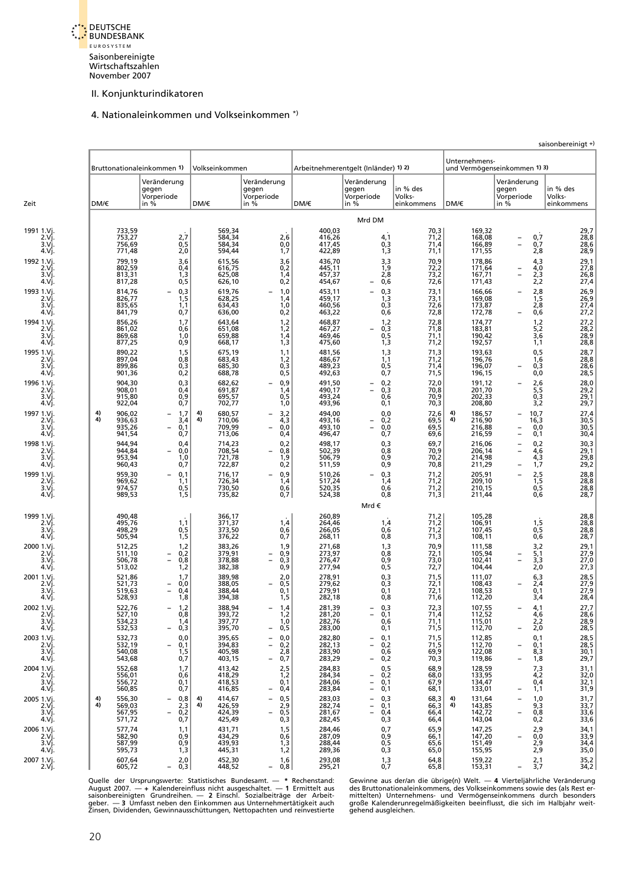Saisonbereinigte Wirtschaftszahlen
November 2007

## II. Konjunkturindikatoren

### 4. Nationaleinkommen und Volkseinkommen *)

saisonbereinigt +)

| Zeit | Bruttonationaleinkommen 1) | | Volkseinkommen | | Arbeitnehmerentgelt (Inländer) 1) 2) | | | Unternehmens- und Vermögenseinkommen 1) 3) | | |
|---|---|---|---|---|---|---|---|---|---|---|
| | DM/€ | Veränderung gegen Vorperiode in % | DM/€ | Veränderung gegen Vorperiode in % | DM/€ | Veränderung gegen Vorperiode in % | in % des Volks-einkommens | DM/€ | Veränderung gegen Vorperiode in % | in % des Volks-einkommens |
| | Mrd DM | | | | | | | | | |
| 1991 1.Vj. | 733,59 | . | 569,34 | . | 400,03 | . | 70,3 | 169,32 | . | 29,7 |
| 2.Vj. | 753,27 | 2,7 | 584,34 | 2,6 | 416,26 | 4,1 | 71,2 | 168,08 | – 0,7 | 28,8 |
| 3.Vj. | 756,69 | 0,5 | 584,34 | 0,0 | 417,45 | 0,3 | 71,4 | 166,89 | – 0,7 | 28,6 |
| 4.Vj. | 771,48 | 2,0 | 594,44 | 1,7 | 422,89 | 1,3 | 71,1 | 171,55 | 2,8 | 28,9 |
| 1992 1.Vj. | 799,19 | 3,6 | 615,56 | 3,6 | 436,70 | 3,3 | 70,9 | 178,86 | 4,3 | 29,1 |
| 2.Vj. | 802,59 | 0,4 | 616,75 | 0,2 | 445,11 | 1,9 | 72,2 | 171,64 | – 4,0 | 27,8 |
| 3.Vj. | 813,31 | 1,3 | 625,08 | 1,4 | 457,37 | 2,8 | 73,2 | 167,71 | – 2,3 | 26,8 |
| 4.Vj. | 817,28 | 0,5 | 626,10 | 0,2 | 454,67 | – 0,6 | 72,6 | 171,43 | 2,2 | 27,4 |
| 1993 1.Vj. | 814,76 | – 0,3 | 619,76 | – 1,0 | 453,11 | – 0,3 | 73,1 | 166,66 | – 2,8 | 26,9 |
| 2.Vj. | 826,77 | 1,5 | 628,25 | 1,4 | 459,17 | 1,3 | 73,1 | 169,08 | 1,5 | 26,9 |
| 3.Vj. | 835,65 | 1,1 | 634,43 | 1,0 | 460,56 | 0,3 | 72,6 | 173,87 | 2,8 | 27,4 |
| 4.Vj. | 841,79 | 0,7 | 636,00 | 0,2 | 463,22 | 0,6 | 72,8 | 172,78 | – 0,6 | 27,2 |
| 1994 1.Vj. | 856,26 | 1,7 | 643,64 | 1,2 | 468,87 | 1,2 | 72,8 | 174,77 | 1,2 | 27,2 |
| 2.Vj. | 861,02 | 0,6 | 651,08 | 1,2 | 467,27 | – 0,3 | 71,8 | 183,81 | 5,2 | 28,2 |
| 3.Vj. | 869,68 | 1,0 | 659,88 | 1,4 | 469,46 | 0,5 | 71,1 | 190,42 | 3,6 | 28,9 |
| 4.Vj. | 877,25 | 0,9 | 668,17 | 1,3 | 475,60 | 1,3 | 71,2 | 192,57 | 1,1 | 28,8 |
| 1995 1.Vj. | 890,22 | 1,5 | 675,19 | 1,1 | 481,56 | 1,3 | 71,3 | 193,63 | 0,5 | 28,7 |
| 2.Vj. | 897,04 | 0,8 | 683,43 | 1,2 | 486,67 | 1,1 | 71,2 | 196,76 | 1,6 | 28,8 |
| 3.Vj. | 899,86 | 0,3 | 685,30 | 0,3 | 489,23 | 0,5 | 71,4 | 196,07 | – 0,3 | 28,6 |
| 4.Vj. | 901,36 | 0,2 | 688,78 | 0,5 | 492,63 | 0,7 | 71,5 | 196,15 | 0,0 | 28,5 |
| 1996 1.Vj. | 904,30 | 0,3 | 682,62 | – 0,9 | 491,50 | – 0,2 | 72,0 | 191,12 | – 2,6 | 28,0 |
| 2.Vj. | 908,01 | 0,4 | 691,87 | 1,4 | 490,17 | – 0,3 | 70,8 | 201,70 | 5,5 | 29,2 |
| 3.Vj. | 915,80 | 0,9 | 695,57 | 0,5 | 493,24 | 0,6 | 70,9 | 202,33 | 0,3 | 29,1 |
| 4.Vj. | 922,04 | 0,7 | 702,77 | 1,0 | 493,96 | 0,1 | 70,3 | 208,80 | 3,2 | 29,7 |
| 1997 1.Vj. | 4) 906,02 | – 1,7 | 4) 680,57 | – 3,2 | 494,00 | 0,0 | 72,6 | 4) 186,57 | – 10,7 | 27,4 |
| 2.Vj. | 4) 936,63 | 3,4 | 4) 710,06 | 4,3 | 493,16 | – 0,2 | 69,5 | 4) 216,90 | 16,3 | 30,5 |
| 3.Vj. | 935,26 | – 0,1 | 709,99 | – 0,0 | 493,10 | – 0,0 | 69,5 | 216,88 | – 0,0 | 30,5 |
| 4.Vj. | 941,54 | 0,7 | 713,06 | 0,4 | 496,47 | 0,7 | 69,6 | 216,59 | – 0,1 | 30,4 |
| 1998 1.Vj. | 944,94 | 0,4 | 714,23 | 0,2 | 498,17 | 0,3 | 69,7 | 216,06 | – 0,2 | 30,3 |
| 2.Vj. | 944,84 | – 0,0 | 708,54 | – 0,8 | 502,39 | 0,8 | 70,9 | 206,14 | – 4,6 | 29,1 |
| 3.Vj. | 953,94 | 1,0 | 721,78 | 1,9 | 506,79 | 0,9 | 70,2 | 214,98 | 4,3 | 29,8 |
| 4.Vj. | 960,43 | 0,7 | 722,87 | 0,2 | 511,59 | 0,9 | 70,8 | 211,29 | – 1,7 | 29,2 |
| 1999 1.Vj. | 959,30 | – 0,1 | 716,17 | – 0,9 | 510,26 | – 0,3 | 71,2 | 205,91 | – 2,5 | 28,8 |
| 2.Vj. | 969,62 | 1,1 | 726,34 | 1,4 | 517,24 | 1,4 | 71,2 | 209,10 | 1,5 | 28,8 |
| 3.Vj. | 974,57 | 0,5 | 730,50 | 0,6 | 520,35 | 0,6 | 71,2 | 210,15 | 0,5 | 28,8 |
| 4.Vj. | 989,53 | 1,5 | 735,82 | 0,7 | 524,38 | 0,8 | 71,3 | 211,44 | 0,6 | 28,7 |
| | Mrd € | | | | | | | | | |
| 1999 1.Vj. | 490,48 | . | 366,17 | . | 260,89 | . | 71,2 | 105,28 | . | 28,8 |
| 2.Vj. | 495,76 | 1,1 | 371,37 | 1,4 | 264,46 | 1,4 | 71,2 | 106,91 | 1,5 | 28,8 |
| 3.Vj. | 498,29 | 0,5 | 373,50 | 0,6 | 266,05 | 0,6 | 71,2 | 107,45 | 0,5 | 28,8 |
| 4.Vj. | 505,94 | 1,5 | 376,22 | 0,7 | 268,11 | 0,8 | 71,3 | 108,11 | 0,6 | 28,7 |
| 2000 1.Vj. | 512,25 | 1,2 | 383,26 | 1,9 | 271,68 | 1,3 | 70,9 | 111,58 | 3,2 | 29,1 |
| 2.Vj. | 511,10 | – 0,2 | 379,91 | – 0,9 | 273,97 | 0,8 | 72,1 | 105,94 | – 5,1 | 27,9 |
| 3.Vj. | 506,78 | – 0,8 | 378,88 | – 0,3 | 276,47 | 0,9 | 73,0 | 102,41 | – 3,3 | 27,0 |
| 4.Vj. | 513,02 | 1,2 | 382,38 | 0,9 | 277,94 | 0,5 | 72,7 | 104,44 | 2,0 | 27,3 |
| 2001 1.Vj. | 521,86 | 1,7 | 389,98 | 2,0 | 278,91 | 0,3 | 71,5 | 111,07 | 6,3 | 28,5 |
| 2.Vj. | 521,73 | – 0,0 | 388,05 | – 0,5 | 279,62 | 0,3 | 72,1 | 108,43 | – 2,4 | 27,9 |
| 3.Vj. | 519,63 | – 0,4 | 388,44 | 0,1 | 279,91 | 0,1 | 72,1 | 108,53 | 0,1 | 27,9 |
| 4.Vj. | 528,93 | 1,8 | 394,38 | 1,5 | 282,18 | 0,8 | 71,6 | 112,20 | 3,4 | 28,4 |
| 2002 1.Vj. | 522,76 | – 1,2 | 388,94 | – 1,4 | 281,39 | – 0,3 | 72,3 | 107,55 | – 4,1 | 27,7 |
| 2.Vj. | 527,10 | 0,8 | 393,72 | 1,2 | 281,20 | – 0,1 | 71,4 | 112,52 | 4,6 | 28,6 |
| 3.Vj. | 534,23 | 1,4 | 397,77 | 1,0 | 282,76 | 0,6 | 71,1 | 115,01 | 2,2 | 28,9 |
| 4.Vj. | 532,53 | – 0,3 | 395,70 | – 0,5 | 283,00 | 0,1 | 71,5 | 112,70 | – 2,0 | 28,5 |
| 2003 1.Vj. | 532,73 | 0,0 | 395,65 | – 0,0 | 282,80 | – 0,1 | 71,5 | 112,85 | 0,1 | 28,5 |
| 2.Vj. | 532,19 | – 0,1 | 394,83 | – 0,2 | 282,13 | – 0,2 | 71,5 | 112,70 | – 0,1 | 28,5 |
| 3.Vj. | 540,08 | 1,5 | 405,98 | 2,8 | 283,90 | 0,6 | 69,9 | 122,08 | 8,3 | 30,1 |
| 4.Vj. | 543,68 | 0,7 | 403,15 | – 0,7 | 283,29 | – 0,2 | 70,3 | 119,86 | – 1,8 | 29,7 |
| 2004 1.Vj. | 552,68 | 1,7 | 413,42 | 2,5 | 284,83 | 0,5 | 68,9 | 128,59 | 7,3 | 31,1 |
| 2.Vj. | 556,01 | 0,6 | 418,29 | 1,2 | 284,34 | – 0,2 | 68,0 | 133,95 | 4,2 | 32,0 |
| 3.Vj. | 556,72 | 0,1 | 418,53 | 0,1 | 284,06 | – 0,1 | 67,9 | 134,47 | 0,4 | 32,1 |
| 4.Vj. | 560,85 | 0,7 | 416,85 | – 0,4 | 283,84 | – 0,1 | 68,1 | 133,01 | – 1,1 | 31,9 |
| 2005 1.Vj. | 4) 556,30 | – 0,8 | 4) 414,67 | – 0,5 | 283,03 | – 0,3 | 68,3 | 4) 131,64 | – 1,0 | 31,7 |
| 2.Vj. | 4) 569,03 | 2,3 | 4) 426,59 | 2,9 | 282,74 | – 0,1 | 66,3 | 4) 143,85 | 9,3 | 33,7 |
| 3.Vj. | 567,95 | – 0,2 | 424,39 | – 0,5 | 281,67 | – 0,4 | 66,4 | 142,72 | – 0,8 | 33,6 |
| 4.Vj. | 571,72 | 0,7 | 425,49 | 0,3 | 282,45 | 0,3 | 66,4 | 143,04 | 0,2 | 33,6 |
| 2006 1.Vj. | 577,74 | 1,1 | 431,71 | 1,5 | 284,46 | 0,7 | 65,9 | 147,25 | 2,9 | 34,1 |
| 2.Vj. | 582,90 | 0,9 | 434,29 | 0,6 | 287,09 | 0,9 | 66,1 | 147,20 | – 0,0 | 33,9 |
| 3.Vj. | 587,99 | 0,9 | 439,93 | 1,3 | 288,44 | 0,5 | 65,6 | 151,49 | 2,9 | 34,4 |
| 4.Vj. | 595,73 | 1,3 | 445,31 | 1,2 | 289,36 | 0,3 | 65,0 | 155,95 | 2,9 | 35,0 |
| 2007 1.Vj. | 607,64 | 2,0 | 452,30 | 1,6 | 293,08 | 1,3 | 64,8 | 159,22 | 2,1 | 35,2 |
| 2.Vj. | 605,72 | – 0,3 | 448,52 | – 0,8 | 295,21 | 0,7 | 65,8 | 153,31 | – 3,7 | 34,2 |

Quelle der Ursprungswerte: Statistisches Bundesamt. — * Rechenstand: August 2007. — + Kalendereinfluss nicht ausgeschaltet. — 1 Ermittelt aus saisonbereinigten Grundreihen. — 2 Einschl. Sozialbeiträge der Arbeitgeber. — 3 Umfasst neben den Einkommen aus Unternehmertätigkeit auch Zinsen, Dividenden, Gewinnausschüttungen, Nettopachten und reinvestierte Gewinne aus der/an die übrige(n) Welt. — 4 Vierteljährliche Veränderung des Bruttonationaleinkommens, des Volkseinkommens sowie des (als Rest ermittelten) Unternehmens- und Vermögenseinkommens durch besonders große Kalenderunregelmäßigkeiten beeinflusst, die sich im Halbjahr weitgehend ausgleichen.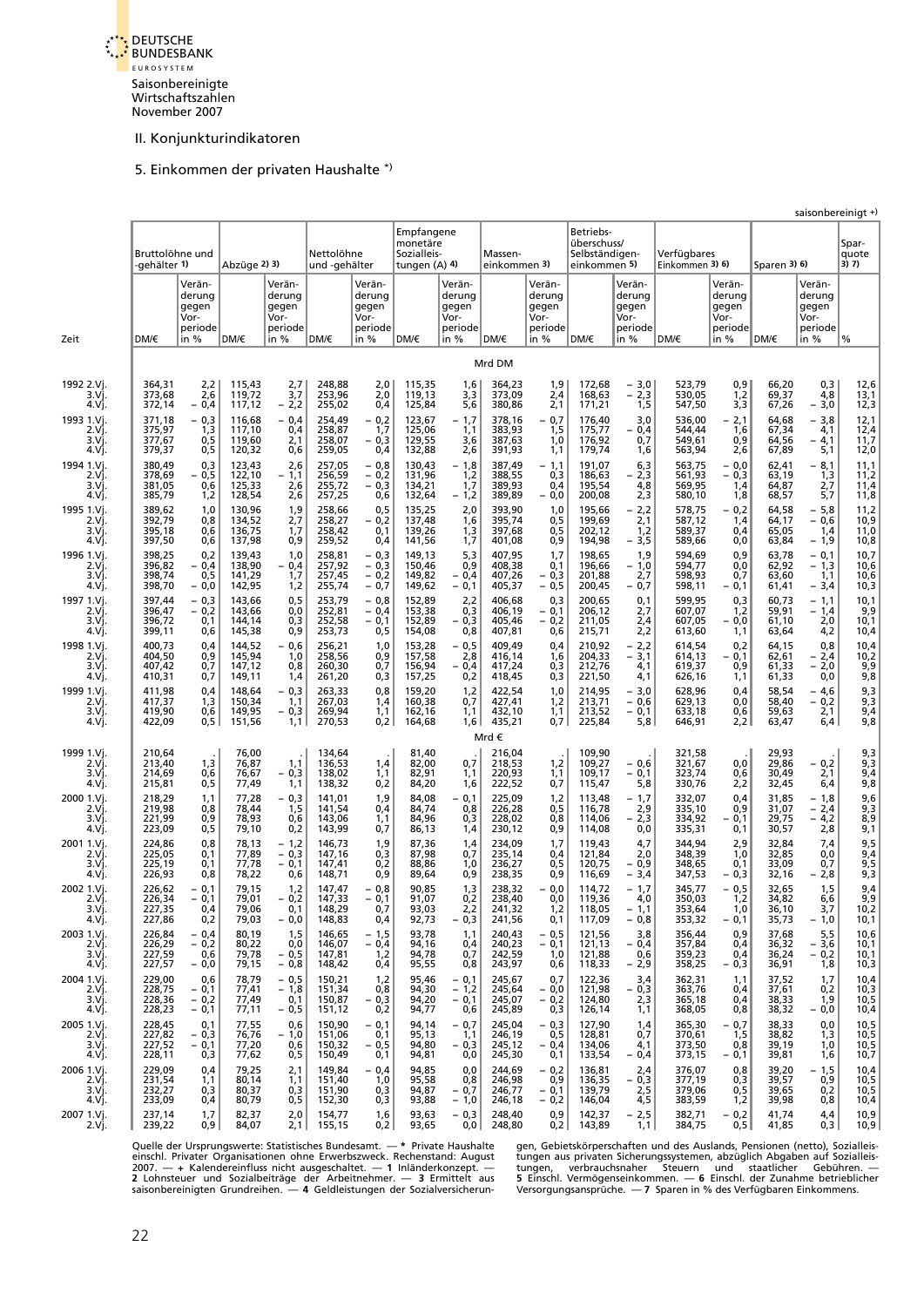Saisonbereinigte Wirtschaftszahlen
November 2007

## II. Konjunkturindikatoren

### 5. Einkommen der privaten Haushalte *)

saisonbereinigt +)

| Zeit | Bruttolöhne und -gehälter 1) | | Abzüge 2) 3) | | Nettolöhne und -gehälter | | Empfangene monetäre Sozialleistungen (A) 4) | | Masseneinkommen 3) | | Betriebsüberschuss/ Selbständigeneinkommen 5) | | Verfügbares Einkommen 3) 6) | | Sparen 3) 6) | | Sparquote 3) 7) |
|---|---|---|---|---|---|---|---|---|---|---|---|---|---|---|---|---|---|
| | DM/€ | Veränderung gegen Vorperiode in % | DM/€ | Veränderung gegen Vorperiode in % | DM/€ | Veränderung gegen Vorperiode in % | DM/€ | Veränderung gegen Vorperiode in % | DM/€ | Veränderung gegen Vorperiode in % | DM/€ | Veränderung gegen Vorperiode in % | DM/€ | Veränderung gegen Vorperiode in % | DM/€ | Veränderung gegen Vorperiode in % | % |
| | Mrd DM | | | | | | | | | | | | | | | | |
| 1992 2.Vj. | 364,31 | 2,2 | 115,43 | 2,7 | 248,88 | 2,0 | 115,35 | 1,6 | 364,23 | 1,9 | 172,68 | − 3,0 | 523,79 | 0,9 | 66,20 | 0,3 | 12,6 |
| 3.Vj. | 373,68 | 2,6 | 119,72 | 3,7 | 253,96 | 2,0 | 119,13 | 3,3 | 373,09 | 2,4 | 168,63 | − 2,3 | 530,05 | 1,2 | 69,37 | 4,8 | 13,1 |
| 4.Vj. | 372,14 | − 0,4 | 117,12 | − 2,2 | 255,02 | 0,4 | 125,84 | 5,6 | 380,86 | 2,1 | 171,21 | 1,5 | 547,50 | 3,3 | 67,26 | − 3,0 | 12,3 |
| 1993 1.Vj. | 371,18 | − 0,3 | 116,68 | − 0,4 | 254,49 | − 0,2 | 123,67 | − 1,7 | 378,16 | − 0,7 | 176,40 | 3,0 | 536,00 | − 2,1 | 64,68 | − 3,8 | 12,1 |
| 2.Vj. | 375,97 | 1,3 | 117,10 | 0,4 | 258,87 | 1,7 | 125,06 | 1,1 | 383,93 | 1,5 | 175,77 | − 0,4 | 544,44 | 1,6 | 67,34 | 4,1 | 12,4 |
| 3.Vj. | 377,67 | 0,5 | 119,60 | 2,1 | 258,07 | − 0,3 | 129,55 | 3,6 | 387,63 | 1,0 | 176,92 | 0,7 | 549,61 | 0,9 | 64,56 | − 4,1 | 11,7 |
| 4.Vj. | 379,37 | 0,5 | 120,32 | 0,6 | 259,05 | 0,4 | 132,88 | 2,6 | 391,93 | 1,1 | 179,74 | 1,6 | 563,94 | 2,6 | 67,89 | 5,1 | 12,0 |
| 1994 1.Vj. | 380,49 | 0,3 | 123,43 | 2,6 | 257,05 | − 0,8 | 130,43 | − 1,8 | 387,49 | − 1,1 | 191,07 | 6,3 | 563,75 | − 0,0 | 62,41 | − 8,1 | 11,1 |
| 2.Vj. | 378,69 | − 0,5 | 122,10 | − 1,1 | 256,59 | − 0,2 | 131,96 | 1,2 | 388,55 | 0,3 | 186,63 | − 2,3 | 561,93 | − 0,3 | 63,19 | 1,3 | 11,2 |
| 3.Vj. | 381,05 | 0,6 | 125,33 | 2,6 | 255,72 | − 0,3 | 134,21 | 1,7 | 389,93 | 0,4 | 195,54 | 4,8 | 569,95 | 1,4 | 64,87 | 2,7 | 11,4 |
| 4.Vj. | 385,79 | 1,2 | 128,54 | 2,6 | 257,25 | 0,6 | 132,64 | − 1,2 | 389,89 | − 0,0 | 200,08 | 2,3 | 580,10 | 1,8 | 68,57 | 5,7 | 11,8 |
| 1995 1.Vj. | 389,62 | 1,0 | 130,96 | 1,9 | 258,66 | 0,5 | 135,25 | 2,0 | 393,90 | 1,0 | 195,66 | − 2,2 | 578,75 | − 0,2 | 64,58 | − 5,8 | 11,2 |
| 2.Vj. | 392,79 | 0,8 | 134,52 | 2,7 | 258,27 | − 0,2 | 137,48 | 1,6 | 395,74 | 0,5 | 199,69 | 2,1 | 587,12 | 1,4 | 64,17 | − 0,6 | 10,9 |
| 3.Vj. | 395,18 | 0,6 | 136,75 | 1,7 | 258,42 | 0,1 | 139,26 | 1,3 | 397,68 | 0,5 | 202,12 | 1,2 | 589,37 | 0,4 | 65,05 | 1,4 | 11,0 |
| 4.Vj. | 397,50 | 0,6 | 137,98 | 0,9 | 259,52 | 0,4 | 141,56 | 1,7 | 401,08 | 0,9 | 194,98 | − 3,5 | 589,66 | 0,0 | 63,84 | − 1,9 | 10,8 |
| 1996 1.Vj. | 398,25 | 0,2 | 139,43 | 1,0 | 258,81 | − 0,3 | 149,13 | 5,3 | 407,95 | 1,7 | 198,65 | 1,9 | 594,69 | 0,9 | 63,78 | − 0,1 | 10,7 |
| 2.Vj. | 396,82 | − 0,4 | 138,90 | − 0,4 | 257,92 | − 0,3 | 150,46 | 0,9 | 408,38 | 0,1 | 196,66 | − 1,0 | 594,77 | 0,0 | 62,92 | − 1,3 | 10,6 |
| 3.Vj. | 398,74 | 0,5 | 141,29 | 1,7 | 257,45 | − 0,2 | 149,82 | − 0,4 | 407,26 | − 0,3 | 201,88 | 2,7 | 598,93 | 0,7 | 63,60 | 1,1 | 10,6 |
| 4.Vj. | 398,70 | − 0,0 | 142,95 | 1,2 | 255,74 | − 0,7 | 149,62 | − 0,1 | 405,37 | − 0,5 | 200,45 | − 0,7 | 598,11 | − 0,1 | 61,41 | − 3,4 | 10,3 |
| 1997 1.Vj. | 397,44 | − 0,3 | 143,66 | 0,5 | 253,79 | − 0,8 | 152,89 | 2,2 | 406,68 | 0,3 | 200,65 | 0,1 | 599,95 | 0,3 | 60,73 | − 1,1 | 10,1 |
| 2.Vj. | 396,47 | − 0,2 | 143,66 | 0,0 | 252,81 | − 0,4 | 153,38 | 0,3 | 406,19 | − 0,1 | 206,12 | 2,7 | 607,07 | 1,2 | 59,91 | − 1,4 | 9,9 |
| 3.Vj. | 396,72 | 0,1 | 144,14 | 0,3 | 252,58 | − 0,1 | 152,89 | − 0,3 | 405,46 | − 0,2 | 211,05 | 2,4 | 607,05 | − 0,0 | 61,10 | 2,0 | 10,1 |
| 4.Vj. | 399,11 | 0,6 | 145,38 | 0,9 | 253,73 | 0,5 | 154,08 | 0,8 | 407,81 | 0,6 | 215,71 | 2,2 | 613,60 | 1,1 | 63,64 | 4,2 | 10,4 |
| 1998 1.Vj. | 400,73 | 0,4 | 144,52 | − 0,6 | 256,21 | 1,0 | 153,28 | − 0,5 | 409,49 | 0,4 | 210,92 | − 2,2 | 614,54 | 0,2 | 64,15 | 0,8 | 10,4 |
| 2.Vj. | 404,50 | 0,9 | 145,94 | 1,0 | 258,56 | 0,9 | 157,58 | 2,8 | 416,14 | 1,6 | 204,33 | − 3,1 | 614,13 | − 0,1 | 62,61 | − 2,4 | 10,2 |
| 3.Vj. | 407,42 | 0,7 | 147,12 | 0,8 | 260,30 | 0,7 | 156,94 | − 0,4 | 417,24 | 0,3 | 212,76 | 4,1 | 619,37 | 0,9 | 61,33 | − 2,0 | 9,9 |
| 4.Vj. | 410,31 | 0,7 | 149,11 | 1,4 | 261,20 | 0,3 | 157,25 | 0,2 | 418,45 | 0,3 | 221,50 | 4,1 | 626,16 | 1,1 | 61,33 | 0,0 | 9,8 |
| 1999 1.Vj. | 411,98 | 0,4 | 148,64 | − 0,3 | 263,33 | 0,8 | 159,20 | 1,2 | 422,54 | 1,0 | 214,95 | − 3,0 | 628,96 | 0,4 | 58,54 | − 4,6 | 9,3 |
| 2.Vj. | 417,37 | 1,3 | 150,34 | 1,1 | 267,03 | 1,4 | 160,38 | 0,7 | 427,41 | 1,2 | 213,71 | − 0,6 | 629,13 | 0,0 | 58,40 | − 0,2 | 9,3 |
| 3.Vj. | 419,90 | 0,6 | 149,95 | − 0,3 | 269,94 | 1,1 | 162,16 | 1,1 | 432,10 | 1,1 | 213,52 | − 0,1 | 633,18 | 0,6 | 59,63 | 2,1 | 9,4 |
| 4.Vj. | 422,09 | 0,5 | 151,56 | 1,1 | 270,53 | 0,2 | 164,68 | 1,6 | 435,21 | 0,7 | 225,84 | 5,8 | 646,91 | 2,2 | 63,47 | 6,4 | 9,8 |
| | Mrd € | | | | | | | | | | | | | | | | |
| 1999 1.Vj. | 210,64 | . | 76,00 | . | 134,64 | . | 81,40 | . | 216,04 | . | 109,90 | . | 321,58 | . | 29,93 | . | 9,3 |
| 2.Vj. | 213,40 | 1,3 | 76,87 | 1,1 | 136,53 | 1,4 | 82,00 | 0,7 | 218,53 | 1,2 | 109,27 | − 0,6 | 321,67 | 0,0 | 29,86 | − 0,2 | 9,3 |
| 3.Vj. | 214,69 | 0,6 | 76,67 | − 0,3 | 138,02 | 1,1 | 82,91 | 1,1 | 220,93 | 1,1 | 109,17 | − 0,1 | 323,74 | 0,6 | 30,49 | 2,1 | 9,4 |
| 4.Vj. | 215,81 | 0,5 | 77,49 | 1,1 | 138,32 | 0,2 | 84,20 | 1,6 | 222,52 | 0,7 | 115,47 | 5,8 | 330,76 | 2,2 | 32,45 | 6,4 | 9,8 |
| 2000 1.Vj. | 218,29 | 1,1 | 77,28 | − 0,3 | 141,01 | 1,9 | 84,08 | − 0,1 | 225,09 | 1,2 | 113,48 | − 1,7 | 332,07 | 0,4 | 31,85 | − 1,8 | 9,6 |
| 2.Vj. | 219,98 | 0,8 | 78,44 | 1,5 | 141,54 | 0,4 | 84,74 | 0,8 | 226,28 | 0,5 | 116,78 | 2,9 | 335,10 | 0,9 | 31,07 | − 2,4 | 9,3 |
| 3.Vj. | 221,99 | 0,9 | 78,93 | 0,6 | 143,06 | 1,1 | 84,96 | 0,3 | 228,02 | 0,8 | 114,06 | − 2,3 | 334,92 | − 0,1 | 29,75 | − 4,2 | 8,9 |
| 4.Vj. | 223,09 | 0,5 | 79,10 | 0,2 | 143,99 | 0,7 | 86,13 | 1,4 | 230,12 | 0,9 | 114,08 | 0,0 | 335,31 | 0,1 | 30,57 | 2,8 | 9,1 |
| 2001 1.Vj. | 224,86 | 0,8 | 78,13 | − 1,2 | 146,73 | 1,9 | 87,36 | 1,4 | 234,09 | 1,7 | 119,43 | 4,7 | 344,94 | 2,9 | 32,84 | 7,4 | 9,5 |
| 2.Vj. | 225,05 | 0,1 | 77,89 | − 0,3 | 147,16 | 0,3 | 87,98 | 0,7 | 235,14 | 0,4 | 121,84 | 2,0 | 348,39 | 1,0 | 32,85 | 0,0 | 9,4 |
| 3.Vj. | 225,19 | 0,1 | 77,78 | − 0,1 | 147,41 | 0,2 | 88,86 | 1,0 | 236,27 | 0,5 | 120,75 | − 0,9 | 348,65 | 0,1 | 33,09 | 0,7 | 9,5 |
| 4.Vj. | 226,93 | 0,8 | 78,22 | 0,6 | 148,71 | 0,9 | 89,64 | 0,9 | 238,35 | 0,9 | 116,69 | − 3,4 | 347,53 | − 0,3 | 32,16 | − 2,8 | 9,3 |
| 2002 1.Vj. | 226,62 | − 0,1 | 79,15 | 1,2 | 147,47 | − 0,8 | 90,85 | 1,3 | 238,32 | − 0,0 | 114,72 | − 1,7 | 345,77 | − 0,5 | 32,65 | 1,5 | 9,4 |
| 2.Vj. | 226,34 | − 0,1 | 79,01 | − 0,2 | 147,33 | − 0,1 | 91,07 | 0,2 | 238,40 | 0,0 | 119,36 | 4,0 | 350,03 | 1,2 | 34,82 | 6,6 | 9,9 |
| 3.Vj. | 227,35 | 0,4 | 79,06 | 0,1 | 148,29 | 0,7 | 93,03 | 2,2 | 241,32 | 1,2 | 118,05 | − 1,1 | 353,64 | 1,0 | 36,10 | 3,7 | 10,2 |
| 4.Vj. | 227,86 | 0,2 | 79,03 | − 0,0 | 148,83 | 0,4 | 92,73 | − 0,3 | 241,56 | 0,1 | 117,09 | − 0,8 | 353,32 | − 0,1 | 35,73 | − 1,0 | 10,1 |
| 2003 1.Vj. | 226,84 | − 0,4 | 80,19 | 1,5 | 146,65 | − 1,5 | 93,78 | 1,1 | 240,43 | − 0,5 | 121,56 | 3,8 | 356,44 | 0,9 | 37,68 | 5,5 | 10,6 |
| 2.Vj. | 226,29 | − 0,2 | 80,22 | 0,0 | 146,07 | − 0,4 | 94,16 | 0,4 | 240,23 | − 0,1 | 121,13 | − 0,4 | 357,84 | 0,4 | 36,32 | − 3,6 | 10,1 |
| 3.Vj. | 227,59 | 0,6 | 79,78 | − 0,5 | 147,81 | 1,2 | 94,78 | 0,7 | 242,59 | 1,0 | 121,88 | 0,6 | 359,23 | 0,4 | 36,24 | − 0,2 | 10,1 |
| 4.Vj. | 227,57 | − 0,0 | 79,15 | − 0,8 | 148,42 | 0,4 | 95,55 | 0,8 | 243,97 | 0,6 | 118,33 | − 2,9 | 358,25 | − 0,3 | 36,91 | 1,8 | 10,3 |
| 2004 1.Vj. | 229,00 | 0,6 | 78,79 | − 0,5 | 150,21 | 1,2 | 95,46 | − 0,1 | 245,67 | 0,7 | 122,36 | 3,4 | 362,31 | 1,1 | 37,52 | 1,7 | 10,4 |
| 2.Vj. | 228,75 | − 0,1 | 77,41 | − 1,8 | 151,34 | 0,8 | 94,30 | − 1,2 | 245,64 | − 0,0 | 121,98 | − 0,3 | 363,76 | 0,4 | 37,61 | 0,2 | 10,3 |
| 3.Vj. | 228,36 | − 0,2 | 77,49 | 0,1 | 150,87 | − 0,3 | 94,20 | − 0,1 | 245,07 | − 0,2 | 124,80 | 2,3 | 365,18 | 0,4 | 38,33 | 1,9 | 10,5 |
| 4.Vj. | 228,23 | − 0,1 | 77,11 | − 0,5 | 151,12 | 0,2 | 94,77 | 0,6 | 245,89 | 0,3 | 126,14 | 1,1 | 368,05 | 0,8 | 38,32 | − 0,0 | 10,4 |
| 2005 1.Vj. | 228,45 | 0,1 | 77,55 | 0,6 | 150,90 | − 0,1 | 94,14 | − 0,7 | 245,04 | − 0,3 | 127,90 | 1,4 | 365,30 | − 0,7 | 38,33 | 0,0 | 10,5 |
| 2.Vj. | 227,82 | − 0,3 | 76,76 | − 1,0 | 151,06 | 0,1 | 95,13 | 1,1 | 246,19 | 0,5 | 128,81 | 0,7 | 370,61 | 1,5 | 38,82 | 1,3 | 10,5 |
| 3.Vj. | 227,52 | − 0,1 | 77,20 | 0,6 | 150,32 | − 0,5 | 94,80 | − 0,3 | 245,12 | − 0,4 | 134,06 | 4,1 | 373,50 | 0,8 | 39,19 | 1,0 | 10,5 |
| 4.Vj. | 228,11 | 0,3 | 77,62 | 0,5 | 150,49 | 0,1 | 94,81 | 0,0 | 245,30 | 0,1 | 133,54 | − 0,4 | 373,15 | − 0,1 | 39,81 | 1,6 | 10,7 |
| 2006 1.Vj. | 229,09 | 0,4 | 79,25 | 2,1 | 149,84 | − 0,4 | 94,85 | 0,0 | 244,69 | − 0,2 | 136,81 | 2,4 | 376,07 | 0,8 | 39,20 | − 1,5 | 10,4 |
| 2.Vj. | 231,54 | 1,1 | 80,14 | 1,1 | 151,40 | 1,0 | 95,58 | 0,8 | 246,98 | 0,9 | 136,35 | − 0,3 | 377,19 | 0,3 | 39,57 | 0,9 | 10,5 |
| 3.Vj. | 232,27 | 0,3 | 80,37 | 0,3 | 151,90 | 0,3 | 94,87 | − 0,7 | 246,77 | − 0,1 | 139,79 | 2,5 | 379,06 | 0,5 | 39,65 | 0,2 | 10,5 |
| 4.Vj. | 233,09 | 0,4 | 80,79 | 0,5 | 152,30 | 0,3 | 93,88 | − 1,0 | 246,18 | − 0,2 | 146,04 | 4,5 | 383,59 | 1,2 | 39,98 | 0,8 | 10,4 |
| 2007 1.Vj. | 237,14 | 1,7 | 82,37 | 2,0 | 154,77 | 1,6 | 93,63 | − 0,3 | 248,40 | 0,9 | 142,37 | − 2,5 | 382,71 | − 0,2 | 41,74 | 4,4 | 10,9 |
| 2.Vj. | 239,22 | 0,9 | 84,07 | 2,1 | 155,15 | 0,2 | 93,65 | 0,0 | 248,80 | 0,2 | 143,89 | 1,1 | 384,75 | 0,5 | 41,85 | 0,3 | 10,9 |

Quelle der Ursprungswerte: Statistisches Bundesamt. — * Private Haushalte einschl. Private Organisationen ohne Erwerbszweck. Rechenstand: August 2007. — + Kalendereinfluss nicht ausgeschaltet. — 1 Inländerkonzept. — 2 Lohnsteuer und Sozialbeiträge der Arbeitnehmer. — 3 Ermittelt aus saisonbereinigten Grundreihen. — 4 Geldleistungen der Sozialversicherungen, Gebietskörperschaften und des Auslands, Pensionen (netto), Sozialleistungen aus privaten Sicherungssystemen, abzüglich Abgaben auf Sozialleistungen, verbrauchsnaher Steuern und staatlicher Gebühren. — 5 Einschl. Vermögenseinkommen. — 6 Einschl. der Zunahme betrieblicher Versorgungsansprüche. — 7 Sparen in % des Verfügbaren Einkommens.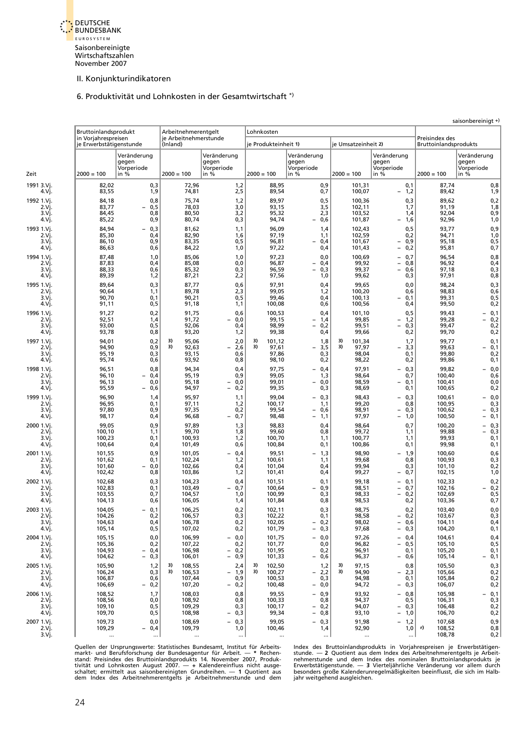II. Konjunkturindikatoren

## 6. Produktivität und Lohnkosten in der Gesamtwirtschaft *)

saisonbereinigt +)

| Zeit | Bruttoinlandsprodukt in Vorjahrespreisen je Erwerbstätigenstunde | | Arbeitnehmerentgelt je Arbeitnehmerstunde (Inland) | | Lohnkosten je Produkteinheit 1) | | Lohnkosten je Umsatzeinheit 2) | | Preisindex des Bruttoinlandsprodukts | |
|---|---|---|---|---|---|---|---|---|---|---|
| | 2000 = 100 | Veränderung gegen Vorperiode in % | 2000 = 100 | Veränderung gegen Vorperiode in % | 2000 = 100 | Veränderung gegen Vorperiode in % | 2000 = 100 | Veränderung gegen Vorperiode in % | 2000 = 100 | Veränderung gegen Vorperiode in % |
| 1991 3.Vj. | 82,02 | 0,3 | 72,96 | 1,2 | 88,95 | 0,9 | 101,31 | 0,1 | 87,74 | 0,8 |
| 4.Vj. | 83,55 | 1,9 | 74,81 | 2,5 | 89,54 | 0,7 | 100,07 | – 1,2 | 89,42 | 1,9 |
| 1992 1.Vj. | 84,18 | 0,8 | 75,74 | 1,2 | 89,97 | 0,5 | 100,36 | 0,3 | 89,62 | 0,2 |
| 2.Vj. | 83,77 | – 0,5 | 78,03 | 3,0 | 93,15 | 3,5 | 102,11 | 1,7 | 91,19 | 1,8 |
| 3.Vj. | 84,45 | 0,8 | 80,50 | 3,2 | 95,32 | 2,3 | 103,52 | 1,4 | 92,04 | 0,9 |
| 4.Vj. | 85,22 | 0,9 | 80,74 | 0,3 | 94,74 | – 0,6 | 101,87 | – 1,6 | 92,96 | 1,0 |
| 1993 1.Vj. | 84,94 | – 0,3 | 81,62 | 1,1 | 96,09 | 1,4 | 102,43 | 0,5 | 93,77 | 0,9 |
| 2.Vj. | 85,30 | 0,4 | 82,90 | 1,6 | 97,19 | 1,1 | 102,59 | 0,2 | 94,71 | 1,0 |
| 3.Vj. | 86,10 | 0,9 | 83,35 | 0,5 | 96,81 | – 0,4 | 101,67 | – 0,9 | 95,18 | 0,5 |
| 4.Vj. | 86,63 | 0,6 | 84,22 | 1,0 | 97,22 | 0,4 | 101,43 | – 0,2 | 95,81 | 0,7 |
| 1994 1.Vj. | 87,48 | 1,0 | 85,06 | 1,0 | 97,23 | 0,0 | 100,69 | – 0,7 | 96,54 | 0,8 |
| 2.Vj. | 87,83 | 0,4 | 85,08 | 0,0 | 96,87 | – 0,4 | 99,92 | – 0,8 | 96,92 | 0,4 |
| 3.Vj. | 88,33 | 0,6 | 85,32 | 0,3 | 96,59 | – 0,3 | 99,37 | – 0,6 | 97,18 | 0,3 |
| 4.Vj. | 89,39 | 1,2 | 87,21 | 2,2 | 97,56 | 1,0 | 99,62 | 0,3 | 97,91 | 0,8 |
| 1995 1.Vj. | 89,64 | 0,3 | 87,77 | 0,6 | 97,91 | 0,4 | 99,65 | 0,0 | 98,24 | 0,3 |
| 2.Vj. | 90,64 | 1,1 | 89,78 | 2,3 | 99,05 | 1,2 | 100,20 | 0,6 | 98,83 | 0,6 |
| 3.Vj. | 90,70 | 0,1 | 90,21 | 0,5 | 99,46 | 0,4 | 100,13 | – 0,1 | 99,31 | 0,5 |
| 4.Vj. | 91,11 | 0,5 | 91,18 | 1,1 | 100,08 | 0,6 | 100,56 | 0,4 | 99,50 | 0,2 |
| 1996 1.Vj. | 91,27 | 0,2 | 91,75 | 0,6 | 100,53 | 0,4 | 101,10 | 0,5 | 99,43 | – 0,1 |
| 2.Vj. | 92,51 | 1,4 | 91,72 | – 0,0 | 99,15 | – 1,4 | 99,85 | – 1,2 | 99,28 | – 0,2 |
| 3.Vj. | 93,00 | 0,5 | 92,06 | 0,4 | 98,99 | – 0,2 | 99,51 | – 0,3 | 99,47 | 0,2 |
| 4.Vj. | 93,78 | 0,8 | 93,20 | 1,2 | 99,38 | 0,4 | 99,66 | 0,2 | 99,70 | 0,2 |
| 1997 1.Vj. | 94,01 | 0,2 | 3) 95,06 | 2,0 | 3) 101,12 | 1,8 | 3) 101,34 | 1,7 | 99,77 | 0,1 |
| 2.Vj. | 94,90 | 0,9 | 3) 92,63 | – 2,6 | 3) 97,61 | – 3,5 | 3) 97,97 | – 3,3 | 99,63 | – 0,1 |
| 3.Vj. | 95,19 | 0,3 | 93,15 | 0,6 | 97,86 | 0,3 | 98,04 | 0,1 | 99,80 | 0,2 |
| 4.Vj. | 95,74 | 0,6 | 93,92 | 0,8 | 98,10 | 0,2 | 98,22 | 0,2 | 99,86 | 0,1 |
| 1998 1.Vj. | 96,51 | 0,8 | 94,34 | 0,4 | 97,75 | – 0,4 | 97,91 | – 0,3 | 99,82 | – 0,0 |
| 2.Vj. | 96,10 | – 0,4 | 95,19 | 0,9 | 99,05 | 1,3 | 98,64 | 0,7 | 100,40 | 0,6 |
| 3.Vj. | 96,13 | 0,0 | 95,18 | – 0,0 | 99,01 | – 0,0 | 98,59 | – 0,1 | 100,41 | 0,0 |
| 4.Vj. | 95,59 | – 0,6 | 94,97 | – 0,2 | 99,35 | 0,3 | 98,69 | 0,1 | 100,65 | 0,2 |
| 1999 1.Vj. | 96,90 | 1,4 | 95,97 | 1,1 | 99,04 | – 0,3 | 98,43 | – 0,3 | 100,61 | – 0,0 |
| 2.Vj. | 96,95 | 0,1 | 97,11 | 1,2 | 100,17 | 1,1 | 99,20 | 0,8 | 100,95 | 0,3 |
| 3.Vj. | 97,80 | 0,9 | 97,35 | 0,2 | 99,54 | – 0,6 | 98,91 | – 0,3 | 100,62 | – 0,3 |
| 4.Vj. | 98,17 | 0,4 | 96,68 | – 0,7 | 98,48 | – 1,1 | 97,97 | – 1,0 | 100,50 | – 0,1 |
| 2000 1.Vj. | 99,05 | 0,9 | 97,89 | 1,3 | 98,83 | 0,4 | 98,64 | 0,7 | 100,20 | – 0,3 |
| 2.Vj. | 100,10 | 1,1 | 99,70 | 1,8 | 99,60 | 0,8 | 99,72 | 1,1 | 99,88 | – 0,3 |
| 3.Vj. | 100,23 | 0,1 | 100,93 | 1,2 | 100,70 | 1,1 | 100,77 | 1,1 | 99,93 | 0,1 |
| 4.Vj. | 100,64 | 0,4 | 101,49 | 0,6 | 100,84 | 0,1 | 100,86 | 0,1 | 99,98 | 0,1 |
| 2001 1.Vj. | 101,55 | 0,9 | 101,05 | – 0,4 | 99,51 | – 1,3 | 98,90 | – 1,9 | 100,60 | 0,6 |
| 2.Vj. | 101,62 | 0,1 | 102,24 | 1,2 | 100,61 | 1,1 | 99,68 | 0,8 | 100,93 | 0,3 |
| 3.Vj. | 101,60 | – 0,0 | 102,66 | 0,4 | 101,04 | 0,4 | 99,94 | 0,3 | 101,10 | 0,2 |
| 4.Vj. | 102,42 | 0,8 | 103,86 | 1,2 | 101,41 | 0,4 | 99,27 | – 0,7 | 102,15 | 1,0 |
| 2002 1.Vj. | 102,68 | 0,3 | 104,23 | 0,4 | 101,51 | 0,1 | 99,18 | – 0,1 | 102,33 | 0,2 |
| 2.Vj. | 102,83 | 0,1 | 103,49 | – 0,7 | 100,64 | – 0,9 | 98,51 | – 0,7 | 102,16 | – 0,2 |
| 3.Vj. | 103,55 | 0,7 | 104,57 | 1,0 | 100,99 | 0,3 | 98,33 | – 0,2 | 102,69 | 0,5 |
| 4.Vj. | 104,13 | 0,6 | 106,05 | 1,4 | 101,84 | 0,8 | 98,53 | 0,2 | 103,36 | 0,7 |
| 2003 1.Vj. | 104,05 | – 0,1 | 106,25 | 0,2 | 102,11 | 0,3 | 98,75 | 0,2 | 103,40 | 0,0 |
| 2.Vj. | 104,26 | 0,2 | 106,57 | 0,3 | 102,22 | 0,1 | 98,58 | – 0,2 | 103,67 | 0,3 |
| 3.Vj. | 104,63 | 0,4 | 106,78 | 0,2 | 102,05 | – 0,2 | 98,02 | – 0,6 | 104,11 | 0,4 |
| 4.Vj. | 105,14 | 0,5 | 107,02 | 0,2 | 101,79 | – 0,3 | 97,68 | – 0,3 | 104,20 | 0,1 |
| 2004 1.Vj. | 105,15 | 0,0 | 106,99 | – 0,0 | 101,75 | – 0,0 | 97,26 | – 0,4 | 104,61 | 0,4 |
| 2.Vj. | 105,36 | 0,2 | 107,22 | 0,2 | 101,77 | 0,0 | 96,82 | – 0,5 | 105,10 | 0,5 |
| 3.Vj. | 104,93 | – 0,4 | 106,98 | – 0,2 | 101,95 | 0,2 | 96,91 | 0,1 | 105,20 | 0,1 |
| 4.Vj. | 104,62 | – 0,3 | 106,01 | – 0,9 | 101,33 | – 0,6 | 96,37 | – 0,6 | 105,14 | – 0,1 |
| 2005 1.Vj. | 105,90 | 1,2 | 3) 108,55 | 2,4 | 3) 102,50 | 1,2 | 3) 97,15 | 0,8 | 105,50 | 0,3 |
| 2.Vj. | 106,24 | 0,3 | 3) 106,53 | – 1,9 | 3) 100,27 | – 2,2 | 3) 94,90 | – 2,3 | 105,66 | 0,2 |
| 3.Vj. | 106,87 | 0,6 | 107,44 | 0,9 | 100,53 | 0,3 | 94,98 | 0,1 | 105,84 | 0,2 |
| 4.Vj. | 106,69 | – 0,2 | 107,20 | – 0,2 | 100,48 | – 0,0 | 94,72 | – 0,3 | 106,07 | 0,2 |
| 2006 1.Vj. | 108,52 | 1,7 | 108,03 | 0,8 | 99,55 | – 0,9 | 93,92 | – 0,8 | 105,98 | – 0,1 |
| 2.Vj. | 108,56 | 0,0 | 108,92 | 0,8 | 100,33 | 0,8 | 94,37 | 0,5 | 106,31 | 0,3 |
| 3.Vj. | 109,10 | 0,5 | 109,29 | 0,3 | 100,17 | – 0,2 | 94,07 | – 0,3 | 106,48 | 0,2 |
| 4.Vj. | 109,70 | 0,5 | 108,98 | – 0,3 | 99,34 | – 0,8 | 93,10 | – 1,0 | 106,70 | 0,2 |
| 2007 1.Vj. | 109,73 | 0,0 | 108,69 | – 0,3 | 99,05 | – 0,3 | 91,98 | – 1,2 | 107,68 | 0,9 |
| 2.Vj. | 109,29 | – 0,4 | 109,79 | 1,0 | 100,46 | 1,4 | 92,90 | 1,0 | r) 108,52 | 0,8 |
| 3.Vj. | ... | ... | ... | ... | ... | ... | ... | ... | 108,78 | 0,2 |

Quellen der Ursprungswerte: Statistisches Bundesamt, Institut für Arbeitsmarkt- und Berufsforschung der Bundesagentur für Arbeit. — * Rechenstand: Preisindex des Bruttoinlandsprodukts 14. November 2007, Produktivität und Lohnkosten August 2007. — + Kalendereinfluss nicht ausgeschaltet; ermittelt aus saisonbereinigten Grundreihen. — 1 Quotient aus dem Index des Arbeitnehmerentgelts je Arbeitnehmerstunde und dem Index des Bruttoinlandsprodukts in Vorjahrespreisen je Erwerbstätigenstunde. — 2 Quotient aus dem Index des Arbeitnehmerentgelts je Arbeitnehmerstunde und dem Index des nominalen Bruttoinlandsprodukts je Erwerbstätigenstunde. — 3 Vierteljährliche Veränderung vor allem durch besonders große Kalenderunregelmäßigkeiten beeinflusst, die sich im Halbjahr weitgehend ausgleichen.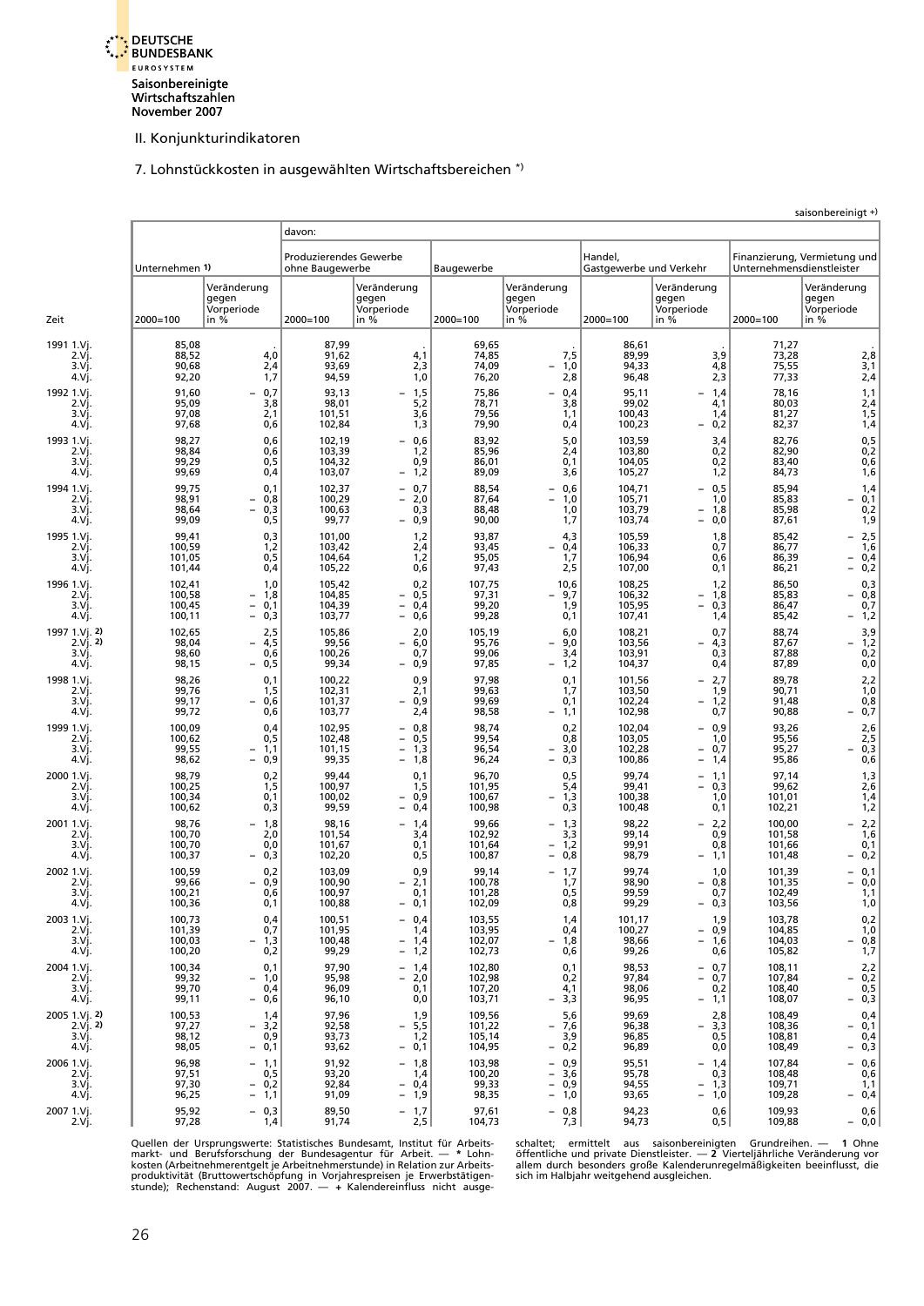Saisonbereinigte Wirtschaftszahlen
November 2007

II. Konjunkturindikatoren

## 7. Lohnstückkosten in ausgewählten Wirtschaftsbereichen *)

saisonbereinigt +)

| Zeit | Unternehmen 1) | | davon: | | | | | | | |
|---|---|---|---|---|---|---|---|---|---|---|
| | | | Produzierendes Gewerbe ohne Baugewerbe | | Baugewerbe | | Handel, Gastgewerbe und Verkehr | | Finanzierung, Vermietung und Unternehmensdienstleister | |
| | 2000=100 | Veränderung gegen Vorperiode in % | 2000=100 | Veränderung gegen Vorperiode in % | 2000=100 | Veränderung gegen Vorperiode in % | 2000=100 | Veränderung gegen Vorperiode in % | 2000=100 | Veränderung gegen Vorperiode in % |
| 1991 1.Vj. | 85,08 | . | 87,99 | . | 69,65 | . | 86,61 | . | 71,27 | . |
| 2.Vj. | 88,52 | 4,0 | 91,62 | 4,1 | 74,85 | 7,5 | 89,99 | 3,9 | 73,28 | 2,8 |
| 3.Vj. | 90,68 | 2,4 | 93,69 | 2,3 | 74,09 | – 1,0 | 94,33 | 4,8 | 75,55 | 3,1 |
| 4.Vj. | 92,20 | 1,7 | 94,59 | 1,0 | 76,20 | 2,8 | 96,48 | 2,3 | 77,33 | 2,4 |
| 1992 1.Vj. | 91,60 | – 0,7 | 93,13 | – 1,5 | 75,86 | – 0,4 | 95,11 | – 1,4 | 78,16 | 1,1 |
| 2.Vj. | 95,09 | 3,8 | 98,01 | 5,2 | 78,71 | 3,8 | 99,02 | 4,1 | 80,03 | 2,4 |
| 3.Vj. | 97,08 | 2,1 | 101,51 | 3,6 | 79,56 | 1,1 | 100,43 | 1,4 | 81,27 | 1,5 |
| 4.Vj. | 97,68 | 0,6 | 102,84 | 1,3 | 79,90 | 0,4 | 100,23 | – 0,2 | 82,37 | 1,4 |
| 1993 1.Vj. | 98,27 | 0,6 | 102,19 | – 0,6 | 83,92 | 5,0 | 103,59 | 3,4 | 82,76 | 0,5 |
| 2.Vj. | 98,84 | 0,6 | 103,39 | 1,2 | 85,96 | 2,4 | 103,80 | 0,2 | 82,90 | 0,2 |
| 3.Vj. | 99,29 | 0,5 | 104,32 | 0,9 | 86,01 | 0,1 | 104,05 | 0,2 | 83,40 | 0,6 |
| 4.Vj. | 99,69 | 0,4 | 103,07 | – 1,2 | 89,09 | 3,6 | 105,27 | 1,2 | 84,73 | 1,6 |
| 1994 1.Vj. | 99,75 | 0,1 | 102,37 | – 0,7 | 88,54 | – 0,6 | 104,71 | – 0,5 | 85,94 | 1,4 |
| 2.Vj. | 98,91 | – 0,8 | 100,29 | – 2,0 | 87,64 | – 1,0 | 105,71 | 1,0 | 85,83 | – 0,1 |
| 3.Vj. | 98,64 | – 0,3 | 100,63 | 0,3 | 88,48 | 1,0 | 103,79 | – 1,8 | 85,98 | 0,2 |
| 4.Vj. | 99,09 | 0,5 | 99,77 | – 0,9 | 90,00 | 1,7 | 103,74 | – 0,0 | 87,61 | 1,9 |
| 1995 1.Vj. | 99,41 | 0,3 | 101,00 | 1,2 | 93,87 | 4,3 | 105,59 | 1,8 | 85,42 | – 2,5 |
| 2.Vj. | 100,59 | 1,2 | 103,42 | 2,4 | 93,45 | – 0,4 | 106,33 | 0,7 | 86,77 | 1,6 |
| 3.Vj. | 101,05 | 0,5 | 104,64 | 1,2 | 95,05 | 1,7 | 106,94 | 0,6 | 86,39 | – 0,4 |
| 4.Vj. | 101,44 | 0,4 | 105,22 | 0,6 | 97,43 | 2,5 | 107,00 | 0,1 | 86,21 | – 0,2 |
| 1996 1.Vj. | 102,41 | 1,0 | 105,42 | 0,2 | 107,75 | 10,6 | 108,25 | 1,2 | 86,50 | 0,3 |
| 2.Vj. | 100,58 | – 1,8 | 104,85 | – 0,5 | 97,31 | – 9,7 | 106,32 | – 1,8 | 85,83 | – 0,8 |
| 3.Vj. | 100,45 | – 0,1 | 104,39 | – 0,4 | 99,20 | 1,9 | 105,95 | – 0,3 | 86,47 | 0,7 |
| 4.Vj. | 100,11 | – 0,3 | 103,77 | – 0,6 | 99,28 | 0,1 | 107,41 | 1,4 | 85,42 | – 1,2 |
| 1997 1.Vj. 2) | 102,65 | 2,5 | 105,86 | 2,0 | 105,19 | 6,0 | 108,21 | 0,7 | 88,74 | 3,9 |
| 2.Vj. 2) | 98,04 | – 4,5 | 99,56 | – 6,0 | 95,76 | – 9,0 | 103,56 | – 4,3 | 87,67 | – 1,2 |
| 3.Vj. | 98,60 | 0,6 | 100,26 | 0,7 | 99,06 | 3,4 | 103,91 | 0,3 | 87,88 | 0,2 |
| 4.Vj. | 98,15 | – 0,5 | 99,34 | – 0,9 | 97,85 | – 1,2 | 104,37 | 0,4 | 87,89 | 0,0 |
| 1998 1.Vj. | 98,26 | 0,1 | 100,22 | 0,9 | 97,98 | 0,1 | 101,56 | – 2,7 | 89,78 | 2,2 |
| 2.Vj. | 99,76 | 1,5 | 102,31 | 2,1 | 99,63 | 1,7 | 103,50 | 1,9 | 90,71 | 1,0 |
| 3.Vj. | 99,17 | – 0,6 | 101,37 | – 0,9 | 99,69 | 0,1 | 102,24 | – 1,2 | 91,48 | 0,8 |
| 4.Vj. | 99,72 | 0,6 | 103,77 | 2,4 | 98,58 | – 1,1 | 102,98 | 0,7 | 90,88 | – 0,7 |
| 1999 1.Vj. | 100,09 | 0,4 | 102,95 | – 0,8 | 98,74 | 0,2 | 102,04 | – 0,9 | 93,26 | 2,6 |
| 2.Vj. | 100,62 | 0,5 | 102,48 | – 0,5 | 99,54 | 0,8 | 103,05 | 1,0 | 95,56 | 2,5 |
| 3.Vj. | 99,55 | – 1,1 | 101,15 | – 1,3 | 96,54 | – 3,0 | 102,28 | – 0,7 | 95,27 | – 0,3 |
| 4.Vj. | 98,62 | – 0,9 | 99,35 | – 1,8 | 96,24 | – 0,3 | 100,86 | – 1,4 | 95,86 | 0,6 |
| 2000 1.Vj. | 98,79 | 0,2 | 99,44 | 0,1 | 96,70 | 0,5 | 99,74 | – 1,1 | 97,14 | 1,3 |
| 2.Vj. | 100,25 | 1,5 | 100,97 | 1,5 | 101,95 | 5,4 | 99,41 | – 0,3 | 99,62 | 2,6 |
| 3.Vj. | 100,34 | 0,1 | 100,02 | – 0,9 | 100,67 | – 1,3 | 100,38 | 1,0 | 101,01 | 1,4 |
| 4.Vj. | 100,62 | 0,3 | 99,59 | – 0,4 | 100,98 | 0,3 | 100,48 | 0,1 | 102,21 | 1,2 |
| 2001 1.Vj. | 98,76 | – 1,8 | 98,16 | – 1,4 | 99,66 | – 1,3 | 98,22 | – 2,2 | 100,00 | – 2,2 |
| 2.Vj. | 100,70 | 2,0 | 101,54 | 3,4 | 102,92 | 3,3 | 99,14 | 0,9 | 101,58 | 1,6 |
| 3.Vj. | 100,70 | 0,0 | 101,67 | 0,1 | 101,64 | – 1,2 | 99,91 | 0,8 | 101,66 | 0,1 |
| 4.Vj. | 100,37 | – 0,3 | 102,20 | 0,5 | 100,87 | – 0,8 | 98,79 | – 1,1 | 101,48 | – 0,2 |
| 2002 1.Vj. | 100,59 | 0,2 | 103,09 | 0,9 | 99,14 | – 1,7 | 99,74 | 1,0 | 101,39 | – 0,1 |
| 2.Vj. | 99,66 | – 0,9 | 100,90 | – 2,1 | 100,78 | 1,7 | 98,90 | – 0,8 | 101,35 | – 0,0 |
| 3.Vj. | 100,21 | 0,6 | 100,97 | 0,1 | 101,28 | 0,5 | 99,59 | 0,7 | 102,49 | 1,1 |
| 4.Vj. | 100,36 | 0,1 | 100,88 | – 0,1 | 102,09 | 0,8 | 99,29 | – 0,3 | 103,56 | 1,0 |
| 2003 1.Vj. | 100,73 | 0,4 | 100,51 | – 0,4 | 103,55 | 1,4 | 101,17 | 1,9 | 103,78 | 0,2 |
| 2.Vj. | 101,39 | 0,7 | 101,95 | 1,4 | 103,95 | 0,4 | 100,27 | – 0,9 | 104,85 | 1,0 |
| 3.Vj. | 100,03 | – 1,3 | 100,48 | – 1,4 | 102,07 | – 1,8 | 98,66 | – 1,6 | 104,03 | – 0,8 |
| 4.Vj. | 100,20 | 0,2 | 99,29 | – 1,2 | 102,73 | 0,6 | 99,26 | 0,6 | 105,82 | 1,7 |
| 2004 1.Vj. | 100,34 | 0,1 | 97,90 | – 1,4 | 102,80 | 0,1 | 98,53 | – 0,7 | 108,11 | 2,2 |
| 2.Vj. | 99,32 | – 1,0 | 95,98 | – 2,0 | 102,98 | 0,2 | 97,84 | – 0,7 | 107,84 | – 0,2 |
| 3.Vj. | 99,70 | 0,4 | 96,09 | 0,1 | 107,20 | 4,1 | 98,06 | 0,2 | 108,40 | 0,5 |
| 4.Vj. | 99,11 | – 0,6 | 96,10 | 0,0 | 103,71 | – 3,3 | 96,95 | – 1,1 | 108,07 | – 0,3 |
| 2005 1.Vj. 2) | 100,53 | 1,4 | 97,96 | 1,9 | 109,56 | 5,6 | 99,69 | 2,8 | 108,49 | 0,4 |
| 2.Vj. 2) | 97,27 | – 3,2 | 92,58 | – 5,5 | 101,22 | – 7,6 | 96,38 | – 3,3 | 108,36 | – 0,1 |
| 3.Vj. | 98,12 | 0,9 | 93,73 | 1,2 | 105,14 | 3,9 | 96,85 | 0,5 | 108,81 | 0,4 |
| 4.Vj. | 98,05 | – 0,1 | 93,62 | – 0,1 | 104,95 | – 0,2 | 96,89 | 0,0 | 108,49 | – 0,3 |
| 2006 1.Vj. | 96,98 | – 1,1 | 91,92 | – 1,8 | 103,98 | – 0,9 | 95,51 | – 1,4 | 107,84 | – 0,6 |
| 2.Vj. | 97,51 | 0,5 | 93,20 | 1,4 | 100,20 | – 3,6 | 95,78 | 0,3 | 108,48 | 0,6 |
| 3.Vj. | 97,30 | – 0,2 | 92,84 | – 0,4 | 99,33 | – 0,9 | 94,55 | – 1,3 | 109,71 | 1,1 |
| 4.Vj. | 96,25 | – 1,1 | 91,09 | – 1,9 | 98,35 | – 1,0 | 93,65 | – 1,0 | 109,28 | – 0,4 |
| 2007 1.Vj. | 95,92 | – 0,3 | 89,50 | – 1,7 | 97,61 | – 0,8 | 94,23 | 0,6 | 109,93 | 0,6 |
| 2.Vj. | 97,28 | 1,4 | 91,74 | 2,5 | 104,73 | 7,3 | 94,73 | 0,5 | 109,88 | – 0,0 |

Quellen der Ursprungswerte: Statistisches Bundesamt, Institut für Arbeitsmarkt- und Berufsforschung der Bundesagentur für Arbeit. — * Lohnkosten (Arbeitnehmerentgelt je Arbeitnehmerstunde) in Relation zur Arbeitsproduktivität (Bruttowertschöpfung in Vorjahrespreisen je Erwerbstätigenstunde); Rechenstand: August 2007. — + Kalendereinfluss nicht ausgeschaltet; ermittelt aus saisonbereinigten Grundreihen. — 1 Ohne öffentliche und private Dienstleister. — 2 Vierteljährliche Veränderung vor allem durch besonders große Kalenderunregelmäßigkeiten beeinflusst, die sich im Halbjahr weitgehend ausgleichen.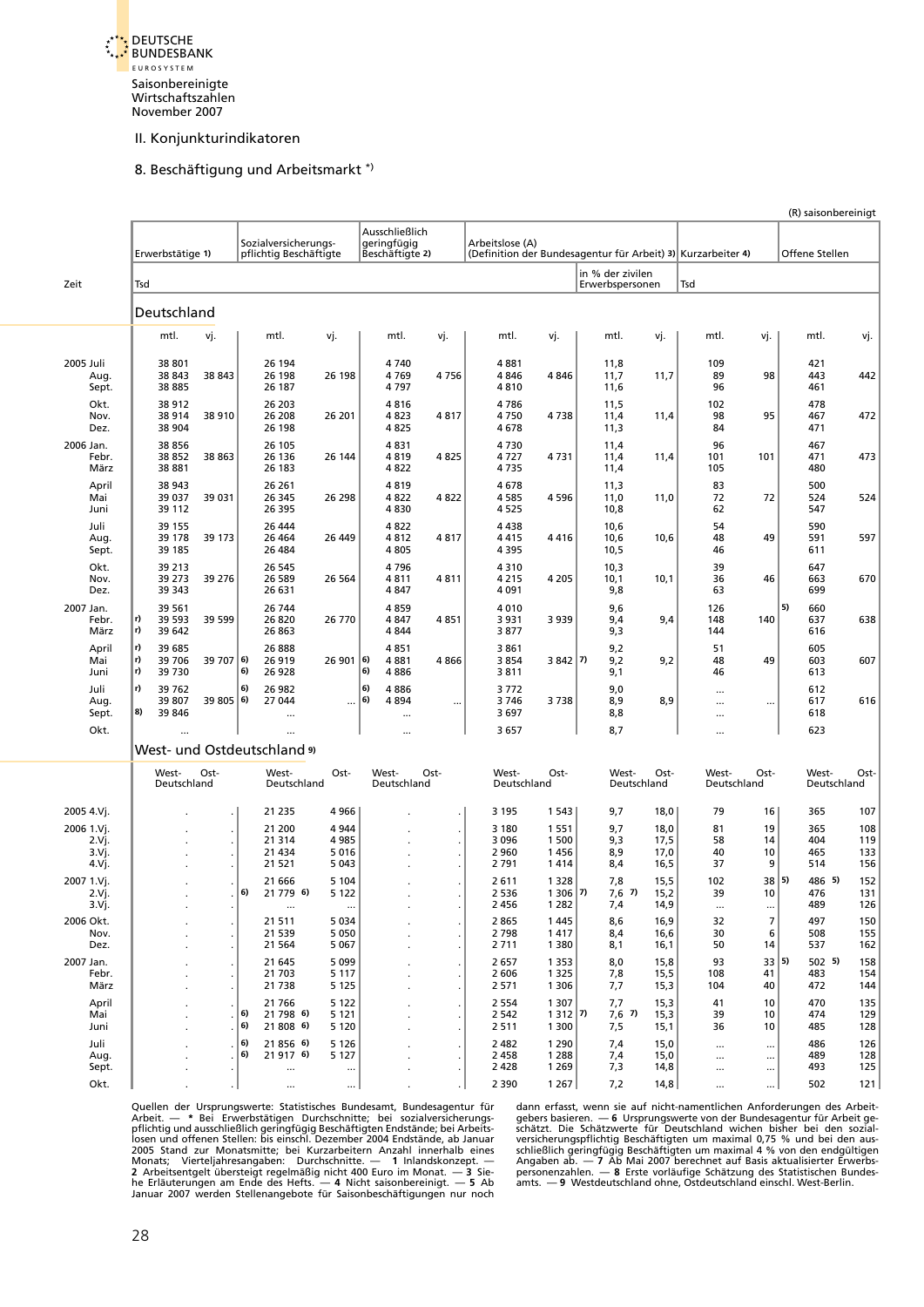Saisonbereinigte Wirtschaftszahlen
November 2007

## II. Konjunkturindikatoren

### 8. Beschäftigung und Arbeitsmarkt *)

(R) saisonbereinigt

| Zeit | Erwerbstätige 1) | | Sozialversicherungs-pflichtig Beschäftigte | | Ausschließlich geringfügig Beschäftigte 2) | | Arbeitslose (A) (Definition der Bundesagentur für Arbeit) 3) | | | | Kurzarbeiter 4) | | Offene Stellen | |
|---|---|---|---|---|---|---|---|---|---|---|---|---|---|---|
| | Tsd | | | | | | | | in % der zivilen Erwerbspersonen | | Tsd | | | |
| | **Deutschland** | | | | | | | | | | | | | |
| | mtl. | vj. | mtl. | vj. | mtl. | vj. | mtl. | vj. | mtl. | vj. | mtl. | vj. | mtl. | vj. |
| 2005 Juli | 38 801 | | 26 194 | | 4 740 | | 4 881 | | 11,8 | | 109 | | 421 | |
| Aug. | 38 843 | 38 843 | 26 198 | 26 198 | 4 769 | 4 756 | 4 846 | 4 846 | 11,7 | 11,7 | 89 | 98 | 443 | 442 |
| Sept. | 38 885 | | 26 187 | | 4 797 | | 4 810 | | 11,6 | | 96 | | 461 | |
| Okt. | 38 912 | | 26 203 | | 4 816 | | 4 786 | | 11,5 | | 102 | | 478 | |
| Nov. | 38 914 | 38 910 | 26 208 | 26 201 | 4 823 | 4 817 | 4 750 | 4 738 | 11,4 | 11,4 | 98 | 95 | 467 | 472 |
| Dez. | 38 904 | | 26 198 | | 4 825 | | 4 678 | | 11,3 | | 84 | | 471 | |
| 2006 Jan. | 38 856 | | 26 105 | | 4 831 | | 4 730 | | 11,4 | | 96 | | 467 | |
| Febr. | 38 852 | 38 863 | 26 136 | 26 144 | 4 819 | 4 825 | 4 727 | 4 731 | 11,4 | 11,4 | 101 | 101 | 471 | 473 |
| März | 38 881 | | 26 183 | | 4 822 | | 4 735 | | 11,4 | | 105 | | 480 | |
| April | 38 943 | | 26 261 | | 4 819 | | 4 678 | | 11,3 | | 83 | | 500 | |
| Mai | 39 037 | 39 031 | 26 345 | 26 298 | 4 822 | 4 822 | 4 585 | 4 596 | 11,0 | 11,0 | 72 | 72 | 524 | 524 |
| Juni | 39 112 | | 26 395 | | 4 830 | | 4 525 | | 10,8 | | 62 | | 547 | |
| Juli | 39 155 | | 26 444 | | 4 822 | | 4 438 | | 10,6 | | 54 | | 590 | |
| Aug. | 39 178 | 39 173 | 26 464 | 26 449 | 4 812 | 4 817 | 4 415 | 4 416 | 10,6 | 10,6 | 48 | 49 | 591 | 597 |
| Sept. | 39 185 | | 26 484 | | 4 805 | | 4 395 | | 10,5 | | 46 | | 611 | |
| Okt. | 39 213 | | 26 545 | | 4 796 | | 4 310 | | 10,3 | | 39 | | 647 | |
| Nov. | 39 273 | 39 276 | 26 589 | 26 564 | 4 811 | 4 811 | 4 215 | 4 205 | 10,1 | 10,1 | 36 | 46 | 663 | 670 |
| Dez. | 39 343 | | 26 631 | | 4 847 | | 4 091 | | 9,8 | | 63 | | 699 | |
| 2007 Jan. | 39 561 | | 26 744 | | 4 859 | | 4 010 | | 9,6 | | 126 | | 5) 660 | |
| Febr. | r) 39 593 | 39 599 | 26 820 | 26 770 | 4 847 | 4 851 | 3 931 | 3 939 | 9,4 | 9,4 | 148 | 140 | 637 | 638 |
| März | r) 39 642 | | 26 863 | | 4 844 | | 3 877 | | 9,3 | | 144 | | 616 | |
| April | r) 39 685 | | 26 888 | | 4 851 | | 3 861 | | 9,2 | | 51 | | 605 | |
| Mai | r) 39 706 | 39 707 | 6) 26 919 | 26 901 | 6) 4 881 | 4 866 | 3 854 | 3 842 7) | 9,2 | 9,2 | 48 | 49 | 603 | 607 |
| Juni | r) 39 730 | | 6) 26 928 | | 6) 4 886 | | 3 811 | | 9,1 | | 46 | | 613 | |
| Juli | r) 39 762 | | 6) 26 982 | | 6) 4 886 | | 3 772 | | 9,0 | | ... | | 612 | |
| Aug. | 39 807 | 39 805 | 6) 27 044 | ... | 6) 4 894 | ... | 3 746 | 3 738 | 8,9 | 8,9 | ... | ... | 617 | 616 |
| Sept. | 8) 39 846 | | ... | | ... | | 3 697 | | 8,8 | | ... | | 618 | |
| Okt. | ... | | ... | | ... | | 3 657 | | 8,7 | | ... | | 623 | |
| | **West- und Ostdeutschland 9)** | | | | | | | | | | | | | |
| | West-Deutschland | Ost-Deutschland | West-Deutschland | Ost-Deutschland | West-Deutschland | Ost-Deutschland | West-Deutschland | Ost-Deutschland | West-Deutschland | Ost-Deutschland | West-Deutschland | Ost-Deutschland | West-Deutschland | Ost-Deutschland |
| 2005 4.Vj. | . | . | 21 235 | 4 966 | . | . | 3 195 | 1 543 | 9,7 | 18,0 | 79 | 16 | 365 | 107 |
| 2006 1.Vj. | . | . | 21 200 | 4 944 | . | . | 3 180 | 1 551 | 9,7 | 18,0 | 81 | 19 | 365 | 108 |
| 2.Vj. | . | . | 21 314 | 4 985 | . | . | 3 096 | 1 500 | 9,3 | 17,5 | 58 | 14 | 404 | 119 |
| 3.Vj. | . | . | 21 434 | 5 016 | . | . | 2 960 | 1 456 | 8,9 | 17,0 | 40 | 10 | 465 | 133 |
| 4.Vj. | . | . | 21 521 | 5 043 | . | . | 2 791 | 1 414 | 8,4 | 16,5 | 37 | 9 | 514 | 156 |
| 2007 1.Vj. | . | . | 21 666 | 5 104 | . | . | 2 611 | 1 328 | 7,8 | 15,5 | 102 | 38 | 5) 486 5) | 152 |
| 2.Vj. | . | . | 6) 21 779 6) | 5 122 | . | . | 2 536 | 1 306 7) | 7,6 7) | 15,2 | 39 | 10 | 476 | 131 |
| 3.Vj. | . | . | ... | ... | . | . | 2 456 | 1 282 | 7,4 | 14,9 | ... | ... | 489 | 126 |
| 2006 Okt. | . | . | 21 511 | 5 034 | . | . | 2 865 | 1 445 | 8,6 | 16,9 | 32 | 7 | 497 | 150 |
| Nov. | . | . | 21 539 | 5 050 | . | . | 2 798 | 1 417 | 8,4 | 16,6 | 30 | 6 | 508 | 155 |
| Dez. | . | . | 21 564 | 5 067 | . | . | 2 711 | 1 380 | 8,1 | 16,1 | 50 | 14 | 537 | 162 |
| 2007 Jan. | . | . | 21 645 | 5 099 | . | . | 2 657 | 1 353 | 8,0 | 15,8 | 93 | 33 | 5) 502 5) | 158 |
| Febr. | . | . | 21 703 | 5 117 | . | . | 2 606 | 1 325 | 7,8 | 15,5 | 108 | 41 | 483 | 154 |
| März | . | . | 21 738 | 5 125 | . | . | 2 571 | 1 306 | 7,7 | 15,3 | 104 | 40 | 472 | 144 |
| April | . | . | 21 766 | 5 122 | . | . | 2 554 | 1 307 | 7,7 | 15,3 | 41 | 10 | 470 | 135 |
| Mai | . | . | 6) 21 798 6) | 5 121 | . | . | 2 542 | 1 312 7) | 7,6 7) | 15,3 | 39 | 10 | 474 | 129 |
| Juni | . | . | 6) 21 808 6) | 5 120 | . | . | 2 511 | 1 300 | 7,5 | 15,1 | 36 | 10 | 485 | 128 |
| Juli | . | . | 6) 21 856 6) | 5 126 | . | . | 2 482 | 1 290 | 7,4 | 15,0 | ... | ... | 486 | 126 |
| Aug. | . | . | 6) 21 917 6) | 5 127 | . | . | 2 458 | 1 288 | 7,4 | 15,0 | ... | ... | 489 | 128 |
| Sept. | . | . | ... | ... | . | . | 2 428 | 1 269 | 7,3 | 14,8 | ... | ... | 493 | 125 |
| Okt. | . | . | ... | ... | . | . | 2 390 | 1 267 | 7,2 | 14,8 | ... | ... | 502 | 121 |

Quellen der Ursprungswerte: Statistisches Bundesamt, Bundesagentur für Arbeit. — * Bei Erwerbstätigen Durchschnitte; bei sozialversicherungspflichtig und ausschließlich geringfügig Beschäftigten Endstände; bei Arbeitslosen und offenen Stellen: bis einschl. Dezember 2004 Endstände, ab Januar 2005 Stand zur Monatsmitte; bei Kurzarbeitern Anzahl innerhalb eines Monats; Vierteljahresangaben: Durchschnitte. — 1 Inlandskonzept. — 2 Arbeitsentgelt übersteigt regelmäßig nicht 400 Euro im Monat. — 3 Siehe Erläuterungen am Ende des Hefts. — 4 Nicht saisonbereinigt. — 5 Ab Januar 2007 werden Stellenangebote für Saisonbeschäftigungen nur noch dann erfasst, wenn sie auf nicht-namentlichen Anforderungen des Arbeitgebers basieren. — 6 Ursprungswerte von der Bundesagentur für Arbeit geschätzt. Die Schätzwerte für Deutschland wichen bisher bei den sozialversicherungspflichtig Beschäftigten um maximal 0,75 % und bei den ausschließlich geringfügig Beschäftigten um maximal 4 % von den endgültigen Angaben ab. — 7 Ab Mai 2007 berechnet auf Basis aktualisierter Erwerbspersonenzahlen. — 8 Erste vorläufige Schätzung des Statistischen Bundesamts. — 9 Westdeutschland ohne, Ostdeutschland einschl. West-Berlin.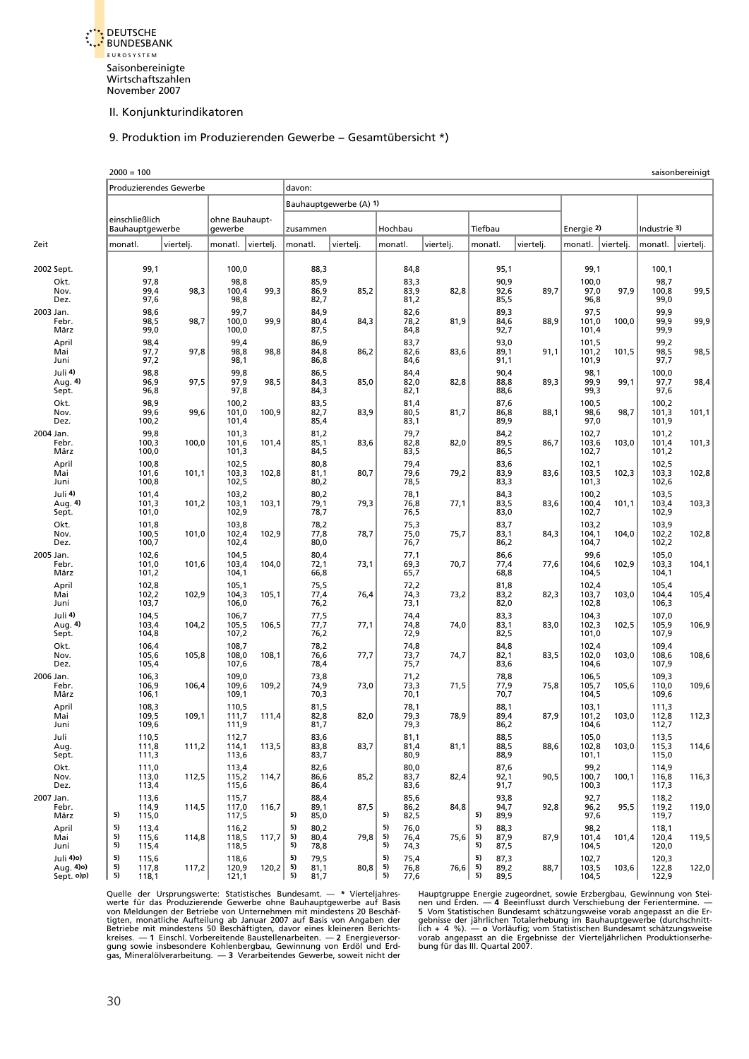Saisonbereinigte Wirtschaftszahlen November 2007

## II. Konjunkturindikatoren

### 9. Produktion im Produzierenden Gewerbe – Gesamtübersicht *)

2000 = 100 saisonbereinigt

| Zeit | Produzierendes Gewerbe | | | | davon: | | | | | | | | | |
|---|---|---|---|---|---|---|---|---|---|---|---|---|---|---|
| | | | | | Bauhauptgewerbe (A) 1) | | | | | | | | | |
| | einschließlich Bauhauptgewerbe | | ohne Bauhauptgewerbe | | zusammen | | Hochbau | | Tiefbau | | Energie 2) | | Industrie 3) | |
| | monatl. | viertelj. | monatl. | viertelj. | monatl. | viertelj. | monatl. | viertelj. | monatl. | viertelj. | monatl. | viertelj. | monatl. | viertelj. |
| 2002 Sept. | 99,1 | | 100,0 | | 88,3 | | 84,8 | | 95,1 | | 99,1 | | 100,1 | |
| Okt. | 97,8 | | 98,8 | | 85,9 | | 83,3 | | 90,9 | | 100,0 | | 98,7 | |
| Nov. | 99,4 | 98,3 | 100,4 | 99,3 | 86,9 | 85,2 | 83,9 | 82,8 | 92,6 | 89,7 | 97,0 | 97,9 | 100,8 | 99,5 |
| Dez. | 97,6 | | 98,8 | | 82,7 | | 81,2 | | 85,5 | | 96,8 | | 99,0 | |
| 2003 Jan. | 98,6 | | 99,7 | | 84,9 | | 82,6 | | 89,3 | | 97,5 | | 99,9 | |
| Febr. | 98,5 | 98,7 | 100,0 | 99,9 | 80,4 | 84,3 | 78,2 | 81,9 | 84,6 | 88,9 | 101,0 | 100,0 | 99,9 | 99,9 |
| März | 99,0 | | 100,0 | | 87,5 | | 84,8 | | 92,7 | | 101,4 | | 99,9 | |
| April | 98,4 | | 99,4 | | 86,9 | | 83,7 | | 93,0 | | 101,5 | | 99,2 | |
| Mai | 97,7 | 97,8 | 98,8 | 98,8 | 84,8 | 86,2 | 82,6 | 83,6 | 89,1 | 91,1 | 101,2 | 101,5 | 98,5 | 98,5 |
| Juni | 97,2 | | 98,1 | | 86,8 | | 84,6 | | 91,1 | | 101,9 | | 97,7 | |
| Juli 4) | 98,8 | | 99,8 | | 86,5 | | 84,4 | | 90,4 | | 98,1 | | 100,0 | |
| Aug. 4) | 96,9 | 97,5 | 97,9 | 98,5 | 84,3 | 85,0 | 82,0 | 82,8 | 88,8 | 89,3 | 99,9 | 99,1 | 97,7 | 98,4 |
| Sept. | 96,8 | | 97,8 | | 84,3 | | 82,1 | | 88,6 | | 99,3 | | 97,6 | |
| Okt. | 98,9 | | 100,2 | | 83,5 | | 81,4 | | 87,6 | | 100,5 | | 100,2 | |
| Nov. | 99,6 | 99,6 | 101,0 | 100,9 | 82,7 | 83,9 | 80,5 | 81,7 | 86,8 | 88,1 | 98,6 | 98,7 | 101,3 | 101,1 |
| Dez. | 100,2 | | 101,4 | | 85,4 | | 83,1 | | 89,9 | | 97,0 | | 101,9 | |
| 2004 Jan. | 99,8 | | 101,3 | | 81,2 | | 79,7 | | 84,2 | | 102,7 | | 101,2 | |
| Febr. | 100,3 | 100,0 | 101,6 | 101,4 | 85,1 | 83,6 | 82,8 | 82,0 | 89,5 | 86,7 | 103,6 | 103,0 | 101,4 | 101,3 |
| März | 100,0 | | 101,3 | | 84,5 | | 83,5 | | 86,5 | | 102,7 | | 101,2 | |
| April | 100,8 | | 102,5 | | 80,8 | | 79,4 | | 83,6 | | 102,1 | | 102,5 | |
| Mai | 101,6 | 101,1 | 103,3 | 102,8 | 81,1 | 80,7 | 79,6 | 79,2 | 83,9 | 83,6 | 103,5 | 102,3 | 103,3 | 102,8 |
| Juni | 100,8 | | 102,5 | | 80,2 | | 78,5 | | 83,3 | | 101,3 | | 102,6 | |
| Juli 4) | 101,4 | | 103,2 | | 80,2 | | 78,1 | | 84,3 | | 100,2 | | 103,5 | |
| Aug. 4) | 101,3 | 101,2 | 103,1 | 103,1 | 79,1 | 79,3 | 76,8 | 77,1 | 83,5 | 83,6 | 100,4 | 101,1 | 103,4 | 103,3 |
| Sept. | 101,0 | | 102,9 | | 78,7 | | 76,5 | | 83,0 | | 102,7 | | 102,9 | |
| Okt. | 101,8 | | 103,8 | | 78,2 | | 75,3 | | 83,7 | | 103,2 | | 103,9 | |
| Nov. | 100,5 | 101,0 | 102,4 | 102,9 | 77,8 | 78,7 | 75,0 | 75,7 | 83,1 | 84,3 | 104,1 | 104,0 | 102,2 | 102,8 |
| Dez. | 100,7 | | 102,4 | | 80,0 | | 76,7 | | 86,2 | | 104,7 | | 102,2 | |
| 2005 Jan. | 102,6 | | 104,5 | | 80,4 | | 77,1 | | 86,6 | | 99,6 | | 105,0 | |
| Febr. | 101,0 | 101,6 | 103,4 | 104,0 | 72,1 | 73,1 | 69,3 | 70,7 | 77,4 | 77,6 | 104,6 | 102,9 | 103,3 | 104,1 |
| März | 101,2 | | 104,1 | | 66,8 | | 65,7 | | 68,8 | | 104,5 | | 104,1 | |
| April | 102,8 | | 105,1 | | 75,5 | | 72,2 | | 81,8 | | 102,4 | | 105,4 | |
| Mai | 102,2 | 102,9 | 104,3 | 105,1 | 77,4 | 76,4 | 74,3 | 73,2 | 83,2 | 82,3 | 103,7 | 103,0 | 104,4 | 105,4 |
| Juni | 103,7 | | 106,0 | | 76,2 | | 73,1 | | 82,0 | | 102,8 | | 106,3 | |
| Juli 4) | 104,5 | | 106,7 | | 77,5 | | 74,4 | | 83,3 | | 104,3 | | 107,0 | |
| Aug. 4) | 103,4 | 104,2 | 105,5 | 106,5 | 77,7 | 77,1 | 74,8 | 74,0 | 83,1 | 83,0 | 102,3 | 102,5 | 105,9 | 106,9 |
| Sept. | 104,8 | | 107,2 | | 76,2 | | 72,9 | | 82,5 | | 101,0 | | 107,9 | |
| Okt. | 106,4 | | 108,7 | | 78,2 | | 74,8 | | 84,8 | | 102,4 | | 109,4 | |
| Nov. | 105,6 | 105,8 | 108,0 | 108,1 | 76,6 | 77,7 | 73,7 | 74,7 | 82,1 | 83,5 | 102,0 | 103,0 | 108,6 | 108,6 |
| Dez. | 105,4 | | 107,6 | | 78,4 | | 75,7 | | 83,6 | | 104,6 | | 107,9 | |
| 2006 Jan. | 106,3 | | 109,0 | | 73,8 | | 71,2 | | 78,8 | | 106,5 | | 109,3 | |
| Febr. | 106,9 | 106,4 | 109,6 | 109,2 | 74,9 | 73,0 | 73,3 | 71,5 | 77,9 | 75,8 | 105,7 | 105,6 | 110,0 | 109,6 |
| März | 106,1 | | 109,1 | | 70,3 | | 70,1 | | 70,7 | | 104,5 | | 109,6 | |
| April | 108,3 | | 110,5 | | 81,5 | | 78,1 | | 88,1 | | 103,1 | | 111,3 | |
| Mai | 109,5 | 109,1 | 111,7 | 111,4 | 82,8 | 82,0 | 79,3 | 78,9 | 89,4 | 87,9 | 101,2 | 103,0 | 112,8 | 112,3 |
| Juni | 109,6 | | 111,9 | | 81,7 | | 79,3 | | 86,2 | | 104,6 | | 112,7 | |
| Juli | 110,5 | | 112,7 | | 83,6 | | 81,1 | | 88,5 | | 105,0 | | 113,5 | |
| Aug. | 111,8 | 111,2 | 114,1 | 113,5 | 83,8 | 83,7 | 81,4 | 81,1 | 88,5 | 88,6 | 102,8 | 103,0 | 115,3 | 114,6 |
| Sept. | 111,3 | | 113,6 | | 83,7 | | 80,9 | | 88,9 | | 101,1 | | 115,0 | |
| Okt. | 111,0 | | 113,4 | | 82,6 | | 80,0 | | 87,6 | | 99,2 | | 114,9 | |
| Nov. | 113,0 | 112,5 | 115,2 | 114,7 | 86,6 | 85,2 | 83,7 | 82,4 | 92,1 | 90,5 | 100,7 | 100,1 | 116,8 | 116,3 |
| Dez. | 113,4 | | 115,6 | | 86,4 | | 83,6 | | 91,7 | | 100,3 | | 117,3 | |
| 2007 Jan. | 113,6 | | 115,7 | | 88,4 | | 85,6 | | 93,8 | | 92,7 | | 118,2 | |
| Febr. | 114,9 | 114,5 | 117,0 | 116,7 | 89,1 | 87,5 | 86,2 | 84,8 | 94,7 | 92,8 | 96,2 | 95,5 | 119,2 | 119,0 |
| März | 5) 115,0 | | 117,5 | | 5) 85,0 | | 5) 82,5 | | 5) 89,9 | | 97,6 | | 119,7 | |
| April | 5) 113,4 | | 116,2 | | 5) 80,2 | | 5) 76,0 | | 5) 88,3 | | 98,2 | | 118,1 | |
| Mai | 5) 115,6 | 114,8 | 118,5 | 117,7 | 5) 80,4 | 79,8 | 5) 76,4 | 75,6 | 5) 87,9 | 87,9 | 101,4 | 101,4 | 120,4 | 119,5 |
| Juni | 5) 115,4 | | 118,5 | | 5) 78,8 | | 5) 74,3 | | 5) 87,5 | | 104,5 | | 120,0 | |
| Juli 4)o) | 5) 115,6 | | 118,6 | | 5) 79,5 | | 5) 75,4 | | 5) 87,3 | | 102,7 | | 120,3 | |
| Aug. 4)o) | 5) 117,8 | 117,2 | 120,9 | 120,2 | 5) 81,1 | 80,8 | 5) 76,8 | 76,6 | 5) 89,2 | 88,7 | 103,5 | 103,6 | 122,8 | 122,0 |
| Sept. o)p) | 5) 118,1 | | 121,1 | | 5) 81,7 | | 5) 77,6 | | 5) 89,5 | | 104,5 | | 122,9 | |

Quelle der Ursprungswerte: Statistisches Bundesamt. — * Vierteljahreswerte für das Produzierende Gewerbe ohne Bauhauptgewerbe auf Basis von Meldungen der Betriebe von Unternehmen mit mindestens 20 Beschäftigten, monatliche Aufteilung ab Januar 2007 auf Basis von Angaben der Betriebe mit mindestens 50 Beschäftigten, davon eines kleineren Berichtskreises. — 1 Einschl. Vorbereitende Baustellenarbeiten. — 2 Energieversorgung sowie insbesondere Kohlenbergbau, Gewinnung von Erdöl und Erdgas, Mineralölverarbeitung. — 3 Verarbeitendes Gewerbe, soweit nicht der Hauptgruppe Energie zugeordnet, sowie Erzbergbau, Gewinnung von Steinen und Erden. — 4 Beeinflusst durch Verschiebung der Ferientermine. — 5 Vom Statistischen Bundesamt schätzungsweise vorab angepasst an die Ergebnisse der jährlichen Totalerhebung im Bauhauptgewerbe (durchschnittlich + 4 %). — o Vorläufig; vom Statistischen Bundesamt schätzungsweise vorab angepasst an die Ergebnisse der Vierteljährlichen Produktionserhebung für das III. Quartal 2007.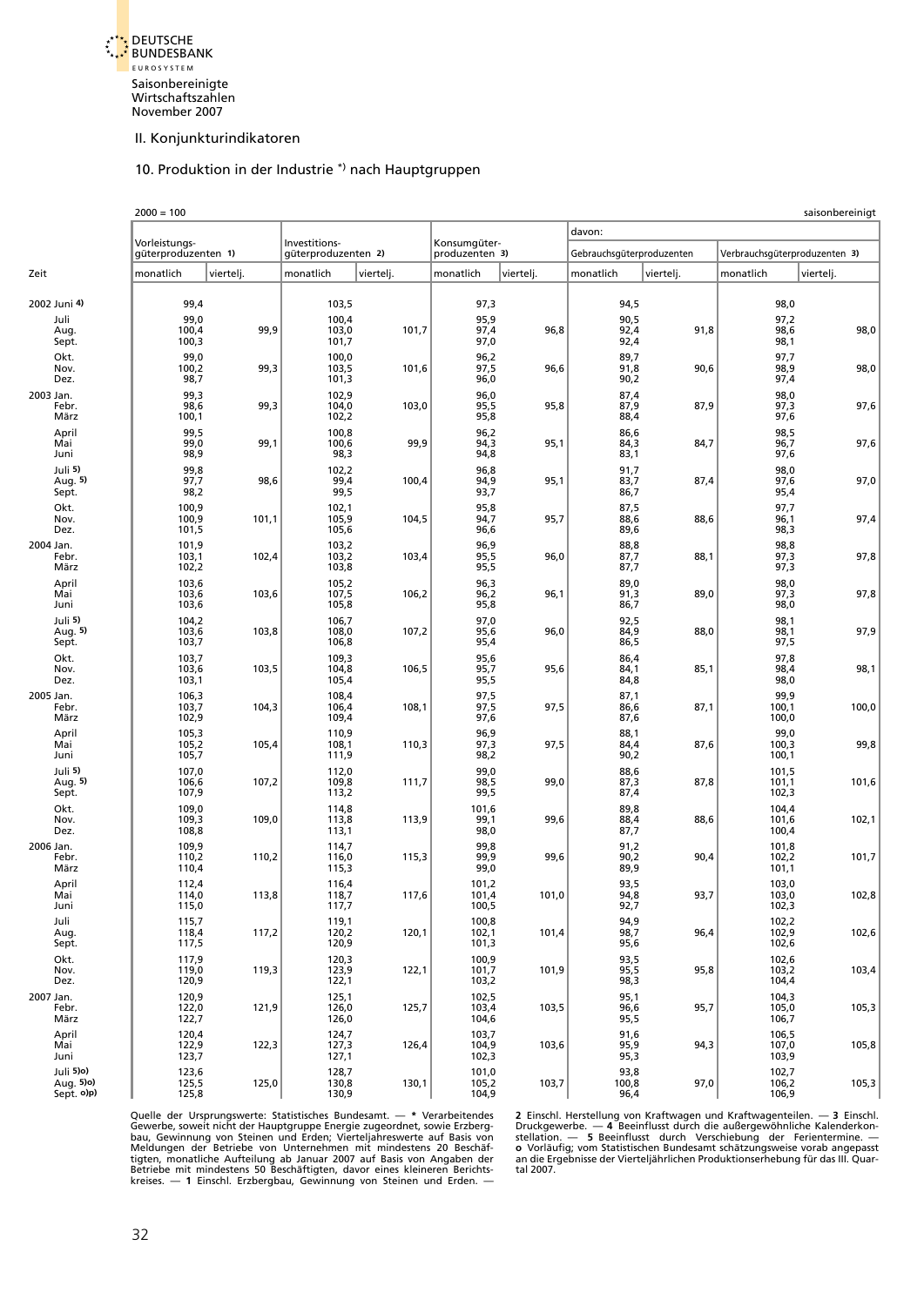Saisonbereinigte Wirtschaftszahlen November 2007

## II. Konjunkturindikatoren

### 10. Produktion in der Industrie *) nach Hauptgruppen

2000 = 100 — saisonbereinigt

| Zeit | Vorleistungsgüterproduzenten 1) | | Investitionsgüterproduzenten 2) | | Konsumgüterproduzenten 3) | | davon: Gebrauchsgüterproduzenten | | Verbrauchsgüterproduzenten 3) | |
|---|---|---|---|---|---|---|---|---|---|---|
| | monatlich | viertelj. | monatlich | viertelj. | monatlich | viertelj. | monatlich | viertelj. | monatlich | viertelj. |
| 2002 Juni 4) | 99,4 | | 103,5 | | 97,3 | | 94,5 | | 98,0 | |
| Juli | 99,0 | | 100,4 | | 95,9 | | 90,5 | | 97,2 | |
| Aug. | 100,4 | 99,9 | 103,0 | 101,7 | 97,4 | 96,8 | 92,4 | 91,8 | 98,6 | 98,0 |
| Sept. | 100,3 | | 101,7 | | 97,0 | | 92,4 | | 98,1 | |
| Okt. | 99,0 | | 100,0 | | 96,2 | | 89,7 | | 97,7 | |
| Nov. | 100,2 | 99,3 | 103,5 | 101,6 | 97,5 | 96,6 | 91,8 | 90,6 | 98,9 | 98,0 |
| Dez. | 98,7 | | 101,3 | | 96,0 | | 90,2 | | 97,4 | |
| 2003 Jan. | 99,3 | | 102,9 | | 96,0 | | 87,4 | | 98,0 | |
| Febr. | 98,6 | 99,3 | 104,0 | 103,0 | 95,5 | 95,8 | 87,9 | 87,9 | 97,3 | 97,6 |
| März | 100,1 | | 102,2 | | 95,8 | | 88,4 | | 97,6 | |
| April | 99,5 | | 100,8 | | 96,2 | | 86,6 | | 98,5 | |
| Mai | 99,0 | 99,1 | 100,6 | 99,9 | 94,3 | 95,1 | 84,3 | 84,7 | 96,7 | 97,6 |
| Juni | 98,9 | | 98,3 | | 94,8 | | 83,1 | | 97,6 | |
| Juli 5) | 99,8 | | 102,2 | | 96,8 | | 91,7 | | 98,0 | |
| Aug. 5) | 97,7 | 98,6 | 99,4 | 100,4 | 94,9 | 95,1 | 83,7 | 87,4 | 97,6 | 97,0 |
| Sept. | 98,2 | | 99,5 | | 93,7 | | 86,7 | | 95,4 | |
| Okt. | 100,9 | | 102,1 | | 95,8 | | 87,5 | | 97,7 | |
| Nov. | 100,9 | 101,1 | 105,9 | 104,5 | 94,7 | 95,7 | 88,6 | 88,6 | 96,1 | 97,4 |
| Dez. | 101,5 | | 105,6 | | 96,6 | | 89,6 | | 98,3 | |
| 2004 Jan. | 101,9 | | 103,2 | | 96,9 | | 88,8 | | 98,8 | |
| Febr. | 103,1 | 102,4 | 103,2 | 103,4 | 95,5 | 96,0 | 87,7 | 88,1 | 97,3 | 97,8 |
| März | 102,2 | | 103,8 | | 95,5 | | 87,7 | | 97,3 | |
| April | 103,6 | | 105,2 | | 96,3 | | 89,0 | | 98,0 | |
| Mai | 103,6 | 103,6 | 107,5 | 106,2 | 96,2 | 96,1 | 91,3 | 89,0 | 97,3 | 97,8 |
| Juni | 103,6 | | 105,8 | | 95,8 | | 86,7 | | 98,0 | |
| Juli 5) | 104,2 | | 106,7 | | 97,0 | | 92,5 | | 98,1 | |
| Aug. 5) | 103,6 | 103,8 | 108,0 | 107,2 | 95,6 | 96,0 | 84,9 | 88,0 | 98,1 | 97,9 |
| Sept. | 103,7 | | 106,8 | | 95,4 | | 86,5 | | 97,5 | |
| Okt. | 103,7 | | 109,3 | | 95,6 | | 86,4 | | 97,8 | |
| Nov. | 103,6 | 103,5 | 104,8 | 106,5 | 95,7 | 95,6 | 84,1 | 85,1 | 98,4 | 98,1 |
| Dez. | 103,1 | | 105,4 | | 95,5 | | 84,8 | | 98,0 | |
| 2005 Jan. | 106,3 | | 108,4 | | 97,5 | | 87,1 | | 99,9 | |
| Febr. | 103,7 | 104,3 | 106,4 | 108,1 | 97,5 | 97,5 | 86,6 | 87,1 | 100,1 | 100,0 |
| März | 102,9 | | 109,4 | | 97,6 | | 87,6 | | 100,0 | |
| April | 105,3 | | 110,9 | | 96,9 | | 88,1 | | 99,0 | |
| Mai | 105,2 | 105,4 | 108,1 | 110,3 | 97,3 | 97,5 | 84,4 | 87,6 | 100,3 | 99,8 |
| Juni | 105,7 | | 111,9 | | 98,2 | | 90,2 | | 100,1 | |
| Juli 5) | 107,0 | | 112,0 | | 99,0 | | 88,6 | | 101,5 | |
| Aug. 5) | 106,6 | 107,2 | 109,8 | 111,7 | 98,5 | 99,0 | 87,3 | 87,8 | 101,1 | 101,6 |
| Sept. | 107,9 | | 113,2 | | 99,5 | | 87,4 | | 102,3 | |
| Okt. | 109,0 | | 114,8 | | 101,6 | | 89,8 | | 104,4 | |
| Nov. | 109,3 | 109,0 | 113,8 | 113,9 | 99,1 | 99,6 | 88,4 | 88,6 | 101,6 | 102,1 |
| Dez. | 108,8 | | 113,1 | | 98,0 | | 87,7 | | 100,4 | |
| 2006 Jan. | 109,9 | | 114,7 | | 99,8 | | 91,2 | | 101,8 | |
| Febr. | 110,2 | 110,2 | 116,0 | 115,3 | 99,9 | 99,6 | 90,2 | 90,4 | 102,2 | 101,7 |
| März | 110,4 | | 115,3 | | 99,0 | | 89,9 | | 101,1 | |
| April | 112,4 | | 116,4 | | 101,2 | | 93,5 | | 103,0 | |
| Mai | 114,0 | 113,8 | 118,7 | 117,6 | 101,4 | 101,0 | 94,8 | 93,7 | 103,0 | 102,8 |
| Juni | 115,0 | | 117,7 | | 100,5 | | 92,7 | | 102,3 | |
| Juli | 115,7 | | 119,1 | | 100,8 | | 94,9 | | 102,2 | |
| Aug. | 118,4 | 117,2 | 120,2 | 120,1 | 102,1 | 101,4 | 98,7 | 96,4 | 102,9 | 102,6 |
| Sept. | 117,5 | | 120,9 | | 101,3 | | 95,6 | | 102,6 | |
| Okt. | 117,9 | | 120,3 | | 100,9 | | 93,5 | | 102,6 | |
| Nov. | 119,0 | 119,3 | 123,9 | 122,1 | 101,7 | 101,9 | 95,5 | 95,8 | 103,2 | 103,4 |
| Dez. | 120,9 | | 122,1 | | 103,2 | | 98,3 | | 104,4 | |
| 2007 Jan. | 120,9 | | 125,1 | | 102,5 | | 95,1 | | 104,3 | |
| Febr. | 122,0 | 121,9 | 126,0 | 125,7 | 103,4 | 103,5 | 96,6 | 95,7 | 105,0 | 105,3 |
| März | 122,7 | | 126,0 | | 104,6 | | 95,5 | | 106,7 | |
| April | 120,4 | | 124,7 | | 103,7 | | 91,6 | | 106,5 | |
| Mai | 122,9 | 122,3 | 127,3 | 126,4 | 104,9 | 103,6 | 95,9 | 94,3 | 107,0 | 105,8 |
| Juni | 123,7 | | 127,1 | | 102,3 | | 95,3 | | 103,9 | |
| Juli 5)o) | 123,6 | | 128,7 | | 101,0 | | 93,8 | | 102,7 | |
| Aug. 5)o) | 125,5 | 125,0 | 130,8 | 130,1 | 105,2 | 103,7 | 100,8 | 97,0 | 106,2 | 105,3 |
| Sept. o)p) | 125,8 | | 130,9 | | 104,9 | | 96,4 | | 106,9 | |

Quelle der Ursprungswerte: Statistisches Bundesamt. — * Verarbeitendes Gewerbe, soweit nicht der Hauptgruppe Energie zugeordnet, sowie Erzbergbau, Gewinnung von Steinen und Erden; Vierteljahreswerte auf Basis von Meldungen der Betriebe von Unternehmen mit mindestens 20 Beschäftigten, monatliche Aufteilung ab Januar 2007 auf Basis von Angaben der Betriebe mit mindestens 50 Beschäftigten, davor eines kleineren Berichtskreises. — **1** Einschl. Erzbergbau, Gewinnung von Steinen und Erden. — **2** Einschl. Herstellung von Kraftwagen und Kraftwagenteilen. — **3** Einschl. Druckgewerbe. — **4** Beeinflusst durch die außergewöhnliche Kalenderkonstellation. — **5** Beeinflusst durch Verschiebung der Ferientermine. — **o** Vorläufig; vom Statistischen Bundesamt schätzungsweise vorab angepasst an die Ergebnisse der Vierteljährlichen Produktionserhebung für das III. Quartal 2007.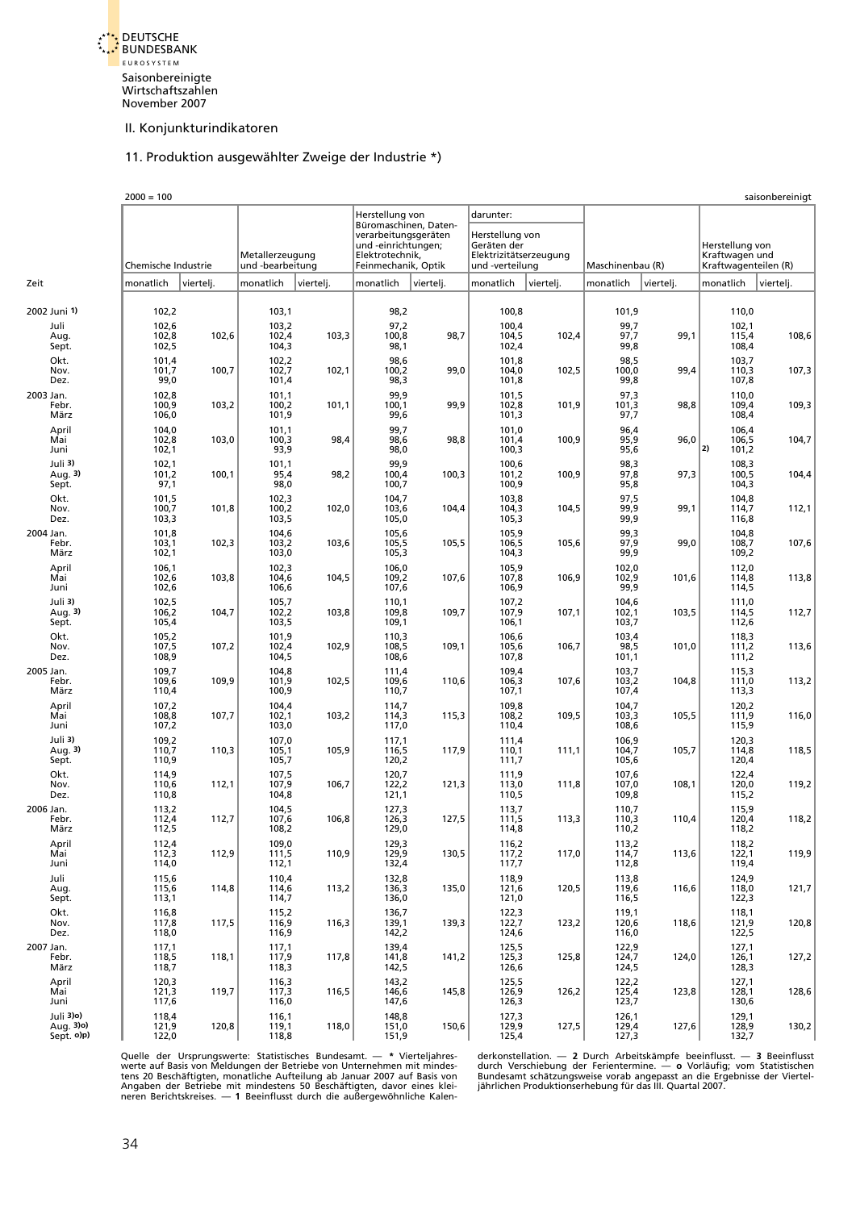Saisonbereinigte Wirtschaftszahlen
November 2007

## II. Konjunkturindikatoren

### 11. Produktion ausgewählter Zweige der Industrie *)

2000 = 100 | saisonbereinigt

| Zeit | Chemische Industrie | | Metallerzeugung und -bearbeitung | | Herstellung von Büromaschinen, Datenverarbeitungsgeräten und -einrichtungen; Elektrotechnik, Feinmechanik, Optik | | darunter: Herstellung von Geräten der Elektrizitätserzeugung und -verteilung | | Maschinenbau (R) | | Herstellung von Kraftwagen und Kraftwagenteilen (R) | |
|---|---|---|---|---|---|---|---|---|---|---|---|---|
| | monatlich | viertelj. | monatlich | viertelj. | monatlich | viertelj. | monatlich | viertelj. | monatlich | viertelj. | monatlich | viertelj. |
| 2002 Juni 1) | 102,2 | | 103,1 | | 98,2 | | 100,8 | | 101,9 | | 110,0 | |
| Juli | 102,6 | | 103,2 | | 97,2 | | 100,4 | | 99,7 | | 102,1 | |
| Aug. | 102,8 | 102,6 | 102,4 | 103,3 | 100,8 | 98,7 | 104,5 | 102,4 | 97,7 | 99,1 | 115,4 | 108,6 |
| Sept. | 102,5 | | 104,3 | | 98,1 | | 102,4 | | 99,8 | | 108,4 | |
| Okt. | 101,4 | | 102,2 | | 98,6 | | 101,8 | | 98,5 | | 103,7 | |
| Nov. | 101,7 | 100,7 | 102,7 | 102,1 | 100,2 | 99,0 | 104,0 | 102,5 | 100,0 | 99,4 | 110,3 | 107,3 |
| Dez. | 99,0 | | 101,4 | | 98,3 | | 101,8 | | 99,8 | | 107,8 | |
| 2003 Jan. | 102,8 | | 101,1 | | 99,9 | | 101,5 | | 97,3 | | 110,0 | |
| Febr. | 100,9 | 103,2 | 100,2 | 101,1 | 100,1 | 99,9 | 102,8 | 101,9 | 101,3 | 98,8 | 109,4 | 109,3 |
| März | 106,0 | | 101,9 | | 99,6 | | 101,3 | | 97,7 | | 108,4 | |
| April | 104,0 | | 101,1 | | 99,7 | | 101,0 | | 96,4 | | 106,4 | |
| Mai | 102,8 | 103,0 | 100,3 | 98,4 | 98,6 | 98,8 | 101,4 | 100,9 | 95,9 | 96,0 | 106,5 | 104,7 |
| Juni | 102,1 | | 93,9 | | 98,0 | | 100,3 | | 95,6 | | 2) 101,2 | |
| Juli 3) | 102,1 | | 101,1 | | 99,9 | | 100,6 | | 98,3 | | 108,3 | |
| Aug. 3) | 101,2 | 100,1 | 95,4 | 98,2 | 100,4 | 100,3 | 101,2 | 100,9 | 97,8 | 97,3 | 100,5 | 104,4 |
| Sept. | 97,1 | | 98,0 | | 100,7 | | 100,9 | | 95,8 | | 104,3 | |
| Okt. | 101,5 | | 102,3 | | 104,7 | | 103,8 | | 97,5 | | 104,8 | |
| Nov. | 100,7 | 101,8 | 100,2 | 102,0 | 103,6 | 104,4 | 104,3 | 104,5 | 99,9 | 99,1 | 114,7 | 112,1 |
| Dez. | 103,3 | | 103,5 | | 105,0 | | 105,3 | | 99,9 | | 116,8 | |
| 2004 Jan. | 101,8 | | 104,6 | | 105,6 | | 105,9 | | 99,3 | | 104,8 | |
| Febr. | 103,1 | 102,3 | 103,2 | 103,6 | 105,5 | 105,5 | 106,5 | 105,6 | 97,9 | 99,0 | 108,7 | 107,6 |
| März | 102,1 | | 103,0 | | 105,3 | | 104,3 | | 99,9 | | 109,2 | |
| April | 106,1 | | 102,3 | | 106,0 | | 105,9 | | 102,0 | | 112,0 | |
| Mai | 102,6 | 103,8 | 104,6 | 104,5 | 109,2 | 107,6 | 107,8 | 106,9 | 102,9 | 101,6 | 114,8 | 113,8 |
| Juni | 102,6 | | 106,6 | | 107,6 | | 106,9 | | 99,9 | | 114,5 | |
| Juli 3) | 102,5 | | 105,7 | | 110,1 | | 107,2 | | 104,6 | | 111,0 | |
| Aug. 3) | 106,2 | 104,7 | 102,2 | 103,8 | 109,8 | 109,7 | 107,9 | 107,1 | 102,1 | 103,5 | 114,5 | 112,7 |
| Sept. | 105,4 | | 103,5 | | 109,1 | | 106,1 | | 103,7 | | 112,6 | |
| Okt. | 105,2 | | 101,9 | | 110,3 | | 106,6 | | 103,4 | | 118,3 | |
| Nov. | 107,5 | 107,2 | 102,4 | 102,9 | 108,5 | 109,1 | 105,6 | 106,7 | 98,5 | 101,0 | 111,2 | 113,6 |
| Dez. | 108,9 | | 104,5 | | 108,6 | | 107,8 | | 101,1 | | 111,2 | |
| 2005 Jan. | 109,7 | | 104,8 | | 111,4 | | 109,4 | | 103,7 | | 115,3 | |
| Febr. | 109,6 | 109,9 | 101,9 | 102,5 | 109,6 | 110,6 | 106,3 | 107,6 | 103,2 | 104,8 | 111,0 | 113,2 |
| März | 110,4 | | 100,9 | | 110,7 | | 107,1 | | 107,4 | | 113,3 | |
| April | 107,2 | | 104,4 | | 114,7 | | 109,8 | | 104,7 | | 120,2 | |
| Mai | 108,8 | 107,7 | 102,1 | 103,2 | 114,3 | 115,3 | 108,2 | 109,5 | 103,3 | 105,5 | 111,9 | 116,0 |
| Juni | 107,2 | | 103,0 | | 117,0 | | 110,4 | | 108,6 | | 115,9 | |
| Juli 3) | 109,2 | | 107,0 | | 117,1 | | 111,4 | | 106,9 | | 120,3 | |
| Aug. 3) | 110,7 | 110,3 | 105,1 | 105,9 | 116,5 | 117,9 | 110,1 | 111,1 | 104,7 | 105,7 | 114,8 | 118,5 |
| Sept. | 110,9 | | 105,7 | | 120,2 | | 111,7 | | 105,6 | | 120,4 | |
| Okt. | 114,9 | | 107,5 | | 120,7 | | 111,9 | | 107,6 | | 122,4 | |
| Nov. | 110,6 | 112,1 | 107,9 | 106,7 | 122,2 | 121,3 | 113,0 | 111,8 | 107,0 | 108,1 | 120,0 | 119,2 |
| Dez. | 110,8 | | 104,8 | | 121,1 | | 110,5 | | 109,8 | | 115,2 | |
| 2006 Jan. | 113,2 | | 104,5 | | 127,3 | | 113,7 | | 110,7 | | 115,9 | |
| Febr. | 112,4 | 112,7 | 107,6 | 106,8 | 126,3 | 127,5 | 111,5 | 113,3 | 110,3 | 110,4 | 120,4 | 118,2 |
| März | 112,5 | | 108,2 | | 129,0 | | 114,8 | | 110,2 | | 118,2 | |
| April | 112,4 | | 109,0 | | 129,3 | | 116,2 | | 113,2 | | 118,2 | |
| Mai | 112,3 | 112,9 | 111,5 | 110,9 | 129,9 | 130,5 | 117,2 | 117,0 | 114,7 | 113,6 | 122,1 | 119,9 |
| Juni | 114,0 | | 112,1 | | 132,4 | | 117,7 | | 112,8 | | 119,4 | |
| Juli | 115,6 | | 110,4 | | 132,8 | | 118,9 | | 113,8 | | 124,9 | |
| Aug. | 115,6 | 114,8 | 114,6 | 113,2 | 136,3 | 135,0 | 121,6 | 120,5 | 119,6 | 116,6 | 118,0 | 121,7 |
| Sept. | 113,1 | | 114,7 | | 136,0 | | 121,0 | | 116,5 | | 122,3 | |
| Okt. | 116,8 | | 115,2 | | 136,7 | | 122,3 | | 119,1 | | 118,1 | |
| Nov. | 117,8 | 117,5 | 116,9 | 116,3 | 139,1 | 139,3 | 122,7 | 123,2 | 120,6 | 118,6 | 121,9 | 120,8 |
| Dez. | 118,0 | | 116,9 | | 142,2 | | 124,6 | | 116,0 | | 122,5 | |
| 2007 Jan. | 117,1 | | 117,1 | | 139,4 | | 125,5 | | 122,9 | | 127,1 | |
| Febr. | 118,5 | 118,1 | 117,9 | 117,8 | 141,8 | 141,2 | 125,3 | 125,8 | 124,7 | 124,0 | 126,1 | 127,2 |
| März | 118,7 | | 118,3 | | 142,5 | | 126,6 | | 124,5 | | 128,3 | |
| April | 120,3 | | 116,3 | | 143,2 | | 125,5 | | 122,2 | | 127,1 | |
| Mai | 121,3 | 119,7 | 117,3 | 116,5 | 146,6 | 145,8 | 126,9 | 126,2 | 125,4 | 123,8 | 128,1 | 128,6 |
| Juni | 117,6 | | 116,0 | | 147,6 | | 126,3 | | 123,7 | | 130,6 | |
| Juli 3)o) | 118,4 | | 116,1 | | 148,8 | | 127,3 | | 126,1 | | 129,1 | |
| Aug. 3)o) | 121,9 | 120,8 | 119,1 | 118,0 | 151,0 | 150,6 | 129,9 | 127,5 | 129,4 | 127,6 | 128,9 | 130,2 |
| Sept. o)p) | 122,0 | | 118,8 | | 151,9 | | 125,4 | | 127,3 | | 132,7 | |

Quelle der Ursprungswerte: Statistisches Bundesamt. — * Vierteljahreswerte auf Basis von Meldungen der Betriebe von Unternehmen mit mindestens 20 Beschäftigten, monatliche Aufteilung ab Januar 2007 auf Basis von Angaben der Betriebe mit mindestens 50 Beschäftigten, davor eines kleineren Berichtskreises. — **1** Beeinflusst durch die außergewöhnliche Kalenderkonstellation. — **2** Durch Arbeitskämpfe beeinflusst. — **3** Beeinflusst durch Verschiebung der Ferientermine. — **o** Vorläufig; vom Statistischen Bundesamt schätzungsweise vorab angepasst an die Ergebnisse der Vierteljährlichen Produktionserhebung für das III. Quartal 2007.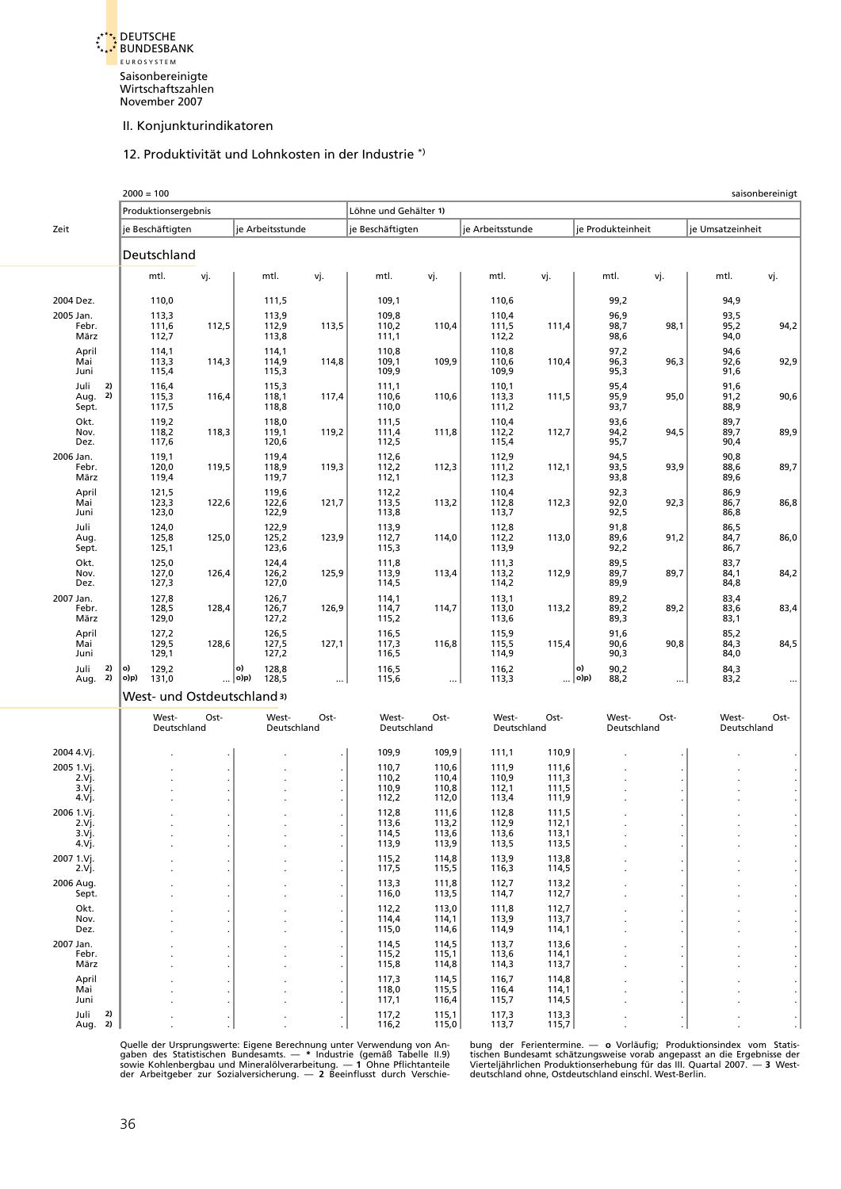Saisonbereinigte Wirtschaftszahlen November 2007

## II. Konjunkturindikatoren

### 12. Produktivität und Lohnkosten in der Industrie *)

2000 = 100 — saisonbereinigt

| Zeit | Produktionsergebnis je Beschäftigten mtl. | vj. | Produktionsergebnis je Arbeitsstunde mtl. | vj. | Löhne und Gehälter 1) je Beschäftigten mtl. | vj. | Löhne und Gehälter 1) je Arbeitsstunde mtl. | vj. | Löhne und Gehälter 1) je Produkteinheit mtl. | vj. | Löhne und Gehälter 1) je Umsatzeinheit mtl. | vj. |
|---|---|---|---|---|---|---|---|---|---|---|---|---|
| **Deutschland** | | | | | | | | | | | | |
| 2004 Dez. | 110,0 | | 111,5 | | 109,1 | | 110,6 | | 99,2 | | 94,9 | |
| 2005 Jan. | 113,3 | | 113,9 | | 109,8 | | 110,4 | | 96,9 | | 93,5 | |
| Febr. | 111,6 | 112,5 | 112,9 | 113,5 | 110,2 | 110,4 | 111,5 | 111,4 | 98,7 | 98,1 | 95,2 | 94,2 |
| März | 112,7 | | 113,8 | | 111,1 | | 112,2 | | 98,6 | | 94,0 | |
| April | 114,1 | | 114,1 | | 110,8 | | 110,8 | | 97,2 | | 94,6 | |
| Mai | 113,3 | 114,3 | 114,9 | 114,8 | 109,1 | 109,9 | 110,6 | 110,4 | 96,3 | 96,3 | 92,6 | 92,9 |
| Juni | 115,4 | | 115,3 | | 109,9 | | 109,9 | | 95,3 | | 91,6 | |
| Juli 2) | 116,4 | | 115,3 | | 111,1 | | 110,1 | | 95,4 | | 91,6 | |
| Aug. 2) | 115,3 | 116,4 | 118,1 | 117,4 | 110,6 | 110,6 | 113,3 | 111,5 | 95,9 | 95,0 | 91,2 | 90,6 |
| Sept. | 117,5 | | 118,8 | | 110,0 | | 111,2 | | 93,7 | | 88,9 | |
| Okt. | 119,2 | | 118,0 | | 111,5 | | 110,4 | | 93,6 | | 89,7 | |
| Nov. | 118,2 | 118,3 | 119,1 | 119,2 | 111,4 | 111,8 | 112,2 | 112,7 | 94,2 | 94,5 | 89,7 | 89,9 |
| Dez. | 117,6 | | 120,6 | | 112,5 | | 115,4 | | 95,7 | | 90,4 | |
| 2006 Jan. | 119,1 | | 119,4 | | 112,6 | | 112,9 | | 94,5 | | 90,8 | |
| Febr. | 120,0 | 119,5 | 118,9 | 119,3 | 112,2 | 112,3 | 111,2 | 112,1 | 93,5 | 93,9 | 88,6 | 89,7 |
| März | 119,4 | | 119,7 | | 112,1 | | 112,3 | | 93,8 | | 89,6 | |
| April | 121,5 | | 119,6 | | 112,2 | | 110,4 | | 92,3 | | 86,9 | |
| Mai | 123,3 | 122,6 | 122,6 | 121,7 | 113,5 | 113,2 | 112,8 | 112,3 | 92,0 | 92,3 | 86,7 | 86,8 |
| Juni | 123,0 | | 122,9 | | 113,8 | | 113,7 | | 92,5 | | 86,8 | |
| Juli | 124,0 | | 122,9 | | 113,9 | | 112,8 | | 91,8 | | 86,5 | |
| Aug. | 125,8 | 125,0 | 125,2 | 123,9 | 112,7 | 114,0 | 112,2 | 113,0 | 89,6 | 91,2 | 84,7 | 86,0 |
| Sept. | 125,1 | | 123,6 | | 115,3 | | 113,9 | | 92,2 | | 86,7 | |
| Okt. | 125,0 | | 124,4 | | 111,8 | | 111,3 | | 89,5 | | 83,7 | |
| Nov. | 127,0 | 126,4 | 126,2 | 125,9 | 113,9 | 113,4 | 113,2 | 112,9 | 89,7 | 89,7 | 84,1 | 84,2 |
| Dez. | 127,3 | | 127,0 | | 114,5 | | 114,2 | | 89,9 | | 84,8 | |
| 2007 Jan. | 127,8 | | 126,7 | | 114,1 | | 113,1 | | 89,2 | | 83,4 | |
| Febr. | 128,5 | 128,4 | 126,7 | 126,9 | 114,7 | 114,7 | 113,0 | 113,2 | 89,2 | 89,2 | 83,6 | 83,4 |
| März | 129,0 | | 127,2 | | 115,2 | | 113,6 | | 89,3 | | 83,1 | |
| April | 127,2 | | 126,5 | | 116,5 | | 115,9 | | 91,6 | | 85,2 | |
| Mai | 129,5 | 128,6 | 127,5 | 127,1 | 117,3 | 116,8 | 115,5 | 115,4 | 90,6 | 90,8 | 84,3 | 84,5 |
| Juni | 129,1 | | 127,2 | | 116,5 | | 114,9 | | 90,3 | | 84,0 | |
| Juli 2) | o) 129,2 | | o) 128,8 | | 116,5 | | 116,2 | | o) 90,2 | | 84,3 | |
| Aug. 2) | o)p) 131,0 | ... | o)p) 128,5 | ... | 115,6 | ... | 113,3 | ... | o)p) 88,2 | ... | 83,2 | ... |
| **West- und Ostdeutschland 3)** | | | | | | | | | | | | |
| | West-Deutschland | Ost- | West-Deutschland | Ost- | West-Deutschland | Ost- | West-Deutschland | Ost- | West-Deutschland | Ost- | West-Deutschland | Ost- |
| 2004 4.Vj. | . | . | . | . | 109,9 | 109,9 | 111,1 | 110,9 | . | . | . | . |
| 2005 1.Vj. | . | . | . | . | 110,7 | 110,6 | 111,9 | 111,6 | . | . | . | . |
| 2.Vj. | . | . | . | . | 110,2 | 110,4 | 110,9 | 111,3 | . | . | . | . |
| 3.Vj. | . | . | . | . | 110,9 | 110,8 | 112,1 | 111,5 | . | . | . | . |
| 4.Vj. | . | . | . | . | 112,2 | 112,0 | 113,4 | 111,9 | . | . | . | . |
| 2006 1.Vj. | . | . | . | . | 112,8 | 111,6 | 112,8 | 111,5 | . | . | . | . |
| 2.Vj. | . | . | . | . | 113,6 | 113,2 | 112,9 | 112,1 | . | . | . | . |
| 3.Vj. | . | . | . | . | 114,5 | 113,6 | 113,6 | 113,1 | . | . | . | . |
| 4.Vj. | . | . | . | . | 113,9 | 113,9 | 113,5 | 113,5 | . | . | . | . |
| 2007 1.Vj. | . | . | . | . | 115,2 | 114,8 | 113,9 | 113,8 | . | . | . | . |
| 2.Vj. | . | . | . | . | 117,5 | 115,5 | 116,3 | 114,5 | . | . | . | . |
| 2006 Aug. | . | . | . | . | 113,3 | 111,8 | 112,7 | 113,2 | . | . | . | . |
| Sept. | . | . | . | . | 116,0 | 113,5 | 114,7 | 112,7 | . | . | . | . |
| Okt. | . | . | . | . | 112,2 | 113,0 | 111,8 | 112,7 | . | . | . | . |
| Nov. | . | . | . | . | 114,4 | 114,1 | 113,9 | 113,7 | . | . | . | . |
| Dez. | . | . | . | . | 115,0 | 114,6 | 114,9 | 114,1 | . | . | . | . |
| 2007 Jan. | . | . | . | . | 114,5 | 114,5 | 113,7 | 113,6 | . | . | . | . |
| Febr. | . | . | . | . | 115,2 | 115,1 | 113,6 | 114,1 | . | . | . | . |
| März | . | . | . | . | 115,8 | 114,8 | 114,3 | 113,7 | . | . | . | . |
| April | . | . | . | . | 117,3 | 114,5 | 116,7 | 114,8 | . | . | . | . |
| Mai | . | . | . | . | 118,0 | 115,5 | 116,4 | 114,1 | . | . | . | . |
| Juni | . | . | . | . | 117,1 | 116,4 | 115,7 | 114,5 | . | . | . | . |
| Juli 2) | . | . | . | . | 117,2 | 115,1 | 117,3 | 113,3 | . | . | . | . |
| Aug. 2) | . | . | . | . | 116,2 | 115,0 | 113,7 | 115,7 | . | . | . | . |

Quelle der Ursprungswerte: Eigene Berechnung unter Verwendung von Angaben des Statistischen Bundesamts. — * Industrie (gemäß Tabelle II.9) sowie Kohlenbergbau und Mineralölverarbeitung. — 1 Ohne Pflichtanteile der Arbeitgeber zur Sozialversicherung. — 2 Beeinflusst durch Verschiebung der Ferientermine. — o Vorläufig; Produktionsindex vom Statistischen Bundesamt schätzungsweise vorab angepasst an die Ergebnisse der Vierteljährlichen Produktionserhebung für das III. Quartal 2007. — 3 Westdeutschland ohne, Ostdeutschland einschl. West-Berlin.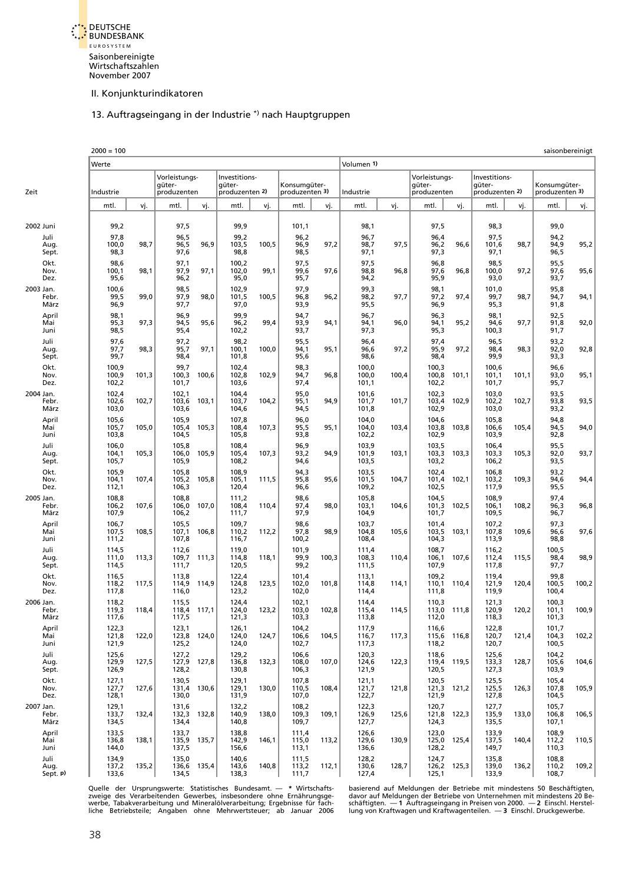Saisonbereinigte Wirtschaftszahlen
November 2007

II. Konjunkturindikatoren

## 13. Auftragseingang in der Industrie *) nach Hauptgruppen

2000 = 100 saisonbereinigt

| Zeit | Werte | | | | | | | | Volumen 1) | | | | | | | |
|---|---|---|---|---|---|---|---|---|---|---|---|---|---|---|---|---|
| | Industrie | | Vorleistungsgüterproduzenten | | Investitionsgüterproduzenten 2) | | Konsumgüterproduzenten 3) | | Industrie | | Vorleistungsgüterproduzenten | | Investitionsgüterproduzenten 2) | | Konsumgüterproduzenten 3) | |
| | mtl. | vj. | mtl. | vj. | mtl. | vj. | mtl. | vj. | mtl. | vj. | mtl. | vj. | mtl. | vj. | mtl. | vj. |
| 2002 Juni | 99,2 | | 97,5 | | 99,9 | | 101,1 | | 98,1 | | 97,5 | | 98,3 | | 99,0 | |
| Juli | 97,8 | | 96,5 | | 99,2 | | 96,2 | | 96,7 | | 96,4 | | 97,5 | | 94,2 | |
| Aug. | 100,0 | 98,7 | 96,5 | 96,9 | 103,5 | 100,5 | 96,9 | 97,2 | 98,7 | 97,5 | 96,2 | 96,6 | 101,6 | 98,7 | 94,9 | 95,2 |
| Sept. | 98,3 | | 97,6 | | 98,8 | | 98,5 | | 97,1 | | 97,3 | | 97,1 | | 96,5 | |
| Okt. | 98,6 | | 97,1 | | 100,2 | | 97,5 | | 97,5 | | 96,8 | | 98,5 | | 95,5 | |
| Nov. | 100,1 | 98,1 | 97,9 | 97,1 | 102,0 | 99,1 | 99,6 | 97,6 | 98,8 | 96,8 | 97,6 | 96,8 | 100,0 | 97,2 | 97,6 | 95,6 |
| Dez. | 95,6 | | 96,2 | | 95,0 | | 95,7 | | 94,2 | | 95,9 | | 93,0 | | 93,7 | |
| 2003 Jan. | 100,6 | | 98,5 | | 102,9 | | 97,9 | | 99,3 | | 98,1 | | 101,0 | | 95,8 | |
| Febr. | 99,5 | 99,0 | 97,9 | 98,0 | 101,5 | 100,5 | 96,8 | 96,2 | 98,2 | 97,7 | 97,2 | 97,4 | 99,7 | 98,7 | 94,7 | 94,1 |
| März | 96,9 | | 97,7 | | 97,0 | | 93,9 | | 95,5 | | 96,9 | | 95,3 | | 91,8 | |
| April | 98,1 | | 96,9 | | 99,9 | | 94,7 | | 96,7 | | 96,3 | | 98,1 | | 92,5 | |
| Mai | 95,3 | 97,3 | 94,5 | 95,6 | 96,2 | 99,4 | 93,9 | 94,1 | 94,1 | 96,0 | 94,1 | 95,2 | 94,6 | 97,7 | 91,8 | 92,0 |
| Juni | 98,5 | | 95,4 | | 102,2 | | 93,7 | | 97,3 | | 95,3 | | 100,3 | | 91,7 | |
| Juli | 97,6 | | 97,2 | | 98,2 | | 95,5 | | 96,4 | | 97,4 | | 96,5 | | 93,2 | |
| Aug. | 97,7 | 98,3 | 95,7 | 97,1 | 100,1 | 100,0 | 94,1 | 95,1 | 96,6 | 97,2 | 95,9 | 97,2 | 98,4 | 98,3 | 92,0 | 92,8 |
| Sept. | 99,7 | | 98,4 | | 101,8 | | 95,6 | | 98,6 | | 98,4 | | 99,9 | | 93,3 | |
| Okt. | 100,9 | | 99,7 | | 102,4 | | 98,3 | | 100,0 | | 100,3 | | 100,6 | | 96,6 | |
| Nov. | 100,9 | 101,3 | 100,3 | 100,6 | 102,8 | 102,9 | 94,7 | 96,8 | 100,0 | 100,4 | 100,8 | 101,1 | 101,1 | 101,1 | 93,0 | 95,1 |
| Dez. | 102,2 | | 101,7 | | 103,6 | | 97,4 | | 101,1 | | 102,2 | | 101,7 | | 95,7 | |
| 2004 Jan. | 102,4 | | 102,1 | | 104,4 | | 95,0 | | 101,6 | | 102,3 | | 103,0 | | 93,5 | |
| Febr. | 102,6 | 102,7 | 103,6 | 103,1 | 103,7 | 104,2 | 95,1 | 94,9 | 101,7 | 101,7 | 103,4 | 102,9 | 102,2 | 102,7 | 93,8 | 93,5 |
| März | 103,0 | | 103,6 | | 104,6 | | 94,5 | | 101,8 | | 102,9 | | 103,0 | | 93,2 | |
| April | 105,6 | | 105,9 | | 107,8 | | 96,0 | | 104,0 | | 104,6 | | 105,8 | | 94,8 | |
| Mai | 105,7 | 105,0 | 105,4 | 105,3 | 108,4 | 107,3 | 95,5 | 95,1 | 104,0 | 103,4 | 103,8 | 103,8 | 106,6 | 105,4 | 94,5 | 94,0 |
| Juni | 103,8 | | 104,5 | | 105,8 | | 93,8 | | 102,2 | | 102,9 | | 103,9 | | 92,8 | |
| Juli | 106,0 | | 105,8 | | 108,4 | | 96,9 | | 103,9 | | 103,5 | | 106,4 | | 95,5 | |
| Aug. | 104,1 | 105,3 | 106,0 | 105,9 | 105,4 | 107,3 | 93,2 | 94,9 | 101,9 | 103,1 | 103,3 | 103,3 | 103,3 | 105,3 | 92,0 | 93,7 |
| Sept. | 105,7 | | 105,9 | | 108,2 | | 94,6 | | 103,5 | | 103,2 | | 106,2 | | 93,5 | |
| Okt. | 105,9 | | 105,8 | | 108,9 | | 94,3 | | 103,5 | | 102,4 | | 106,8 | | 93,2 | |
| Nov. | 104,1 | 107,4 | 105,2 | 105,8 | 105,1 | 111,5 | 95,8 | 95,6 | 101,5 | 104,7 | 101,4 | 102,1 | 103,2 | 109,3 | 94,6 | 94,4 |
| Dez. | 112,1 | | 106,3 | | 120,4 | | 96,6 | | 109,2 | | 102,5 | | 117,9 | | 95,5 | |
| 2005 Jan. | 108,8 | | 108,8 | | 111,2 | | 98,6 | | 105,8 | | 104,5 | | 108,9 | | 97,4 | |
| Febr. | 106,2 | 107,6 | 106,0 | 107,0 | 108,4 | 110,4 | 97,4 | 98,0 | 103,1 | 104,6 | 101,3 | 102,5 | 106,1 | 108,2 | 96,3 | 96,8 |
| März | 107,9 | | 106,2 | | 111,7 | | 97,9 | | 104,9 | | 101,7 | | 109,5 | | 96,7 | |
| April | 106,7 | | 105,5 | | 109,7 | | 98,6 | | 103,7 | | 101,4 | | 107,2 | | 97,3 | |
| Mai | 107,5 | 108,5 | 107,1 | 106,8 | 110,2 | 112,2 | 97,8 | 98,9 | 104,8 | 105,6 | 103,5 | 103,1 | 107,8 | 109,6 | 96,6 | 97,6 |
| Juni | 111,2 | | 107,8 | | 116,7 | | 100,2 | | 108,4 | | 104,3 | | 113,9 | | 98,8 | |
| Juli | 114,5 | | 112,6 | | 119,0 | | 101,9 | | 111,4 | | 108,7 | | 116,2 | | 100,5 | |
| Aug. | 111,0 | 113,3 | 109,7 | 111,3 | 114,8 | 118,1 | 99,9 | 100,3 | 108,3 | 110,4 | 106,1 | 107,6 | 112,4 | 115,5 | 98,4 | 98,9 |
| Sept. | 114,5 | | 111,7 | | 120,5 | | 99,2 | | 111,5 | | 107,9 | | 117,8 | | 97,7 | |
| Okt. | 116,5 | | 113,8 | | 122,4 | | 101,4 | | 113,1 | | 109,2 | | 119,4 | | 99,8 | |
| Nov. | 118,2 | 117,5 | 114,9 | 114,9 | 124,8 | 123,5 | 102,0 | 101,8 | 114,8 | 114,1 | 110,1 | 110,4 | 121,9 | 120,4 | 100,5 | 100,2 |
| Dez. | 117,8 | | 116,0 | | 123,2 | | 102,0 | | 114,4 | | 111,8 | | 119,9 | | 100,4 | |
| 2006 Jan. | 118,2 | | 115,5 | | 124,4 | | 102,1 | | 114,4 | | 110,3 | | 121,3 | | 100,3 | |
| Febr. | 119,3 | 118,4 | 118,4 | 117,1 | 124,0 | 123,2 | 103,0 | 102,8 | 115,4 | 114,5 | 113,0 | 111,8 | 120,9 | 120,2 | 101,1 | 100,9 |
| März | 117,6 | | 117,5 | | 121,3 | | 103,3 | | 113,8 | | 112,0 | | 118,3 | | 101,3 | |
| April | 122,3 | | 123,1 | | 126,1 | | 104,2 | | 117,9 | | 116,6 | | 122,8 | | 101,7 | |
| Mai | 121,8 | 122,0 | 123,8 | 124,0 | 124,0 | 124,7 | 106,6 | 104,5 | 116,7 | 117,3 | 115,6 | 116,8 | 120,7 | 121,4 | 104,3 | 102,2 |
| Juni | 121,9 | | 125,2 | | 124,0 | | 102,7 | | 117,3 | | 118,2 | | 120,7 | | 100,5 | |
| Juli | 125,6 | | 127,2 | | 129,2 | | 106,6 | | 120,3 | | 118,6 | | 125,6 | | 104,2 | |
| Aug. | 129,9 | 127,5 | 127,9 | 127,8 | 136,8 | 132,3 | 108,0 | 107,0 | 124,6 | 122,3 | 119,4 | 119,5 | 133,3 | 128,7 | 105,6 | 104,6 |
| Sept. | 126,9 | | 128,2 | | 130,8 | | 106,3 | | 121,9 | | 120,5 | | 127,3 | | 103,9 | |
| Okt. | 127,1 | | 130,5 | | 129,1 | | 107,8 | | 121,1 | | 120,5 | | 125,5 | | 105,4 | |
| Nov. | 127,7 | 127,6 | 131,4 | 130,6 | 129,1 | 130,0 | 110,5 | 108,4 | 121,7 | 121,8 | 121,3 | 121,2 | 125,5 | 126,3 | 107,8 | 105,9 |
| Dez. | 128,1 | | 130,0 | | 131,9 | | 107,0 | | 122,7 | | 121,9 | | 127,8 | | 104,5 | |
| 2007 Jan. | 129,1 | | 131,6 | | 132,2 | | 108,2 | | 122,3 | | 120,7 | | 127,7 | | 105,7 | |
| Febr. | 133,7 | 132,4 | 132,3 | 132,8 | 140,9 | 138,0 | 109,3 | 109,1 | 126,9 | 125,6 | 121,8 | 122,3 | 135,9 | 133,0 | 106,8 | 106,5 |
| März | 134,5 | | 134,4 | | 140,8 | | 109,7 | | 127,7 | | 124,3 | | 135,5 | | 107,1 | |
| April | 133,5 | | 133,7 | | 138,8 | | 111,4 | | 126,6 | | 123,0 | | 133,9 | | 108,9 | |
| Mai | 136,8 | 138,1 | 135,9 | 135,7 | 142,9 | 146,1 | 115,0 | 113,2 | 129,6 | 130,9 | 125,0 | 125,4 | 137,5 | 140,4 | 112,2 | 110,5 |
| Juni | 144,0 | | 137,5 | | 156,6 | | 113,1 | | 136,6 | | 128,2 | | 149,7 | | 110,3 | |
| Juli | 134,9 | | 135,0 | | 140,6 | | 111,5 | | 128,2 | | 124,7 | | 135,8 | | 108,8 | |
| Aug. | 137,2 | 135,2 | 136,6 | 135,4 | 143,6 | 140,8 | 113,2 | 112,1 | 130,6 | 128,7 | 126,2 | 125,3 | 139,0 | 136,2 | 110,2 | 109,2 |
| Sept. p) | 133,6 | | 134,5 | | 138,3 | | 111,7 | | 127,4 | | 125,1 | | 133,9 | | 108,7 | |

Quelle der Ursprungswerte: Statistisches Bundesamt. — * Wirtschaftszweige des Verarbeitenden Gewerbes, insbesondere ohne Ernährungsgewerbe, Tabakverarbeitung und Mineralölverarbeitung; Ergebnisse für fachliche Betriebsteile; Angaben ohne Mehrwertsteuer; ab Januar 2006 basierend auf Meldungen der Betriebe mit mindestens 50 Beschäftigten, davor auf Meldungen der Betriebe von Unternehmen mit mindestens 20 Beschäftigten. — **1** Auftragseingang in Preisen von 2000. — **2** Einschl. Herstellung von Kraftwagen und Kraftwagenteilen. — **3** Einschl. Druckgewerbe.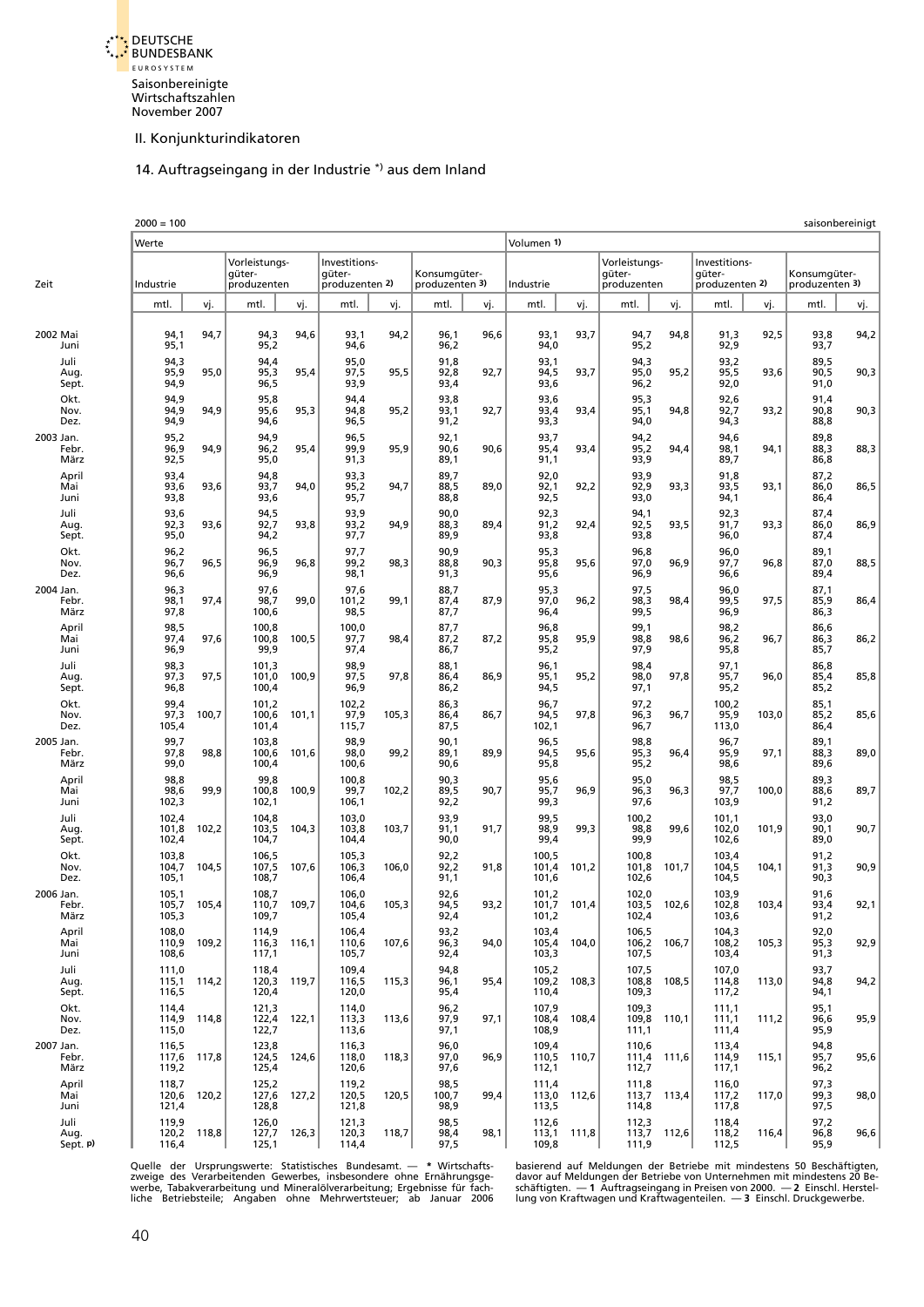Saisonbereinigte Wirtschaftszahlen November 2007

## II. Konjunkturindikatoren

### 14. Auftragseingang in der Industrie *) aus dem Inland

2000 = 100 — saisonbereinigt

| Zeit | | Werte | | | | | | | | Volumen 1) | | | | | | | |
|---|---|---|---|---|---|---|---|---|---|---|---|---|---|---|---|---|---|
| | | Industrie | | Vorleistungsgüterproduzenten | | Investitionsgüterproduzenten 2) | | Konsumgüterproduzenten 3) | | Industrie | | Vorleistungsgüterproduzenten | | Investitionsgüterproduzenten 2) | | Konsumgüterproduzenten 3) | |
| | | mtl. | vj. | mtl. | vj. | mtl. | vj. | mtl. | vj. | mtl. | vj. | mtl. | vj. | mtl. | vj. | mtl. | vj. |
| 2002 | Mai | 94,1 | 94,7 | 94,3 | 94,6 | 93,1 | 94,2 | 96,1 | 96,6 | 93,1 | 93,7 | 94,7 | 94,8 | 91,3 | 92,5 | 93,8 | 94,2 |
| | Juni | 95,1 | | 95,2 | | 94,6 | | 96,2 | | 94,0 | | 95,2 | | 92,9 | | 93,7 | |
| | Juli | 94,3 | | 94,4 | | 95,0 | | 91,8 | | 93,1 | | 94,3 | | 93,2 | | 89,5 | |
| | Aug. | 95,9 | 95,0 | 95,3 | 95,4 | 97,5 | 95,5 | 92,8 | 92,7 | 94,5 | 93,7 | 95,0 | 95,2 | 95,5 | 93,6 | 90,5 | 90,3 |
| | Sept. | 94,9 | | 96,5 | | 93,9 | | 93,4 | | 93,6 | | 96,2 | | 92,0 | | 91,0 | |
| | Okt. | 94,9 | | 95,8 | | 94,4 | | 93,8 | | 93,6 | | 95,3 | | 92,6 | | 91,4 | |
| | Nov. | 94,9 | 94,9 | 95,6 | 95,3 | 94,8 | 95,2 | 93,1 | 92,7 | 93,4 | 93,4 | 95,1 | 94,8 | 92,7 | 93,2 | 90,8 | 90,3 |
| | Dez. | 94,9 | | 94,6 | | 96,5 | | 91,2 | | 93,3 | | 94,0 | | 94,3 | | 88,8 | |
| 2003 | Jan. | 95,2 | | 94,9 | | 96,5 | | 92,1 | | 93,7 | | 94,2 | | 94,6 | | 89,8 | |
| | Febr. | 96,9 | 94,9 | 96,2 | 95,4 | 99,9 | 95,9 | 90,6 | 90,6 | 95,4 | 93,4 | 95,2 | 94,4 | 98,1 | 94,1 | 88,3 | 88,3 |
| | März | 92,5 | | 95,0 | | 91,3 | | 89,1 | | 91,1 | | 93,9 | | 89,7 | | 86,8 | |
| | April | 93,4 | | 94,8 | | 93,3 | | 89,7 | | 92,0 | | 93,9 | | 91,8 | | 87,2 | |
| | Mai | 93,6 | 93,6 | 93,7 | 94,0 | 95,2 | 94,7 | 88,5 | 89,0 | 92,1 | 92,2 | 92,9 | 93,3 | 93,5 | 93,1 | 86,0 | 86,5 |
| | Juni | 93,8 | | 93,6 | | 95,7 | | 88,8 | | 92,5 | | 93,0 | | 94,1 | | 86,4 | |
| | Juli | 93,6 | | 94,5 | | 93,9 | | 90,0 | | 92,3 | | 94,1 | | 92,3 | | 87,4 | |
| | Aug. | 92,3 | 93,6 | 92,7 | 93,8 | 93,2 | 94,9 | 88,3 | 89,4 | 91,2 | 92,4 | 92,5 | 93,5 | 91,7 | 93,3 | 86,0 | 86,9 |
| | Sept. | 95,0 | | 94,2 | | 97,7 | | 89,9 | | 93,8 | | 93,8 | | 96,0 | | 87,4 | |
| | Okt. | 96,2 | | 96,5 | | 97,7 | | 90,9 | | 95,3 | | 96,8 | | 96,0 | | 89,1 | |
| | Nov. | 96,7 | 96,5 | 96,9 | 96,8 | 99,2 | 98,3 | 88,8 | 90,3 | 95,8 | 95,6 | 97,0 | 96,9 | 97,7 | 96,8 | 87,0 | 88,5 |
| | Dez. | 96,6 | | 96,9 | | 98,1 | | 91,3 | | 95,6 | | 96,9 | | 96,6 | | 89,4 | |
| 2004 | Jan. | 96,3 | | 97,6 | | 97,6 | | 88,7 | | 95,3 | | 97,5 | | 96,0 | | 87,1 | |
| | Febr. | 98,1 | 97,4 | 98,7 | 99,0 | 101,2 | 99,1 | 87,4 | 87,9 | 97,0 | 96,2 | 98,3 | 98,4 | 99,5 | 97,5 | 85,9 | 86,4 |
| | März | 97,8 | | 100,6 | | 98,5 | | 87,7 | | 96,4 | | 99,5 | | 96,9 | | 86,3 | |
| | April | 98,5 | | 100,8 | | 100,0 | | 87,7 | | 96,8 | | 99,1 | | 98,2 | | 86,6 | |
| | Mai | 97,4 | 97,6 | 100,8 | 100,5 | 97,7 | 98,4 | 87,2 | 87,2 | 95,8 | 95,9 | 98,8 | 98,6 | 96,2 | 96,7 | 86,3 | 86,2 |
| | Juni | 96,9 | | 99,9 | | 97,4 | | 86,7 | | 95,2 | | 97,9 | | 95,8 | | 85,7 | |
| | Juli | 98,3 | | 101,3 | | 98,9 | | 88,1 | | 96,1 | | 98,4 | | 97,1 | | 86,8 | |
| | Aug. | 97,3 | 97,5 | 101,0 | 100,9 | 97,5 | 97,8 | 86,4 | 86,9 | 95,1 | 95,2 | 98,0 | 97,8 | 95,7 | 96,0 | 85,4 | 85,8 |
| | Sept. | 96,8 | | 100,4 | | 96,9 | | 86,2 | | 94,5 | | 97,1 | | 95,2 | | 85,2 | |
| | Okt. | 99,4 | | 101,2 | | 102,2 | | 86,3 | | 96,7 | | 97,2 | | 100,2 | | 85,1 | |
| | Nov. | 97,3 | 100,7 | 100,6 | 101,1 | 97,9 | 105,3 | 86,4 | 86,7 | 94,5 | 97,8 | 96,3 | 96,7 | 95,9 | 103,0 | 85,2 | 85,6 |
| | Dez. | 105,4 | | 101,4 | | 115,7 | | 87,5 | | 102,1 | | 96,7 | | 113,0 | | 86,4 | |
| 2005 | Jan. | 99,7 | | 103,8 | | 98,9 | | 90,1 | | 96,5 | | 98,8 | | 96,7 | | 89,1 | |
| | Febr. | 97,8 | 98,8 | 100,6 | 101,6 | 98,0 | 99,2 | 89,1 | 89,9 | 94,5 | 95,6 | 95,3 | 96,4 | 95,9 | 97,1 | 88,3 | 89,0 |
| | März | 99,0 | | 100,4 | | 100,6 | | 90,6 | | 95,8 | | 95,2 | | 98,6 | | 89,6 | |
| | April | 98,8 | | 99,8 | | 100,8 | | 90,3 | | 95,6 | | 95,0 | | 98,5 | | 89,3 | |
| | Mai | 98,6 | 99,9 | 100,8 | 100,9 | 99,7 | 102,2 | 89,5 | 90,7 | 95,7 | 96,9 | 96,3 | 96,3 | 97,7 | 100,0 | 88,6 | 89,7 |
| | Juni | 102,3 | | 102,1 | | 106,1 | | 92,2 | | 99,3 | | 97,6 | | 103,9 | | 91,2 | |
| | Juli | 102,4 | | 104,8 | | 103,0 | | 93,9 | | 99,5 | | 100,2 | | 101,1 | | 93,0 | |
| | Aug. | 101,8 | 102,2 | 103,5 | 104,3 | 103,8 | 103,7 | 91,1 | 91,7 | 98,9 | 99,3 | 98,8 | 99,6 | 102,0 | 101,9 | 90,1 | 90,7 |
| | Sept. | 102,4 | | 104,7 | | 104,4 | | 90,0 | | 99,4 | | 99,9 | | 102,6 | | 89,0 | |
| | Okt. | 103,8 | | 106,5 | | 105,3 | | 92,2 | | 100,5 | | 100,8 | | 103,4 | | 91,2 | |
| | Nov. | 104,7 | 104,5 | 107,5 | 107,6 | 106,3 | 106,0 | 92,2 | 91,8 | 101,4 | 101,2 | 101,8 | 101,7 | 104,5 | 104,1 | 91,3 | 90,9 |
| | Dez. | 105,1 | | 108,7 | | 106,4 | | 91,1 | | 101,6 | | 102,6 | | 104,5 | | 90,3 | |
| 2006 | Jan. | 105,1 | | 108,7 | | 106,0 | | 92,6 | | 101,2 | | 102,0 | | 103,9 | | 91,6 | |
| | Febr. | 105,7 | 105,4 | 110,7 | 109,7 | 104,6 | 105,3 | 94,5 | 93,2 | 101,7 | 101,4 | 103,5 | 102,6 | 102,8 | 103,4 | 93,4 | 92,1 |
| | März | 105,3 | | 109,7 | | 105,4 | | 92,4 | | 101,2 | | 102,4 | | 103,6 | | 91,2 | |
| | April | 108,0 | | 114,9 | | 106,4 | | 93,2 | | 103,4 | | 106,5 | | 104,3 | | 92,0 | |
| | Mai | 110,9 | 109,2 | 116,3 | 116,1 | 110,6 | 107,6 | 96,3 | 94,0 | 105,4 | 104,0 | 106,2 | 106,7 | 108,2 | 105,3 | 95,3 | 92,9 |
| | Juni | 108,6 | | 117,1 | | 105,7 | | 92,4 | | 103,3 | | 107,5 | | 103,4 | | 91,3 | |
| | Juli | 111,0 | | 118,4 | | 109,4 | | 94,8 | | 105,2 | | 107,5 | | 107,0 | | 93,7 | |
| | Aug. | 115,1 | 114,2 | 120,3 | 119,7 | 116,5 | 115,3 | 96,1 | 95,4 | 109,2 | 108,3 | 108,8 | 108,5 | 114,8 | 113,0 | 94,8 | 94,2 |
| | Sept. | 116,5 | | 120,4 | | 120,0 | | 95,4 | | 110,4 | | 109,3 | | 117,2 | | 94,1 | |
| | Okt. | 114,4 | | 121,3 | | 114,0 | | 96,2 | | 107,9 | | 109,3 | | 111,1 | | 95,1 | |
| | Nov. | 114,9 | 114,8 | 122,4 | 122,1 | 113,3 | 113,6 | 97,9 | 97,1 | 108,4 | 108,4 | 109,8 | 110,1 | 111,1 | 111,2 | 96,6 | 95,9 |
| | Dez. | 115,0 | | 122,7 | | 113,6 | | 97,1 | | 108,9 | | 111,1 | | 111,4 | | 95,9 | |
| 2007 | Jan. | 116,5 | | 123,8 | | 116,3 | | 96,0 | | 109,4 | | 110,6 | | 113,4 | | 94,8 | |
| | Febr. | 117,6 | 117,8 | 124,5 | 124,6 | 118,0 | 118,3 | 97,0 | 96,9 | 110,5 | 110,7 | 111,4 | 111,6 | 114,9 | 115,1 | 95,7 | 95,6 |
| | März | 119,2 | | 125,4 | | 120,6 | | 97,6 | | 112,1 | | 112,7 | | 117,1 | | 96,2 | |
| | April | 118,7 | | 125,2 | | 119,2 | | 98,5 | | 111,4 | | 111,8 | | 116,0 | | 97,3 | |
| | Mai | 120,6 | 120,2 | 127,6 | 127,2 | 120,5 | 120,5 | 100,7 | 99,4 | 113,0 | 112,6 | 113,7 | 113,4 | 117,2 | 117,0 | 99,3 | 98,0 |
| | Juni | 121,4 | | 128,8 | | 121,8 | | 98,9 | | 113,5 | | 114,8 | | 117,8 | | 97,5 | |
| | Juli | 119,9 | | 126,0 | | 121,3 | | 98,5 | | 112,6 | | 112,3 | | 118,4 | | 97,2 | |
| | Aug. | 120,2 | 118,8 | 127,7 | 126,3 | 120,3 | 118,7 | 98,4 | 98,1 | 113,1 | 111,8 | 113,7 | 112,6 | 118,2 | 116,4 | 96,8 | 96,6 |
| | Sept. p) | 116,4 | | 125,1 | | 114,4 | | 97,5 | | 109,8 | | 111,9 | | 112,5 | | 95,9 | |

Quelle der Ursprungswerte: Statistisches Bundesamt. — * Wirtschaftszweige des Verarbeitenden Gewerbes, insbesondere ohne Ernährungsgewerbe, Tabakverarbeitung und Mineralölverarbeitung; Ergebnisse für fachliche Betriebsteile; Angaben ohne Mehrwertsteuer; ab Januar 2006 basierend auf Meldungen der Betriebe mit mindestens 50 Beschäftigten, davor auf Meldungen der Betriebe von Unternehmen mit mindestens 20 Beschäftigten. — **1** Auftragseingang in Preisen von 2000. — **2** Einschl. Herstellung von Kraftwagen und Kraftwagenteilen. — **3** Einschl. Druckgewerbe.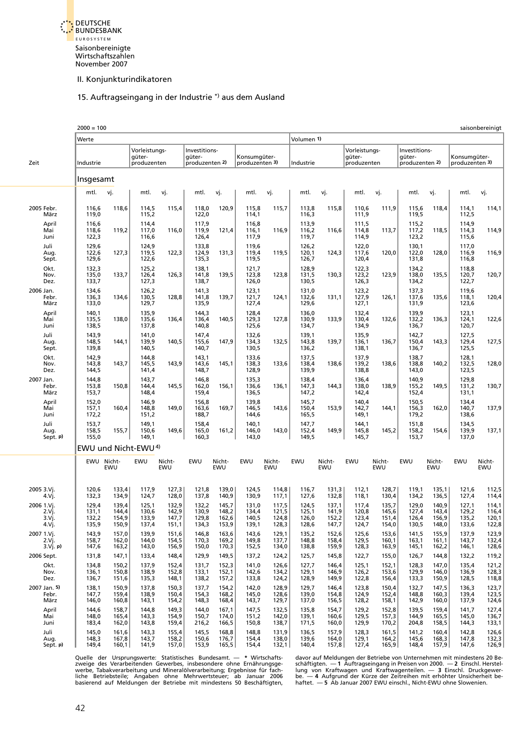II. Konjunkturindikatoren

## 15. Auftragseingang in der Industrie *) aus dem Ausland

2000 = 100 — saisonbereinigt

| Zeit | Werte | | | | | | | | Volumen 1) | | | | | | | |
|---|---|---|---|---|---|---|---|---|---|---|---|---|---|---|---|---|
| | Industrie | | Vorleistungsgüterproduzenten | | Investitionsgüterproduzenten 2) | | Konsumgüterproduzenten 3) | | Industrie | | Vorleistungsgüterproduzenten | | Investitionsgüterproduzenten 2) | | Konsumgüterproduzenten 3) | |
| **Insgesamt** | mtl. | vj. | mtl. | vj. | mtl. | vj. | mtl. | vj. | mtl. | vj. | mtl. | vj. | mtl. | vj. | mtl. | vj. |
| 2005 Febr. | 116,6 | 118,6 | 114,5 | 115,4 | 118,0 | 120,9 | 115,8 | 115,7 | 113,8 | 115,8 | 110,6 | 111,9 | 115,6 | 118,4 | 114,1 | 114,1 |
| März | 119,0 | | 115,2 | | 122,0 | | 114,1 | | 116,3 | | 111,9 | | 119,5 | | 112,5 | |
| April | 116,6 | | 114,4 | | 117,9 | | 116,8 | | 113,9 | | 111,5 | | 115,2 | | 114,9 | |
| Mai | 118,6 | 119,2 | 117,0 | 116,0 | 119,9 | 121,4 | 116,1 | 116,9 | 116,2 | 116,6 | 114,8 | 113,7 | 117,2 | 118,5 | 114,3 | 114,9 |
| Juni | 122,3 | | 116,6 | | 126,4 | | 117,9 | | 119,7 | | 114,9 | | 123,2 | | 115,6 | |
| Juli | 129,6 | | 124,9 | | 133,8 | | 119,6 | | 126,2 | | 122,0 | | 130,1 | | 117,0 | |
| Aug. | 122,6 | 127,3 | 119,5 | 122,3 | 124,9 | 131,3 | 119,4 | 119,5 | 120,1 | 124,3 | 117,6 | 120,0 | 122,0 | 128,0 | 116,9 | 116,9 |
| Sept. | 129,6 | | 122,6 | | 135,3 | | 119,5 | | 126,7 | | 120,4 | | 131,8 | | 116,8 | |
| Okt. | 132,3 | | 125,2 | | 138,1 | | 121,7 | | 128,9 | | 122,3 | | 134,2 | | 118,8 | |
| Nov. | 135,0 | 133,7 | 126,4 | 126,3 | 141,8 | 139,5 | 123,8 | 123,8 | 131,5 | 130,3 | 123,2 | 123,9 | 138,0 | 135,5 | 120,7 | 120,7 |
| Dez. | 133,7 | | 127,3 | | 138,7 | | 126,0 | | 130,5 | | 126,3 | | 134,2 | | 122,7 | |
| 2006 Jan. | 134,6 | | 126,2 | | 141,3 | | 123,1 | | 131,0 | | 123,2 | | 137,3 | | 119,6 | |
| Febr. | 136,3 | 134,6 | 130,5 | 128,8 | 141,8 | 139,7 | 121,7 | 124,1 | 132,6 | 131,1 | 127,9 | 126,1 | 137,6 | 135,6 | 118,1 | 120,4 |
| März | 133,0 | | 129,7 | | 135,9 | | 127,4 | | 129,6 | | 127,1 | | 131,9 | | 123,6 | |
| April | 140,1 | | 135,9 | | 144,3 | | 128,4 | | 136,0 | | 132,4 | | 139,9 | | 123,1 | |
| Mai | 135,5 | 138,0 | 135,6 | 136,4 | 136,4 | 140,5 | 129,3 | 127,8 | 130,9 | 133,9 | 130,4 | 132,6 | 132,2 | 136,3 | 124,1 | 122,6 |
| Juni | 138,5 | | 137,8 | | 140,8 | | 125,6 | | 134,7 | | 134,9 | | 136,7 | | 120,7 | |
| Juli | 143,9 | | 141,0 | | 147,4 | | 132,6 | | 139,1 | | 135,9 | | 142,7 | | 127,5 | |
| Aug. | 148,5 | 144,1 | 139,9 | 140,5 | 155,6 | 147,9 | 134,3 | 132,5 | 143,8 | 139,7 | 136,1 | 136,7 | 150,4 | 143,3 | 129,4 | 127,5 |
| Sept. | 139,8 | | 140,5 | | 140,7 | | 130,5 | | 136,2 | | 138,1 | | 136,7 | | 125,5 | |
| Okt. | 142,9 | | 144,8 | | 143,1 | | 133,6 | | 137,5 | | 137,9 | | 138,7 | | 128,1 | |
| Nov. | 143,8 | 143,7 | 145,5 | 143,9 | 143,6 | 145,1 | 138,3 | 133,6 | 138,4 | 138,6 | 139,2 | 138,6 | 138,8 | 140,2 | 132,5 | 128,0 |
| Dez. | 144,5 | | 141,4 | | 148,7 | | 128,9 | | 139,9 | | 138,8 | | 143,0 | | 123,5 | |
| 2007 Jan. | 144,8 | | 143,7 | | 146,8 | | 135,3 | | 138,4 | | 136,4 | | 140,9 | | 129,8 | |
| Febr. | 153,8 | 150,8 | 144,4 | 145,5 | 162,0 | 156,1 | 136,6 | 136,1 | 147,3 | 144,3 | 138,0 | 138,9 | 155,2 | 149,5 | 131,2 | 130,7 |
| März | 153,7 | | 148,4 | | 159,4 | | 136,5 | | 147,2 | | 142,4 | | 152,4 | | 131,1 | |
| April | 152,0 | | 146,9 | | 156,8 | | 139,8 | | 145,7 | | 140,4 | | 150,5 | | 134,4 | |
| Mai | 157,1 | 160,4 | 148,8 | 149,0 | 163,6 | 169,7 | 146,5 | 143,6 | 150,4 | 153,9 | 142,7 | 144,1 | 156,3 | 162,0 | 140,7 | 137,9 |
| Juni | 172,2 | | 151,2 | | 188,7 | | 144,6 | | 165,5 | | 149,1 | | 179,2 | | 138,6 | |
| Juli | 153,7 | | 149,1 | | 158,4 | | 140,1 | | 147,7 | | 144,1 | | 151,8 | | 134,5 | |
| Aug. | 158,5 | 155,7 | 150,6 | 149,6 | 165,0 | 161,2 | 146,0 | 143,0 | 152,4 | 149,9 | 145,8 | 145,2 | 158,2 | 154,6 | 139,9 | 137,1 |
| Sept. p) | 155,0 | | 149,1 | | 160,3 | | 143,0 | | 149,5 | | 145,7 | | 153,7 | | 137,0 | |
| **EWU und Nicht-EWU 4)** | EWU | Nicht-EWU | EWU | Nicht-EWU | EWU | Nicht-EWU | EWU | Nicht-EWU | EWU | Nicht-EWU | EWU | Nicht-EWU | EWU | Nicht-EWU | EWU | Nicht-EWU |
| 2005 3.Vj. | 120,6 | 133,4 | 117,9 | 127,3 | 121,8 | 139,0 | 124,5 | 114,8 | 116,7 | 131,3 | 112,1 | 128,7 | 119,1 | 135,1 | 121,6 | 112,5 |
| 4.Vj. | 132,3 | 134,9 | 124,7 | 128,0 | 137,8 | 140,9 | 130,9 | 117,1 | 127,6 | 132,8 | 118,1 | 130,4 | 134,2 | 136,5 | 127,4 | 114,4 |
| 2006 1.Vj. | 129,4 | 139,4 | 125,1 | 132,9 | 132,2 | 145,7 | 131,0 | 117,5 | 124,5 | 137,1 | 117,4 | 135,7 | 129,0 | 140,9 | 127,1 | 114,1 |
| 2.Vj. | 131,1 | 144,4 | 130,6 | 142,9 | 130,9 | 148,2 | 134,4 | 121,5 | 125,1 | 141,9 | 120,8 | 145,6 | 127,4 | 143,4 | 129,2 | 116,4 |
| 3.Vj. | 132,2 | 154,9 | 133,9 | 147,7 | 129,8 | 162,6 | 140,5 | 124,8 | 126,0 | 152,2 | 123,4 | 151,4 | 126,4 | 156,9 | 135,2 | 120,1 |
| 4.Vj. | 135,9 | 150,9 | 137,4 | 151,1 | 134,3 | 153,9 | 139,1 | 128,3 | 128,6 | 147,7 | 124,7 | 154,0 | 130,5 | 148,0 | 133,6 | 122,8 |
| 2007 1.Vj. | 143,9 | 157,0 | 139,9 | 151,6 | 146,8 | 163,6 | 143,6 | 129,1 | 135,2 | 152,6 | 125,6 | 153,6 | 141,5 | 155,9 | 137,9 | 123,9 |
| 2.Vj. | 158,7 | 162,0 | 144,0 | 154,5 | 170,3 | 169,2 | 149,8 | 137,7 | 148,8 | 158,4 | 129,5 | 160,1 | 163,1 | 161,1 | 143,7 | 132,4 |
| 3.Vj. p) | 147,6 | 163,2 | 143,0 | 156,9 | 150,0 | 170,3 | 152,5 | 134,0 | 138,8 | 159,9 | 128,3 | 163,9 | 145,1 | 162,2 | 146,1 | 128,6 |
| 2006 Sept. | 131,8 | 147,1 | 133,4 | 148,4 | 129,9 | 149,5 | 137,2 | 124,2 | 125,7 | 145,8 | 122,7 | 155,0 | 126,7 | 144,8 | 132,2 | 119,2 |
| Okt. | 134,8 | 150,2 | 137,9 | 152,4 | 131,7 | 152,3 | 141,0 | 126,6 | 127,7 | 146,4 | 125,1 | 152,1 | 128,3 | 147,0 | 135,4 | 121,2 |
| Nov. | 136,1 | 150,8 | 138,9 | 152,8 | 133,1 | 152,1 | 142,6 | 134,2 | 129,1 | 146,9 | 126,2 | 153,6 | 129,9 | 146,0 | 136,9 | 128,3 |
| Dez. | 136,7 | 151,6 | 135,3 | 148,1 | 138,2 | 157,2 | 133,8 | 124,2 | 128,9 | 149,9 | 122,8 | 156,4 | 133,3 | 150,9 | 128,5 | 118,8 |
| 2007 Jan. 5) | 138,1 | 150,9 | 137,8 | 150,3 | 137,7 | 154,2 | 142,0 | 128,9 | 129,7 | 146,4 | 123,8 | 150,4 | 132,7 | 147,5 | 136,3 | 123,7 |
| Febr. | 147,7 | 159,4 | 138,9 | 150,4 | 154,3 | 168,2 | 145,0 | 128,6 | 139,0 | 154,8 | 124,9 | 152,4 | 148,8 | 160,3 | 139,4 | 123,5 |
| März | 146,0 | 160,8 | 143,1 | 154,2 | 148,3 | 168,4 | 143,7 | 129,7 | 137,0 | 156,5 | 128,2 | 158,1 | 142,9 | 160,0 | 137,9 | 124,6 |
| April | 144,6 | 158,7 | 144,8 | 149,3 | 144,0 | 167,1 | 147,5 | 132,5 | 135,8 | 154,7 | 129,2 | 152,8 | 139,5 | 159,4 | 141,7 | 127,4 |
| Mai | 148,0 | 165,4 | 143,3 | 154,9 | 150,7 | 174,0 | 151,2 | 142,0 | 139,1 | 160,6 | 129,5 | 157,3 | 144,9 | 165,5 | 145,0 | 136,7 |
| Juni | 183,4 | 162,0 | 143,8 | 159,4 | 216,2 | 166,5 | 150,8 | 138,7 | 171,5 | 160,0 | 129,9 | 170,2 | 204,8 | 158,5 | 144,3 | 133,1 |
| Juli | 145,0 | 161,6 | 143,3 | 155,4 | 145,5 | 168,8 | 148,8 | 131,9 | 136,5 | 157,9 | 128,3 | 161,5 | 141,2 | 160,4 | 142,8 | 126,6 |
| Aug. | 148,3 | 167,8 | 143,7 | 158,2 | 150,6 | 176,7 | 154,4 | 138,0 | 139,6 | 164,0 | 129,1 | 164,2 | 145,6 | 168,3 | 147,8 | 132,3 |
| Sept. p) | 149,4 | 160,1 | 141,9 | 157,0 | 153,9 | 165,5 | 154,4 | 132,1 | 140,4 | 157,8 | 127,4 | 165,9 | 148,4 | 157,9 | 147,6 | 126,9 |

Quelle der Ursprungswerte: Statistisches Bundesamt. — * Wirtschaftszweige des Verarbeitenden Gewerbes, insbesondere ohne Ernährungsgewerbe, Tabakverarbeitung und Mineralölverarbeitung; Ergebnisse für fachliche Betriebsteile; Angaben ohne Mehrwertsteuer; ab Januar 2006 basierend auf Meldungen der Betriebe mit mindestens 50 Beschäftigten, davor auf Meldungen der Betriebe von Unternehmen mit mindestens 20 Beschäftigten. — 1 Auftragseingang in Preisen von 2000. — 2 Einschl. Herstellung von Kraftwagen und Kraftwagenteilen. — 3 Einschl. Druckgewerbe. — 4 Aufgrund der Kürze der Zeitreihen mit erhöhter Unsicherheit behaftet. — 5 Ab Januar 2007 EWU einschl., Nicht-EWU ohne Slowenien.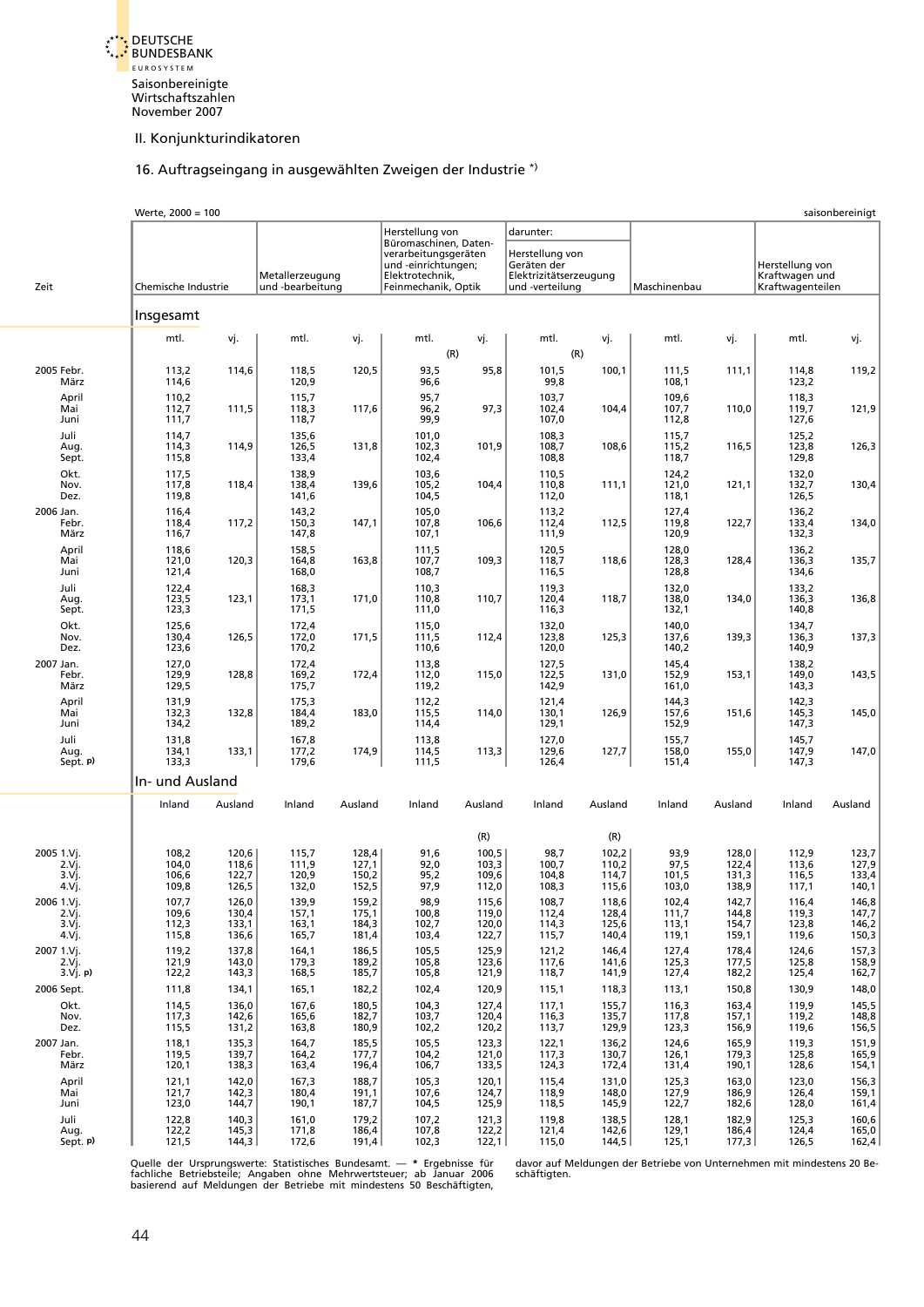Saisonbereinigte Wirtschaftszahlen
November 2007

II. Konjunkturindikatoren

## 16. Auftragseingang in ausgewählten Zweigen der Industrie *)

Werte, 2000 = 100 — saisonbereinigt

| Zeit | Chemische Industrie | | Metallerzeugung und -bearbeitung | | Herstellung von Büromaschinen, Datenverarbeitungsgeräten und -einrichtungen; Elektrotechnik, Feinmechanik, Optik | | darunter: Herstellung von Geräten der Elektrizitätserzeugung und -verteilung | | Maschinenbau | | Herstellung von Kraftwagen und Kraftwagenteilen | |
|---|---|---|---|---|---|---|---|---|---|---|---|---|
| | **Insgesamt** | | | | | | | | | | | |
| | mtl. | vj. | mtl. | vj. | mtl. | vj. | mtl. | vj. | mtl. | vj. | mtl. | vj. |
| | | | | | (R) | | (R) | | | | | |
| 2005 Febr. | 113,2 | 114,6 | 118,5 | 120,5 | 93,5 | 95,8 | 101,5 | 100,1 | 111,5 | 111,1 | 114,8 | 119,2 |
| März | 114,6 | | 120,9 | | 96,6 | | 99,8 | | 108,1 | | 123,2 | |
| April | 110,2 | | 115,7 | | 95,7 | | 103,7 | | 109,6 | | 118,3 | |
| Mai | 112,7 | 111,5 | 118,3 | 117,6 | 96,2 | 97,3 | 102,4 | 104,4 | 107,7 | 110,0 | 119,7 | 121,9 |
| Juni | 111,7 | | 118,7 | | 99,9 | | 107,0 | | 112,8 | | 127,6 | |
| Juli | 114,7 | | 135,6 | | 101,0 | | 108,3 | | 115,7 | | 125,2 | |
| Aug. | 114,3 | 114,9 | 126,5 | 131,8 | 102,3 | 101,9 | 108,7 | 108,6 | 115,2 | 116,5 | 123,8 | 126,3 |
| Sept. | 115,8 | | 133,4 | | 102,4 | | 108,8 | | 118,7 | | 129,8 | |
| Okt. | 117,5 | | 138,9 | | 103,6 | | 110,5 | | 124,2 | | 132,0 | |
| Nov. | 117,8 | 118,4 | 138,4 | 139,6 | 105,2 | 104,4 | 110,8 | 111,1 | 121,0 | 121,1 | 132,7 | 130,4 |
| Dez. | 119,8 | | 141,6 | | 104,5 | | 112,0 | | 118,1 | | 126,5 | |
| 2006 Jan. | 116,4 | | 143,2 | | 105,0 | | 113,2 | | 127,4 | | 136,2 | |
| Febr. | 118,4 | 117,2 | 150,3 | 147,1 | 107,8 | 106,6 | 112,4 | 112,5 | 119,8 | 122,7 | 133,4 | 134,0 |
| März | 116,7 | | 147,8 | | 107,1 | | 111,9 | | 120,9 | | 132,3 | |
| April | 118,6 | | 158,5 | | 111,5 | | 120,5 | | 128,0 | | 136,2 | |
| Mai | 121,0 | 120,3 | 164,8 | 163,8 | 107,7 | 109,3 | 118,7 | 118,6 | 128,3 | 128,4 | 136,3 | 135,7 |
| Juni | 121,4 | | 168,0 | | 108,7 | | 116,5 | | 128,8 | | 134,6 | |
| Juli | 122,4 | | 168,3 | | 110,3 | | 119,3 | | 132,0 | | 133,2 | |
| Aug. | 123,5 | 123,1 | 173,1 | 171,0 | 110,8 | 110,7 | 120,4 | 118,7 | 138,0 | 134,0 | 136,3 | 136,8 |
| Sept. | 123,3 | | 171,5 | | 111,0 | | 116,3 | | 132,1 | | 140,8 | |
| Okt. | 125,6 | | 172,4 | | 115,0 | | 132,0 | | 140,0 | | 134,7 | |
| Nov. | 130,4 | 126,5 | 172,0 | 171,5 | 111,5 | 112,4 | 123,8 | 125,3 | 137,6 | 139,3 | 136,3 | 137,3 |
| Dez. | 123,6 | | 170,2 | | 110,6 | | 120,0 | | 140,2 | | 140,9 | |
| 2007 Jan. | 127,0 | | 172,4 | | 113,8 | | 127,5 | | 145,4 | | 138,2 | |
| Febr. | 129,9 | 128,8 | 169,2 | 172,4 | 112,0 | 115,0 | 122,5 | 131,0 | 152,9 | 153,1 | 149,0 | 143,5 |
| März | 129,5 | | 175,7 | | 119,2 | | 142,9 | | 161,0 | | 143,3 | |
| April | 131,9 | | 175,3 | | 112,2 | | 121,4 | | 144,3 | | 142,3 | |
| Mai | 132,3 | 132,8 | 184,4 | 183,0 | 115,5 | 114,0 | 130,1 | 126,9 | 157,6 | 151,6 | 145,3 | 145,0 |
| Juni | 134,2 | | 189,2 | | 114,4 | | 129,1 | | 152,9 | | 147,3 | |
| Juli | 131,8 | | 167,8 | | 113,8 | | 127,0 | | 155,7 | | 145,7 | |
| Aug. | 134,1 | 133,1 | 177,2 | 174,9 | 114,5 | 113,3 | 129,6 | 127,7 | 158,0 | 155,0 | 147,9 | 147,0 |
| Sept. p) | 133,3 | | 179,6 | | 111,5 | | 126,4 | | 151,4 | | 147,3 | |
| | **In- und Ausland** | | | | | | | | | | | |
| | Inland | Ausland | Inland | Ausland | Inland | Ausland | Inland | Ausland | Inland | Ausland | Inland | Ausland |
| | | | | | | (R) | | (R) | | | | |
| 2005 1.Vj. | 108,2 | 120,6 | 115,7 | 128,4 | 91,6 | 100,5 | 98,7 | 102,2 | 93,9 | 128,0 | 112,9 | 123,7 |
| 2.Vj. | 104,0 | 118,6 | 111,9 | 127,1 | 92,0 | 103,3 | 100,7 | 110,2 | 97,5 | 122,4 | 113,6 | 127,9 |
| 3.Vj. | 106,6 | 122,7 | 120,9 | 150,2 | 95,2 | 109,6 | 104,8 | 114,7 | 101,5 | 131,3 | 116,5 | 133,4 |
| 4.Vj. | 109,8 | 126,5 | 132,0 | 152,5 | 97,9 | 112,0 | 108,3 | 115,6 | 103,0 | 138,9 | 117,1 | 140,1 |
| 2006 1.Vj. | 107,7 | 126,0 | 139,9 | 159,2 | 98,9 | 115,6 | 108,7 | 118,6 | 102,4 | 142,7 | 116,4 | 146,8 |
| 2.Vj. | 109,6 | 130,4 | 157,1 | 175,1 | 100,8 | 119,0 | 112,4 | 128,4 | 111,7 | 144,8 | 119,3 | 147,7 |
| 3.Vj. | 112,3 | 133,1 | 163,1 | 184,3 | 102,7 | 120,0 | 114,3 | 125,6 | 113,1 | 154,7 | 123,8 | 146,2 |
| 4.Vj. | 115,8 | 136,6 | 165,7 | 181,4 | 103,4 | 122,7 | 115,7 | 140,4 | 119,1 | 159,1 | 119,6 | 150,3 |
| 2007 1.Vj. | 119,2 | 137,8 | 164,1 | 186,5 | 105,5 | 125,9 | 121,2 | 146,4 | 127,4 | 178,4 | 124,6 | 157,3 |
| 2.Vj. | 121,9 | 143,0 | 179,3 | 189,2 | 105,8 | 123,6 | 117,6 | 141,6 | 125,3 | 177,5 | 125,8 | 158,9 |
| 3.Vj. p) | 122,2 | 143,3 | 168,5 | 185,7 | 105,8 | 121,9 | 118,7 | 141,9 | 127,4 | 182,2 | 125,4 | 162,7 |
| 2006 Sept. | 111,8 | 134,1 | 165,1 | 182,2 | 102,4 | 120,9 | 115,1 | 118,3 | 113,1 | 150,8 | 130,9 | 148,0 |
| Okt. | 114,5 | 136,0 | 167,6 | 180,5 | 104,3 | 127,4 | 117,1 | 155,7 | 116,3 | 163,4 | 119,9 | 145,5 |
| Nov. | 117,3 | 142,6 | 165,6 | 182,7 | 103,7 | 120,4 | 116,3 | 135,7 | 117,8 | 157,1 | 119,2 | 148,8 |
| Dez. | 115,5 | 131,2 | 163,8 | 180,9 | 102,2 | 120,2 | 113,7 | 129,9 | 123,3 | 156,9 | 119,6 | 156,5 |
| 2007 Jan. | 118,1 | 135,3 | 164,7 | 185,5 | 105,5 | 123,3 | 122,1 | 136,2 | 124,6 | 165,9 | 119,3 | 151,9 |
| Febr. | 119,5 | 139,7 | 164,2 | 177,7 | 104,2 | 121,0 | 117,3 | 130,7 | 126,1 | 179,3 | 125,8 | 165,9 |
| März | 120,1 | 138,3 | 163,4 | 196,4 | 106,7 | 133,5 | 124,3 | 172,4 | 131,4 | 190,1 | 128,6 | 154,1 |
| April | 121,1 | 142,0 | 167,3 | 188,7 | 105,3 | 120,1 | 115,4 | 131,0 | 125,3 | 163,0 | 123,0 | 156,3 |
| Mai | 121,7 | 142,3 | 180,4 | 191,1 | 107,6 | 124,7 | 118,9 | 148,0 | 127,9 | 186,9 | 126,4 | 159,1 |
| Juni | 123,0 | 144,7 | 190,1 | 187,7 | 104,5 | 125,9 | 118,5 | 145,9 | 122,7 | 182,6 | 128,0 | 161,4 |
| Juli | 122,8 | 140,3 | 161,0 | 179,2 | 107,2 | 121,3 | 119,8 | 138,5 | 128,1 | 182,9 | 125,3 | 160,6 |
| Aug. | 122,2 | 145,3 | 171,8 | 186,4 | 107,8 | 122,2 | 121,4 | 142,6 | 129,1 | 186,4 | 124,4 | 165,0 |
| Sept. p) | 121,5 | 144,3 | 172,6 | 191,4 | 102,3 | 122,1 | 115,0 | 144,5 | 125,1 | 177,3 | 126,5 | 162,4 |

Quelle der Ursprungswerte: Statistisches Bundesamt. — * Ergebnisse für fachliche Betriebsteile; Angaben ohne Mehrwertsteuer; ab Januar 2006 basierend auf Meldungen der Betriebe mit mindestens 50 Beschäftigten, davor auf Meldungen der Betriebe von Unternehmen mit mindestens 20 Beschäftigten.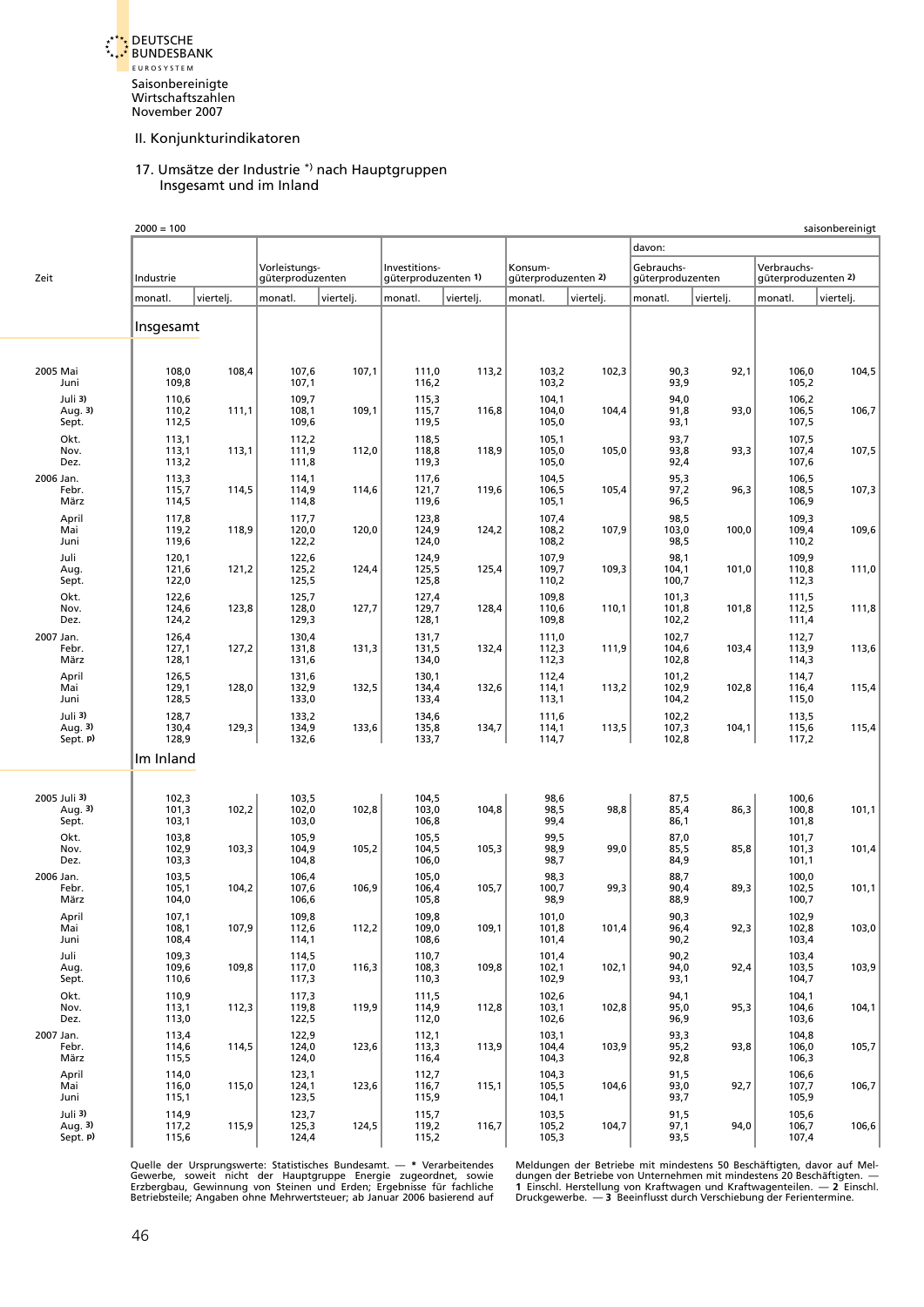## II. Konjunkturindikatoren

### 17. Umsätze der Industrie *) nach Hauptgruppen
Insgesamt und im Inland

2000 = 100 | saisonbereinigt

| Zeit | Industrie | | Vorleistungs- güterproduzenten | | Investitions- güterproduzenten 1) | | Konsum- güterproduzenten 2) | | davon: Gebrauchs- güterproduzenten | | davon: Verbrauchs- güterproduzenten 2) | |
|---|---|---|---|---|---|---|---|---|---|---|---|---|
| | monatl. | viertelj. | monatl. | viertelj. | monatl. | viertelj. | monatl. | viertelj. | monatl. | viertelj. | monatl. | viertelj. |
| **Insgesamt** | | | | | | | | | | | | |
| 2005 Mai | 108,0 | 108,4 | 107,6 | 107,1 | 111,0 | 113,2 | 103,2 | 102,3 | 90,3 | 92,1 | 106,0 | 104,5 |
| Juni | 109,8 | | 107,1 | | 116,2 | | 103,2 | | 93,9 | | 105,2 | |
| Juli 3) | 110,6 | | 109,7 | | 115,3 | | 104,1 | | 94,0 | | 106,2 | |
| Aug. 3) | 110,2 | 111,1 | 108,1 | 109,1 | 115,7 | 116,8 | 104,0 | 104,4 | 91,8 | 93,0 | 106,5 | 106,7 |
| Sept. | 112,5 | | 109,6 | | 119,5 | | 105,0 | | 93,1 | | 107,5 | |
| Okt. | 113,1 | | 112,2 | | 118,5 | | 105,1 | | 93,7 | | 107,5 | |
| Nov. | 113,1 | 113,1 | 111,9 | 112,0 | 118,8 | 118,9 | 105,0 | 105,0 | 93,8 | 93,3 | 107,4 | 107,5 |
| Dez. | 113,2 | | 111,8 | | 119,3 | | 105,0 | | 92,4 | | 107,6 | |
| 2006 Jan. | 113,3 | | 114,1 | | 117,6 | | 104,5 | | 95,3 | | 106,5 | |
| Febr. | 115,7 | 114,5 | 114,9 | 114,6 | 121,7 | 119,6 | 106,5 | 105,4 | 97,2 | 96,3 | 108,5 | 107,3 |
| März | 114,5 | | 114,8 | | 119,6 | | 105,1 | | 96,5 | | 106,9 | |
| April | 117,8 | | 117,7 | | 123,8 | | 107,4 | | 98,5 | | 109,3 | |
| Mai | 119,2 | 118,9 | 120,0 | 120,0 | 124,9 | 124,2 | 108,2 | 107,9 | 103,0 | 100,0 | 109,4 | 109,6 |
| Juni | 119,6 | | 122,2 | | 124,0 | | 108,2 | | 98,5 | | 110,2 | |
| Juli | 120,1 | | 122,6 | | 124,9 | | 107,9 | | 98,1 | | 109,9 | |
| Aug. | 121,6 | 121,2 | 125,2 | 124,4 | 125,5 | 125,4 | 109,7 | 109,3 | 104,1 | 101,0 | 110,8 | 111,0 |
| Sept. | 122,0 | | 125,5 | | 125,8 | | 110,2 | | 100,7 | | 112,3 | |
| Okt. | 122,6 | | 125,7 | | 127,4 | | 109,8 | | 101,3 | | 111,5 | |
| Nov. | 124,6 | 123,8 | 128,0 | 127,7 | 129,7 | 128,4 | 110,6 | 110,1 | 101,8 | 101,8 | 112,5 | 111,8 |
| Dez. | 124,2 | | 129,3 | | 128,1 | | 109,8 | | 102,2 | | 111,4 | |
| 2007 Jan. | 126,4 | | 130,4 | | 131,7 | | 111,0 | | 102,7 | | 112,7 | |
| Febr. | 127,1 | 127,2 | 131,8 | 131,3 | 131,5 | 132,4 | 112,3 | 111,9 | 104,6 | 103,4 | 113,9 | 113,6 |
| März | 128,1 | | 131,6 | | 134,0 | | 112,3 | | 102,8 | | 114,3 | |
| April | 126,5 | | 131,6 | | 130,1 | | 112,4 | | 101,2 | | 114,7 | |
| Mai | 129,1 | 128,0 | 132,9 | 132,5 | 134,4 | 132,6 | 114,1 | 113,2 | 102,9 | 102,8 | 116,4 | 115,4 |
| Juni | 128,5 | | 133,0 | | 133,4 | | 113,1 | | 104,2 | | 115,0 | |
| Juli 3) | 128,7 | | 133,2 | | 134,6 | | 111,6 | | 102,2 | | 113,5 | |
| Aug. 3) | 130,4 | 129,3 | 134,9 | 133,6 | 135,8 | 134,7 | 114,1 | 113,5 | 107,3 | 104,1 | 115,6 | 115,4 |
| Sept. p) | 128,9 | | 132,6 | | 133,7 | | 114,7 | | 102,8 | | 117,2 | |
| **Im Inland** | | | | | | | | | | | | |
| 2005 Juli 3) | 102,3 | | 103,5 | | 104,5 | | 98,6 | | 87,5 | | 100,6 | |
| Aug. 3) | 101,3 | 102,2 | 102,0 | 102,8 | 103,0 | 104,8 | 98,5 | 98,8 | 85,4 | 86,3 | 100,8 | 101,1 |
| Sept. | 103,1 | | 103,0 | | 106,8 | | 99,4 | | 86,1 | | 101,8 | |
| Okt. | 103,8 | | 105,9 | | 105,5 | | 99,5 | | 87,0 | | 101,7 | |
| Nov. | 102,9 | 103,3 | 104,9 | 105,2 | 104,5 | 105,3 | 98,9 | 99,0 | 85,5 | 85,8 | 101,3 | 101,4 |
| Dez. | 103,3 | | 104,8 | | 106,0 | | 98,7 | | 84,9 | | 101,1 | |
| 2006 Jan. | 103,5 | | 106,4 | | 105,0 | | 98,3 | | 88,7 | | 100,0 | |
| Febr. | 105,1 | 104,2 | 107,6 | 106,9 | 106,4 | 105,7 | 100,7 | 99,3 | 90,4 | 89,3 | 102,5 | 101,1 |
| März | 104,0 | | 106,6 | | 105,8 | | 98,9 | | 88,9 | | 100,7 | |
| April | 107,1 | | 109,8 | | 109,8 | | 101,0 | | 90,3 | | 102,9 | |
| Mai | 108,1 | 107,9 | 112,6 | 112,2 | 109,0 | 109,1 | 101,8 | 101,4 | 96,4 | 92,3 | 102,8 | 103,0 |
| Juni | 108,4 | | 114,1 | | 108,6 | | 101,4 | | 90,2 | | 103,4 | |
| Juli | 109,3 | | 114,5 | | 110,7 | | 101,4 | | 90,2 | | 103,4 | |
| Aug. | 109,6 | 109,8 | 117,0 | 116,3 | 108,3 | 109,8 | 102,1 | 102,1 | 94,0 | 92,4 | 103,5 | 103,9 |
| Sept. | 110,6 | | 117,3 | | 110,3 | | 102,9 | | 93,1 | | 104,7 | |
| Okt. | 110,9 | | 117,3 | | 111,5 | | 102,6 | | 94,1 | | 104,1 | |
| Nov. | 113,1 | 112,3 | 119,8 | 119,9 | 114,9 | 112,8 | 103,1 | 102,8 | 95,0 | 95,3 | 104,6 | 104,1 |
| Dez. | 113,0 | | 122,5 | | 112,0 | | 102,6 | | 96,9 | | 103,6 | |
| 2007 Jan. | 113,4 | | 122,9 | | 112,1 | | 103,1 | | 93,3 | | 104,8 | |
| Febr. | 114,6 | 114,5 | 124,0 | 123,6 | 113,3 | 113,9 | 104,4 | 103,9 | 95,2 | 93,8 | 106,0 | 105,7 |
| März | 115,5 | | 124,0 | | 116,4 | | 104,3 | | 92,8 | | 106,3 | |
| April | 114,0 | | 123,1 | | 112,7 | | 104,3 | | 91,5 | | 106,6 | |
| Mai | 116,0 | 115,0 | 124,1 | 123,6 | 116,7 | 115,1 | 105,5 | 104,6 | 93,0 | 92,7 | 107,7 | 106,7 |
| Juni | 115,1 | | 123,5 | | 115,9 | | 104,1 | | 93,7 | | 105,9 | |
| Juli 3) | 114,9 | | 123,7 | | 115,7 | | 103,5 | | 91,5 | | 105,6 | |
| Aug. 3) | 117,2 | 115,9 | 125,3 | 124,5 | 119,2 | 116,7 | 105,2 | 104,7 | 97,1 | 94,0 | 106,7 | 106,6 |
| Sept. p) | 115,6 | | 124,4 | | 115,2 | | 105,3 | | 93,5 | | 107,4 | |

Quelle der Ursprungswerte: Statistisches Bundesamt. — * Verarbeitendes Gewerbe, soweit nicht der Hauptgruppe Energie zugeordnet, sowie Erzbergbau, Gewinnung von Steinen und Erden; Ergebnisse für fachliche Betriebsteile; Angaben ohne Mehrwertsteuer; ab Januar 2006 basierend auf Meldungen der Betriebe von Unternehmen mit mindestens 20 Beschäftigten, davor auf Meldungen der Betriebe mit mindestens 50 Beschäftigten. — **1** Einschl. Herstellung von Kraftwagen und Kraftwagenteilen. — **2** Einschl. Druckgewerbe. — **3** Beeinflusst durch Verschiebung der Ferientermine.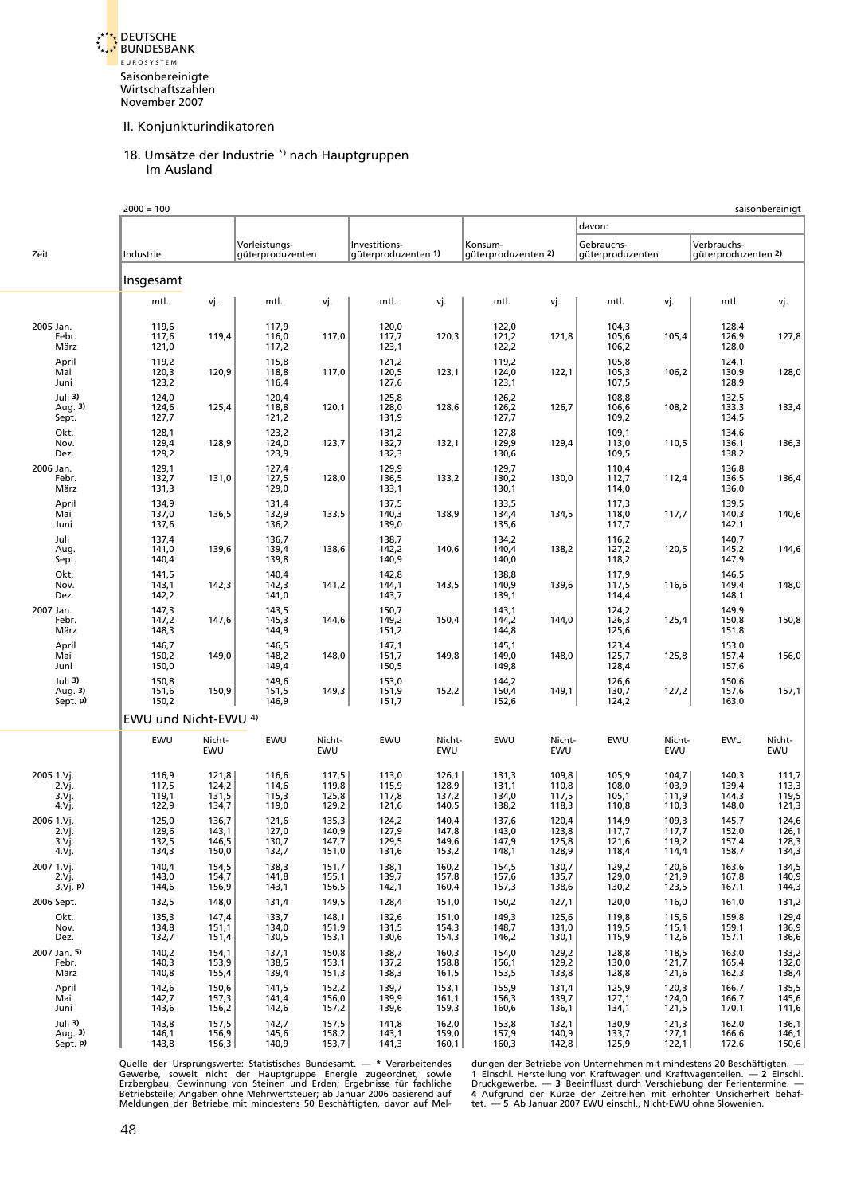DEUTSCHE BUNDESBANK
EUROSYSTEM

Saisonbereinigte Wirtschaftszahlen
November 2007

## II. Konjunkturindikatoren

### 18. Umsätze der Industrie *) nach Hauptgruppen
Im Ausland

2000 = 100 — saisonbereinigt

| Zeit | Industrie | | Vorleistungs­güterproduzenten | | Investitions­güterproduzenten 1) | | Konsum­güterproduzenten 2) | | davon: Gebrauchs­güterproduzenten | | Verbrauchs­güterproduzenten 2) | |
|---|---|---|---|---|---|---|---|---|---|---|---|---|
| **Insgesamt** | | | | | | | | | | | | |
| | mtl. | vj. | mtl. | vj. | mtl. | vj. | mtl. | vj. | mtl. | vj. | mtl. | vj. |
| 2005 Jan. | 119,6 | | 117,9 | | 120,0 | | 122,0 | | 104,3 | | 128,4 | |
| Febr. | 117,6 | 119,4 | 116,0 | 117,0 | 117,7 | 120,3 | 121,2 | 121,8 | 105,6 | 105,4 | 126,9 | 127,8 |
| März | 121,0 | | 117,2 | | 123,1 | | 122,2 | | 106,2 | | 128,0 | |
| April | 119,2 | | 115,8 | | 121,2 | | 119,2 | | 105,8 | | 124,1 | |
| Mai | 120,3 | 120,9 | 118,8 | 117,0 | 120,5 | 123,1 | 124,0 | 122,1 | 105,3 | 106,2 | 130,9 | 128,0 |
| Juni | 123,2 | | 116,4 | | 127,6 | | 123,1 | | 107,5 | | 128,9 | |
| Juli 3) | 124,0 | | 120,4 | | 125,8 | | 126,2 | | 108,8 | | 132,5 | |
| Aug. 3) | 124,6 | 125,4 | 118,8 | 120,1 | 128,0 | 128,6 | 126,2 | 126,7 | 106,6 | 108,2 | 133,3 | 133,4 |
| Sept. | 127,7 | | 121,2 | | 131,9 | | 127,7 | | 109,2 | | 134,5 | |
| Okt. | 128,1 | | 123,2 | | 131,2 | | 127,8 | | 109,1 | | 134,6 | |
| Nov. | 129,4 | 128,9 | 124,0 | 123,7 | 132,7 | 132,1 | 129,9 | 129,4 | 113,0 | 110,5 | 136,1 | 136,3 |
| Dez. | 129,2 | | 123,9 | | 132,3 | | 130,6 | | 109,5 | | 138,2 | |
| 2006 Jan. | 129,1 | | 127,4 | | 129,9 | | 129,7 | | 110,4 | | 136,8 | |
| Febr. | 132,7 | 131,0 | 127,5 | 128,0 | 136,5 | 133,2 | 130,2 | 130,0 | 112,7 | 112,4 | 136,5 | 136,4 |
| März | 131,3 | | 129,0 | | 133,1 | | 130,1 | | 114,0 | | 136,0 | |
| April | 134,9 | | 131,4 | | 137,5 | | 133,5 | | 117,3 | | 139,5 | |
| Mai | 137,0 | 136,5 | 132,9 | 133,5 | 140,3 | 138,9 | 134,4 | 134,5 | 118,0 | 117,7 | 140,3 | 140,6 |
| Juni | 137,6 | | 136,2 | | 139,0 | | 135,6 | | 117,7 | | 142,1 | |
| Juli | 137,4 | | 136,7 | | 138,7 | | 134,2 | | 116,2 | | 140,7 | |
| Aug. | 141,0 | 139,6 | 139,4 | 138,6 | 142,2 | 140,6 | 140,4 | 138,2 | 127,2 | 120,5 | 145,2 | 144,6 |
| Sept. | 140,4 | | 139,8 | | 140,9 | | 140,0 | | 118,2 | | 147,9 | |
| Okt. | 141,5 | | 140,4 | | 142,8 | | 138,8 | | 117,9 | | 146,5 | |
| Nov. | 143,1 | 142,3 | 142,3 | 141,2 | 144,1 | 143,5 | 140,9 | 139,6 | 117,5 | 116,6 | 149,4 | 148,0 |
| Dez. | 142,2 | | 141,0 | | 143,7 | | 139,1 | | 114,4 | | 148,1 | |
| 2007 Jan. | 147,3 | | 143,5 | | 150,7 | | 143,1 | | 124,2 | | 149,9 | |
| Febr. | 147,2 | 147,6 | 145,3 | 144,6 | 149,2 | 150,4 | 144,2 | 144,0 | 126,3 | 125,4 | 150,8 | 150,8 |
| März | 148,3 | | 144,9 | | 151,2 | | 144,8 | | 125,6 | | 151,8 | |
| April | 146,7 | | 146,5 | | 147,1 | | 145,1 | | 123,4 | | 153,0 | |
| Mai | 150,2 | 149,0 | 148,2 | 148,0 | 151,7 | 149,8 | 149,0 | 148,0 | 125,7 | 125,8 | 157,4 | 156,0 |
| Juni | 150,0 | | 149,4 | | 150,5 | | 149,8 | | 128,4 | | 157,6 | |
| Juli 3) | 150,8 | | 149,6 | | 153,0 | | 144,2 | | 126,6 | | 150,6 | |
| Aug. 3) | 151,6 | 150,9 | 151,5 | 149,3 | 151,9 | 152,2 | 150,4 | 149,1 | 130,7 | 127,2 | 157,6 | 157,1 |
| Sept. p) | 150,2 | | 146,9 | | 151,7 | | 152,6 | | 124,2 | | 163,0 | |
| **EWU und Nicht-EWU 4)** | | | | | | | | | | | | |
| | EWU | Nicht-EWU | EWU | Nicht-EWU | EWU | Nicht-EWU | EWU | Nicht-EWU | EWU | Nicht-EWU | EWU | Nicht-EWU |
| 2005 1.Vj. | 116,9 | 121,8 | 116,6 | 117,5 | 113,0 | 126,1 | 131,3 | 109,8 | 105,9 | 104,7 | 140,3 | 111,7 |
| 2.Vj. | 117,5 | 124,2 | 114,6 | 119,8 | 115,9 | 128,9 | 131,1 | 110,8 | 108,0 | 103,9 | 139,4 | 113,3 |
| 3.Vj. | 119,1 | 131,5 | 115,3 | 125,8 | 117,8 | 137,2 | 134,0 | 117,5 | 105,1 | 111,9 | 144,3 | 119,5 |
| 4.Vj. | 122,9 | 134,7 | 119,0 | 129,2 | 121,6 | 140,5 | 138,2 | 118,3 | 110,8 | 110,3 | 148,0 | 121,3 |
| 2006 1.Vj. | 125,0 | 136,7 | 121,6 | 135,3 | 124,2 | 140,4 | 137,6 | 120,4 | 114,9 | 109,3 | 145,7 | 124,6 |
| 2.Vj. | 129,6 | 143,1 | 127,0 | 140,9 | 127,9 | 147,8 | 143,0 | 123,8 | 117,7 | 117,7 | 152,0 | 126,1 |
| 3.Vj. | 132,5 | 146,5 | 130,7 | 147,7 | 129,5 | 149,6 | 147,9 | 125,8 | 121,6 | 119,2 | 157,4 | 128,3 |
| 4.Vj. | 134,3 | 150,0 | 132,7 | 151,0 | 131,6 | 153,2 | 148,1 | 128,9 | 118,4 | 114,4 | 158,7 | 134,3 |
| 2007 1.Vj. | 140,4 | 154,5 | 138,3 | 151,7 | 138,1 | 160,2 | 154,5 | 130,7 | 129,2 | 120,6 | 163,6 | 134,5 |
| 2.Vj. | 143,0 | 154,7 | 141,8 | 155,1 | 139,7 | 157,8 | 157,6 | 135,7 | 129,0 | 121,9 | 167,8 | 140,9 |
| 3.Vj. p) | 144,6 | 156,9 | 143,1 | 156,5 | 142,1 | 160,4 | 157,3 | 138,6 | 130,2 | 123,5 | 167,1 | 144,3 |
| 2006 Sept. | 132,5 | 148,0 | 131,4 | 149,5 | 128,4 | 151,0 | 150,2 | 127,1 | 120,0 | 116,0 | 161,0 | 131,2 |
| Okt. | 135,3 | 147,4 | 133,7 | 148,1 | 132,6 | 151,0 | 149,3 | 125,6 | 119,8 | 115,6 | 159,8 | 129,4 |
| Nov. | 134,8 | 151,1 | 134,0 | 151,9 | 131,5 | 154,3 | 148,7 | 131,0 | 119,5 | 115,1 | 159,1 | 136,9 |
| Dez. | 132,7 | 151,4 | 130,5 | 153,1 | 130,6 | 154,3 | 146,2 | 130,1 | 115,9 | 112,6 | 157,1 | 136,6 |
| 2007 Jan. 5) | 140,2 | 154,1 | 137,1 | 150,8 | 138,7 | 160,3 | 154,0 | 129,2 | 128,8 | 118,5 | 163,0 | 133,2 |
| Febr. | 140,3 | 153,9 | 138,5 | 153,1 | 137,2 | 158,8 | 156,1 | 129,2 | 130,0 | 121,7 | 165,4 | 132,0 |
| März | 140,8 | 155,4 | 139,4 | 151,3 | 138,3 | 161,5 | 153,5 | 133,8 | 128,8 | 121,6 | 162,3 | 138,4 |
| April | 142,6 | 150,6 | 141,5 | 152,2 | 139,7 | 153,1 | 155,9 | 131,4 | 125,9 | 120,3 | 166,7 | 135,5 |
| Mai | 142,7 | 157,3 | 141,4 | 156,0 | 139,9 | 161,1 | 156,3 | 139,7 | 127,1 | 124,0 | 166,7 | 145,6 |
| Juni | 143,6 | 156,2 | 142,6 | 157,2 | 139,6 | 159,3 | 160,6 | 136,1 | 134,1 | 121,5 | 170,1 | 141,6 |
| Juli 3) | 143,8 | 157,5 | 142,7 | 157,5 | 141,8 | 162,0 | 153,8 | 132,1 | 130,9 | 121,3 | 162,0 | 136,1 |
| Aug. 3) | 146,1 | 156,9 | 145,6 | 158,2 | 143,1 | 159,0 | 157,9 | 140,9 | 133,7 | 127,1 | 166,6 | 146,1 |
| Sept. p) | 143,8 | 156,3 | 140,9 | 153,7 | 141,3 | 160,1 | 160,3 | 142,8 | 125,9 | 122,1 | 172,6 | 150,6 |

Quelle der Ursprungswerte: Statistisches Bundesamt. — * Verarbeitendes Gewerbe, soweit nicht der Hauptgruppe Energie zugeordnet, sowie Erzbergbau, Gewinnung von Steinen und Erden; Ergebnisse für fachliche Betriebsteile; Angaben ohne Mehrwertsteuer; ab Januar 2006 basierend auf Meldungen der Betriebe mit mindestens 50 Beschäftigten, davor auf Meldungen der Betriebe von Unternehmen mit mindestens 20 Beschäftigten. — 1 Einschl. Herstellung von Kraftwagen und Kraftwagenteilen. — 2 Einschl. Druckgewerbe. — 3 Beeinflusst durch Verschiebung der Ferientermine. — 4 Aufgrund der Kürze der Zeitreihen mit erhöhter Unsicherheit behaftet. — 5 Ab Januar 2007 EWU einschl., Nicht-EWU ohne Slowenien.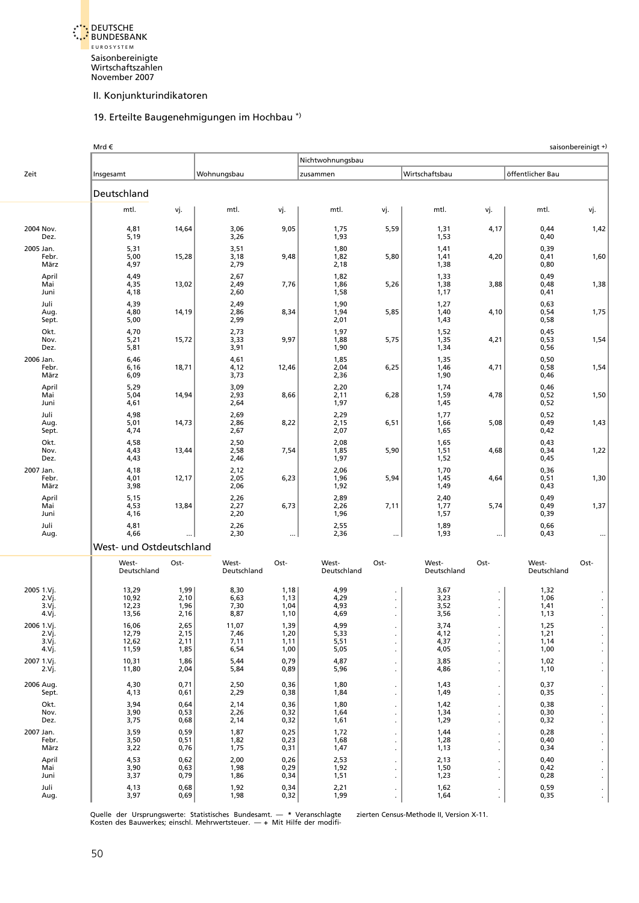Saisonbereinigte Wirtschaftszahlen November 2007

## II. Konjunkturindikatoren

### 19. Erteilte Baugenehmigungen im Hochbau *)

Mrd € — saisonbereinigt +)

| Zeit | Insgesamt | | Wohnungsbau | | Nichtwohnungsbau zusammen | | Wirtschaftsbau | | öffentlicher Bau | |
|---|---|---|---|---|---|---|---|---|---|---|
| **Deutschland** | mtl. | vj. | mtl. | vj. | mtl. | vj. | mtl. | vj. | mtl. | vj. |
| 2004 Nov. | 4,81 | 14,64 | 3,06 | 9,05 | 1,75 | 5,59 | 1,31 | 4,17 | 0,44 | 1,42 |
| Dez. | 5,19 | | 3,26 | | 1,93 | | 1,53 | | 0,40 | |
| 2005 Jan. | 5,31 | | 3,51 | | 1,80 | | 1,41 | | 0,39 | |
| Febr. | 5,00 | 15,28 | 3,18 | 9,48 | 1,82 | 5,80 | 1,41 | 4,20 | 0,41 | 1,60 |
| März | 4,97 | | 2,79 | | 2,18 | | 1,38 | | 0,80 | |
| April | 4,49 | | 2,67 | | 1,82 | | 1,33 | | 0,49 | |
| Mai | 4,35 | 13,02 | 2,49 | 7,76 | 1,86 | 5,26 | 1,38 | 3,88 | 0,48 | 1,38 |
| Juni | 4,18 | | 2,60 | | 1,58 | | 1,17 | | 0,41 | |
| Juli | 4,39 | | 2,49 | | 1,90 | | 1,27 | | 0,63 | |
| Aug. | 4,80 | 14,19 | 2,86 | 8,34 | 1,94 | 5,85 | 1,40 | 4,10 | 0,54 | 1,75 |
| Sept. | 5,00 | | 2,99 | | 2,01 | | 1,43 | | 0,58 | |
| Okt. | 4,70 | | 2,73 | | 1,97 | | 1,52 | | 0,45 | |
| Nov. | 5,21 | 15,72 | 3,33 | 9,97 | 1,88 | 5,75 | 1,35 | 4,21 | 0,53 | 1,54 |
| Dez. | 5,81 | | 3,91 | | 1,90 | | 1,34 | | 0,56 | |
| 2006 Jan. | 6,46 | | 4,61 | | 1,85 | | 1,35 | | 0,50 | |
| Febr. | 6,16 | 18,71 | 4,12 | 12,46 | 2,04 | 6,25 | 1,46 | 4,71 | 0,58 | 1,54 |
| März | 6,09 | | 3,73 | | 2,36 | | 1,90 | | 0,46 | |
| April | 5,29 | | 3,09 | | 2,20 | | 1,74 | | 0,46 | |
| Mai | 5,04 | 14,94 | 2,93 | 8,66 | 2,11 | 6,28 | 1,59 | 4,78 | 0,52 | 1,50 |
| Juni | 4,61 | | 2,64 | | 1,97 | | 1,45 | | 0,52 | |
| Juli | 4,98 | | 2,69 | | 2,29 | | 1,77 | | 0,52 | |
| Aug. | 5,01 | 14,73 | 2,86 | 8,22 | 2,15 | 6,51 | 1,66 | 5,08 | 0,49 | 1,43 |
| Sept. | 4,74 | | 2,67 | | 2,07 | | 1,65 | | 0,42 | |
| Okt. | 4,58 | | 2,50 | | 2,08 | | 1,65 | | 0,43 | |
| Nov. | 4,43 | 13,44 | 2,58 | 7,54 | 1,85 | 5,90 | 1,51 | 4,68 | 0,34 | 1,22 |
| Dez. | 4,43 | | 2,46 | | 1,97 | | 1,52 | | 0,45 | |
| 2007 Jan. | 4,18 | | 2,12 | | 2,06 | | 1,70 | | 0,36 | |
| Febr. | 4,01 | 12,17 | 2,05 | 6,23 | 1,96 | 5,94 | 1,45 | 4,64 | 0,51 | 1,30 |
| März | 3,98 | | 2,06 | | 1,92 | | 1,49 | | 0,43 | |
| April | 5,15 | | 2,26 | | 2,89 | | 2,40 | | 0,49 | |
| Mai | 4,53 | 13,84 | 2,27 | 6,73 | 2,26 | 7,11 | 1,77 | 5,74 | 0,49 | 1,37 |
| Juni | 4,16 | | 2,20 | | 1,96 | | 1,57 | | 0,39 | |
| Juli | 4,81 | | 2,26 | | 2,55 | | 1,89 | | 0,66 | |
| Aug. | 4,66 | ... | 2,30 | ... | 2,36 | ... | 1,93 | ... | 0,43 | ... |
| **West- und Ostdeutschland** | West-Deutschland | Ost- | West-Deutschland | Ost- | West-Deutschland | Ost- | West-Deutschland | Ost- | West-Deutschland | Ost- |
| 2005 1.Vj. | 13,29 | 1,99 | 8,30 | 1,18 | 4,99 | . | 3,67 | . | 1,32 | . |
| 2.Vj. | 10,92 | 2,10 | 6,63 | 1,13 | 4,29 | . | 3,23 | . | 1,06 | . |
| 3.Vj. | 12,23 | 1,96 | 7,30 | 1,04 | 4,93 | . | 3,52 | . | 1,41 | . |
| 4.Vj. | 13,56 | 2,16 | 8,87 | 1,10 | 4,69 | . | 3,56 | . | 1,13 | . |
| 2006 1.Vj. | 16,06 | 2,65 | 11,07 | 1,39 | 4,99 | . | 3,74 | . | 1,25 | . |
| 2.Vj. | 12,79 | 2,15 | 7,46 | 1,20 | 5,33 | . | 4,12 | . | 1,21 | . |
| 3.Vj. | 12,62 | 2,11 | 7,11 | 1,11 | 5,51 | . | 4,37 | . | 1,14 | . |
| 4.Vj. | 11,59 | 1,85 | 6,54 | 1,00 | 5,05 | . | 4,05 | . | 1,00 | . |
| 2007 1.Vj. | 10,31 | 1,86 | 5,44 | 0,79 | 4,87 | . | 3,85 | . | 1,02 | . |
| 2.Vj. | 11,80 | 2,04 | 5,84 | 0,89 | 5,96 | . | 4,86 | . | 1,10 | . |
| 2006 Aug. | 4,30 | 0,71 | 2,50 | 0,36 | 1,80 | . | 1,43 | . | 0,37 | . |
| Sept. | 4,13 | 0,61 | 2,29 | 0,38 | 1,84 | . | 1,49 | . | 0,35 | . |
| Okt. | 3,94 | 0,64 | 2,14 | 0,36 | 1,80 | . | 1,42 | . | 0,38 | . |
| Nov. | 3,90 | 0,53 | 2,26 | 0,32 | 1,64 | . | 1,34 | . | 0,30 | . |
| Dez. | 3,75 | 0,68 | 2,14 | 0,32 | 1,61 | . | 1,29 | . | 0,32 | . |
| 2007 Jan. | 3,59 | 0,59 | 1,87 | 0,25 | 1,72 | . | 1,44 | . | 0,28 | . |
| Febr. | 3,50 | 0,51 | 1,82 | 0,23 | 1,68 | . | 1,28 | . | 0,40 | . |
| März | 3,22 | 0,76 | 1,75 | 0,31 | 1,47 | . | 1,13 | . | 0,34 | . |
| April | 4,53 | 0,62 | 2,00 | 0,26 | 2,53 | . | 2,13 | . | 0,40 | . |
| Mai | 3,90 | 0,63 | 1,98 | 0,29 | 1,92 | . | 1,50 | . | 0,42 | . |
| Juni | 3,37 | 0,79 | 1,86 | 0,34 | 1,51 | . | 1,23 | . | 0,28 | . |
| Juli | 4,13 | 0,68 | 1,92 | 0,34 | 2,21 | . | 1,62 | . | 0,59 | . |
| Aug. | 3,97 | 0,69 | 1,98 | 0,32 | 1,99 | . | 1,64 | . | 0,35 | . |

Quelle der Ursprungswerte: Statistisches Bundesamt. — * Veranschlagte Kosten des Bauwerkes; einschl. Mehrwertsteuer. — + Mit Hilfe der modifizierten Census-Methode II, Version X-11.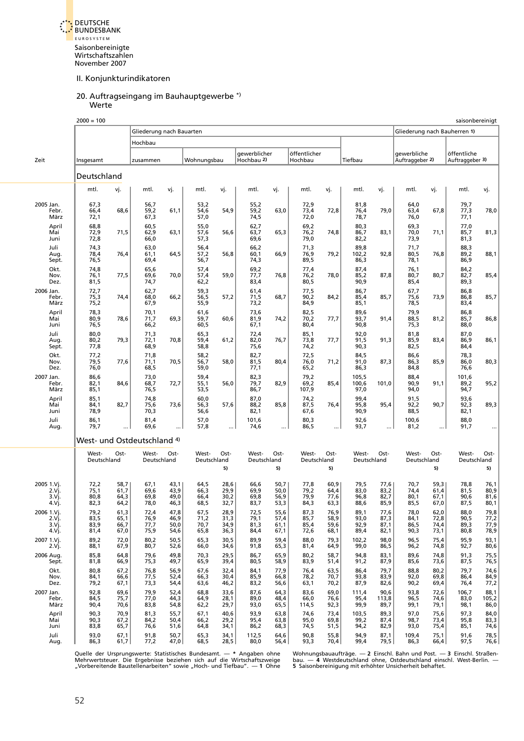Saisonbereinigte Wirtschaftszahlen November 2007

## II. Konjunkturindikatoren

### 20. Auftragseingang im Bauhauptgewerbe *)

Werte

2000 = 100 — saisonbereinigt

| Zeit | | Insgesamt | | Hochbau zusammen | | Wohnungsbau | | gewerblicher Hochbau 2) | | öffentlicher Hochbau | | Tiefbau | | gewerbliche Auftraggeber 2) | | öffentliche Auftraggeber 3) | |
|---|---|---|---|---|---|---|---|---|---|---|---|---|---|---|---|---|---|
| | | **Deutschland** | | | | | | | | | | | | | | | |
| | | mtl. | vj. | mtl. | vj. | mtl. | vj. | mtl. | vj. | mtl. | vj. | mtl. | vj. | mtl. | vj. | mtl. | vj. |
| 2005 | Jan. | 67,3 | | 56,7 | | 53,2 | | 55,2 | | 72,9 | | 81,8 | | 64,0 | | 79,7 | |
| | Febr. | 66,4 | 68,6 | 59,2 | 61,1 | 54,6 | 54,9 | 59,2 | 63,0 | 73,4 | 72,8 | 76,4 | 79,0 | 63,4 | 67,8 | 77,3 | 78,0 |
| | März | 72,1 | | 67,3 | | 57,0 | | 74,5 | | 72,0 | | 78,7 | | 76,0 | | 77,1 | |
| | April | 68,8 | | 60,5 | | 55,0 | | 62,7 | | 69,2 | | 80,3 | | 69,3 | | 77,0 | |
| | Mai | 72,9 | 71,5 | 62,9 | 63,1 | 57,6 | 56,6 | 63,7 | 65,3 | 76,2 | 74,8 | 86,7 | 83,1 | 70,0 | 71,1 | 85,7 | 81,3 |
| | Juni | 72,8 | | 66,0 | | 57,3 | | 69,6 | | 79,0 | | 82,2 | | 73,9 | | 81,3 | |
| | Juli | 74,3 | | 63,0 | | 56,4 | | 66,2 | | 71,3 | | 89,8 | | 71,7 | | 88,3 | |
| | Aug. | 78,4 | 76,4 | 61,1 | 64,5 | 57,2 | 56,8 | 60,1 | 66,9 | 76,9 | 79,2 | 102,2 | 92,8 | 80,5 | 76,8 | 89,2 | 88,1 |
| | Sept. | 76,5 | | 69,4 | | 56,7 | | 74,3 | | 89,5 | | 86,3 | | 78,1 | | 86,9 | |
| | Okt. | 74,8 | | 65,6 | | 57,4 | | 69,2 | | 77,4 | | 87,4 | | 76,1 | | 84,2 | |
| | Nov. | 76,1 | 77,5 | 69,6 | 70,0 | 57,4 | 59,0 | 77,7 | 76,8 | 76,2 | 78,0 | 85,2 | 87,8 | 80,7 | 80,7 | 82,7 | 85,4 |
| | Dez. | 81,5 | | 74,7 | | 62,2 | | 83,4 | | 80,5 | | 90,9 | | 85,4 | | 89,3 | |
| 2006 | Jan. | 72,7 | | 62,7 | | 59,3 | | 61,4 | | 77,5 | | 86,7 | | 67,7 | | 86,8 | |
| | Febr. | 75,3 | 74,4 | 68,0 | 66,2 | 56,5 | 57,2 | 71,5 | 68,7 | 90,2 | 84,2 | 85,4 | 85,7 | 75,6 | 73,9 | 86,8 | 85,7 |
| | März | 75,2 | | 67,9 | | 55,9 | | 73,2 | | 84,9 | | 85,1 | | 78,5 | | 83,4 | |
| | April | 78,3 | | 70,1 | | 61,6 | | 73,6 | | 82,5 | | 89,6 | | 79,9 | | 86,8 | |
| | Mai | 80,9 | 78,6 | 71,7 | 69,3 | 59,7 | 60,6 | 81,9 | 74,2 | 70,2 | 77,7 | 93,7 | 91,4 | 88,5 | 81,2 | 85,7 | 86,8 |
| | Juni | 76,5 | | 66,2 | | 60,5 | | 67,1 | | 80,4 | | 90,8 | | 75,3 | | 88,0 | |
| | Juli | 80,0 | | 71,3 | | 65,3 | | 72,4 | | 85,1 | | 92,0 | | 81,8 | | 87,0 | |
| | Aug. | 80,2 | 79,3 | 72,1 | 70,8 | 59,4 | 61,2 | 82,0 | 76,7 | 73,8 | 77,7 | 91,5 | 91,3 | 85,9 | 83,4 | 86,9 | 86,1 |
| | Sept. | 77,8 | | 68,9 | | 58,8 | | 75,6 | | 74,2 | | 90,3 | | 82,5 | | 84,4 | |
| | Okt. | 77,2 | | 71,8 | | 58,2 | | 82,7 | | 72,5 | | 84,5 | | 86,6 | | 78,3 | |
| | Nov. | 79,5 | 77,6 | 71,1 | 70,5 | 56,7 | 58,0 | 81,5 | 80,4 | 76,0 | 71,2 | 91,0 | 87,3 | 86,3 | 85,9 | 86,0 | 80,3 |
| | Dez. | 76,0 | | 68,5 | | 59,0 | | 77,1 | | 65,2 | | 86,3 | | 84,8 | | 76,6 | |
| 2007 | Jan. | 86,6 | | 73,0 | | 59,4 | | 82,3 | | 79,2 | | 105,5 | | 88,4 | | 101,6 | |
| | Febr. | 82,1 | 84,6 | 68,7 | 72,7 | 55,1 | 56,0 | 79,7 | 82,9 | 69,2 | 85,4 | 100,6 | 101,0 | 90,9 | 91,1 | 89,2 | 95,2 |
| | März | 85,1 | | 76,5 | | 53,5 | | 86,7 | | 107,9 | | 97,0 | | 94,0 | | 94,7 | |
| | April | 85,1 | | 74,8 | | 60,0 | | 87,0 | | 74,2 | | 99,4 | | 91,5 | | 93,6 | |
| | Mai | 84,1 | 82,7 | 75,6 | 73,6 | 56,3 | 57,6 | 88,2 | 85,8 | 87,5 | 76,4 | 95,8 | 95,4 | 92,2 | 90,7 | 92,3 | 89,3 |
| | Juni | 78,9 | | 70,3 | | 56,6 | | 82,1 | | 67,6 | | 90,9 | | 88,5 | | 82,1 | |
| | Juli | 86,1 | | 81,4 | | 57,0 | | 101,6 | | 80,3 | | 92,6 | | 100,6 | | 88,0 | |
| | Aug. | 79,7 | ... | 69,6 | ... | 57,8 | ... | 74,6 | ... | 86,5 | ... | 93,7 | ... | 81,2 | ... | 91,7 | ... |
| | | **West- und Ostdeutschland 4)** | | | | | | | | | | | | | | | |
| | | West-deutschland | Ost-deutschland | West-deutschland | Ost-deutschland | West-deutschland | Ost-deutschland 5) | West-deutschland | Ost-deutschland 5) | West-deutschland | Ost-deutschland 5) | West-deutschland | Ost-deutschland | West-deutschland | Ost-deutschland 5) | West-deutschland | Ost-deutschland 5) |
| 2005 | 1.Vj. | 72,2 | 58,7 | 67,1 | 43,1 | 64,5 | 28,6 | 66,6 | 50,7 | 77,8 | 60,9 | 79,5 | 77,6 | 70,7 | 59,3 | 78,8 | 76,1 |
| | 2.Vj. | 75,1 | 61,7 | 69,6 | 43,9 | 66,3 | 29,9 | 69,9 | 50,0 | 79,2 | 64,4 | 83,0 | 83,2 | 74,4 | 61,4 | 81,5 | 80,9 |
| | 3.Vj. | 80,8 | 64,3 | 69,8 | 49,0 | 66,4 | 30,2 | 69,8 | 56,9 | 79,9 | 77,6 | 96,8 | 82,7 | 80,1 | 67,1 | 90,6 | 81,6 |
| | 4.Vj. | 82,3 | 64,2 | 78,0 | 46,3 | 68,5 | 32,7 | 83,7 | 53,3 | 84,3 | 63,3 | 88,6 | 85,9 | 85,5 | 67,0 | 87,5 | 80,1 |
| 2006 | 1.Vj. | 79,2 | 61,3 | 72,4 | 47,8 | 67,5 | 28,9 | 72,5 | 55,6 | 87,3 | 76,9 | 89,1 | 77,6 | 78,0 | 62,0 | 88,0 | 79,8 |
| | 2.Vj. | 83,5 | 65,1 | 76,9 | 46,9 | 71,2 | 31,3 | 79,1 | 57,4 | 85,7 | 58,9 | 93,0 | 87,3 | 84,1 | 72,8 | 90,5 | 77,2 |
| | 3.Vj. | 83,9 | 66,7 | 77,7 | 50,0 | 70,7 | 34,9 | 81,3 | 61,1 | 85,4 | 59,6 | 92,9 | 87,1 | 86,5 | 74,4 | 89,3 | 77,9 |
| | 4.Vj. | 81,4 | 67,0 | 75,9 | 54,6 | 65,8 | 36,3 | 84,4 | 67,1 | 72,6 | 68,1 | 89,4 | 82,1 | 90,3 | 73,1 | 80,8 | 78,9 |
| 2007 | 1.Vj. | 89,2 | 72,0 | 80,2 | 50,5 | 65,3 | 30,5 | 89,9 | 59,4 | 88,0 | 79,3 | 102,2 | 98,0 | 96,5 | 75,4 | 95,9 | 93,1 |
| | 2.Vj. | 88,1 | 67,9 | 80,7 | 52,6 | 66,0 | 34,6 | 91,8 | 65,3 | 81,4 | 64,9 | 99,0 | 86,5 | 96,2 | 74,8 | 92,7 | 80,6 |
| 2006 | Aug. | 85,8 | 64,8 | 79,6 | 49,8 | 70,3 | 29,5 | 86,7 | 65,9 | 80,2 | 58,7 | 94,8 | 83,1 | 89,6 | 74,8 | 91,3 | 75,5 |
| | Sept. | 81,8 | 66,9 | 75,3 | 49,7 | 65,9 | 39,4 | 80,5 | 58,9 | 83,9 | 51,4 | 91,2 | 87,9 | 85,6 | 73,6 | 87,5 | 76,5 |
| | Okt. | 80,8 | 67,2 | 76,8 | 56,9 | 67,6 | 32,4 | 84,1 | 77,9 | 76,4 | 63,5 | 86,4 | 79,7 | 88,8 | 80,2 | 79,7 | 74,6 |
| | Nov. | 84,1 | 66,6 | 77,5 | 52,4 | 66,3 | 30,4 | 85,9 | 66,8 | 78,2 | 70,7 | 93,8 | 83,9 | 92,0 | 69,8 | 86,4 | 84,9 |
| | Dez. | 79,2 | 67,1 | 73,3 | 54,4 | 63,6 | 46,2 | 83,2 | 56,6 | 63,1 | 70,2 | 87,9 | 82,6 | 90,2 | 69,4 | 76,4 | 77,2 |
| 2007 | Jan. | 92,8 | 69,6 | 79,9 | 52,4 | 68,8 | 33,6 | 87,6 | 64,3 | 83,6 | 69,0 | 111,4 | 90,6 | 93,8 | 72,6 | 106,7 | 88,1 |
| | Febr. | 84,5 | 75,7 | 77,0 | 44,3 | 64,9 | 28,1 | 89,0 | 48,4 | 66,0 | 76,6 | 95,4 | 113,8 | 96,5 | 74,6 | 83,0 | 105,2 |
| | März | 90,4 | 70,6 | 83,8 | 54,8 | 62,2 | 29,7 | 93,0 | 65,5 | 114,5 | 92,3 | 99,9 | 89,7 | 99,1 | 79,1 | 98,1 | 86,0 |
| | April | 90,3 | 70,9 | 81,3 | 55,7 | 67,1 | 40,6 | 93,9 | 63,8 | 74,6 | 73,4 | 103,5 | 89,3 | 97,0 | 75,6 | 97,3 | 84,0 |
| | Mai | 90,3 | 67,2 | 84,2 | 50,4 | 66,2 | 29,2 | 95,4 | 63,8 | 95,0 | 69,8 | 99,2 | 87,4 | 98,7 | 73,4 | 95,8 | 83,3 |
| | Juni | 83,8 | 65,7 | 76,6 | 51,6 | 64,8 | 34,1 | 86,2 | 68,3 | 74,5 | 51,5 | 94,2 | 82,9 | 93,0 | 75,4 | 85,1 | 74,6 |
| | Juli | 93,0 | 67,1 | 91,8 | 50,7 | 65,3 | 34,1 | 112,5 | 64,6 | 90,8 | 55,8 | 94,9 | 87,1 | 109,4 | 75,1 | 91,6 | 78,5 |
| | Aug. | 86,3 | 61,7 | 77,2 | 47,0 | 68,5 | 28,5 | 80,0 | 56,4 | 93,3 | 70,4 | 99,4 | 79,5 | 86,3 | 66,4 | 97,5 | 76,6 |

Gliederung nach Bauarten: Hochbau (zusammen, Wohnungsbau, gewerblicher Hochbau, öffentlicher Hochbau), Tiefbau; Gliederung nach Bauherren 1): gewerbliche Auftraggeber, öffentliche Auftraggeber.

Quelle der Ursprungswerte: Statistisches Bundesamt. — * Angaben ohne Mehrwertsteuer. Die Ergebnisse beziehen sich auf die Wirtschaftszweige „Vorbereitende Baustellenarbeiten" sowie „Hoch- und Tiefbau". — 1 Ohne Wohnungsbauaufträge. — 2 Einschl. Bahn und Post. — 3 Einschl. Straßenbau. — 4 Westdeutschland ohne, Ostdeutschland einschl. West-Berlin. — 5 Saisonbereinigung mit erhöhter Unsicherheit behaftet.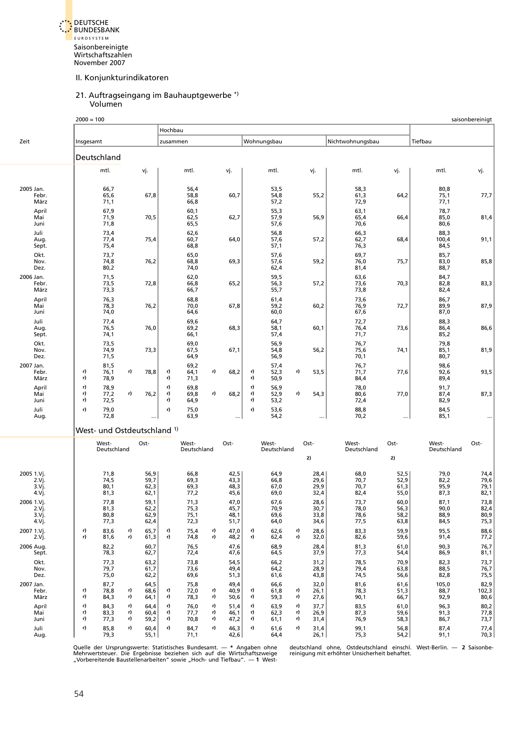Saisonbereinigte Wirtschaftszahlen November 2007

II. Konjunkturindikatoren

## 21. Auftragseingang im Bauhauptgewerbe *)

Volumen

2000 = 100 | saisonbereinigt

| Zeit | Insgesamt | | Hochbau zusammen | | Wohnungsbau | | Nichtwohnungsbau | | Tiefbau | |
|---|---|---|---|---|---|---|---|---|---|---|
| **Deutschland** | mtl. | vj. | mtl. | vj. | mtl. | vj. | mtl. | vj. | mtl. | vj. |
| 2005 Jan. | 66,7 | | 56,4 | | 53,5 | | 58,3 | | 80,8 | |
| Febr. | 65,6 | 67,8 | 58,8 | 60,7 | 54,8 | 55,2 | 61,3 | 64,2 | 75,1 | 77,7 |
| März | 71,1 | | 66,8 | | 57,2 | | 72,9 | | 77,1 | |
| April | 67,9 | | 60,1 | | 55,3 | | 63,1 | | 78,7 | |
| Mai | 71,9 | 70,5 | 62,5 | 62,7 | 57,9 | 56,9 | 65,4 | 66,4 | 85,0 | 81,4 |
| Juni | 71,8 | | 65,5 | | 57,6 | | 70,6 | | 80,6 | |
| Juli | 73,4 | | 62,6 | | 56,8 | | 66,3 | | 88,3 | |
| Aug. | 77,4 | 75,4 | 60,7 | 64,0 | 57,6 | 57,2 | 62,7 | 68,4 | 100,4 | 91,1 |
| Sept. | 75,4 | | 68,8 | | 57,1 | | 76,3 | | 84,5 | |
| Okt. | 73,7 | | 65,0 | | 57,6 | | 69,7 | | 85,7 | |
| Nov. | 74,8 | 76,2 | 68,8 | 69,3 | 57,6 | 59,2 | 76,0 | 75,7 | 83,0 | 85,8 |
| Dez. | 80,2 | | 74,0 | | 62,4 | | 81,4 | | 88,7 | |
| 2006 Jan. | 71,5 | | 62,0 | | 59,5 | | 63,6 | | 84,7 | |
| Febr. | 73,5 | 72,8 | 66,8 | 65,2 | 56,3 | 57,2 | 73,6 | 70,3 | 82,8 | 83,3 |
| März | 73,3 | | 66,7 | | 55,7 | | 73,8 | | 82,4 | |
| April | 76,3 | | 68,8 | | 61,4 | | 73,6 | | 86,7 | |
| Mai | 78,3 | 76,2 | 70,0 | 67,8 | 59,2 | 60,2 | 76,9 | 72,7 | 89,9 | 87,9 |
| Juni | 74,0 | | 64,6 | | 60,0 | | 67,6 | | 87,0 | |
| Juli | 77,4 | | 69,6 | | 64,7 | | 72,7 | | 88,3 | |
| Aug. | 76,5 | 76,0 | 69,2 | 68,3 | 58,1 | 60,1 | 76,4 | 73,6 | 86,4 | 86,6 |
| Sept. | 74,1 | | 66,1 | | 57,4 | | 71,7 | | 85,2 | |
| Okt. | 73,5 | | 69,0 | | 56,9 | | 76,7 | | 79,8 | |
| Nov. | 74,9 | 73,3 | 67,5 | 67,1 | 54,8 | 56,2 | 75,6 | 74,1 | 85,1 | 81,9 |
| Dez. | 71,5 | | 64,9 | | 56,9 | | 70,1 | | 80,7 | |
| 2007 Jan. | 81,5 | | 69,2 | | 57,4 | | 76,7 | | 98,6 | |
| Febr. | r) 76,1 | r) 78,8 | r) 64,1 | r) 68,2 | r) 52,3 | r) 53,5 | 71,7 | 77,6 | 92,6 | 93,5 |
| März | r) 78,9 | | r) 71,3 | | r) 50,9 | | 84,4 | | 89,4 | |
| April | r) 78,9 | | r) 69,8 | | r) 56,9 | | 78,0 | | 91,7 | |
| Mai | r) 77,2 | r) 76,2 | r) 69,8 | r) 68,2 | r) 52,9 | r) 54,3 | 80,6 | 77,0 | 87,4 | 87,3 |
| Juni | r) 72,5 | | r) 64,9 | | r) 53,2 | | 72,4 | | 82,9 | |
| Juli | r) 79,0 | | r) 75,0 | | r) 53,6 | | 88,8 | | 84,5 | |
| Aug. | 72,8 | ... | 63,9 | ... | 54,2 | ... | 70,2 | ... | 85,1 | ... |
| **West- und Ostdeutschland 1)** | West-Deutschland | Ost- | West-Deutschland | Ost- | West-Deutschland | Ost- 2) | West-Deutschland | Ost- 2) | West-Deutschland | Ost- |
| 2005 1.Vj. | 71,8 | 56,9 | 66,8 | 42,5 | 64,9 | 28,4 | 68,0 | 52,5 | 79,0 | 74,4 |
| 2.Vj. | 74,5 | 59,7 | 69,3 | 43,3 | 66,8 | 29,6 | 70,7 | 52,9 | 82,2 | 79,6 |
| 3.Vj. | 80,1 | 62,3 | 69,3 | 48,3 | 67,0 | 29,9 | 70,7 | 61,3 | 95,9 | 79,1 |
| 4.Vj. | 81,3 | 62,1 | 77,2 | 45,6 | 69,0 | 32,4 | 82,4 | 55,0 | 87,3 | 82,1 |
| 2006 1.Vj. | 77,8 | 59,1 | 71,3 | 47,0 | 67,6 | 28,6 | 73,7 | 60,0 | 87,1 | 73,8 |
| 2.Vj. | 81,3 | 62,2 | 75,3 | 45,7 | 70,9 | 30,7 | 78,0 | 56,3 | 90,0 | 82,4 |
| 3.Vj. | 80,8 | 62,9 | 75,1 | 48,1 | 69,6 | 33,8 | 78,6 | 58,2 | 88,9 | 80,9 |
| 4.Vj. | 77,3 | 62,4 | 72,3 | 51,7 | 64,0 | 34,6 | 77,5 | 63,8 | 84,5 | 75,3 |
| 2007 1.Vj. | r) 83,6 | r) 65,7 | r) 75,4 | r) 47,0 | r) 62,6 | r) 28,6 | 83,3 | 59,9 | 95,5 | 88,6 |
| 2.Vj. | r) 81,6 | r) 61,3 | r) 74,8 | r) 48,2 | r) 62,4 | r) 32,0 | 82,6 | 59,6 | 91,4 | 77,2 |
| 2006 Aug. | 82,2 | 60,7 | 76,5 | 47,6 | 68,9 | 28,4 | 81,3 | 61,0 | 90,3 | 76,7 |
| Sept. | 78,3 | 62,7 | 72,4 | 47,6 | 64,5 | 37,9 | 77,3 | 54,4 | 86,9 | 81,1 |
| Okt. | 77,3 | 63,2 | 73,8 | 54,5 | 66,2 | 31,2 | 78,5 | 70,9 | 82,3 | 73,7 |
| Nov. | 79,7 | 61,7 | 73,6 | 49,4 | 64,2 | 28,9 | 79,4 | 63,8 | 88,5 | 76,7 |
| Dez. | 75,0 | 62,2 | 69,6 | 51,3 | 61,6 | 43,8 | 74,5 | 56,6 | 82,8 | 75,5 |
| 2007 Jan. | 87,7 | 64,5 | 75,8 | 49,4 | 66,6 | 32,0 | 81,6 | 61,6 | 105,0 | 82,9 |
| Febr. | r) 78,8 | r) 68,6 | r) 72,0 | r) 40,9 | r) 61,8 | r) 26,1 | 78,3 | 51,3 | 88,7 | 102,3 |
| März | r) 84,3 | r) 64,1 | r) 78,3 | r) 50,6 | r) 59,3 | r) 27,6 | 90,1 | 66,7 | 92,9 | 80,6 |
| April | r) 84,3 | r) 64,4 | r) 76,0 | r) 51,4 | r) 63,9 | r) 37,7 | 83,5 | 61,0 | 96,3 | 80,2 |
| Mai | r) 83,3 | r) 60,4 | r) 77,7 | r) 46,1 | r) 62,3 | r) 26,9 | 87,3 | 59,6 | 91,3 | 77,8 |
| Juni | r) 77,3 | r) 59,2 | r) 70,8 | r) 47,2 | r) 61,1 | r) 31,4 | 76,9 | 58,3 | 86,7 | 73,7 |
| Juli | r) 85,8 | r) 60,4 | r) 84,7 | r) 46,3 | r) 61,6 | r) 31,4 | 99,1 | 56,8 | 87,4 | 77,4 |
| Aug. | 79,3 | 55,1 | 71,1 | 42,6 | 64,4 | 26,1 | 75,3 | 54,2 | 91,1 | 70,3 |

Quelle der Ursprungswerte: Statistisches Bundesamt. — * Angaben ohne Mehrwertsteuer. Die Ergebnisse beziehen sich auf die Wirtschaftszweige „Vorbereitende Baustellenarbeiten" sowie „Hoch- und Tiefbau". — 1 Westdeutschland ohne, Ostdeutschland einschl. West-Berlin. — 2 Saisonbereinigung mit erhöhter Unsicherheit behaftet.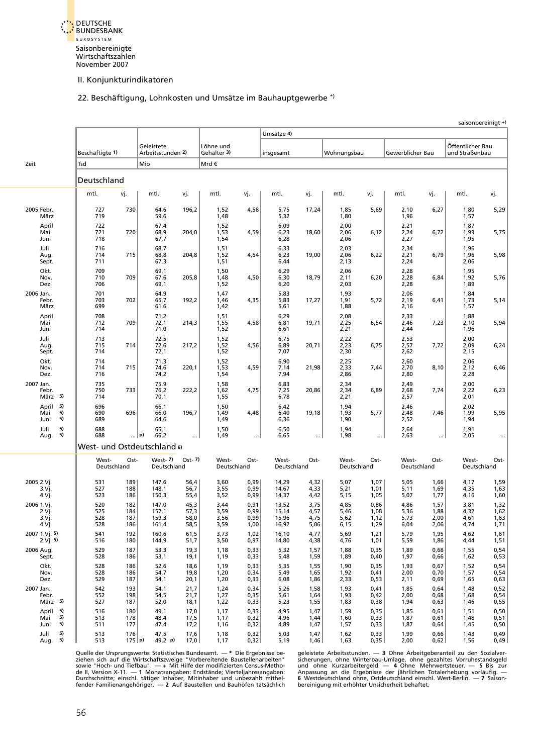Saisonbereinigte Wirtschaftszahlen November 2007

## II. Konjunkturindikatoren

### 22. Beschäftigung, Lohnkosten und Umsätze im Bauhauptgewerbe *)

saisonbereinigt +)

| Zeit | Beschäftigte 1) Tsd | | Geleistete Arbeitsstunden 2) Mio | | Löhne und Gehälter 3) Mrd € | | Umsätze 4) insgesamt | | Wohnungsbau | | Gewerblicher Bau | | Öffentlicher Bau und Straßenbau | |
|---|---|---|---|---|---|---|---|---|---|---|---|---|---|---|
| **Deutschland** | mtl. | vj. | mtl. | vj. | mtl. | vj. | mtl. | vj. | mtl. | vj. | mtl. | vj. | mtl. | vj. |
| 2005 Febr. | 727 | 730 | 64,6 | 196,2 | 1,52 | 4,58 | 5,75 | 17,24 | 1,85 | 5,69 | 2,10 | 6,27 | 1,80 | 5,29 |
| März | 719 | | 59,6 | | 1,48 | | 5,32 | | 1,80 | | 1,96 | | 1,57 | |
| April | 722 | | 67,4 | | 1,52 | | 6,09 | | 2,00 | | 2,21 | | 1,87 | |
| Mai | 721 | 720 | 68,9 | 204,0 | 1,53 | 4,59 | 6,23 | 18,60 | 2,06 | 6,12 | 2,24 | 6,72 | 1,93 | 5,75 |
| Juni | 718 | | 67,7 | | 1,54 | | 6,28 | | 2,06 | | 2,27 | | 1,95 | |
| Juli | 716 | | 68,7 | | 1,51 | | 6,33 | | 2,03 | | 2,34 | | 1,96 | |
| Aug. | 714 | 715 | 68,8 | 204,8 | 1,52 | 4,54 | 6,23 | 19,00 | 2,06 | 6,22 | 2,21 | 6,79 | 1,96 | 5,98 |
| Sept. | 711 | | 67,3 | | 1,51 | | 6,44 | | 2,13 | | 2,24 | | 2,06 | |
| Okt. | 709 | | 69,1 | | 1,50 | | 6,29 | | 2,06 | | 2,28 | | 1,95 | |
| Nov. | 710 | 709 | 67,6 | 205,8 | 1,48 | 4,50 | 6,30 | 18,79 | 2,11 | 6,20 | 2,28 | 6,84 | 1,92 | 5,76 |
| Dez. | 706 | | 69,1 | | 1,52 | | 6,20 | | 2,03 | | 2,28 | | 1,89 | |
| 2006 Jan. | 701 | | 64,9 | | 1,47 | | 5,83 | | 1,93 | | 2,06 | | 1,84 | |
| Febr. | 703 | 702 | 65,7 | 192,2 | 1,46 | 4,35 | 5,83 | 17,27 | 1,91 | 5,72 | 2,19 | 6,41 | 1,73 | 5,14 |
| März | 699 | | 61,6 | | 1,42 | | 5,61 | | 1,88 | | 2,16 | | 1,57 | |
| April | 708 | | 71,2 | | 1,51 | | 6,29 | | 2,08 | | 2,33 | | 1,88 | |
| Mai | 712 | 709 | 72,1 | 214,3 | 1,55 | 4,58 | 6,81 | 19,71 | 2,25 | 6,54 | 2,46 | 7,23 | 2,10 | 5,94 |
| Juni | 714 | | 71,0 | | 1,52 | | 6,61 | | 2,21 | | 2,44 | | 1,96 | |
| Juli | 713 | | 72,5 | | 1,52 | | 6,75 | | 2,22 | | 2,53 | | 2,00 | |
| Aug. | 715 | 714 | 72,6 | 217,2 | 1,52 | 4,56 | 6,89 | 20,71 | 2,23 | 6,75 | 2,57 | 7,72 | 2,09 | 6,24 |
| Sept. | 714 | | 72,1 | | 1,52 | | 7,07 | | 2,30 | | 2,62 | | 2,15 | |
| Okt. | 714 | | 71,3 | | 1,52 | | 6,90 | | 2,25 | | 2,60 | | 2,06 | |
| Nov. | 714 | 715 | 74,6 | 220,1 | 1,53 | 4,59 | 7,14 | 21,98 | 2,33 | 7,44 | 2,70 | 8,10 | 2,12 | 6,46 |
| Dez. | 716 | | 74,2 | | 1,54 | | 7,94 | | 2,86 | | 2,80 | | 2,28 | |
| 2007 Jan. | 735 | | 75,9 | | 1,58 | | 6,83 | | 2,34 | | 2,49 | | 2,00 | |
| Febr. | 750 | 733 | 76,2 | 222,2 | 1,62 | 4,75 | 7,25 | 20,86 | 2,34 | 6,89 | 2,68 | 7,74 | 2,22 | 6,23 |
| März 5) | 714 | | 70,1 | | 1,55 | | 6,78 | | 2,21 | | 2,57 | | 2,01 | |
| April 5) | 696 | | 66,1 | | 1,50 | | 6,42 | | 1,94 | | 2,46 | | 2,02 | |
| Mai 5) | 690 | 696 | 66,0 | 196,7 | 1,49 | 4,48 | 6,40 | 19,18 | 1,93 | 5,77 | 2,48 | 7,46 | 1,99 | 5,95 |
| Juni 5) | 689 | | 64,6 | | 1,49 | | 6,36 | | 1,90 | | 2,52 | | 1,94 | |
| Juli 5) | 688 | | 65,1 | | 1,50 | | 6,50 | | 1,94 | | 2,64 | | 1,91 | |
| Aug. 5) | 688 | ... | p) 66,2 | ... | 1,49 | ... | 6,65 | ... | 1,98 | ... | 2,63 | ... | 2,05 | ... |
| **West- und Ostdeutschland 6)** | Westdeutschland | Ostdeutschland | Westdeutschland 7) | Ostdeutschland 7) | Westdeutschland | Ostdeutschland | Westdeutschland | Ostdeutschland | Westdeutschland | Ostdeutschland | Westdeutschland | Ostdeutschland | Westdeutschland | Ostdeutschland |
| 2005 2.Vj. | 531 | 189 | 147,6 | 56,4 | 3,60 | 0,99 | 14,29 | 4,32 | 5,07 | 1,07 | 5,05 | 1,66 | 4,17 | 1,59 |
| 3.Vj. | 527 | 188 | 148,1 | 56,7 | 3,55 | 0,99 | 14,67 | 4,33 | 5,21 | 1,01 | 5,11 | 1,69 | 4,35 | 1,63 |
| 4.Vj. | 523 | 186 | 150,3 | 55,4 | 3,52 | 0,99 | 14,37 | 4,42 | 5,15 | 1,05 | 5,07 | 1,77 | 4,16 | 1,60 |
| 2006 1.Vj. | 520 | 182 | 147,0 | 45,3 | 3,44 | 0,91 | 13,52 | 3,75 | 4,85 | 0,86 | 4,86 | 1,57 | 3,81 | 1,32 |
| 2.Vj. | 525 | 184 | 157,1 | 57,3 | 3,59 | 0,99 | 15,14 | 4,57 | 5,46 | 1,08 | 5,36 | 1,88 | 4,32 | 1,62 |
| 3.Vj. | 528 | 187 | 159,3 | 58,0 | 3,56 | 0,99 | 15,96 | 4,75 | 5,62 | 1,12 | 5,73 | 2,00 | 4,61 | 1,63 |
| 4.Vj. | 528 | 186 | 161,4 | 58,5 | 3,59 | 1,00 | 16,92 | 5,06 | 6,15 | 1,29 | 6,04 | 2,06 | 4,74 | 1,71 |
| 2007 1.Vj. 5) | 541 | 192 | 160,6 | 61,5 | 3,73 | 1,02 | 16,10 | 4,77 | 5,69 | 1,21 | 5,79 | 1,95 | 4,62 | 1,61 |
| 2.Vj. 5) | 516 | 180 | 144,9 | 51,7 | 3,50 | 0,97 | 14,80 | 4,38 | 4,76 | 1,01 | 5,59 | 1,86 | 4,44 | 1,51 |
| 2006 Aug. | 529 | 187 | 53,3 | 19,3 | 1,18 | 0,33 | 5,32 | 1,57 | 1,88 | 0,35 | 1,89 | 0,68 | 1,55 | 0,54 |
| Sept. | 528 | 186 | 53,1 | 19,1 | 1,19 | 0,33 | 5,48 | 1,59 | 1,89 | 0,40 | 1,97 | 0,66 | 1,62 | 0,53 |
| Okt. | 528 | 186 | 52,6 | 18,6 | 1,19 | 0,33 | 5,35 | 1,55 | 1,90 | 0,35 | 1,93 | 0,67 | 1,52 | 0,54 |
| Nov. | 528 | 186 | 54,7 | 19,8 | 1,20 | 0,34 | 5,49 | 1,65 | 1,92 | 0,41 | 2,00 | 0,70 | 1,57 | 0,54 |
| Dez. | 529 | 187 | 54,1 | 20,1 | 1,20 | 0,33 | 6,08 | 1,86 | 2,33 | 0,53 | 2,11 | 0,69 | 1,65 | 0,63 |
| 2007 Jan. | 542 | 193 | 54,1 | 21,7 | 1,24 | 0,34 | 5,26 | 1,58 | 1,93 | 0,41 | 1,85 | 0,64 | 1,48 | 0,52 |
| Febr. | 552 | 198 | 54,5 | 21,7 | 1,27 | 0,35 | 5,61 | 1,64 | 1,93 | 0,42 | 2,00 | 0,68 | 1,68 | 0,54 |
| März 5) | 527 | 187 | 52,0 | 18,1 | 1,22 | 0,33 | 5,23 | 1,55 | 1,83 | 0,38 | 1,94 | 0,63 | 1,46 | 0,55 |
| April 5) | 516 | 180 | 49,1 | 17,0 | 1,17 | 0,33 | 4,95 | 1,47 | 1,59 | 0,35 | 1,85 | 0,61 | 1,51 | 0,50 |
| Mai 5) | 513 | 178 | 48,4 | 17,5 | 1,17 | 0,32 | 4,96 | 1,44 | 1,60 | 0,33 | 1,87 | 0,61 | 1,48 | 0,51 |
| Juni 5) | 511 | 177 | 47,4 | 17,2 | 1,16 | 0,32 | 4,89 | 1,47 | 1,57 | 0,33 | 1,87 | 0,64 | 1,45 | 0,50 |
| Juli 5) | 513 | 176 | 47,5 | 17,6 | 1,18 | 0,32 | 5,03 | 1,47 | 1,62 | 0,33 | 1,99 | 0,66 | 1,43 | 0,49 |
| Aug. 5) | 513 | 175 | p) 49,2 p) | 17,0 | 1,17 | 0,32 | 5,19 | 1,46 | 1,63 | 0,35 | 2,00 | 0,62 | 1,56 | 0,49 |

Quelle der Ursprungswerte: Statistisches Bundesamt. — * Die Ergebnisse beziehen sich auf die Wirtschaftszweige "Vorbereitende Baustellenarbeiten" sowie "Hoch- und Tiefbau". — + Mit Hilfe der modifizierten Census-Methode II, Version X-11. — 1 Monatsangaben: Endstände; Vierteljahresangaben: Durchschnitte; einschl. tätiger Inhaber, Mitinhaber und unbezahlt mithelfender Familienangehöriger. — 2 Auf Baustellen und Bauhöfen tatsächlich geleistete Arbeitsstunden. — 3 Ohne Arbeitgeberanteil zu den Sozialversicherungen, ohne Winterbau-Umlage, ohne gezahltes Vorruhestandsgeld und ohne Kurzarbeitergeld. — 4 Ohne Mehrwertsteuer. — 5 Bis zur Anpassung an die Ergebnisse der jährlichen Totalerhebung vorläufig. — 6 Westdeutschland ohne, Ostdeutschland einschl. West-Berlin. — 7 Saisonbereinigung mit erhöhter Unsicherheit behaftet.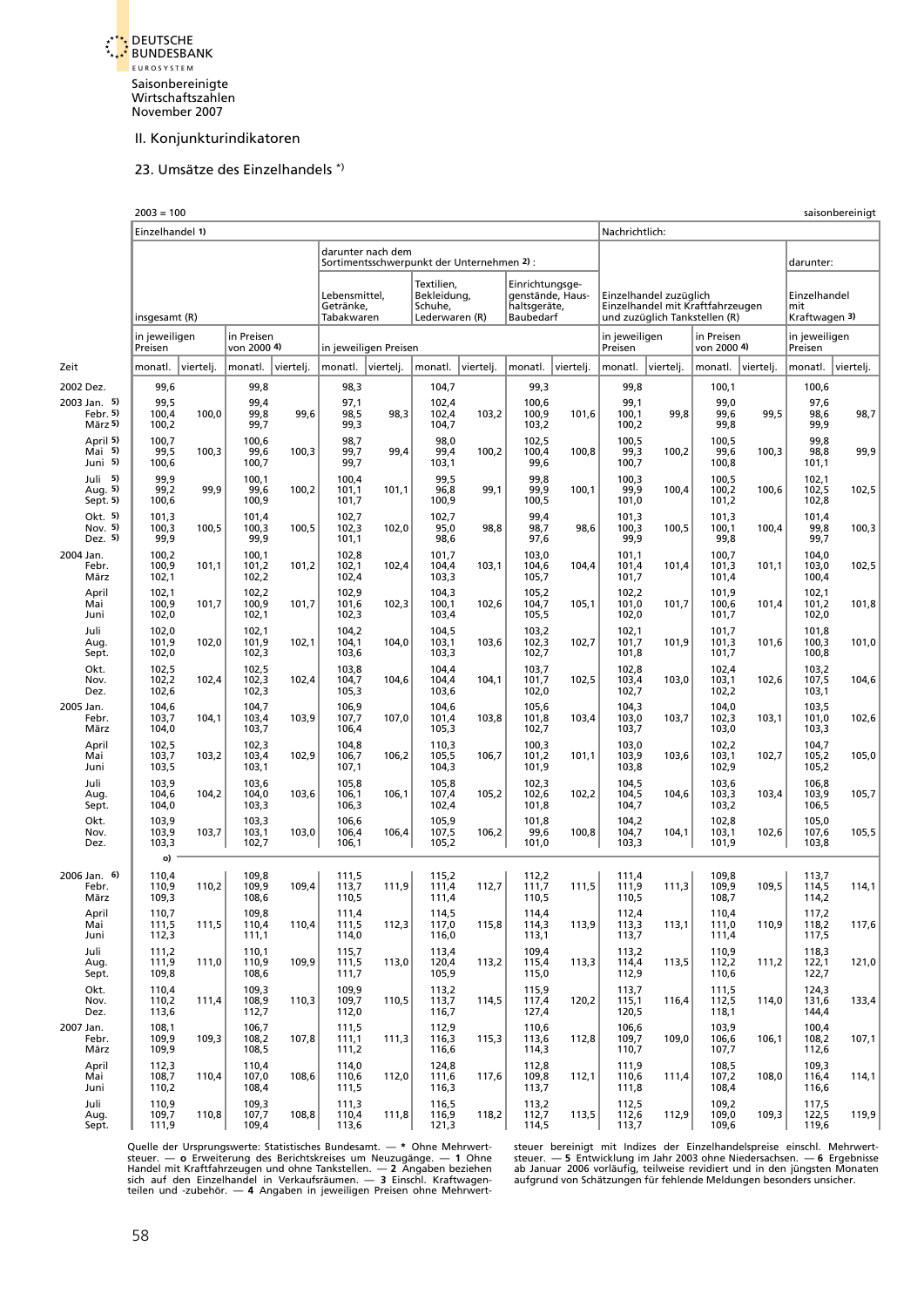II. Konjunkturindikatoren

## 23. Umsätze des Einzelhandels *)

2003 = 100 saisonbereinigt

| Zeit | Einzelhandel 1) insgesamt (R) in jeweiligen Preisen monatl. | viertelj. | in Preisen von 2000 4) monatl. | viertelj. | darunter nach dem Sortimentsschwerpunkt der Unternehmen 2): Lebensmittel, Getränke, Tabakwaren (in jeweiligen Preisen) monatl. | viertelj. | Textilien, Bekleidung, Schuhe, Lederwaren (R) monatl. | viertelj. | Einrichtungsgegenstände, Haushaltsgeräte, Baubedarf monatl. | viertelj. | Nachrichtlich: Einzelhandel zuzüglich Einzelhandel mit Kraftfahrzeugen und zuzüglich Tankstellen (R) in jeweiligen Preisen monatl. | viertelj. | in Preisen von 2000 4) monatl. | viertelj. | darunter: Einzelhandel mit Kraftwagen 3) in jeweiligen Preisen monatl. | viertelj. |
|---|---|---|---|---|---|---|---|---|---|---|---|---|---|---|---|---|
| 2002 Dez. | 99,6 | | 99,8 | | 98,3 | | 104,7 | | 99,3 | | 99,8 | | 100,1 | | 100,6 | |
| 2003 Jan. 5) | 99,5 | | 99,4 | | 97,1 | | 102,4 | | 100,6 | | 99,1 | | 99,0 | | 97,6 | |
| Febr. 5) | 100,4 | 100,0 | 99,8 | 99,6 | 98,5 | 98,3 | 102,4 | 103,2 | 100,9 | 101,6 | 100,1 | 99,8 | 99,6 | 99,5 | 98,6 | 98,7 |
| März 5) | 100,2 | | 99,7 | | 99,3 | | 104,7 | | 103,2 | | 100,2 | | 99,8 | | 99,9 | |
| April 5) | 100,7 | | 100,6 | | 98,7 | | 98,0 | | 102,5 | | 100,5 | | 100,5 | | 99,8 | |
| Mai 5) | 99,5 | 100,3 | 99,6 | 100,3 | 99,7 | 99,4 | 99,4 | 100,2 | 100,4 | 100,8 | 99,3 | 100,2 | 99,6 | 100,3 | 98,8 | 99,9 |
| Juni 5) | 100,6 | | 100,7 | | 99,7 | | 103,1 | | 99,6 | | 100,7 | | 100,8 | | 101,1 | |
| Juli 5) | 99,9 | | 100,1 | | 100,4 | | 99,5 | | 99,8 | | 100,3 | | 100,5 | | 102,1 | |
| Aug. 5) | 99,2 | 99,9 | 99,6 | 100,2 | 101,1 | 101,1 | 96,8 | 99,1 | 99,9 | 100,1 | 99,9 | 100,4 | 100,2 | 100,6 | 102,5 | 102,5 |
| Sept. 5) | 100,6 | | 100,9 | | 101,7 | | 100,9 | | 100,5 | | 101,0 | | 101,2 | | 102,8 | |
| Okt. 5) | 101,3 | | 101,4 | | 102,7 | | 102,7 | | 99,4 | | 101,3 | | 101,3 | | 101,4 | |
| Nov. 5) | 100,3 | 100,5 | 100,3 | 100,5 | 102,3 | 102,0 | 95,0 | 98,8 | 98,7 | 98,6 | 100,3 | 100,5 | 100,1 | 100,4 | 99,8 | 100,3 |
| Dez. 5) | 99,9 | | 99,9 | | 101,1 | | 98,6 | | 97,6 | | 99,9 | | 99,8 | | 99,7 | |
| 2004 Jan. | 100,2 | | 100,1 | | 102,8 | | 101,7 | | 103,0 | | 101,1 | | 100,7 | | 104,0 | |
| Febr. | 100,9 | 101,1 | 101,2 | 101,2 | 102,1 | 102,4 | 104,4 | 103,1 | 104,6 | 104,4 | 101,4 | 101,4 | 101,3 | 101,1 | 103,0 | 102,5 |
| März | 102,1 | | 102,2 | | 102,4 | | 103,3 | | 105,7 | | 101,7 | | 101,4 | | 100,4 | |
| April | 102,1 | | 102,2 | | 102,9 | | 104,3 | | 105,2 | | 102,2 | | 101,9 | | 102,1 | |
| Mai | 100,9 | 101,7 | 100,9 | 101,7 | 101,6 | 102,3 | 100,1 | 102,6 | 104,7 | 105,1 | 101,0 | 101,7 | 100,6 | 101,4 | 101,2 | 101,8 |
| Juni | 102,0 | | 102,1 | | 102,3 | | 103,4 | | 105,5 | | 102,0 | | 101,7 | | 102,0 | |
| Juli | 102,0 | | 102,1 | | 104,2 | | 104,5 | | 103,2 | | 102,1 | | 101,7 | | 101,8 | |
| Aug. | 101,9 | 102,0 | 101,9 | 102,1 | 104,1 | 104,0 | 103,1 | 103,6 | 102,3 | 102,7 | 101,7 | 101,9 | 101,3 | 101,6 | 100,3 | 101,0 |
| Sept. | 102,0 | | 102,3 | | 103,6 | | 103,3 | | 102,7 | | 101,8 | | 101,7 | | 100,8 | |
| Okt. | 102,5 | | 102,5 | | 103,8 | | 104,4 | | 103,7 | | 102,8 | | 102,4 | | 103,2 | |
| Nov. | 102,2 | 102,4 | 102,3 | 102,4 | 104,7 | 104,6 | 104,4 | 104,1 | 101,7 | 102,5 | 103,4 | 103,0 | 103,1 | 102,6 | 107,5 | 104,6 |
| Dez. | 102,6 | | 102,3 | | 105,3 | | 103,6 | | 102,0 | | 102,7 | | 102,2 | | 103,1 | |
| 2005 Jan. | 104,6 | | 104,7 | | 106,9 | | 104,6 | | 105,6 | | 104,3 | | 104,0 | | 103,5 | |
| Febr. | 103,7 | 104,1 | 103,4 | 103,9 | 107,7 | 107,0 | 101,4 | 103,8 | 101,8 | 103,4 | 103,0 | 103,7 | 102,3 | 103,1 | 101,0 | 102,6 |
| März | 104,0 | | 103,7 | | 106,4 | | 105,3 | | 102,7 | | 103,7 | | 103,0 | | 103,3 | |
| April | 102,5 | | 102,3 | | 104,8 | | 110,3 | | 100,3 | | 103,0 | | 102,2 | | 104,7 | |
| Mai | 103,7 | 103,2 | 103,4 | 102,9 | 106,7 | 106,2 | 105,5 | 106,7 | 101,2 | 101,1 | 103,9 | 103,6 | 103,1 | 102,7 | 105,2 | 105,0 |
| Juni | 103,5 | | 103,1 | | 107,1 | | 104,3 | | 101,9 | | 103,8 | | 102,9 | | 105,2 | |
| Juli | 103,9 | | 103,6 | | 105,8 | | 105,8 | | 102,3 | | 104,5 | | 103,6 | | 106,8 | |
| Aug. | 104,6 | 104,2 | 104,0 | 103,6 | 106,1 | 106,1 | 107,4 | 105,2 | 102,6 | 102,2 | 104,5 | 104,6 | 103,3 | 103,4 | 103,9 | 105,7 |
| Sept. | 104,0 | | 103,3 | | 106,3 | | 102,4 | | 101,8 | | 104,7 | | 103,2 | | 106,5 | |
| Okt. | 103,9 | | 103,3 | | 106,6 | | 105,9 | | 101,8 | | 104,2 | | 102,8 | | 105,0 | |
| Nov. | 103,9 | 103,7 | 103,1 | 103,0 | 106,4 | 106,4 | 107,5 | 106,2 | 99,6 | 100,8 | 104,7 | 104,1 | 103,1 | 102,6 | 107,6 | 105,5 |
| Dez. | 103,3 | | 102,7 | | 106,1 | | 105,2 | | 101,0 | | 103,3 | | 101,9 | | 103,8 | |
| | o) | | | | | | | | | | | | | | | |
| 2006 Jan. 6) | 110,4 | | 109,8 | | 111,5 | | 115,2 | | 112,2 | | 111,4 | | 109,8 | | 113,7 | |
| Febr. | 110,9 | 110,2 | 109,9 | 109,4 | 113,7 | 111,9 | 111,4 | 112,7 | 111,7 | 111,5 | 111,9 | 111,3 | 109,9 | 109,5 | 114,5 | 114,1 |
| März | 109,3 | | 108,6 | | 110,5 | | 111,4 | | 110,5 | | 110,5 | | 108,7 | | 114,2 | |
| April | 110,7 | | 109,8 | | 111,4 | | 114,5 | | 114,4 | | 112,4 | | 110,4 | | 117,2 | |
| Mai | 111,5 | 111,5 | 110,4 | 110,4 | 111,5 | 112,3 | 117,0 | 115,8 | 114,3 | 113,9 | 113,3 | 113,1 | 111,0 | 110,9 | 118,2 | 117,6 |
| Juni | 112,3 | | 111,1 | | 114,0 | | 116,0 | | 113,1 | | 113,7 | | 111,4 | | 117,5 | |
| Juli | 111,2 | | 110,1 | | 115,7 | | 113,4 | | 109,4 | | 113,2 | | 110,9 | | 118,3 | |
| Aug. | 111,9 | 111,0 | 110,9 | 109,9 | 111,5 | 113,0 | 120,4 | 113,2 | 115,4 | 113,3 | 114,4 | 113,5 | 112,2 | 111,2 | 122,1 | 121,0 |
| Sept. | 109,8 | | 108,6 | | 111,7 | | 105,9 | | 115,0 | | 112,9 | | 110,6 | | 122,7 | |
| Okt. | 110,4 | | 109,3 | | 109,9 | | 113,2 | | 115,9 | | 113,7 | | 111,5 | | 124,3 | |
| Nov. | 110,2 | 111,4 | 108,9 | 110,3 | 109,7 | 110,5 | 113,7 | 114,5 | 117,4 | 120,2 | 115,1 | 116,4 | 112,5 | 114,0 | 131,6 | 133,4 |
| Dez. | 113,6 | | 112,7 | | 112,0 | | 116,7 | | 127,4 | | 120,5 | | 118,1 | | 144,4 | |
| 2007 Jan. | 108,1 | | 106,7 | | 111,5 | | 112,9 | | 110,6 | | 106,6 | | 103,9 | | 100,4 | |
| Febr. | 109,9 | 109,3 | 108,2 | 107,8 | 111,1 | 111,3 | 116,3 | 115,3 | 113,6 | 112,8 | 109,7 | 109,0 | 106,6 | 106,1 | 108,2 | 107,1 |
| März | 109,9 | | 108,5 | | 111,2 | | 116,6 | | 114,3 | | 110,7 | | 107,7 | | 112,6 | |
| April | 112,3 | | 110,4 | | 114,0 | | 124,8 | | 112,8 | | 111,9 | | 108,5 | | 109,3 | |
| Mai | 108,7 | 110,4 | 107,0 | 108,6 | 110,6 | 112,0 | 111,6 | 117,6 | 109,8 | 112,1 | 110,6 | 111,4 | 107,2 | 108,0 | 116,4 | 114,1 |
| Juni | 110,2 | | 108,4 | | 111,5 | | 116,3 | | 113,7 | | 111,8 | | 108,4 | | 116,6 | |
| Juli | 110,9 | | 109,3 | | 111,3 | | 116,5 | | 113,2 | | 112,5 | | 109,2 | | 117,5 | |
| Aug. | 109,7 | 110,8 | 107,7 | 108,8 | 110,4 | 111,8 | 116,9 | 118,2 | 112,7 | 113,5 | 112,6 | 112,9 | 109,0 | 109,3 | 122,5 | 119,9 |
| Sept. | 111,9 | | 109,4 | | 113,6 | | 121,3 | | 114,5 | | 113,7 | | 109,6 | | 119,6 | |

Quelle der Ursprungswerte: Statistisches Bundesamt. — * Ohne Mehrwertsteuer. — o Erweiterung des Berichtskreises um Neuzugänge. — 1 Ohne Handel mit Kraftfahrzeugen und ohne Tankstellen. — 2 Angaben beziehen sich auf den Einzelhandel in Verkaufsräumen. — 3 Einschl. Kraftwagenteilen und -zubehör. — 4 Angaben in jeweiligen Preisen ohne Mehrwertsteuer bereinigt mit Indizes der Einzelhandelspreise einschl. Mehrwertsteuer. — 5 Entwicklung im Jahr 2003 ohne Niedersachsen. — 6 Ergebnisse ab Januar 2006 vorläufig, teilweise revidiert und in den jüngsten Monaten aufgrund von Schätzungen für fehlende Meldungen besonders unsicher.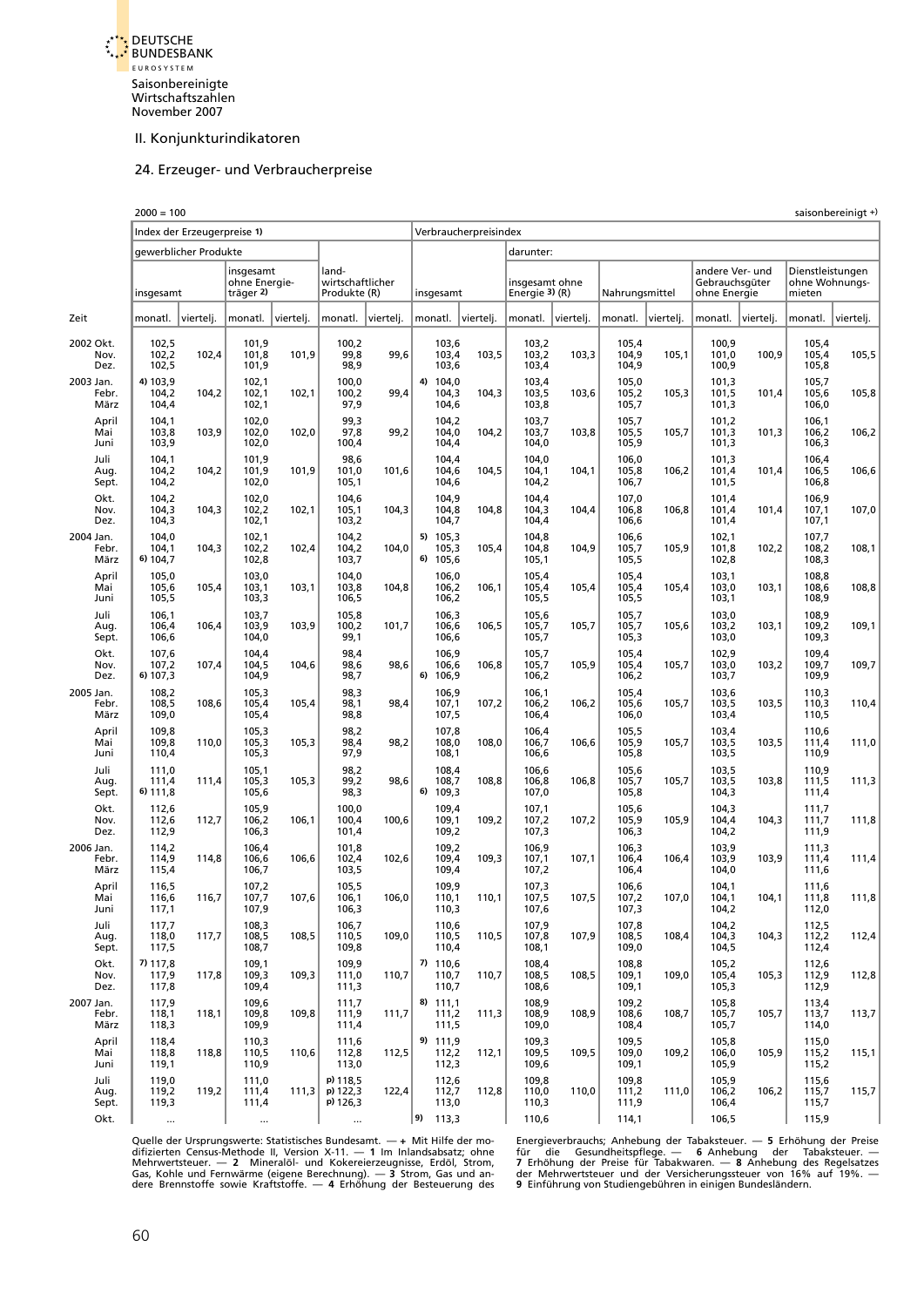## II. Konjunkturindikatoren

### 24. Erzeuger- und Verbraucherpreise

2000 = 100 | saisonbereinigt +)

| Zeit | | Index der Erzeugerpreise 1) | | | | | | Verbraucherpreisindex | | | | | | | | | |
|---|---|---|---|---|---|---|---|---|---|---|---|---|---|---|---|---|---|
| | | gewerblicher Produkte | | | | | | | | darunter: | | | | | | | |
| | | insgesamt | | insgesamt ohne Energieträger 2) | | landwirtschaftlicher Produkte (R) | | insgesamt | | insgesamt ohne Energie 3) (R) | | Nahrungsmittel | | andere Ver- und Gebrauchsgüter ohne Energie | | Dienstleistungen ohne Wohnungsmieten | |
| | | monatl. | viertelj. | monatl. | viertelj. | monatl. | viertelj. | monatl. | viertelj. | monatl. | viertelj. | monatl. | viertelj. | monatl. | viertelj. | monatl. | viertelj. |
| 2002 | Okt. | 102,5 | | 101,9 | | 100,2 | | 103,6 | | 103,2 | | 105,4 | | 100,9 | | 105,4 | |
| | Nov. | 102,2 | 102,4 | 101,8 | 101,9 | 99,8 | 99,6 | 103,4 | 103,5 | 103,2 | 103,3 | 104,9 | 105,1 | 101,0 | 100,9 | 105,4 | 105,5 |
| | Dez. | 102,5 | | 101,9 | | 98,9 | | 103,6 | | 103,4 | | 104,9 | | 100,9 | | 105,8 | |
| 2003 | Jan. | 4) 103,9 | | 102,1 | | 100,0 | | 4) 104,0 | | 103,4 | | 105,0 | | 101,3 | | 105,7 | |
| | Febr. | 104,2 | 104,2 | 102,1 | 102,1 | 100,2 | 99,4 | 104,3 | 104,3 | 103,5 | 103,6 | 105,2 | 105,3 | 101,5 | 101,4 | 105,6 | 105,8 |
| | März | 104,4 | | 102,1 | | 97,9 | | 104,6 | | 103,8 | | 105,7 | | 101,3 | | 106,0 | |
| | April | 104,1 | | 102,0 | | 99,3 | | 104,2 | | 103,7 | | 105,7 | | 101,2 | | 106,1 | |
| | Mai | 103,8 | 103,9 | 102,0 | 102,0 | 97,8 | 99,2 | 104,0 | 104,2 | 103,7 | 103,8 | 105,5 | 105,7 | 101,3 | 101,3 | 106,2 | 106,2 |
| | Juni | 103,9 | | 102,0 | | 100,4 | | 104,4 | | 104,0 | | 105,9 | | 101,3 | | 106,3 | |
| | Juli | 104,1 | | 101,9 | | 98,6 | | 104,4 | | 104,0 | | 106,0 | | 101,3 | | 106,4 | |
| | Aug. | 104,2 | 104,2 | 101,9 | 101,9 | 101,0 | 101,6 | 104,6 | 104,5 | 104,1 | 104,1 | 105,8 | 106,2 | 101,4 | 101,4 | 106,5 | 106,6 |
| | Sept. | 104,2 | | 102,0 | | 105,1 | | 104,6 | | 104,2 | | 106,7 | | 101,5 | | 106,8 | |
| | Okt. | 104,2 | | 102,0 | | 104,6 | | 104,9 | | 104,4 | | 107,0 | | 101,4 | | 106,9 | |
| | Nov. | 104,3 | 104,3 | 102,2 | 102,1 | 105,1 | 104,3 | 104,8 | 104,8 | 104,3 | 104,4 | 106,8 | 106,8 | 101,4 | 101,4 | 107,1 | 107,0 |
| | Dez. | 104,3 | | 102,1 | | 103,2 | | 104,7 | | 104,4 | | 106,6 | | 101,4 | | 107,1 | |
| 2004 | Jan. | 104,0 | | 102,1 | | 104,2 | | 5) 105,3 | | 104,8 | | 106,6 | | 102,1 | | 107,7 | |
| | Febr. | 104,1 | 104,3 | 102,2 | 102,4 | 104,2 | 104,0 | 105,3 | 105,4 | 104,8 | 104,9 | 105,7 | 105,9 | 101,8 | 102,2 | 108,2 | 108,1 |
| | März | 6) 104,7 | | 102,8 | | 103,7 | | 6) 105,6 | | 105,1 | | 105,5 | | 102,8 | | 108,3 | |
| | April | 105,0 | | 103,0 | | 104,0 | | 106,0 | | 105,4 | | 105,4 | | 103,1 | | 108,8 | |
| | Mai | 105,6 | 105,4 | 103,1 | 103,1 | 103,8 | 104,8 | 106,2 | 106,1 | 105,4 | 105,4 | 105,4 | 105,4 | 103,0 | 103,1 | 108,6 | 108,8 |
| | Juni | 105,5 | | 103,3 | | 106,5 | | 106,2 | | 105,5 | | 105,5 | | 103,1 | | 108,9 | |
| | Juli | 106,1 | | 103,7 | | 105,8 | | 106,3 | | 105,6 | | 105,7 | | 103,0 | | 108,9 | |
| | Aug. | 106,4 | 106,4 | 103,9 | 103,9 | 100,2 | 101,7 | 106,6 | 106,5 | 105,7 | 105,7 | 105,7 | 105,6 | 103,2 | 103,1 | 109,2 | 109,1 |
| | Sept. | 106,6 | | 104,0 | | 99,1 | | 106,6 | | 105,7 | | 105,3 | | 103,0 | | 109,3 | |
| | Okt. | 107,6 | | 104,4 | | 98,4 | | 106,9 | | 105,7 | | 105,4 | | 102,9 | | 109,4 | |
| | Nov. | 107,2 | 107,4 | 104,5 | 104,6 | 98,6 | 98,6 | 106,6 | 106,8 | 105,7 | 105,9 | 105,4 | 105,7 | 103,0 | 103,2 | 109,7 | 109,7 |
| | Dez. | 6) 107,3 | | 104,9 | | 98,7 | | 6) 106,9 | | 106,2 | | 106,2 | | 103,7 | | 109,9 | |
| 2005 | Jan. | 108,2 | | 105,3 | | 98,3 | | 106,9 | | 106,1 | | 105,4 | | 103,6 | | 110,3 | |
| | Febr. | 108,5 | 108,6 | 105,4 | 105,4 | 98,1 | 98,4 | 107,1 | 107,2 | 106,2 | 106,2 | 105,6 | 105,7 | 103,5 | 103,5 | 110,3 | 110,4 |
| | März | 109,0 | | 105,4 | | 98,8 | | 107,5 | | 106,4 | | 106,0 | | 103,4 | | 110,5 | |
| | April | 109,8 | | 105,3 | | 98,2 | | 107,8 | | 106,4 | | 105,5 | | 103,4 | | 110,6 | |
| | Mai | 109,8 | 110,0 | 105,3 | 105,3 | 98,4 | 98,2 | 108,0 | 108,0 | 106,7 | 106,6 | 105,9 | 105,7 | 103,5 | 103,5 | 111,4 | 111,0 |
| | Juni | 110,4 | | 105,3 | | 97,9 | | 108,1 | | 106,6 | | 105,8 | | 103,5 | | 110,9 | |
| | Juli | 111,0 | | 105,1 | | 98,2 | | 108,4 | | 106,6 | | 105,6 | | 103,5 | | 110,9 | |
| | Aug. | 111,4 | 111,4 | 105,3 | 105,3 | 99,2 | 98,6 | 108,7 | 108,8 | 106,8 | 106,8 | 105,7 | 105,7 | 103,5 | 103,8 | 111,5 | 111,3 |
| | Sept. | 6) 111,8 | | 105,6 | | 98,3 | | 6) 109,3 | | 107,0 | | 105,8 | | 104,3 | | 111,4 | |
| | Okt. | 112,6 | | 105,9 | | 100,0 | | 109,4 | | 107,1 | | 105,6 | | 104,3 | | 111,7 | |
| | Nov. | 112,6 | 112,7 | 106,2 | 106,1 | 100,4 | 100,6 | 109,1 | 109,2 | 107,2 | 107,2 | 105,9 | 105,9 | 104,4 | 104,3 | 111,7 | 111,8 |
| | Dez. | 112,9 | | 106,3 | | 101,4 | | 109,2 | | 107,3 | | 106,3 | | 104,2 | | 111,9 | |
| 2006 | Jan. | 114,2 | | 106,4 | | 101,8 | | 109,2 | | 106,9 | | 106,3 | | 103,9 | | 111,3 | |
| | Febr. | 114,9 | 114,8 | 106,6 | 106,6 | 102,4 | 102,6 | 109,4 | 109,3 | 107,1 | 107,1 | 106,4 | 106,4 | 103,9 | 103,9 | 111,4 | 111,4 |
| | März | 115,4 | | 106,7 | | 103,5 | | 109,4 | | 107,2 | | 106,4 | | 104,0 | | 111,6 | |
| | April | 116,5 | | 107,2 | | 105,5 | | 109,9 | | 107,3 | | 106,6 | | 104,1 | | 111,6 | |
| | Mai | 116,6 | 116,7 | 107,7 | 107,6 | 106,1 | 106,0 | 110,1 | 110,1 | 107,5 | 107,5 | 107,2 | 107,0 | 104,1 | 104,1 | 111,8 | 111,8 |
| | Juni | 117,1 | | 107,9 | | 106,3 | | 110,3 | | 107,6 | | 107,3 | | 104,2 | | 112,0 | |
| | Juli | 117,7 | | 108,3 | | 106,7 | | 110,6 | | 107,9 | | 107,8 | | 104,2 | | 112,5 | |
| | Aug. | 118,0 | 117,7 | 108,5 | 108,5 | 110,5 | 109,0 | 110,5 | 110,5 | 107,8 | 107,9 | 108,5 | 108,4 | 104,3 | 104,3 | 112,2 | 112,4 |
| | Sept. | 117,5 | | 108,7 | | 109,8 | | 110,4 | | 108,1 | | 109,0 | | 104,5 | | 112,4 | |
| | Okt. | 7) 117,8 | | 109,1 | | 109,9 | | 7) 110,6 | | 108,4 | | 108,8 | | 105,2 | | 112,6 | |
| | Nov. | 117,9 | 117,8 | 109,3 | 109,3 | 111,0 | 110,7 | 110,7 | 110,7 | 108,5 | 108,5 | 109,1 | 109,0 | 105,4 | 105,3 | 112,9 | 112,8 |
| | Dez. | 117,8 | | 109,4 | | 111,3 | | 110,7 | | 108,6 | | 109,1 | | 105,3 | | 112,9 | |
| 2007 | Jan. | 117,9 | | 109,6 | | 111,7 | | 8) 111,1 | | 108,9 | | 109,2 | | 105,8 | | 113,4 | |
| | Febr. | 118,1 | 118,1 | 109,8 | 109,8 | 111,9 | 111,7 | 111,2 | 111,3 | 108,9 | 108,9 | 108,6 | 108,7 | 105,7 | 105,7 | 113,7 | 113,7 |
| | März | 118,3 | | 109,9 | | 111,4 | | 111,5 | | 109,0 | | 108,4 | | 105,7 | | 114,0 | |
| | April | 118,4 | | 110,3 | | 111,6 | | 9) 111,9 | | 109,3 | | 109,5 | | 105,8 | | 115,0 | |
| | Mai | 118,8 | 118,8 | 110,5 | 110,6 | 112,8 | 112,5 | 112,2 | 112,1 | 109,5 | 109,5 | 109,0 | 109,2 | 106,0 | 105,9 | 115,2 | 115,1 |
| | Juni | 119,1 | | 110,9 | | 113,0 | | 112,3 | | 109,6 | | 109,1 | | 105,9 | | 115,2 | |
| | Juli | 119,0 | | 111,0 | | p) 118,5 | | 112,6 | | 109,8 | | 109,8 | | 105,9 | | 115,6 | |
| | Aug. | 119,2 | 119,2 | 111,4 | 111,3 | p) 122,3 | 122,4 | 112,7 | 112,8 | 110,0 | 110,0 | 111,2 | 111,0 | 106,2 | 106,2 | 115,7 | 115,7 |
| | Sept. | 119,3 | | 111,4 | | p) 126,3 | | 113,0 | | 110,3 | | 111,9 | | 106,4 | | 115,7 | |
| | Okt. | ... | | ... | | ... | | 9) 113,3 | | 110,6 | | 114,1 | | 106,5 | | 115,9 | |

Quelle der Ursprungswerte: Statistisches Bundesamt. — + Mit Hilfe der modifizierten Census-Methode II, Version X-11. — 1 Im Inlandsabsatz; ohne Mehrwertsteuer. — 2 Mineralöl- und Kokereierzeugnisse, Erdöl, Strom, Gas, Kohle und Fernwärme (eigene Berechnung). — 3 Strom, Gas und andere Brennstoffe sowie Kraftstoffe. — 4 Erhöhung der Besteuerung des Energieverbrauchs; Anhebung der Tabaksteuer. — 5 Erhöhung der Preise für die Gesundheitspflege. — 6 Anhebung der Tabaksteuer. — 7 Erhöhung der Preise für Tabakwaren. — 8 Anhebung des Regelsatzes der Mehrwertsteuer und der Versicherungssteuer von 16% auf 19%. — 9 Einführung von Studiengebühren in einigen Bundesländern.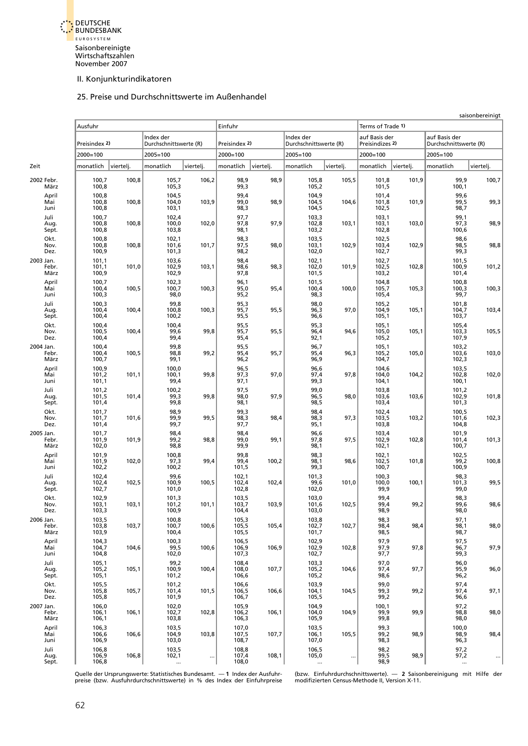Saisonbereinigte Wirtschaftszahlen
November 2007

## II. Konjunkturindikatoren

### 25. Preise und Durchschnittswerte im Außenhandel

saisonbereinigt

| Zeit | Ausfuhr | | | | Einfuhr | | | | Terms of Trade 1) | | | |
|---|---|---|---|---|---|---|---|---|---|---|---|---|
| | Preisindex 2) | | Index der Durchschnittswerte (R) | | Preisindex 2) | | Index der Durchschnittswerte (R) | | auf Basis der Preisindizes 2) | | auf Basis der Durchschnittswerte (R) | |
| | 2000=100 | | 2005=100 | | 2000=100 | | 2005=100 | | 2000=100 | | 2005=100 | |
| | monatlich | viertelj. | monatlich | viertelj. | monatlich | viertelj. | monatlich | viertelj. | monatlich | viertelj. | monatlich | viertelj. |
| 2002 Febr. | 100,7 | 100,8 | 105,7 | 106,2 | 98,9 | 98,9 | 105,8 | 105,5 | 101,8 | 101,9 | 99,9 | 100,7 |
| März | 100,8 | | 105,3 | | 99,3 | | 105,2 | | 101,5 | | 100,1 | |
| April | 100,8 | | 104,5 | | 99,4 | | 104,9 | | 101,4 | | 99,6 | |
| Mai | 100,8 | 100,8 | 104,0 | 103,9 | 99,0 | 98,9 | 104,5 | 104,6 | 101,8 | 101,9 | 99,5 | 99,3 |
| Juni | 100,8 | | 103,1 | | 98,3 | | 104,5 | | 102,5 | | 98,7 | |
| Juli | 100,7 | | 102,4 | | 97,7 | | 103,3 | | 103,1 | | 99,1 | |
| Aug. | 100,8 | 100,8 | 100,0 | 102,0 | 97,8 | 97,9 | 102,8 | 103,1 | 103,1 | 103,0 | 97,3 | 98,9 |
| Sept. | 100,8 | | 103,8 | | 98,1 | | 103,2 | | 102,8 | | 100,6 | |
| Okt. | 100,8 | | 102,1 | | 98,3 | | 103,5 | | 102,5 | | 98,6 | |
| Nov. | 100,8 | 100,8 | 101,6 | 101,7 | 97,5 | 98,0 | 103,1 | 102,9 | 103,4 | 102,9 | 98,5 | 98,8 |
| Dez. | 100,9 | | 101,3 | | 98,2 | | 102,0 | | 102,7 | | 99,3 | |
| 2003 Jan. | 101,1 | | 103,6 | | 98,4 | | 102,1 | | 102,7 | | 101,5 | |
| Febr. | 101,1 | 101,0 | 102,9 | 103,1 | 98,6 | 98,3 | 102,0 | 101,9 | 102,5 | 102,8 | 100,9 | 101,2 |
| März | 100,9 | | 102,9 | | 97,8 | | 101,5 | | 103,2 | | 101,4 | |
| April | 100,7 | | 102,3 | | 96,1 | | 101,5 | | 104,8 | | 100,8 | |
| Mai | 100,4 | 100,5 | 100,7 | 100,3 | 95,0 | 95,4 | 100,4 | 100,0 | 105,7 | 105,3 | 100,3 | 100,3 |
| Juni | 100,3 | | 98,0 | | 95,2 | | 98,3 | | 105,4 | | 99,7 | |
| Juli | 100,3 | | 99,8 | | 95,3 | | 98,0 | | 105,2 | | 101,8 | |
| Aug. | 100,4 | 100,4 | 100,8 | 100,3 | 95,7 | 95,5 | 96,3 | 97,0 | 104,9 | 105,1 | 104,7 | 103,4 |
| Sept. | 100,4 | | 100,2 | | 95,5 | | 96,6 | | 105,1 | | 103,7 | |
| Okt. | 100,4 | | 100,4 | | 95,5 | | 95,3 | | 105,1 | | 105,4 | |
| Nov. | 100,5 | 100,4 | 99,6 | 99,8 | 95,7 | 95,5 | 96,4 | 94,6 | 105,0 | 105,1 | 103,3 | 105,5 |
| Dez. | 100,4 | | 99,4 | | 95,4 | | 92,1 | | 105,2 | | 107,9 | |
| 2004 Jan. | 100,4 | | 99,8 | | 95,5 | | 96,7 | | 105,1 | | 103,2 | |
| Febr. | 100,4 | 100,5 | 98,8 | 99,2 | 95,4 | 95,7 | 95,4 | 96,3 | 105,2 | 105,0 | 103,6 | 103,0 |
| März | 100,7 | | 99,1 | | 96,2 | | 96,9 | | 104,7 | | 102,3 | |
| April | 100,9 | | 100,0 | | 96,5 | | 96,6 | | 104,6 | | 103,5 | |
| Mai | 101,2 | 101,1 | 100,1 | 99,8 | 97,3 | 97,0 | 97,4 | 97,8 | 104,0 | 104,2 | 102,8 | 102,0 |
| Juni | 101,1 | | 99,4 | | 97,1 | | 99,3 | | 104,1 | | 100,1 | |
| Juli | 101,2 | | 100,2 | | 97,5 | | 99,0 | | 103,8 | | 101,2 | |
| Aug. | 101,5 | 101,4 | 99,3 | 99,8 | 98,0 | 97,9 | 96,5 | 98,0 | 103,6 | 103,6 | 102,9 | 101,8 |
| Sept. | 101,4 | | 99,8 | | 98,1 | | 98,5 | | 103,4 | | 101,3 | |
| Okt. | 101,7 | | 98,9 | | 99,3 | | 98,4 | | 102,4 | | 100,5 | |
| Nov. | 101,7 | 101,6 | 99,9 | 99,5 | 98,3 | 98,4 | 98,3 | 97,3 | 103,5 | 103,2 | 101,6 | 102,3 |
| Dez. | 101,4 | | 99,7 | | 97,7 | | 95,1 | | 103,8 | | 104,8 | |
| 2005 Jan. | 101,7 | | 98,4 | | 98,4 | | 96,6 | | 103,4 | | 101,9 | |
| Febr. | 101,9 | 101,9 | 99,2 | 98,8 | 99,0 | 99,1 | 97,8 | 97,5 | 102,9 | 102,8 | 101,4 | 101,3 |
| März | 102,0 | | 98,8 | | 99,9 | | 98,1 | | 102,1 | | 100,7 | |
| April | 101,9 | | 100,8 | | 99,8 | | 98,3 | | 102,1 | | 102,5 | |
| Mai | 101,9 | 102,0 | 97,3 | 99,4 | 99,4 | 100,2 | 98,1 | 98,6 | 102,5 | 101,8 | 99,2 | 100,8 |
| Juni | 102,2 | | 100,2 | | 101,5 | | 99,3 | | 100,7 | | 100,9 | |
| Juli | 102,4 | | 99,6 | | 102,1 | | 101,3 | | 100,3 | | 98,3 | |
| Aug. | 102,4 | 102,5 | 100,9 | 100,5 | 102,4 | 102,4 | 99,6 | 101,0 | 100,0 | 100,1 | 101,3 | 99,5 |
| Sept. | 102,7 | | 101,0 | | 102,8 | | 102,0 | | 99,9 | | 99,0 | |
| Okt. | 102,9 | | 101,3 | | 103,5 | | 103,0 | | 99,4 | | 98,3 | |
| Nov. | 103,1 | 103,1 | 101,2 | 101,1 | 103,7 | 103,9 | 101,6 | 102,5 | 99,4 | 99,2 | 99,6 | 98,6 |
| Dez. | 103,3 | | 100,9 | | 104,4 | | 103,0 | | 98,9 | | 98,0 | |
| 2006 Jan. | 103,5 | | 100,8 | | 105,3 | | 103,8 | | 98,3 | | 97,1 | |
| Febr. | 103,8 | 103,7 | 100,7 | 100,6 | 105,5 | 105,4 | 102,7 | 102,7 | 98,4 | 98,4 | 98,1 | 98,0 |
| März | 103,9 | | 100,4 | | 105,5 | | 101,7 | | 98,5 | | 98,7 | |
| April | 104,3 | | 100,3 | | 106,5 | | 102,9 | | 97,9 | | 97,5 | |
| Mai | 104,7 | 104,6 | 99,5 | 100,6 | 106,9 | 106,9 | 102,9 | 102,8 | 97,9 | 97,8 | 96,7 | 97,9 |
| Juni | 104,8 | | 102,0 | | 107,3 | | 102,7 | | 97,7 | | 99,3 | |
| Juli | 105,1 | | 99,2 | | 108,4 | | 103,3 | | 97,0 | | 96,0 | |
| Aug. | 105,2 | 105,1 | 100,9 | 100,4 | 108,0 | 107,7 | 105,2 | 104,6 | 97,4 | 97,7 | 95,9 | 96,0 |
| Sept. | 105,1 | | 101,2 | | 106,6 | | 105,2 | | 98,6 | | 96,2 | |
| Okt. | 105,5 | | 101,2 | | 106,6 | | 103,9 | | 99,0 | | 97,4 | |
| Nov. | 105,8 | 105,7 | 101,4 | 101,5 | 106,5 | 106,6 | 104,1 | 104,5 | 99,3 | 99,2 | 97,4 | 97,1 |
| Dez. | 105,8 | | 101,9 | | 106,7 | | 105,5 | | 99,2 | | 96,6 | |
| 2007 Jan. | 106,0 | | 102,0 | | 105,9 | | 104,9 | | 100,1 | | 97,2 | |
| Febr. | 106,1 | 106,1 | 102,7 | 102,8 | 106,2 | 106,1 | 104,0 | 104,9 | 99,9 | 99,9 | 98,8 | 98,0 |
| März | 106,1 | | 103,8 | | 106,3 | | 105,9 | | 99,8 | | 98,0 | |
| April | 106,3 | | 103,5 | | 107,0 | | 103,5 | | 99,3 | | 100,0 | |
| Mai | 106,6 | 106,6 | 104,9 | 103,8 | 107,5 | 107,7 | 106,1 | 105,5 | 99,2 | 98,9 | 98,9 | 98,4 |
| Juni | 106,9 | | 103,0 | | 108,7 | | 107,0 | | 98,3 | | 96,3 | |
| Juli | 106,8 | | 103,5 | | 108,8 | | 106,5 | | 98,2 | | 97,2 | |
| Aug. | 106,9 | 106,8 | 102,1 | ... | 107,4 | 108,1 | 105,0 | ... | 99,5 | 98,9 | 97,2 | ... |
| Sept. | 106,8 | | ... | | 108,0 | | ... | | 98,9 | | ... | |

Quelle der Ursprungswerte: Statistisches Bundesamt. — **1** Index der Ausfuhrpreise (bzw. Ausfuhrdurchschnittswerte) in % des Index der Einfuhrpreise (bzw. Einfuhrdurchschnittswerte). — **2** Saisonbereinigung mit Hilfe der modifizierten Census-Methode II, Version X-11.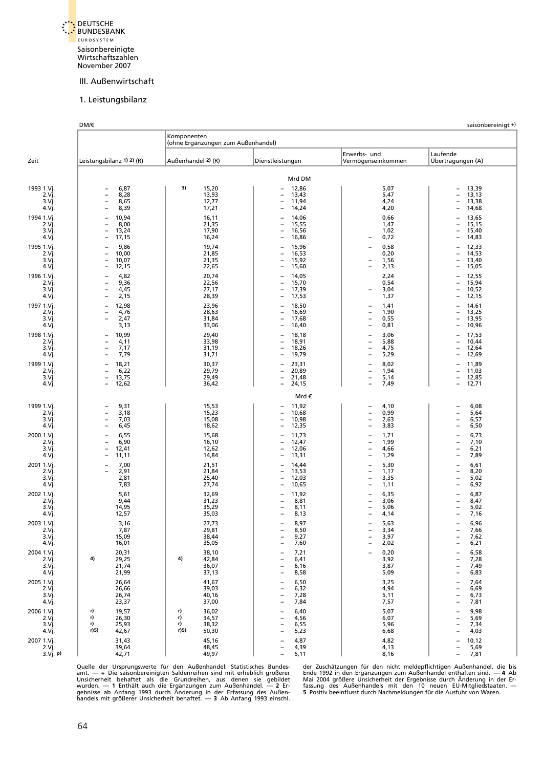Saisonbereinigte Wirtschaftszahlen November 2007

### III. Außenwirtschaft

### 1. Leistungsbilanz

DM/€ — saisonbereinigt +)

| Zeit | Leistungsbilanz 1) 2) (R) | Komponenten (ohne Ergänzungen zum Außenhandel) | | | |
|---|---|---|---|---|---|
| | | Außenhandel 2) (R) | Dienstleistungen | Erwerbs- und Vermögenseinkommen | Laufende Übertragungen (A) |
| | **Mrd DM** | | | | |
| 1993 1.Vj. | – 6,87 | 3) 15,20 | – 12,86 | 5,07 | – 13,39 |
| 2.Vj. | – 8,28 | 13,93 | – 13,43 | 5,47 | – 13,13 |
| 3.Vj. | – 8,65 | 12,77 | – 11,94 | 4,24 | – 13,38 |
| 4.Vj. | – 8,39 | 17,21 | – 14,24 | 4,20 | – 14,68 |
| 1994 1.Vj. | – 10,94 | 16,11 | – 14,06 | 0,66 | – 13,65 |
| 2.Vj. | – 8,00 | 21,35 | – 15,55 | 1,47 | – 15,15 |
| 3.Vj. | – 13,24 | 17,90 | – 16,56 | 1,02 | – 15,40 |
| 4.Vj. | – 17,15 | 16,24 | – 16,86 | – 0,72 | – 14,83 |
| 1995 1.Vj. | – 9,86 | 19,74 | – 15,96 | – 0,58 | – 12,33 |
| 2.Vj. | – 10,00 | 21,85 | – 16,53 | 0,20 | – 14,53 |
| 3.Vj. | – 10,07 | 21,35 | – 15,92 | – 1,56 | – 13,40 |
| 4.Vj. | – 12,15 | 22,65 | – 15,60 | – 2,13 | – 15,05 |
| 1996 1.Vj. | – 4,82 | 20,74 | – 14,05 | 2,24 | – 12,55 |
| 2.Vj. | – 9,36 | 22,56 | – 15,70 | 0,54 | – 15,94 |
| 3.Vj. | – 4,45 | 27,17 | – 17,39 | – 3,04 | – 10,52 |
| 4.Vj. | – 2,15 | 28,39 | – 17,53 | 1,37 | – 12,15 |
| 1997 1.Vj. | – 12,98 | 23,96 | – 18,50 | – 1,41 | – 14,61 |
| 2.Vj. | – 4,76 | 28,63 | – 16,69 | – 1,90 | – 13,25 |
| 3.Vj. | – 2,47 | 31,84 | – 17,68 | – 0,55 | – 13,95 |
| 4.Vj. | 3,13 | 33,06 | – 16,40 | – 0,81 | – 10,96 |
| 1998 1.Vj. | – 10,99 | 29,40 | – 18,18 | – 3,06 | – 17,53 |
| 2.Vj. | – 4,11 | 33,98 | – 18,91 | – 5,88 | – 10,44 |
| 3.Vj. | – 7,17 | 31,19 | – 18,26 | – 4,75 | – 12,64 |
| 4.Vj. | – 7,79 | 31,71 | – 19,79 | – 5,29 | – 12,69 |
| 1999 1.Vj. | – 18,21 | 30,37 | – 23,31 | – 8,02 | – 11,89 |
| 2.Vj. | – 6,22 | 29,79 | – 20,89 | – 1,94 | – 11,03 |
| 3.Vj. | – 13,75 | 29,49 | – 21,48 | – 5,14 | – 12,85 |
| 4.Vj. | – 12,62 | 36,42 | – 24,15 | – 7,49 | – 12,71 |
| | **Mrd €** | | | | |
| 1999 1.Vj. | – 9,31 | 15,53 | – 11,92 | – 4,10 | – 6,08 |
| 2.Vj. | – 3,18 | 15,23 | – 10,68 | – 0,99 | – 5,64 |
| 3.Vj. | – 7,03 | 15,08 | – 10,98 | – 2,63 | – 6,57 |
| 4.Vj. | – 6,45 | 18,62 | – 12,35 | – 3,83 | – 6,50 |
| 2000 1.Vj. | – 6,55 | 15,68 | – 11,73 | – 1,71 | – 6,73 |
| 2.Vj. | – 6,90 | 16,10 | – 12,47 | – 1,99 | – 7,10 |
| 3.Vj. | – 12,41 | 12,62 | – 12,06 | – 4,66 | – 6,21 |
| 4.Vj. | – 11,11 | 14,84 | – 13,31 | – 1,29 | – 7,89 |
| 2001 1.Vj. | – 7,00 | 21,51 | – 14,44 | – 5,30 | – 6,61 |
| 2.Vj. | – 2,91 | 21,84 | – 13,53 | – 1,17 | – 8,20 |
| 3.Vj. | 2,81 | 25,40 | – 12,03 | – 3,35 | – 5,02 |
| 4.Vj. | 7,83 | 27,74 | – 10,65 | – 1,11 | – 6,92 |
| 2002 1.Vj. | 5,61 | 32,69 | – 11,92 | – 6,35 | – 6,87 |
| 2.Vj. | 9,44 | 31,23 | – 8,81 | – 3,06 | – 8,47 |
| 3.Vj. | 14,95 | 35,29 | – 8,11 | – 5,06 | – 5,02 |
| 4.Vj. | 12,57 | 35,03 | – 8,13 | – 4,14 | – 7,16 |
| 2003 1.Vj. | 3,16 | 27,73 | – 8,97 | – 5,63 | – 6,96 |
| 2.Vj. | 7,87 | 29,81 | – 8,50 | – 3,34 | – 7,66 |
| 3.Vj. | 15,09 | 38,44 | – 9,27 | – 3,97 | – 7,62 |
| 4.Vj. | 16,01 | 35,05 | – 7,60 | – 2,02 | – 6,21 |
| 2004 1.Vj. | 20,31 | 38,10 | – 7,21 | – 0,20 | – 6,58 |
| 2.Vj. | 4) 29,25 | 4) 42,84 | – 6,41 | 3,92 | – 7,28 |
| 3.Vj. | 21,74 | 36,07 | – 6,16 | 3,87 | – 7,49 |
| 4.Vj. | 21,99 | 37,13 | – 8,58 | 5,09 | – 6,83 |
| 2005 1.Vj. | 26,64 | 41,67 | – 6,50 | 3,25 | – 7,64 |
| 2.Vj. | 26,66 | 39,03 | – 6,32 | 4,94 | – 6,69 |
| 3.Vj. | 26,74 | 40,16 | – 7,28 | 5,11 | – 6,73 |
| 4.Vj. | 23,37 | 37,00 | – 7,84 | 7,57 | – 7,81 |
| 2006 1.Vj. | r) 19,57 | r) 36,02 | – 6,40 | 5,07 | – 9,98 |
| 2.Vj. | r) 26,30 | r) 34,57 | – 4,56 | 6,07 | – 5,69 |
| 3.Vj. | r) 25,93 | r) 38,32 | – 6,55 | 5,96 | – 7,34 |
| 4.Vj. | r)5) 42,67 | r)5) 50,30 | – 5,23 | 6,68 | – 4,03 |
| 2007 1.Vj. | 31,43 | 45,16 | – 4,87 | 4,82 | – 10,12 |
| 2.Vj. | 39,64 | 48,45 | – 4,39 | 4,13 | – 5,69 |
| 3.Vj. p) | 42,71 | 49,97 | – 5,11 | 8,16 | – 7,81 |

Quelle der Ursprungswerte für den Außenhandel: Statistisches Bundesamt. — + Die saisonbereinigten Saldenreihen sind mit erheblich größerer Unsicherheit behaftet als die Grundreihen, aus denen sie gebildet wurden. — **1** Enthält auch die Ergänzungen zum Außenhandel. — **2** Ergebnisse ab Anfang 1993 durch Änderung in der Erfassung des Außenhandels mit größerer Unsicherheit behaftet. — **3** Ab Anfang 1993 einschl. der Zuschätzungen für den nicht meldepflichtigen Außenhandel, die bis Ende 1992 in den Ergänzungen zum Außenhandel enthalten sind. — **4** Ab Mai 2004 größere Unsicherheit der Ergebnisse durch Änderung in der Erfassung des Außenhandels mit den 10 neuen EU-Mitgliedstaaten. — **5** Positiv beeinflusst durch Nachmeldungen für die Ausfuhr von Waren.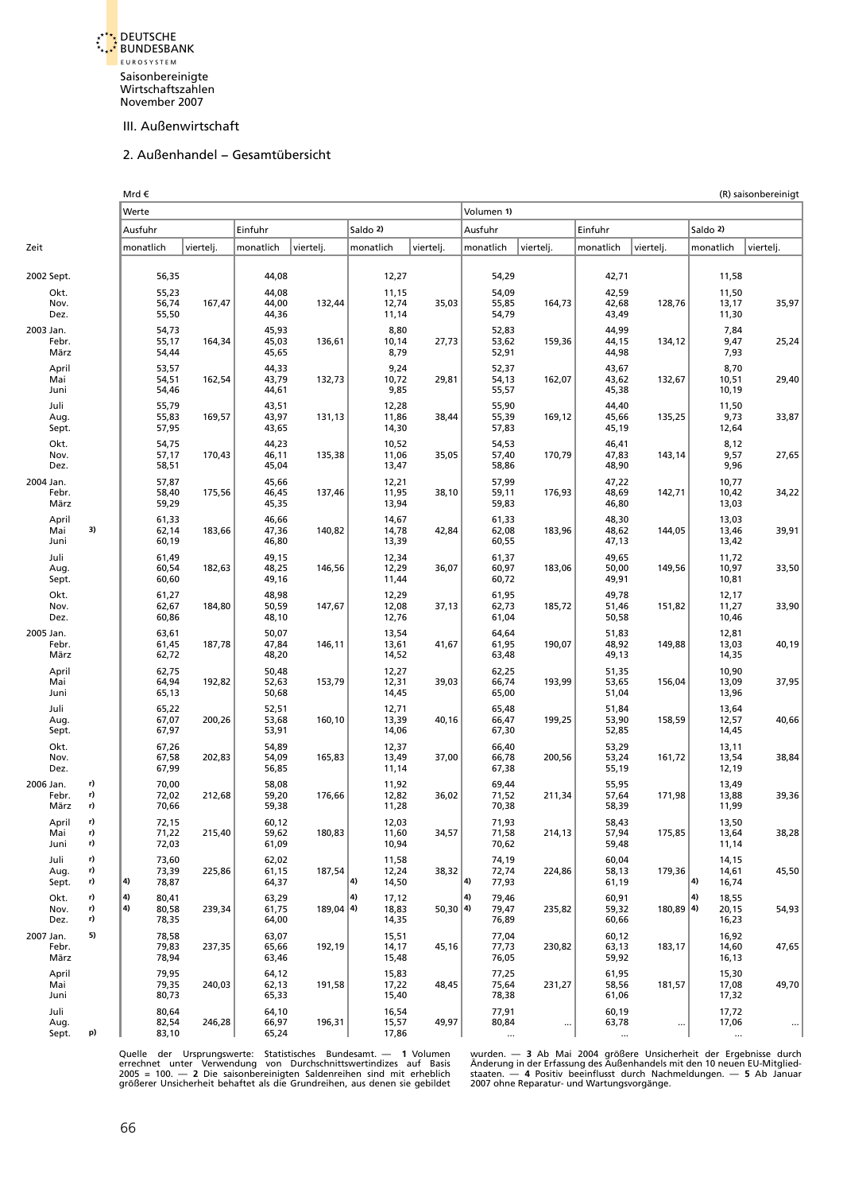Saisonbereinigte Wirtschaftszahlen November 2007

## III. Außenwirtschaft

### 2. Außenhandel – Gesamtübersicht

Mrd €  (R) saisonbereinigt

| Zeit | Werte | | | | | | Volumen 1) | | | | | |
|---|---|---|---|---|---|---|---|---|---|---|---|---|
| | Ausfuhr | | Einfuhr | | Saldo 2) | | Ausfuhr | | Einfuhr | | Saldo 2) | |
| | monatlich | viertelj. | monatlich | viertelj. | monatlich | viertelj. | monatlich | viertelj. | monatlich | viertelj. | monatlich | viertelj. |
| 2002 Sept. | 56,35 | | 44,08 | | 12,27 | | 54,29 | | 42,71 | | 11,58 | |
| Okt. | 55,23 | | 44,08 | | 11,15 | | 54,09 | | 42,59 | | 11,50 | |
| Nov. | 56,74 | 167,47 | 44,00 | 132,44 | 12,74 | 35,03 | 55,85 | 164,73 | 42,68 | 128,76 | 13,17 | 35,97 |
| Dez. | 55,50 | | 44,36 | | 11,14 | | 54,79 | | 43,49 | | 11,30 | |
| 2003 Jan. | 54,73 | | 45,93 | | 8,80 | | 52,83 | | 44,99 | | 7,84 | |
| Febr. | 55,17 | 164,34 | 45,03 | 136,61 | 10,14 | 27,73 | 53,62 | 159,36 | 44,15 | 134,12 | 9,47 | 25,24 |
| März | 54,44 | | 45,65 | | 8,79 | | 52,91 | | 44,98 | | 7,93 | |
| April | 53,57 | | 44,33 | | 9,24 | | 52,37 | | 43,67 | | 8,70 | |
| Mai | 54,51 | 162,54 | 43,79 | 132,73 | 10,72 | 29,81 | 54,13 | 162,07 | 43,62 | 132,67 | 10,51 | 29,40 |
| Juni | 54,46 | | 44,61 | | 9,85 | | 55,57 | | 45,38 | | 10,19 | |
| Juli | 55,79 | | 43,51 | | 12,28 | | 55,90 | | 44,40 | | 11,50 | |
| Aug. | 55,83 | 169,57 | 43,97 | 131,13 | 11,86 | 38,44 | 55,39 | 169,12 | 45,66 | 135,25 | 9,73 | 33,87 |
| Sept. | 57,95 | | 43,65 | | 14,30 | | 57,83 | | 45,19 | | 12,64 | |
| Okt. | 54,75 | | 44,23 | | 10,52 | | 54,53 | | 46,41 | | 8,12 | |
| Nov. | 57,17 | 170,43 | 46,11 | 135,38 | 11,06 | 35,05 | 57,40 | 170,79 | 47,83 | 143,14 | 9,57 | 27,65 |
| Dez. | 58,51 | | 45,04 | | 13,47 | | 58,86 | | 48,90 | | 9,96 | |
| 2004 Jan. | 57,87 | | 45,66 | | 12,21 | | 57,99 | | 47,22 | | 10,77 | |
| Febr. | 58,40 | 175,56 | 46,45 | 137,46 | 11,95 | 38,10 | 59,11 | 176,93 | 48,69 | 142,71 | 10,42 | 34,22 |
| März | 59,29 | | 45,35 | | 13,94 | | 59,83 | | 46,80 | | 13,03 | |
| April | 61,33 | | 46,66 | | 14,67 | | 61,33 | | 48,30 | | 13,03 | |
| Mai 3) | 62,14 | 183,66 | 47,36 | 140,82 | 14,78 | 42,84 | 62,08 | 183,96 | 48,62 | 144,05 | 13,46 | 39,91 |
| Juni | 60,19 | | 46,80 | | 13,39 | | 60,55 | | 47,13 | | 13,42 | |
| Juli | 61,49 | | 49,15 | | 12,34 | | 61,37 | | 49,65 | | 11,72 | |
| Aug. | 60,54 | 182,63 | 48,25 | 146,56 | 12,29 | 36,07 | 60,97 | 183,06 | 50,00 | 149,56 | 10,97 | 33,50 |
| Sept. | 60,60 | | 49,16 | | 11,44 | | 60,72 | | 49,91 | | 10,81 | |
| Okt. | 61,27 | | 48,98 | | 12,29 | | 61,95 | | 49,78 | | 12,17 | |
| Nov. | 62,67 | 184,80 | 50,59 | 147,67 | 12,08 | 37,13 | 62,73 | 185,72 | 51,46 | 151,82 | 11,27 | 33,90 |
| Dez. | 60,86 | | 48,10 | | 12,76 | | 61,04 | | 50,58 | | 10,46 | |
| 2005 Jan. | 63,61 | | 50,07 | | 13,54 | | 64,64 | | 51,83 | | 12,81 | |
| Febr. | 61,45 | 187,78 | 47,84 | 146,11 | 13,61 | 41,67 | 61,95 | 190,07 | 48,92 | 149,88 | 13,03 | 40,19 |
| März | 62,72 | | 48,20 | | 14,52 | | 63,48 | | 49,13 | | 14,35 | |
| April | 62,75 | | 50,48 | | 12,27 | | 62,25 | | 51,35 | | 10,90 | |
| Mai | 64,94 | 192,82 | 52,63 | 153,79 | 12,31 | 39,03 | 66,74 | 193,99 | 53,65 | 156,04 | 13,09 | 37,95 |
| Juni | 65,13 | | 50,68 | | 14,45 | | 65,00 | | 51,04 | | 13,96 | |
| Juli | 65,22 | | 52,51 | | 12,71 | | 65,48 | | 51,84 | | 13,64 | |
| Aug. | 67,07 | 200,26 | 53,68 | 160,10 | 13,39 | 40,16 | 66,47 | 199,25 | 53,90 | 158,59 | 12,57 | 40,66 |
| Sept. | 67,97 | | 53,91 | | 14,06 | | 67,30 | | 52,85 | | 14,45 | |
| Okt. | 67,26 | | 54,89 | | 12,37 | | 66,40 | | 53,29 | | 13,11 | |
| Nov. | 67,58 | 202,83 | 54,09 | 165,83 | 13,49 | 37,00 | 66,78 | 200,56 | 53,24 | 161,72 | 13,54 | 38,84 |
| Dez. | 67,99 | | 56,85 | | 11,14 | | 67,38 | | 55,19 | | 12,19 | |
| 2006 Jan. r) | 70,00 | | 58,08 | | 11,92 | | 69,44 | | 55,95 | | 13,49 | |
| Febr. r) | 72,02 | 212,68 | 59,20 | 176,66 | 12,82 | 36,02 | 71,52 | 211,34 | 57,64 | 171,98 | 13,88 | 39,36 |
| März r) | 70,66 | | 59,38 | | 11,28 | | 70,38 | | 58,39 | | 11,99 | |
| April r) | 72,15 | | 60,12 | | 12,03 | | 71,93 | | 58,43 | | 13,50 | |
| Mai r) | 71,22 | 215,40 | 59,62 | 180,83 | 11,60 | 34,57 | 71,58 | 214,13 | 57,94 | 175,85 | 13,64 | 38,28 |
| Juni r) | 72,03 | | 61,09 | | 10,94 | | 70,62 | | 59,48 | | 11,14 | |
| Juli r) | 73,60 | | 62,02 | | 11,58 | | 74,19 | | 60,04 | | 14,15 | |
| Aug. r) | 73,39 | 225,86 | 61,15 | 187,54 | 12,24 | 38,32 | 72,74 | 224,86 | 58,13 | 179,36 | 14,61 | 45,50 |
| Sept. r) | 4) 78,87 | | 64,37 | | 4) 14,50 | | 4) 77,93 | | 61,19 | | 4) 16,74 | |
| Okt. r) | 4) 80,41 | | 63,29 | | 4) 17,12 | | 4) 79,46 | | 60,91 | | 4) 18,55 | |
| Nov. r) | 4) 80,58 | 239,34 | 61,75 | 189,04 | 4) 18,83 | 50,30 | 4) 79,47 | 235,82 | 59,32 | 180,89 | 4) 20,15 | 54,93 |
| Dez. r) | 78,35 | | 64,00 | | 14,35 | | 76,89 | | 60,66 | | 16,23 | |
| 2007 Jan. 5) | 78,58 | | 63,07 | | 15,51 | | 77,04 | | 60,12 | | 16,92 | |
| Febr. | 79,83 | 237,35 | 65,66 | 192,19 | 14,17 | 45,16 | 77,73 | 230,82 | 63,13 | 183,17 | 14,60 | 47,65 |
| März | 78,94 | | 63,46 | | 15,48 | | 76,05 | | 59,92 | | 16,13 | |
| April | 79,95 | | 64,12 | | 15,83 | | 77,25 | | 61,95 | | 15,30 | |
| Mai | 79,35 | 240,03 | 62,13 | 191,58 | 17,22 | 48,45 | 75,64 | 231,27 | 58,56 | 181,57 | 17,08 | 49,70 |
| Juni | 80,73 | | 65,33 | | 15,40 | | 78,38 | | 61,06 | | 17,32 | |
| Juli | 80,64 | | 64,10 | | 16,54 | | 77,91 | | 60,19 | | 17,72 | |
| Aug. | 82,54 | 246,28 | 66,97 | 196,31 | 15,57 | 49,97 | 80,84 | ... | 63,78 | ... | 17,06 | ... |
| Sept. p) | 83,10 | | 65,24 | | 17,86 | | ... | | ... | | ... | |

Quelle der Ursprungswerte: Statistisches Bundesamt. — 1 Volumen errechnet unter Verwendung von Durchschnittswertindizes auf Basis 2005 = 100. — 2 Die saisonbereinigten Saldenreihen sind mit erheblich größerer Unsicherheit behaftet als die Grundreihen, aus denen sie gebildet wurden. — 3 Ab Mai 2004 größere Unsicherheit der Ergebnisse durch Änderung in der Erfassung des Außenhandels mit den 10 neuen EU-Mitgliedstaaten. — 4 Positiv beeinflusst durch Nachmeldungen. — 5 Ab Januar 2007 ohne Reparatur- und Wartungsvorgänge.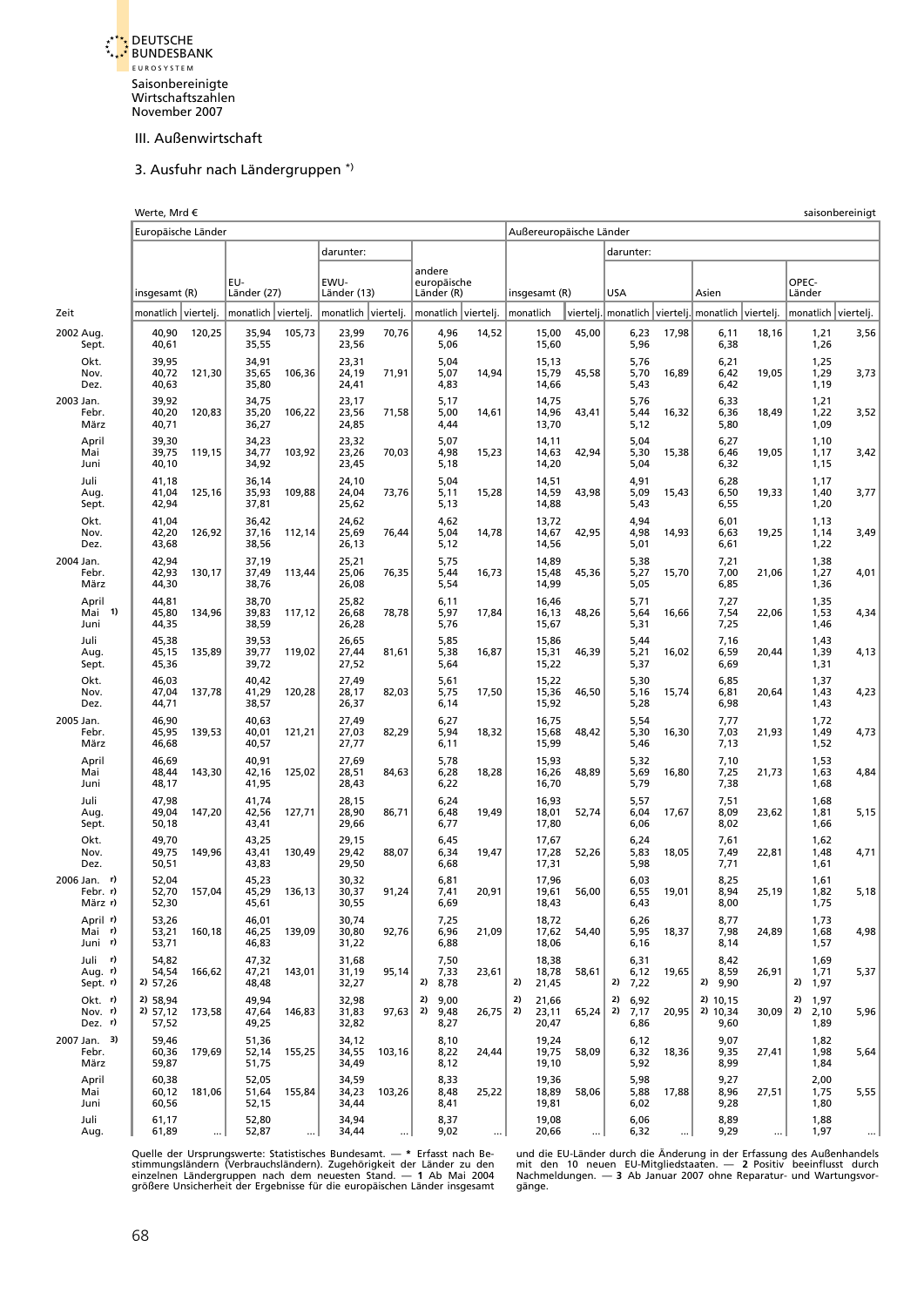Saisonbereinigte Wirtschaftszahlen November 2007

## III. Außenwirtschaft

### 3. Ausfuhr nach Ländergruppen *)

Werte, Mrd € — saisonbereinigt

| Zeit | Europäische Länder | | | | | | | | Außereuropäische Länder | | | | | | | |
|---|---|---|---|---|---|---|---|---|---|---|---|---|---|---|---|---|
| | | | | | darunter: | | | | | | darunter: | | | | | |
| | insgesamt (R) | | EU-Länder (27) | | EWU-Länder (13) | | andere europäische Länder (R) | | insgesamt (R) | | USA | | Asien | | OPEC-Länder | |
| | monatlich | viertelj. | monatlich | viertelj. | monatlich | viertelj. | monatlich | viertelj. | monatlich | viertelj. | monatlich | viertelj. | monatlich | viertelj. | monatlich | viertelj. |
| 2002 Aug. | 40,90 | 120,25 | 35,94 | 105,73 | 23,99 | 70,76 | 4,96 | 14,52 | 15,00 | 45,00 | 6,23 | 17,98 | 6,11 | 18,16 | 1,21 | 3,56 |
| Sept. | 40,61 | | 35,55 | | 23,56 | | 5,06 | | 15,60 | | 5,96 | | 6,38 | | 1,26 | |
| Okt. | 39,95 | | 34,91 | | 23,31 | | 5,04 | | 15,13 | | 5,76 | | 6,21 | | 1,25 | |
| Nov. | 40,72 | 121,30 | 35,65 | 106,36 | 24,19 | 71,91 | 5,07 | 14,94 | 15,79 | 45,58 | 5,70 | 16,89 | 6,42 | 19,05 | 1,29 | 3,73 |
| Dez. | 40,63 | | 35,80 | | 24,41 | | 4,83 | | 14,66 | | 5,43 | | 6,42 | | 1,19 | |
| 2003 Jan. | 39,92 | | 34,75 | | 23,17 | | 5,17 | | 14,75 | | 5,76 | | 6,33 | | 1,21 | |
| Febr. | 40,20 | 120,83 | 35,20 | 106,22 | 23,56 | 71,58 | 5,00 | 14,61 | 14,96 | 43,41 | 5,44 | 16,32 | 6,36 | 18,49 | 1,22 | 3,52 |
| März | 40,71 | | 36,27 | | 24,85 | | 4,44 | | 13,70 | | 5,12 | | 5,80 | | 1,09 | |
| April | 39,30 | | 34,23 | | 23,32 | | 5,07 | | 14,11 | | 5,04 | | 6,27 | | 1,10 | |
| Mai | 39,75 | 119,15 | 34,77 | 103,92 | 23,26 | 70,03 | 4,98 | 15,23 | 14,63 | 42,94 | 5,30 | 15,38 | 6,46 | 19,05 | 1,17 | 3,42 |
| Juni | 40,10 | | 34,92 | | 23,45 | | 5,18 | | 14,20 | | 5,04 | | 6,32 | | 1,15 | |
| Juli | 41,18 | | 36,14 | | 24,10 | | 5,04 | | 14,51 | | 4,91 | | 6,28 | | 1,17 | |
| Aug. | 41,04 | 125,16 | 35,93 | 109,88 | 24,04 | 73,76 | 5,11 | 15,28 | 14,59 | 43,98 | 5,09 | 15,43 | 6,50 | 19,33 | 1,40 | 3,77 |
| Sept. | 42,94 | | 37,81 | | 25,62 | | 5,13 | | 14,88 | | 5,43 | | 6,55 | | 1,20 | |
| Okt. | 41,04 | | 36,42 | | 24,62 | | 4,62 | | 13,72 | | 4,94 | | 6,01 | | 1,13 | |
| Nov. | 42,20 | 126,92 | 37,16 | 112,14 | 25,69 | 76,44 | 5,04 | 14,78 | 14,67 | 42,95 | 4,98 | 14,93 | 6,63 | 19,25 | 1,14 | 3,49 |
| Dez. | 43,68 | | 38,56 | | 26,13 | | 5,12 | | 14,56 | | 5,01 | | 6,61 | | 1,22 | |
| 2004 Jan. | 42,94 | | 37,19 | | 25,21 | | 5,75 | | 14,89 | | 5,38 | | 7,21 | | 1,38 | |
| Febr. | 42,93 | 130,17 | 37,49 | 113,44 | 25,06 | 76,35 | 5,44 | 16,73 | 15,48 | 45,36 | 5,27 | 15,70 | 7,00 | 21,06 | 1,27 | 4,01 |
| März | 44,30 | | 38,76 | | 26,08 | | 5,54 | | 14,99 | | 5,05 | | 6,85 | | 1,36 | |
| April | 44,81 | | 38,70 | | 25,82 | | 6,11 | | 16,46 | | 5,71 | | 7,27 | | 1,35 | |
| Mai 1) | 45,80 | 134,96 | 39,83 | 117,12 | 26,68 | 78,78 | 5,97 | 17,84 | 16,13 | 48,26 | 5,64 | 16,66 | 7,54 | 22,06 | 1,53 | 4,34 |
| Juni | 44,35 | | 38,59 | | 26,28 | | 5,76 | | 15,67 | | 5,31 | | 7,25 | | 1,46 | |
| Juli | 45,38 | | 39,53 | | 26,65 | | 5,85 | | 15,86 | | 5,44 | | 7,16 | | 1,43 | |
| Aug. | 45,15 | 135,89 | 39,77 | 119,02 | 27,44 | 81,61 | 5,38 | 16,87 | 15,31 | 46,39 | 5,21 | 16,02 | 6,59 | 20,44 | 1,39 | 4,13 |
| Sept. | 45,36 | | 39,72 | | 27,52 | | 5,64 | | 15,22 | | 5,37 | | 6,69 | | 1,31 | |
| Okt. | 46,03 | | 40,42 | | 27,49 | | 5,61 | | 15,22 | | 5,30 | | 6,85 | | 1,37 | |
| Nov. | 47,04 | 137,78 | 41,29 | 120,28 | 28,17 | 82,03 | 5,75 | 17,50 | 15,36 | 46,50 | 5,16 | 15,74 | 6,81 | 20,64 | 1,43 | 4,23 |
| Dez. | 44,71 | | 38,57 | | 26,37 | | 6,14 | | 15,92 | | 5,28 | | 6,98 | | 1,43 | |
| 2005 Jan. | 46,90 | | 40,63 | | 27,49 | | 6,27 | | 16,75 | | 5,54 | | 7,77 | | 1,72 | |
| Febr. | 45,95 | 139,53 | 40,01 | 121,21 | 27,03 | 82,29 | 5,94 | 18,32 | 15,68 | 48,42 | 5,30 | 16,30 | 7,03 | 21,93 | 1,49 | 4,73 |
| März | 46,68 | | 40,57 | | 27,77 | | 6,11 | | 15,99 | | 5,46 | | 7,13 | | 1,52 | |
| April | 46,69 | | 40,91 | | 27,69 | | 5,78 | | 15,93 | | 5,32 | | 7,10 | | 1,53 | |
| Mai | 48,44 | 143,30 | 42,16 | 125,02 | 28,51 | 84,63 | 6,28 | 18,28 | 16,26 | 48,89 | 5,69 | 16,80 | 7,25 | 21,73 | 1,63 | 4,84 |
| Juni | 48,17 | | 41,95 | | 28,43 | | 6,22 | | 16,70 | | 5,79 | | 7,38 | | 1,68 | |
| Juli | 47,98 | | 41,74 | | 28,15 | | 6,24 | | 16,93 | | 5,57 | | 7,51 | | 1,68 | |
| Aug. | 49,04 | 147,20 | 42,56 | 127,71 | 28,90 | 86,71 | 6,48 | 19,49 | 18,01 | 52,74 | 6,04 | 17,67 | 8,09 | 23,62 | 1,81 | 5,15 |
| Sept. | 50,18 | | 43,41 | | 29,66 | | 6,77 | | 17,80 | | 6,06 | | 8,02 | | 1,66 | |
| Okt. | 49,70 | | 43,25 | | 29,15 | | 6,45 | | 17,67 | | 6,24 | | 7,61 | | 1,62 | |
| Nov. | 49,75 | 149,96 | 43,41 | 130,49 | 29,42 | 88,07 | 6,34 | 19,47 | 17,28 | 52,26 | 5,83 | 18,05 | 7,49 | 22,81 | 1,48 | 4,71 |
| Dez. | 50,51 | | 43,83 | | 29,50 | | 6,68 | | 17,31 | | 5,98 | | 7,71 | | 1,61 | |
| 2006 Jan. r) | 52,04 | | 45,23 | | 30,32 | | 6,81 | | 17,96 | | 6,03 | | 8,25 | | 1,61 | |
| Febr. r) | 52,70 | 157,04 | 45,29 | 136,13 | 30,37 | 91,24 | 7,41 | 20,91 | 19,61 | 56,00 | 6,55 | 19,01 | 8,94 | 25,19 | 1,82 | 5,18 |
| März r) | 52,30 | | 45,61 | | 30,55 | | 6,69 | | 18,43 | | 6,43 | | 8,00 | | 1,75 | |
| April r) | 53,26 | | 46,01 | | 30,74 | | 7,25 | | 18,72 | | 6,26 | | 8,77 | | 1,73 | |
| Mai r) | 53,21 | 160,18 | 46,25 | 139,09 | 30,80 | 92,76 | 6,96 | 21,09 | 17,62 | 54,40 | 5,95 | 18,37 | 7,98 | 24,89 | 1,68 | 4,98 |
| Juni r) | 53,71 | | 46,83 | | 31,22 | | 6,88 | | 18,06 | | 6,16 | | 8,14 | | 1,57 | |
| Juli r) | 54,82 | | 47,32 | | 31,68 | | 7,50 | | 18,38 | | 6,31 | | 8,42 | | 1,69 | |
| Aug. r) | 54,54 | 166,62 | 47,21 | 143,01 | 31,19 | 95,14 | 7,33 | 23,61 | 18,78 | 58,61 | 6,12 | 19,65 | 8,59 | 26,91 | 1,71 | 5,37 |
| Sept. r) | 2) 57,26 | | 48,48 | | 32,27 | | 2) 8,78 | | 2) 21,45 | | 2) 7,22 | | 2) 9,90 | | 2) 1,97 | |
| Okt. r) | 2) 58,94 | | 49,94 | | 32,98 | | 2) 9,00 | | 2) 21,66 | | 2) 6,92 | | 2) 10,15 | | 2) 1,97 | |
| Nov. r) | 2) 57,12 | 173,58 | 47,64 | 146,83 | 31,83 | 97,63 | 2) 9,48 | 26,75 | 2) 23,11 | 65,24 | 2) 7,17 | 20,95 | 2) 10,34 | 30,09 | 2) 2,10 | 5,96 |
| Dez. r) | 57,52 | | 49,25 | | 32,82 | | 8,27 | | 20,47 | | 6,86 | | 9,60 | | 1,89 | |
| 2007 Jan. 3) | 59,46 | | 51,36 | | 34,12 | | 8,10 | | 19,24 | | 6,12 | | 9,07 | | 1,82 | |
| Febr. | 60,36 | 179,69 | 52,14 | 155,25 | 34,55 | 103,16 | 8,22 | 24,44 | 19,75 | 58,09 | 6,32 | 18,36 | 9,35 | 27,41 | 1,98 | 5,64 |
| März | 59,87 | | 51,75 | | 34,49 | | 8,12 | | 19,10 | | 5,92 | | 8,99 | | 1,84 | |
| April | 60,38 | | 52,05 | | 34,59 | | 8,33 | | 19,36 | | 5,98 | | 9,27 | | 2,00 | |
| Mai | 60,12 | 181,06 | 51,64 | 155,84 | 34,23 | 103,26 | 8,48 | 25,22 | 18,89 | 58,06 | 5,88 | 17,88 | 8,96 | 27,51 | 1,75 | 5,55 |
| Juni | 60,56 | | 52,15 | | 34,44 | | 8,41 | | 19,81 | | 6,02 | | 9,28 | | 1,80 | |
| Juli | 61,17 | | 52,80 | | 34,94 | | 8,37 | | 19,08 | | 6,06 | | 8,89 | | 1,88 | |
| Aug. | 61,89 | ... | 52,87 | ... | 34,44 | ... | 9,02 | ... | 20,66 | ... | 6,32 | ... | 9,29 | ... | 1,97 | ... |

Quelle der Ursprungswerte: Statistisches Bundesamt. — * Erfasst nach Bestimmungsländern (Verbrauchsländern). Zugehörigkeit der Länder zu den einzelnen Ländergruppen nach dem neuesten Stand. — 1 Ab Mai 2004 größere Unsicherheit der Ergebnisse für die europäischen Länder insgesamt und die EU-Länder durch die Änderung in der Erfassung des Außenhandels mit den 10 neuen EU-Mitgliedstaaten. — 2 Positiv beeinflusst durch Nachmeldungen. — 3 Ab Januar 2007 ohne Reparatur- und Wartungsvorgänge.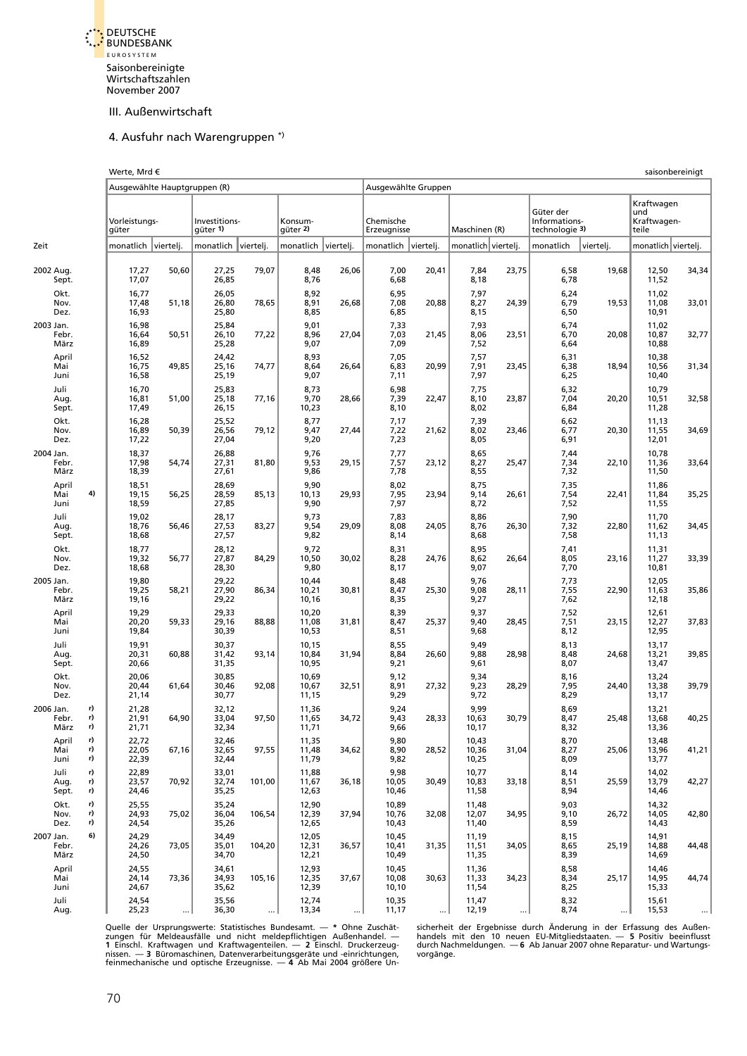Saisonbereinigte Wirtschaftszahlen
November 2007

III. Außenwirtschaft

## 4. Ausfuhr nach Warengruppen *)

Werte, Mrd € — saisonbereinigt

| Zeit | | Ausgewählte Hauptgruppen (R) | | | | | | Ausgewählte Gruppen | | | | | | | |
|---|---|---|---|---|---|---|---|---|---|---|---|---|---|---|---|
| | | Vorleistungs-güter | | Investitions-güter 1) | | Konsum-güter 2) | | Chemische Erzeugnisse | | Maschinen (R) | | Güter der Informations-technologie 3) | | Kraftwagen und Kraftwagen-teile | |
| | | monatlich | viertelj. | monatlich | viertelj. | monatlich | viertelj. | monatlich | viertelj. | monatlich | viertelj. | monatlich | viertelj. | monatlich | viertelj. |
| 2002 Aug. | | 17,27 | 50,60 | 27,25 | 79,07 | 8,48 | 26,06 | 7,00 | 20,41 | 7,84 | 23,75 | 6,58 | 19,68 | 12,50 | 34,34 |
| Sept. | | 17,07 | | 26,85 | | 8,76 | | 6,68 | | 8,18 | | 6,78 | | 11,52 | |
| Okt. | | 16,77 | | 26,05 | | 8,92 | | 6,95 | | 7,97 | | 6,24 | | 11,02 | |
| Nov. | | 17,48 | 51,18 | 26,80 | 78,65 | 8,91 | 26,68 | 7,08 | 20,88 | 8,27 | 24,39 | 6,79 | 19,53 | 11,08 | 33,01 |
| Dez. | | 16,93 | | 25,80 | | 8,85 | | 6,85 | | 8,15 | | 6,50 | | 10,91 | |
| 2003 Jan. | | 16,98 | | 25,84 | | 9,01 | | 7,33 | | 7,93 | | 6,74 | | 11,02 | |
| Febr. | | 16,64 | 50,51 | 26,10 | 77,22 | 8,96 | 27,04 | 7,03 | 21,45 | 8,06 | 23,51 | 6,70 | 20,08 | 10,87 | 32,77 |
| März | | 16,89 | | 25,28 | | 9,07 | | 7,09 | | 7,52 | | 6,64 | | 10,88 | |
| April | | 16,52 | | 24,42 | | 8,93 | | 7,05 | | 7,57 | | 6,31 | | 10,38 | |
| Mai | | 16,75 | 49,85 | 25,16 | 74,77 | 8,64 | 26,64 | 6,83 | 20,99 | 7,91 | 23,45 | 6,38 | 18,94 | 10,56 | 31,34 |
| Juni | | 16,58 | | 25,19 | | 9,07 | | 7,11 | | 7,97 | | 6,25 | | 10,40 | |
| Juli | | 16,70 | | 25,83 | | 8,73 | | 6,98 | | 7,75 | | 6,32 | | 10,79 | |
| Aug. | | 16,81 | 51,00 | 25,18 | 77,16 | 9,70 | 28,66 | 7,39 | 22,47 | 8,10 | 23,87 | 7,04 | 20,20 | 10,51 | 32,58 |
| Sept. | | 17,49 | | 26,15 | | 10,23 | | 8,10 | | 8,02 | | 6,84 | | 11,28 | |
| Okt. | | 16,28 | | 25,52 | | 8,77 | | 7,17 | | 7,39 | | 6,62 | | 11,13 | |
| Nov. | | 16,89 | 50,39 | 26,56 | 79,12 | 9,47 | 27,44 | 7,22 | 21,62 | 8,02 | 23,46 | 6,77 | 20,30 | 11,55 | 34,69 |
| Dez. | | 17,22 | | 27,04 | | 9,20 | | 7,23 | | 8,05 | | 6,91 | | 12,01 | |
| 2004 Jan. | | 18,37 | | 26,88 | | 9,76 | | 7,77 | | 8,65 | | 7,44 | | 10,78 | |
| Febr. | | 17,98 | 54,74 | 27,31 | 81,80 | 9,53 | 29,15 | 7,57 | 23,12 | 8,27 | 25,47 | 7,34 | 22,10 | 11,36 | 33,64 |
| März | | 18,39 | | 27,61 | | 9,86 | | 7,78 | | 8,55 | | 7,32 | | 11,50 | |
| April | | 18,51 | | 28,69 | | 9,90 | | 8,02 | | 8,75 | | 7,35 | | 11,86 | |
| Mai | 4) | 19,15 | 56,25 | 28,59 | 85,13 | 10,13 | 29,93 | 7,95 | 23,94 | 9,14 | 26,61 | 7,54 | 22,41 | 11,84 | 35,25 |
| Juni | | 18,59 | | 27,85 | | 9,90 | | 7,97 | | 8,72 | | 7,52 | | 11,55 | |
| Juli | | 19,02 | | 28,17 | | 9,73 | | 7,83 | | 8,86 | | 7,90 | | 11,70 | |
| Aug. | | 18,76 | 56,46 | 27,53 | 83,27 | 9,54 | 29,09 | 8,08 | 24,05 | 8,76 | 26,30 | 7,32 | 22,80 | 11,62 | 34,45 |
| Sept. | | 18,68 | | 27,57 | | 9,82 | | 8,14 | | 8,68 | | 7,58 | | 11,13 | |
| Okt. | | 18,77 | | 28,12 | | 9,72 | | 8,31 | | 8,95 | | 7,41 | | 11,31 | |
| Nov. | | 19,32 | 56,77 | 27,87 | 84,29 | 10,50 | 30,02 | 8,28 | 24,76 | 8,62 | 26,64 | 8,05 | 23,16 | 11,27 | 33,39 |
| Dez. | | 18,68 | | 28,30 | | 9,80 | | 8,17 | | 9,07 | | 7,70 | | 10,81 | |
| 2005 Jan. | | 19,80 | | 29,22 | | 10,44 | | 8,48 | | 9,76 | | 7,73 | | 12,05 | |
| Febr. | | 19,25 | 58,21 | 27,90 | 86,34 | 10,21 | 30,81 | 8,47 | 25,30 | 9,08 | 28,11 | 7,55 | 22,90 | 11,63 | 35,86 |
| März | | 19,16 | | 29,22 | | 10,16 | | 8,35 | | 9,27 | | 7,62 | | 12,18 | |
| April | | 19,29 | | 29,33 | | 10,20 | | 8,39 | | 9,37 | | 7,52 | | 12,61 | |
| Mai | | 20,20 | 59,33 | 29,16 | 88,88 | 11,08 | 31,81 | 8,47 | 25,37 | 9,40 | 28,45 | 7,51 | 23,15 | 12,27 | 37,83 |
| Juni | | 19,84 | | 30,39 | | 10,53 | | 8,51 | | 9,68 | | 8,12 | | 12,95 | |
| Juli | | 19,91 | | 30,37 | | 10,15 | | 8,55 | | 9,49 | | 8,13 | | 13,17 | |
| Aug. | | 20,31 | 60,88 | 31,42 | 93,14 | 10,84 | 31,94 | 8,84 | 26,60 | 9,88 | 28,98 | 8,48 | 24,68 | 13,21 | 39,85 |
| Sept. | | 20,66 | | 31,35 | | 10,95 | | 9,21 | | 9,61 | | 8,07 | | 13,47 | |
| Okt. | | 20,06 | | 30,85 | | 10,69 | | 9,12 | | 9,34 | | 8,16 | | 13,24 | |
| Nov. | | 20,44 | 61,64 | 30,46 | 92,08 | 10,67 | 32,51 | 8,91 | 27,32 | 9,23 | 28,29 | 7,95 | 24,40 | 13,38 | 39,79 |
| Dez. | | 21,14 | | 30,77 | | 11,15 | | 9,29 | | 9,72 | | 8,29 | | 13,17 | |
| 2006 Jan. | r) | 21,28 | | 32,12 | | 11,36 | | 9,24 | | 9,99 | | 8,69 | | 13,21 | |
| Febr. | r) | 21,91 | 64,90 | 33,04 | 97,50 | 11,65 | 34,72 | 9,43 | 28,33 | 10,63 | 30,79 | 8,47 | 25,48 | 13,68 | 40,25 |
| März | r) | 21,71 | | 32,34 | | 11,71 | | 9,66 | | 10,17 | | 8,32 | | 13,36 | |
| April | r) | 22,72 | | 32,46 | | 11,35 | | 9,80 | | 10,43 | | 8,70 | | 13,48 | |
| Mai | r) | 22,05 | 67,16 | 32,65 | 97,55 | 11,48 | 34,62 | 8,90 | 28,52 | 10,36 | 31,04 | 8,27 | 25,06 | 13,96 | 41,21 |
| Juni | r) | 22,39 | | 32,44 | | 11,79 | | 9,82 | | 10,25 | | 8,09 | | 13,77 | |
| Juli | r) | 22,89 | | 33,01 | | 11,88 | | 9,98 | | 10,77 | | 8,14 | | 14,02 | |
| Aug. | r) | 23,57 | 70,92 | 32,74 | 101,00 | 11,67 | 36,18 | 10,05 | 30,49 | 10,83 | 33,18 | 8,51 | 25,59 | 13,79 | 42,27 |
| Sept. | r) | 24,46 | | 35,25 | | 12,63 | | 10,46 | | 11,58 | | 8,94 | | 14,46 | |
| Okt. | r) | 25,55 | | 35,24 | | 12,90 | | 10,89 | | 11,48 | | 9,03 | | 14,32 | |
| Nov. | r) | 24,93 | 75,02 | 36,04 | 106,54 | 12,39 | 37,94 | 10,76 | 32,08 | 12,07 | 34,95 | 9,10 | 26,72 | 14,05 | 42,80 |
| Dez. | r) | 24,54 | | 35,26 | | 12,65 | | 10,43 | | 11,40 | | 8,59 | | 14,43 | |
| 2007 Jan. | 6) | 24,29 | | 34,49 | | 12,05 | | 10,45 | | 11,19 | | 8,15 | | 14,91 | |
| Febr. | | 24,26 | 73,05 | 35,01 | 104,20 | 12,31 | 36,57 | 10,41 | 31,35 | 11,51 | 34,05 | 8,65 | 25,19 | 14,88 | 44,48 |
| März | | 24,50 | | 34,70 | | 12,21 | | 10,49 | | 11,35 | | 8,39 | | 14,69 | |
| April | | 24,55 | | 34,61 | | 12,93 | | 10,45 | | 11,36 | | 8,58 | | 14,46 | |
| Mai | | 24,14 | 73,36 | 34,93 | 105,16 | 12,35 | 37,67 | 10,08 | 30,63 | 11,33 | 34,23 | 8,34 | 25,17 | 14,95 | 44,74 |
| Juni | | 24,67 | | 35,62 | | 12,39 | | 10,10 | | 11,54 | | 8,25 | | 15,33 | |
| Juli | | 24,54 | | 35,56 | | 12,74 | | 10,35 | | 11,47 | | 8,32 | | 15,61 | |
| Aug. | | 25,23 | ... | 36,30 | ... | 13,34 | ... | 11,17 | ... | 12,19 | ... | 8,74 | ... | 15,53 | ... |

Quelle der Ursprungswerte: Statistisches Bundesamt. — * Ohne Zuschätzungen für Meldeausfälle und nicht meldepflichtigen Außenhandel. — 1 Einschl. Kraftwagen und Kraftwagenteilen. — 2 Einschl. Druckerzeugnissen. — 3 Büromaschinen, Datenverarbeitungsgeräte und -einrichtungen, feinmechanische und optische Erzeugnisse. — 4 Ab Mai 2004 größere Unsicherheit der Ergebnisse durch Änderung in der Erfassung des Außenhandels mit den 10 neuen EU-Mitgliedstaaten. — 5 Positiv beeinflusst durch Nachmeldungen. — 6 Ab Januar 2007 ohne Reparatur- und Wartungsvorgänge.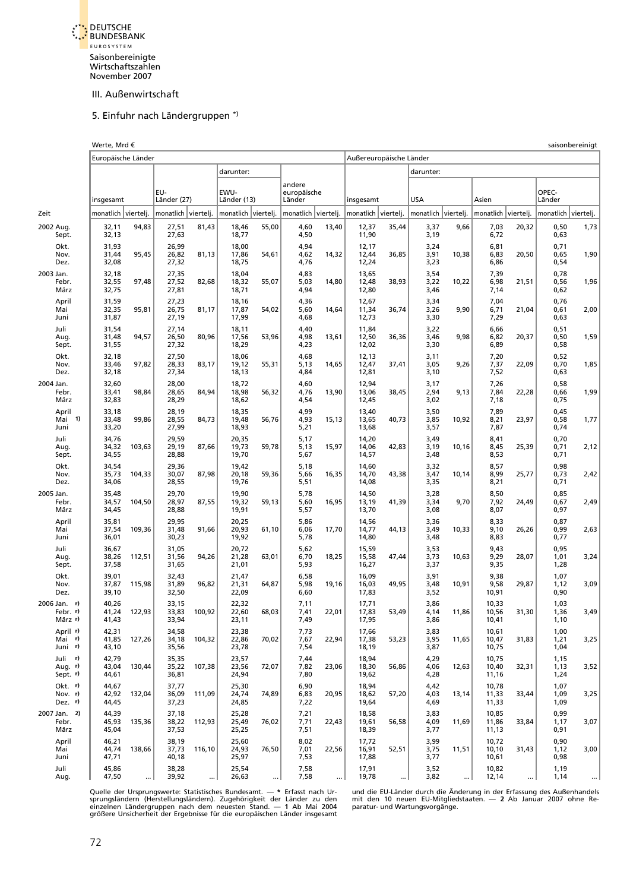Saisonbereinigte Wirtschaftszahlen November 2007

III. Außenwirtschaft

## 5. Einfuhr nach Ländergruppen *)

Werte, Mrd € — saisonbereinigt

| Zeit | Europäische Länder | | | | | | | | Außereuropäische Länder | | | | | | | |
|---|---|---|---|---|---|---|---|---|---|---|---|---|---|---|---|---|
| | insgesamt | | EU-Länder (27) | | darunter: EWU-Länder (13) | | andere europäische Länder | | insgesamt | | darunter: USA | | Asien | | OPEC-Länder | |
| | monatlich | viertelj. | monatlich | viertelj. | monatlich | viertelj. | monatlich | viertelj. | monatlich | viertelj. | monatlich | viertelj. | monatlich | viertelj. | monatlich | viertelj. |
| 2002 Aug. | 32,11 | 94,83 | 27,51 | 81,43 | 18,46 | 55,00 | 4,60 | 13,40 | 12,37 | 35,44 | 3,37 | 9,66 | 7,03 | 20,32 | 0,50 | 1,73 |
| Sept. | 32,13 | | 27,63 | | 18,77 | | 4,50 | | 11,90 | | 3,19 | | 6,72 | | 0,63 | |
| Okt. | 31,93 | | 26,99 | | 18,00 | | 4,94 | | 12,17 | | 3,24 | | 6,81 | | 0,71 | |
| Nov. | 31,44 | 95,45 | 26,82 | 81,13 | 17,86 | 54,61 | 4,62 | 14,32 | 12,44 | 36,85 | 3,91 | 10,38 | 6,83 | 20,50 | 0,65 | 1,90 |
| Dez. | 32,08 | | 27,32 | | 18,75 | | 4,76 | | 12,24 | | 3,23 | | 6,86 | | 0,54 | |
| 2003 Jan. | 32,18 | | 27,35 | | 18,04 | | 4,83 | | 13,65 | | 3,54 | | 7,39 | | 0,78 | |
| Febr. | 32,55 | 97,48 | 27,52 | 82,68 | 18,32 | 55,07 | 5,03 | 14,80 | 12,48 | 38,93 | 3,22 | 10,22 | 6,98 | 21,51 | 0,56 | 1,96 |
| März | 32,75 | | 27,81 | | 18,71 | | 4,94 | | 12,80 | | 3,46 | | 7,14 | | 0,62 | |
| April | 31,59 | | 27,23 | | 18,16 | | 4,36 | | 12,67 | | 3,34 | | 7,04 | | 0,76 | |
| Mai | 32,35 | 95,81 | 26,75 | 81,17 | 17,87 | 54,02 | 5,60 | 14,64 | 11,34 | 36,74 | 3,26 | 9,90 | 6,71 | 21,04 | 0,61 | 2,00 |
| Juni | 31,87 | | 27,19 | | 17,99 | | 4,68 | | 12,73 | | 3,30 | | 7,29 | | 0,63 | |
| Juli | 31,54 | | 27,14 | | 18,11 | | 4,40 | | 11,84 | | 3,22 | | 6,66 | | 0,51 | |
| Aug. | 31,48 | 94,57 | 26,50 | 80,96 | 17,56 | 53,96 | 4,98 | 13,61 | 12,50 | 36,36 | 3,46 | 9,98 | 6,82 | 20,37 | 0,50 | 1,59 |
| Sept. | 31,55 | | 27,32 | | 18,29 | | 4,23 | | 12,02 | | 3,30 | | 6,89 | | 0,58 | |
| Okt. | 32,18 | | 27,50 | | 18,06 | | 4,68 | | 12,13 | | 3,11 | | 7,20 | | 0,52 | |
| Nov. | 33,46 | 97,82 | 28,33 | 83,17 | 19,12 | 55,31 | 5,13 | 14,65 | 12,47 | 37,41 | 3,05 | 9,26 | 7,37 | 22,09 | 0,70 | 1,85 |
| Dez. | 32,18 | | 27,34 | | 18,13 | | 4,84 | | 12,81 | | 3,10 | | 7,52 | | 0,63 | |
| 2004 Jan. | 32,60 | | 28,00 | | 18,72 | | 4,60 | | 12,94 | | 3,17 | | 7,26 | | 0,58 | |
| Febr. | 33,41 | 98,84 | 28,65 | 84,94 | 18,98 | 56,32 | 4,76 | 13,90 | 13,06 | 38,45 | 2,94 | 9,13 | 7,84 | 22,28 | 0,66 | 1,99 |
| März | 32,83 | | 28,29 | | 18,62 | | 4,54 | | 12,45 | | 3,02 | | 7,18 | | 0,75 | |
| April | 33,18 | | 28,19 | | 18,35 | | 4,99 | | 13,40 | | 3,50 | | 7,89 | | 0,45 | |
| Mai 1) | 33,48 | 99,86 | 28,55 | 84,73 | 19,48 | 56,76 | 4,93 | 15,13 | 13,65 | 40,73 | 3,85 | 10,92 | 8,21 | 23,97 | 0,58 | 1,77 |
| Juni | 33,20 | | 27,99 | | 18,93 | | 5,21 | | 13,68 | | 3,57 | | 7,87 | | 0,74 | |
| Juli | 34,76 | | 29,59 | | 20,35 | | 5,17 | | 14,20 | | 3,49 | | 8,41 | | 0,70 | |
| Aug. | 34,32 | 103,63 | 29,19 | 87,66 | 19,73 | 59,78 | 5,13 | 15,97 | 14,06 | 42,83 | 3,19 | 10,16 | 8,45 | 25,39 | 0,71 | 2,12 |
| Sept. | 34,55 | | 28,88 | | 19,70 | | 5,67 | | 14,57 | | 3,48 | | 8,53 | | 0,71 | |
| Okt. | 34,54 | | 29,36 | | 19,42 | | 5,18 | | 14,60 | | 3,32 | | 8,57 | | 0,98 | |
| Nov. | 35,73 | 104,33 | 30,07 | 87,98 | 20,18 | 59,36 | 5,66 | 16,35 | 14,70 | 43,38 | 3,47 | 10,14 | 8,99 | 25,77 | 0,73 | 2,42 |
| Dez. | 34,06 | | 28,55 | | 19,76 | | 5,51 | | 14,08 | | 3,35 | | 8,21 | | 0,71 | |
| 2005 Jan. | 35,48 | | 29,70 | | 19,90 | | 5,78 | | 14,50 | | 3,28 | | 8,50 | | 0,85 | |
| Febr. | 34,57 | 104,50 | 28,97 | 87,55 | 19,32 | 59,13 | 5,60 | 16,95 | 13,19 | 41,39 | 3,34 | 9,70 | 7,92 | 24,49 | 0,67 | 2,49 |
| März | 34,45 | | 28,88 | | 19,91 | | 5,57 | | 13,70 | | 3,08 | | 8,07 | | 0,97 | |
| April | 35,81 | | 29,95 | | 20,25 | | 5,86 | | 14,56 | | 3,36 | | 8,33 | | 0,87 | |
| Mai | 37,54 | 109,36 | 31,48 | 91,66 | 20,93 | 61,10 | 6,06 | 17,70 | 14,77 | 44,13 | 3,49 | 10,33 | 9,10 | 26,26 | 0,99 | 2,63 |
| Juni | 36,01 | | 30,23 | | 19,92 | | 5,78 | | 14,80 | | 3,48 | | 8,83 | | 0,77 | |
| Juli | 36,67 | | 31,05 | | 20,72 | | 5,62 | | 15,59 | | 3,53 | | 9,43 | | 0,95 | |
| Aug. | 38,26 | 112,51 | 31,56 | 94,26 | 21,28 | 63,01 | 6,70 | 18,25 | 15,58 | 47,44 | 3,73 | 10,63 | 9,29 | 28,07 | 1,01 | 3,24 |
| Sept. | 37,58 | | 31,65 | | 21,01 | | 5,93 | | 16,27 | | 3,37 | | 9,35 | | 1,28 | |
| Okt. | 39,01 | | 32,43 | | 21,47 | | 6,58 | | 16,09 | | 3,91 | | 9,38 | | 1,07 | |
| Nov. | 37,87 | 115,98 | 31,89 | 96,82 | 21,31 | 64,87 | 5,98 | 19,16 | 16,03 | 49,95 | 3,48 | 10,91 | 9,58 | 29,87 | 1,12 | 3,09 |
| Dez. | 39,10 | | 32,50 | | 22,09 | | 6,60 | | 17,83 | | 3,52 | | 10,91 | | 0,90 | |
| 2006 Jan. r) | 40,26 | | 33,15 | | 22,32 | | 7,11 | | 17,71 | | 3,86 | | 10,33 | | 1,03 | |
| Febr. r) | 41,24 | 122,93 | 33,83 | 100,92 | 22,60 | 68,03 | 7,41 | 22,01 | 17,83 | 53,49 | 4,14 | 11,86 | 10,56 | 31,30 | 1,36 | 3,49 |
| März r) | 41,43 | | 33,94 | | 23,11 | | 7,49 | | 17,95 | | 3,86 | | 10,41 | | 1,10 | |
| April r) | 42,31 | | 34,58 | | 23,38 | | 7,73 | | 17,66 | | 3,83 | | 10,61 | | 1,00 | |
| Mai r) | 41,85 | 127,26 | 34,18 | 104,32 | 22,86 | 70,02 | 7,67 | 22,94 | 17,38 | 53,23 | 3,95 | 11,65 | 10,47 | 31,83 | 1,21 | 3,25 |
| Juni r) | 43,10 | | 35,56 | | 23,78 | | 7,54 | | 18,19 | | 3,87 | | 10,75 | | 1,04 | |
| Juli r) | 42,79 | | 35,35 | | 23,57 | | 7,44 | | 18,94 | | 4,29 | | 10,75 | | 1,15 | |
| Aug. r) | 43,04 | 130,44 | 35,22 | 107,38 | 23,56 | 72,07 | 7,82 | 23,06 | 18,30 | 56,86 | 4,06 | 12,63 | 10,40 | 32,31 | 1,13 | 3,52 |
| Sept. r) | 44,61 | | 36,81 | | 24,94 | | 7,80 | | 19,62 | | 4,28 | | 11,16 | | 1,24 | |
| Okt. r) | 44,67 | | 37,77 | | 25,30 | | 6,90 | | 18,94 | | 4,42 | | 10,78 | | 1,07 | |
| Nov. r) | 42,92 | 132,04 | 36,09 | 111,09 | 24,74 | 74,89 | 6,83 | 20,95 | 18,62 | 57,20 | 4,03 | 13,14 | 11,33 | 33,44 | 1,09 | 3,25 |
| Dez. r) | 44,45 | | 37,23 | | 24,85 | | 7,22 | | 19,64 | | 4,69 | | 11,33 | | 1,09 | |
| 2007 Jan. 2) | 44,39 | | 37,18 | | 25,28 | | 7,21 | | 18,58 | | 3,83 | | 10,85 | | 0,99 | |
| Febr. | 45,93 | 135,36 | 38,22 | 112,93 | 25,49 | 76,02 | 7,71 | 22,43 | 19,61 | 56,58 | 4,09 | 11,69 | 11,86 | 33,84 | 1,17 | 3,07 |
| März | 45,04 | | 37,53 | | 25,25 | | 7,51 | | 18,39 | | 3,77 | | 11,13 | | 0,91 | |
| April | 46,21 | | 38,19 | | 25,60 | | 8,02 | | 17,72 | | 3,99 | | 10,72 | | 0,90 | |
| Mai | 44,74 | 138,66 | 37,73 | 116,10 | 24,93 | 76,50 | 7,01 | 22,56 | 16,91 | 52,51 | 3,75 | 11,51 | 10,10 | 31,43 | 1,12 | 3,00 |
| Juni | 47,71 | | 40,18 | | 25,97 | | 7,53 | | 17,88 | | 3,77 | | 10,61 | | 0,98 | |
| Juli | 45,86 | | 38,28 | | 25,54 | | 7,58 | | 17,91 | | 3,52 | | 10,82 | | 1,19 | |
| Aug. | 47,50 | ... | 39,92 | ... | 26,63 | ... | 7,58 | ... | 19,78 | ... | 3,82 | ... | 12,14 | ... | 1,14 | ... |

Quelle der Ursprungswerte: Statistisches Bundesamt. — * Erfasst nach Ursprungsländern (Herstellungsländern). Zugehörigkeit der Länder zu den einzelnen Ländergruppen nach dem neuesten Stand. — 1 Ab Mai 2004 größere Unsicherheit der Ergebnisse für die europäischen Länder insgesamt und die EU-Länder durch die Änderung in der Erfassung des Außenhandels mit den 10 neuen EU-Mitgliedstaaten. — 2 Ab Januar 2007 ohne Reparatur- und Wartungsvorgänge.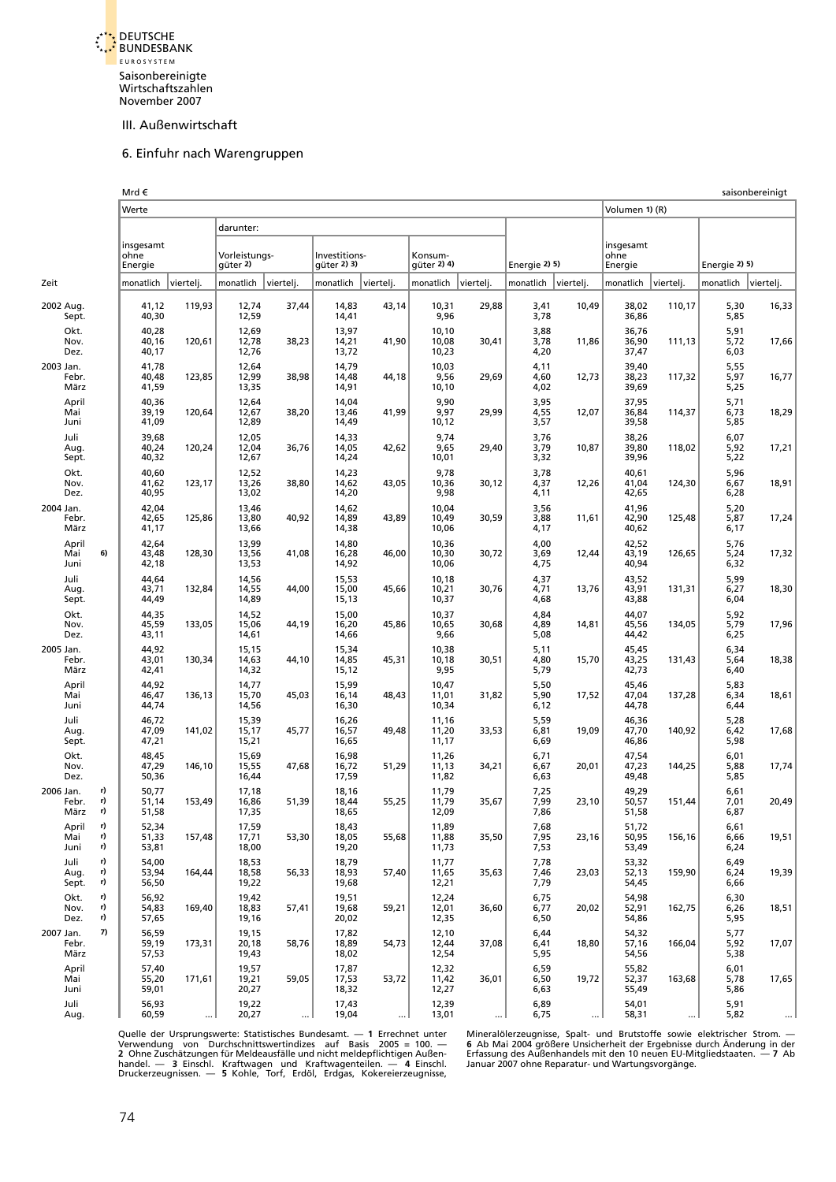Saisonbereinigte Wirtschaftszahlen November 2007

III. Außenwirtschaft

## 6. Einfuhr nach Warengruppen

Mrd €  saisonbereinigt

| Zeit | | Werte | | | | | | | | | | Volumen 1) (R) | | | |
|---|---|---|---|---|---|---|---|---|---|---|---|---|---|---|---|
| | | | | darunter: | | | | | | | | | | | |
| | | insgesamt ohne Energie | | Vorleistungs-güter 2) | | Investitions-güter 2) 3) | | Konsum-güter 2) 4) | | Energie 2) 5) | | insgesamt ohne Energie | | Energie 2) 5) | |
| | | monatlich | viertelj. | monatlich | viertelj. | monatlich | viertelj. | monatlich | viertelj. | monatlich | viertelj. | monatlich | viertelj. | monatlich | viertelj. |
| 2002 Aug. | | 41,12 | 119,93 | 12,74 | 37,44 | 14,83 | 43,14 | 10,31 | 29,88 | 3,41 | 10,49 | 38,02 | 110,17 | 5,30 | 16,33 |
| Sept. | | 40,30 | | 12,59 | | 14,41 | | 9,96 | | 3,78 | | 36,86 | | 5,85 | |
| Okt. | | 40,28 | | 12,69 | | 13,97 | | 10,10 | | 3,88 | | 36,76 | | 5,91 | |
| Nov. | | 40,16 | 120,61 | 12,78 | 38,23 | 14,21 | 41,90 | 10,08 | 30,41 | 3,78 | 11,86 | 36,90 | 111,13 | 5,72 | 17,66 |
| Dez. | | 40,17 | | 12,76 | | 13,72 | | 10,23 | | 4,20 | | 37,47 | | 6,03 | |
| 2003 Jan. | | 41,78 | | 12,64 | | 14,79 | | 10,03 | | 4,11 | | 39,40 | | 5,55 | |
| Febr. | | 40,48 | 123,85 | 12,99 | 38,98 | 14,48 | 44,18 | 9,56 | 29,69 | 4,60 | 12,73 | 38,23 | 117,32 | 5,97 | 16,77 |
| März | | 41,59 | | 13,35 | | 14,91 | | 10,10 | | 4,02 | | 39,69 | | 5,25 | |
| April | | 40,36 | | 12,64 | | 14,04 | | 9,90 | | 3,95 | | 37,95 | | 5,71 | |
| Mai | | 39,19 | 120,64 | 12,67 | 38,20 | 13,46 | 41,99 | 9,97 | 29,99 | 4,55 | 12,07 | 36,84 | 114,37 | 6,73 | 18,29 |
| Juni | | 41,09 | | 12,89 | | 14,49 | | 10,12 | | 3,57 | | 39,58 | | 5,85 | |
| Juli | | 39,68 | | 12,05 | | 14,33 | | 9,74 | | 3,76 | | 38,26 | | 6,07 | |
| Aug. | | 40,24 | 120,24 | 12,04 | 36,76 | 14,05 | 42,62 | 9,65 | 29,40 | 3,79 | 10,87 | 39,80 | 118,02 | 5,92 | 17,21 |
| Sept. | | 40,32 | | 12,67 | | 14,24 | | 10,01 | | 3,32 | | 39,96 | | 5,22 | |
| Okt. | | 40,60 | | 12,52 | | 14,23 | | 9,78 | | 3,78 | | 40,61 | | 5,96 | |
| Nov. | | 41,62 | 123,17 | 13,26 | 38,80 | 14,62 | 43,05 | 10,36 | 30,12 | 4,37 | 12,26 | 41,04 | 124,30 | 6,67 | 18,91 |
| Dez. | | 40,95 | | 13,02 | | 14,20 | | 9,98 | | 4,11 | | 42,65 | | 6,28 | |
| 2004 Jan. | | 42,04 | | 13,46 | | 14,62 | | 10,04 | | 3,56 | | 41,96 | | 5,20 | |
| Febr. | | 42,65 | 125,86 | 13,80 | 40,92 | 14,89 | 43,89 | 10,49 | 30,59 | 3,88 | 11,61 | 42,90 | 125,48 | 5,87 | 17,24 |
| März | | 41,17 | | 13,66 | | 14,38 | | 10,06 | | 4,17 | | 40,62 | | 6,17 | |
| April | | 42,64 | | 13,99 | | 14,80 | | 10,36 | | 4,00 | | 42,52 | | 5,76 | |
| Mai | 6) | 43,48 | 128,30 | 13,56 | 41,08 | 16,28 | 46,00 | 10,30 | 30,72 | 3,69 | 12,44 | 43,19 | 126,65 | 5,24 | 17,32 |
| Juni | | 42,18 | | 13,53 | | 14,92 | | 10,06 | | 4,75 | | 40,94 | | 6,32 | |
| Juli | | 44,64 | | 14,56 | | 15,53 | | 10,18 | | 4,37 | | 43,52 | | 5,99 | |
| Aug. | | 43,71 | 132,84 | 14,55 | 44,00 | 15,00 | 45,66 | 10,21 | 30,76 | 4,71 | 13,76 | 43,91 | 131,31 | 6,27 | 18,30 |
| Sept. | | 44,49 | | 14,89 | | 15,13 | | 10,37 | | 4,68 | | 43,88 | | 6,04 | |
| Okt. | | 44,35 | | 14,52 | | 15,00 | | 10,37 | | 4,84 | | 44,07 | | 5,92 | |
| Nov. | | 45,59 | 133,05 | 15,06 | 44,19 | 16,20 | 45,86 | 10,65 | 30,68 | 4,89 | 14,81 | 45,56 | 134,05 | 5,79 | 17,96 |
| Dez. | | 43,11 | | 14,61 | | 14,66 | | 9,66 | | 5,08 | | 44,42 | | 6,25 | |
| 2005 Jan. | | 44,92 | | 15,15 | | 15,34 | | 10,38 | | 5,11 | | 45,45 | | 6,34 | |
| Febr. | | 43,01 | 130,34 | 14,63 | 44,10 | 14,85 | 45,31 | 10,18 | 30,51 | 4,80 | 15,70 | 43,25 | 131,43 | 5,64 | 18,38 |
| März | | 42,41 | | 14,32 | | 15,12 | | 9,95 | | 5,79 | | 42,73 | | 6,40 | |
| April | | 44,92 | | 14,77 | | 15,99 | | 10,47 | | 5,50 | | 45,46 | | 5,83 | |
| Mai | | 46,47 | 136,13 | 15,70 | 45,03 | 16,14 | 48,43 | 11,01 | 31,82 | 5,90 | 17,52 | 47,04 | 137,28 | 6,34 | 18,61 |
| Juni | | 44,74 | | 14,56 | | 16,30 | | 10,34 | | 6,12 | | 44,78 | | 6,44 | |
| Juli | | 46,72 | | 15,39 | | 16,26 | | 11,16 | | 5,59 | | 46,36 | | 5,28 | |
| Aug. | | 47,09 | 141,02 | 15,17 | 45,77 | 16,57 | 49,48 | 11,20 | 33,53 | 6,81 | 19,09 | 47,70 | 140,92 | 6,42 | 17,68 |
| Sept. | | 47,21 | | 15,21 | | 16,65 | | 11,17 | | 6,69 | | 46,86 | | 5,98 | |
| Okt. | | 48,45 | | 15,69 | | 16,98 | | 11,26 | | 6,71 | | 47,54 | | 6,01 | |
| Nov. | | 47,29 | 146,10 | 15,55 | 47,68 | 16,72 | 51,29 | 11,13 | 34,21 | 6,67 | 20,01 | 47,23 | 144,25 | 5,88 | 17,74 |
| Dez. | | 50,36 | | 16,44 | | 17,59 | | 11,82 | | 6,63 | | 49,48 | | 5,85 | |
| 2006 Jan. | r) | 50,77 | | 17,18 | | 18,16 | | 11,79 | | 7,25 | | 49,29 | | 6,61 | |
| Febr. | r) | 51,14 | 153,49 | 16,86 | 51,39 | 18,44 | 55,25 | 11,79 | 35,67 | 7,99 | 23,10 | 50,57 | 151,44 | 7,01 | 20,49 |
| März | r) | 51,58 | | 17,35 | | 18,65 | | 12,09 | | 7,86 | | 51,58 | | 6,87 | |
| April | r) | 52,34 | | 17,59 | | 18,43 | | 11,89 | | 7,68 | | 51,72 | | 6,61 | |
| Mai | r) | 51,33 | 157,48 | 17,71 | 53,30 | 18,05 | 55,68 | 11,88 | 35,50 | 7,95 | 23,16 | 50,95 | 156,16 | 6,66 | 19,51 |
| Juni | r) | 53,81 | | 18,00 | | 19,20 | | 11,73 | | 7,53 | | 53,49 | | 6,24 | |
| Juli | r) | 54,00 | | 18,53 | | 18,79 | | 11,77 | | 7,78 | | 53,32 | | 6,49 | |
| Aug. | r) | 53,94 | 164,44 | 18,58 | 56,33 | 18,93 | 57,40 | 11,65 | 35,63 | 7,46 | 23,03 | 52,13 | 159,90 | 6,24 | 19,39 |
| Sept. | r) | 56,50 | | 19,22 | | 19,68 | | 12,21 | | 7,79 | | 54,45 | | 6,66 | |
| Okt. | r) | 56,92 | | 19,42 | | 19,51 | | 12,24 | | 6,75 | | 54,98 | | 6,30 | |
| Nov. | r) | 54,83 | 169,40 | 18,83 | 57,41 | 19,68 | 59,21 | 12,01 | 36,60 | 6,77 | 20,02 | 52,91 | 162,75 | 6,26 | 18,51 |
| Dez. | r) | 57,65 | | 19,16 | | 20,02 | | 12,35 | | 6,50 | | 54,86 | | 5,95 | |
| 2007 Jan. | 7) | 56,59 | | 19,15 | | 17,82 | | 12,10 | | 6,44 | | 54,32 | | 5,77 | |
| Febr. | | 59,19 | 173,31 | 20,18 | 58,76 | 18,89 | 54,73 | 12,44 | 37,08 | 6,41 | 18,80 | 57,16 | 166,04 | 5,92 | 17,07 |
| März | | 57,53 | | 19,43 | | 18,02 | | 12,54 | | 5,95 | | 54,56 | | 5,38 | |
| April | | 57,40 | | 19,57 | | 17,87 | | 12,32 | | 6,59 | | 55,82 | | 6,01 | |
| Mai | | 55,20 | 171,61 | 19,21 | 59,05 | 17,53 | 53,72 | 11,42 | 36,01 | 6,50 | 19,72 | 52,37 | 163,68 | 5,78 | 17,65 |
| Juni | | 59,01 | | 20,27 | | 18,32 | | 12,27 | | 6,63 | | 55,49 | | 5,86 | |
| Juli | | 56,93 | | 19,22 | | 17,43 | | 12,39 | | 6,89 | | 54,01 | | 5,91 | |
| Aug. | | 60,59 | ... | 20,27 | ... | 19,04 | ... | 13,01 | ... | 6,75 | ... | 58,31 | ... | 5,82 | ... |

Quelle der Ursprungswerte: Statistisches Bundesamt. — 1 Errechnet unter Verwendung von Durchschnittswertindizes auf Basis 2005 = 100. — 2 Ohne Zuschätzungen für Meldeausfälle und nicht meldepflichtigen Außenhandel. — 3 Einschl. Kraftwagen und Kraftwagenteilen. — 4 Einschl. Druckerzeugnissen. — 5 Kohle, Torf, Erdöl, Erdgas, Kokereierzeugnisse, Mineralölerzeugnisse, Spalt- und Brutstoffe sowie elektrischer Strom. — 6 Ab Mai 2004 größere Unsicherheit der Ergebnisse durch Änderung in der Erfassung des Außenhandels mit den 10 neuen EU-Mitgliedstaaten. — 7 Ab Januar 2007 ohne Reparatur- und Wartungsvorgänge.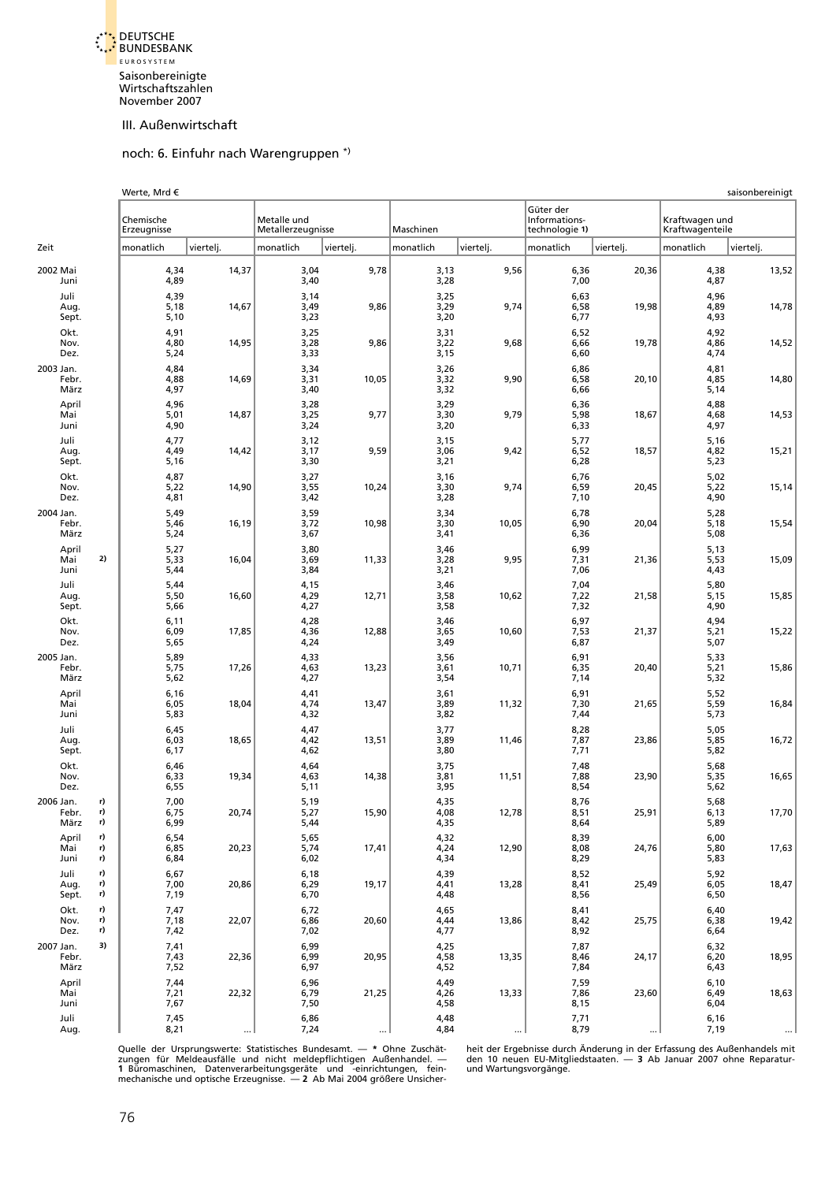# III. Außenwirtschaft

## noch: 6. Einfuhr nach Warengruppen *)

Werte, Mrd € — saisonbereinigt

| Zeit | | Chemische Erzeugnisse | | Metalle und Metallerzeugnisse | | Maschinen | | Güter der Informations-technologie 1) | | Kraftwagen und Kraftwagenteile | |
|---|---|---|---|---|---|---|---|---|---|---|---|
| | | monatlich | viertelj. | monatlich | viertelj. | monatlich | viertelj. | monatlich | viertelj. | monatlich | viertelj. |
| 2002 Mai | | 4,34 | 14,37 | 3,04 | 9,78 | 3,13 | 9,56 | 6,36 | 20,36 | 4,38 | 13,52 |
| Juni | | 4,89 | | 3,40 | | 3,28 | | 7,00 | | 4,87 | |
| Juli | | 4,39 | | 3,14 | | 3,25 | | 6,63 | | 4,96 | |
| Aug. | | 5,18 | 14,67 | 3,49 | 9,86 | 3,29 | 9,74 | 6,58 | 19,98 | 4,89 | 14,78 |
| Sept. | | 5,10 | | 3,23 | | 3,20 | | 6,77 | | 4,93 | |
| Okt. | | 4,91 | | 3,25 | | 3,31 | | 6,52 | | 4,92 | |
| Nov. | | 4,80 | 14,95 | 3,28 | 9,86 | 3,22 | 9,68 | 6,66 | 19,78 | 4,86 | 14,52 |
| Dez. | | 5,24 | | 3,33 | | 3,15 | | 6,60 | | 4,74 | |
| 2003 Jan. | | 4,84 | | 3,34 | | 3,26 | | 6,86 | | 4,81 | |
| Febr. | | 4,88 | 14,69 | 3,31 | 10,05 | 3,32 | 9,90 | 6,58 | 20,10 | 4,85 | 14,80 |
| März | | 4,97 | | 3,40 | | 3,32 | | 6,66 | | 5,14 | |
| April | | 4,96 | | 3,28 | | 3,29 | | 6,36 | | 4,88 | |
| Mai | | 5,01 | 14,87 | 3,25 | 9,77 | 3,30 | 9,79 | 5,98 | 18,67 | 4,68 | 14,53 |
| Juni | | 4,90 | | 3,24 | | 3,20 | | 6,33 | | 4,97 | |
| Juli | | 4,77 | | 3,12 | | 3,15 | | 5,77 | | 5,16 | |
| Aug. | | 4,49 | 14,42 | 3,17 | 9,59 | 3,06 | 9,42 | 6,52 | 18,57 | 4,82 | 15,21 |
| Sept. | | 5,16 | | 3,30 | | 3,21 | | 6,28 | | 5,23 | |
| Okt. | | 4,87 | | 3,27 | | 3,16 | | 6,76 | | 5,02 | |
| Nov. | | 5,22 | 14,90 | 3,55 | 10,24 | 3,30 | 9,74 | 6,59 | 20,45 | 5,22 | 15,14 |
| Dez. | | 4,81 | | 3,42 | | 3,28 | | 7,10 | | 4,90 | |
| 2004 Jan. | | 5,49 | | 3,59 | | 3,34 | | 6,78 | | 5,28 | |
| Febr. | | 5,46 | 16,19 | 3,72 | 10,98 | 3,30 | 10,05 | 6,90 | 20,04 | 5,18 | 15,54 |
| März | | 5,24 | | 3,67 | | 3,41 | | 6,36 | | 5,08 | |
| April | | 5,27 | | 3,80 | | 3,46 | | 6,99 | | 5,13 | |
| Mai | 2) | 5,33 | 16,04 | 3,69 | 11,33 | 3,28 | 9,95 | 7,31 | 21,36 | 5,53 | 15,09 |
| Juni | | 5,44 | | 3,84 | | 3,21 | | 7,06 | | 4,43 | |
| Juli | | 5,44 | | 4,15 | | 3,46 | | 7,04 | | 5,80 | |
| Aug. | | 5,50 | 16,60 | 4,29 | 12,71 | 3,58 | 10,62 | 7,22 | 21,58 | 5,15 | 15,85 |
| Sept. | | 5,66 | | 4,27 | | 3,58 | | 7,32 | | 4,90 | |
| Okt. | | 6,11 | | 4,28 | | 3,46 | | 6,97 | | 4,94 | |
| Nov. | | 6,09 | 17,85 | 4,36 | 12,88 | 3,65 | 10,60 | 7,53 | 21,37 | 5,21 | 15,22 |
| Dez. | | 5,65 | | 4,24 | | 3,49 | | 6,87 | | 5,07 | |
| 2005 Jan. | | 5,89 | | 4,33 | | 3,56 | | 6,91 | | 5,33 | |
| Febr. | | 5,75 | 17,26 | 4,63 | 13,23 | 3,61 | 10,71 | 6,35 | 20,40 | 5,21 | 15,86 |
| März | | 5,62 | | 4,27 | | 3,54 | | 7,14 | | 5,32 | |
| April | | 6,16 | | 4,41 | | 3,61 | | 6,91 | | 5,52 | |
| Mai | | 6,05 | 18,04 | 4,74 | 13,47 | 3,89 | 11,32 | 7,30 | 21,65 | 5,59 | 16,84 |
| Juni | | 5,83 | | 4,32 | | 3,82 | | 7,44 | | 5,73 | |
| Juli | | 6,45 | | 4,47 | | 3,77 | | 8,28 | | 5,05 | |
| Aug. | | 6,03 | 18,65 | 4,42 | 13,51 | 3,89 | 11,46 | 7,87 | 23,86 | 5,85 | 16,72 |
| Sept. | | 6,17 | | 4,62 | | 3,80 | | 7,71 | | 5,82 | |
| Okt. | | 6,46 | | 4,64 | | 3,75 | | 7,48 | | 5,68 | |
| Nov. | | 6,33 | 19,34 | 4,63 | 14,38 | 3,81 | 11,51 | 7,88 | 23,90 | 5,35 | 16,65 |
| Dez. | | 6,55 | | 5,11 | | 3,95 | | 8,54 | | 5,62 | |
| 2006 Jan. | r) | 7,00 | | 5,19 | | 4,35 | | 8,76 | | 5,68 | |
| Febr. | r) | 6,75 | 20,74 | 5,27 | 15,90 | 4,08 | 12,78 | 8,51 | 25,91 | 6,13 | 17,70 |
| März | r) | 6,99 | | 5,44 | | 4,35 | | 8,64 | | 5,89 | |
| April | r) | 6,54 | | 5,65 | | 4,32 | | 8,39 | | 6,00 | |
| Mai | r) | 6,85 | 20,23 | 5,74 | 17,41 | 4,24 | 12,90 | 8,08 | 24,76 | 5,80 | 17,63 |
| Juni | r) | 6,84 | | 6,02 | | 4,34 | | 8,29 | | 5,83 | |
| Juli | r) | 6,67 | | 6,18 | | 4,39 | | 8,52 | | 5,92 | |
| Aug. | r) | 7,00 | 20,86 | 6,29 | 19,17 | 4,41 | 13,28 | 8,41 | 25,49 | 6,05 | 18,47 |
| Sept. | r) | 7,19 | | 6,70 | | 4,48 | | 8,56 | | 6,50 | |
| Okt. | r) | 7,47 | | 6,72 | | 4,65 | | 8,41 | | 6,40 | |
| Nov. | r) | 7,18 | 22,07 | 6,86 | 20,60 | 4,44 | 13,86 | 8,42 | 25,75 | 6,38 | 19,42 |
| Dez. | r) | 7,42 | | 7,02 | | 4,77 | | 8,92 | | 6,64 | |
| 2007 Jan. | 3) | 7,41 | | 6,99 | | 4,25 | | 7,87 | | 6,32 | |
| Febr. | | 7,43 | 22,36 | 6,99 | 20,95 | 4,58 | 13,35 | 8,46 | 24,17 | 6,20 | 18,95 |
| März | | 7,52 | | 6,97 | | 4,52 | | 7,84 | | 6,43 | |
| April | | 7,44 | | 6,96 | | 4,49 | | 7,59 | | 6,10 | |
| Mai | | 7,21 | 22,32 | 6,79 | 21,25 | 4,26 | 13,33 | 7,86 | 23,60 | 6,49 | 18,63 |
| Juni | | 7,67 | | 7,50 | | 4,58 | | 8,15 | | 6,04 | |
| Juli | | 7,45 | | 6,86 | | 4,48 | | 7,71 | | 6,16 | |
| Aug. | | 8,21 | ... | 7,24 | ... | 4,84 | ... | 8,79 | ... | 7,19 | ... |

Quelle der Ursprungswerte: Statistisches Bundesamt. — * Ohne Zuschätzungen für Meldeausfälle und nicht meldepflichtigen Außenhandel. — 1 Büromaschinen, Datenverarbeitungsgeräte und -einrichtungen, feinmechanische und optische Erzeugnisse. — 2 Ab Mai 2004 größere Unsicherheit der Ergebnisse durch Änderung in der Erfassung des Außenhandels mit den 10 neuen EU-Mitgliedstaaten. — 3 Ab Januar 2007 ohne Reparatur- und Wartungsvorgänge.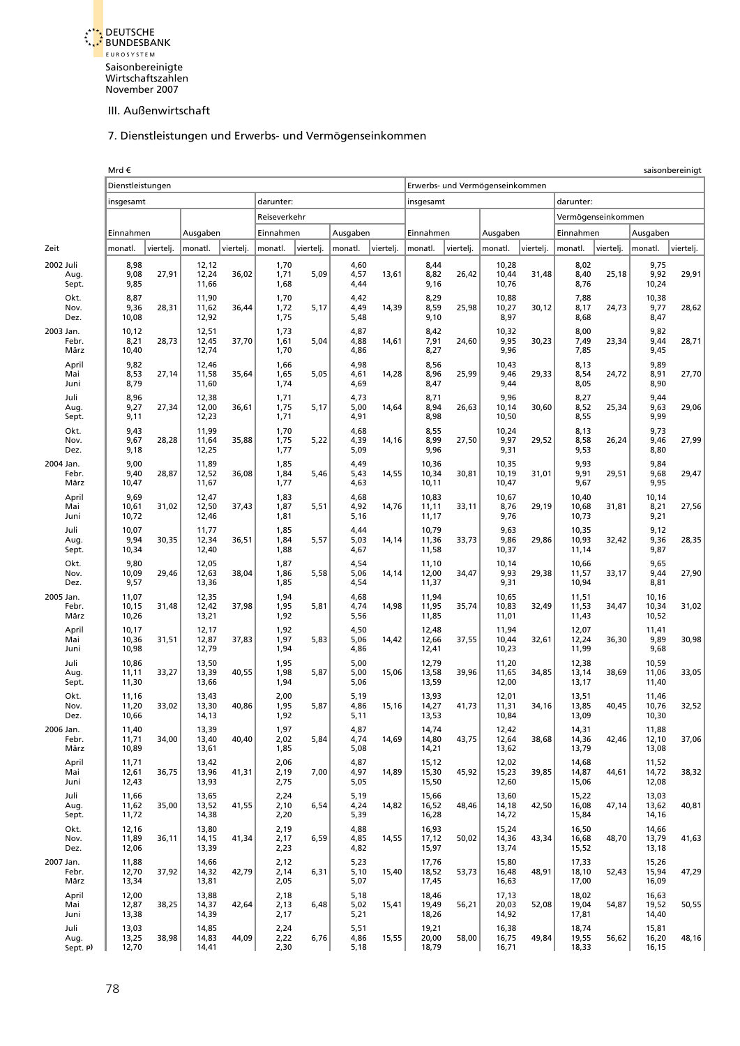Saisonbereinigte Wirtschaftszahlen
November 2007

III. Außenwirtschaft

## 7. Dienstleistungen und Erwerbs- und Vermögenseinkommen

Mrd € saisonbereinigt

| Zeit | Dienstleistungen | | | | | | | | Erwerbs- und Vermögenseinkommen | | | | | | | |
|---|---|---|---|---|---|---|---|---|---|---|---|---|---|---|---|---|
| | insgesamt | | | | darunter: | | | | insgesamt | | | | darunter: | | | |
| | | | | | Reiseverkehr | | | | | | | | Vermögenseinkommen | | | |
| | Einnahmen | | Ausgaben | | Einnahmen | | Ausgaben | | Einnahmen | | Ausgaben | | Einnahmen | | Ausgaben | |
| | monatl. | viertelj. | monatl. | viertelj. | monatl. | viertelj. | monatl. | viertelj. | monatl. | viertelj. | monatl. | viertelj. | monatl. | viertelj. | monatl. | viertelj. |
| 2002 Juli | 8,98 | | 12,12 | | 1,70 | | 4,60 | | 8,44 | | 10,28 | | 8,02 | | 9,75 | |
| Aug. | 9,08 | 27,91 | 12,24 | 36,02 | 1,71 | 5,09 | 4,57 | 13,61 | 8,82 | 26,42 | 10,44 | 31,48 | 8,40 | 25,18 | 9,92 | 29,91 |
| Sept. | 9,85 | | 11,66 | | 1,68 | | 4,44 | | 9,16 | | 10,76 | | 8,76 | | 10,24 | |
| Okt. | 8,87 | | 11,90 | | 1,70 | | 4,42 | | 8,29 | | 10,88 | | 7,88 | | 10,38 | |
| Nov. | 9,36 | 28,31 | 11,62 | 36,44 | 1,72 | 5,17 | 4,49 | 14,39 | 8,59 | 25,98 | 10,27 | 30,12 | 8,17 | 24,73 | 9,77 | 28,62 |
| Dez. | 10,08 | | 12,92 | | 1,75 | | 5,48 | | 9,10 | | 8,97 | | 8,68 | | 8,47 | |
| 2003 Jan. | 10,12 | | 12,51 | | 1,73 | | 4,87 | | 8,42 | | 10,32 | | 8,00 | | 9,82 | |
| Febr. | 8,21 | 28,73 | 12,45 | 37,70 | 1,61 | 5,04 | 4,88 | 14,61 | 7,91 | 24,60 | 9,95 | 30,23 | 7,49 | 23,34 | 9,44 | 28,71 |
| März | 10,40 | | 12,74 | | 1,70 | | 4,86 | | 8,27 | | 9,96 | | 7,85 | | 9,45 | |
| April | 9,82 | | 12,46 | | 1,66 | | 4,98 | | 8,56 | | 10,43 | | 8,13 | | 9,89 | |
| Mai | 8,53 | 27,14 | 11,58 | 35,64 | 1,65 | 5,05 | 4,61 | 14,28 | 8,96 | 25,99 | 9,46 | 29,33 | 8,54 | 24,72 | 8,91 | 27,70 |
| Juni | 8,79 | | 11,60 | | 1,74 | | 4,69 | | 8,47 | | 9,44 | | 8,05 | | 8,90 | |
| Juli | 8,96 | | 12,38 | | 1,71 | | 4,73 | | 8,71 | | 9,96 | | 8,27 | | 9,44 | |
| Aug. | 9,27 | 27,34 | 12,00 | 36,61 | 1,75 | 5,17 | 5,00 | 14,64 | 8,94 | 26,63 | 10,14 | 30,60 | 8,52 | 25,34 | 9,63 | 29,06 |
| Sept. | 9,11 | | 12,23 | | 1,71 | | 4,91 | | 8,98 | | 10,50 | | 8,55 | | 9,99 | |
| Okt. | 9,43 | | 11,99 | | 1,70 | | 4,68 | | 8,55 | | 10,24 | | 8,13 | | 9,73 | |
| Nov. | 9,67 | 28,28 | 11,64 | 35,88 | 1,75 | 5,22 | 4,39 | 14,16 | 8,99 | 27,50 | 9,97 | 29,52 | 8,58 | 26,24 | 9,46 | 27,99 |
| Dez. | 9,18 | | 12,25 | | 1,77 | | 5,09 | | 9,96 | | 9,31 | | 9,53 | | 8,80 | |
| 2004 Jan. | 9,00 | | 11,89 | | 1,85 | | 4,49 | | 10,36 | | 10,35 | | 9,93 | | 9,84 | |
| Febr. | 9,40 | 28,87 | 12,52 | 36,08 | 1,84 | 5,46 | 5,43 | 14,55 | 10,34 | 30,81 | 10,19 | 31,01 | 9,91 | 29,51 | 9,68 | 29,47 |
| März | 10,47 | | 11,67 | | 1,77 | | 4,63 | | 10,11 | | 10,47 | | 9,67 | | 9,95 | |
| April | 9,69 | | 12,47 | | 1,83 | | 4,68 | | 10,83 | | 10,67 | | 10,40 | | 10,14 | |
| Mai | 10,61 | 31,02 | 12,50 | 37,43 | 1,87 | 5,51 | 4,92 | 14,76 | 11,11 | 33,11 | 8,76 | 29,19 | 10,68 | 31,81 | 8,21 | 27,56 |
| Juni | 10,72 | | 12,46 | | 1,81 | | 5,16 | | 11,17 | | 9,76 | | 10,73 | | 9,21 | |
| Juli | 10,07 | | 11,77 | | 1,85 | | 4,44 | | 10,79 | | 9,63 | | 10,35 | | 9,12 | |
| Aug. | 9,94 | 30,35 | 12,34 | 36,51 | 1,84 | 5,57 | 5,03 | 14,14 | 11,36 | 33,73 | 9,86 | 29,86 | 10,93 | 32,42 | 9,36 | 28,35 |
| Sept. | 10,34 | | 12,40 | | 1,88 | | 4,67 | | 11,58 | | 10,37 | | 11,14 | | 9,87 | |
| Okt. | 9,80 | | 12,05 | | 1,87 | | 4,54 | | 11,10 | | 10,14 | | 10,66 | | 9,65 | |
| Nov. | 10,09 | 29,46 | 12,63 | 38,04 | 1,86 | 5,58 | 5,06 | 14,14 | 12,00 | 34,47 | 9,93 | 29,38 | 11,57 | 33,17 | 9,44 | 27,90 |
| Dez. | 9,57 | | 13,36 | | 1,85 | | 4,54 | | 11,37 | | 9,31 | | 10,94 | | 8,81 | |
| 2005 Jan. | 11,07 | | 12,35 | | 1,94 | | 4,68 | | 11,94 | | 10,65 | | 11,51 | | 10,16 | |
| Febr. | 10,15 | 31,48 | 12,42 | 37,98 | 1,95 | 5,81 | 4,74 | 14,98 | 11,95 | 35,74 | 10,83 | 32,49 | 11,53 | 34,47 | 10,34 | 31,02 |
| März | 10,26 | | 13,21 | | 1,92 | | 5,56 | | 11,85 | | 11,01 | | 11,43 | | 10,52 | |
| April | 10,17 | | 12,17 | | 1,92 | | 4,50 | | 12,48 | | 11,94 | | 12,07 | | 11,41 | |
| Mai | 10,36 | 31,51 | 12,87 | 37,83 | 1,97 | 5,83 | 5,06 | 14,42 | 12,66 | 37,55 | 10,44 | 32,61 | 12,24 | 36,30 | 9,89 | 30,98 |
| Juni | 10,98 | | 12,79 | | 1,94 | | 4,86 | | 12,41 | | 10,23 | | 11,99 | | 9,68 | |
| Juli | 10,86 | | 13,50 | | 1,95 | | 5,00 | | 12,79 | | 11,20 | | 12,38 | | 10,59 | |
| Aug. | 11,11 | 33,27 | 13,39 | 40,55 | 1,98 | 5,87 | 5,00 | 15,06 | 13,58 | 39,96 | 11,65 | 34,85 | 13,14 | 38,69 | 11,06 | 33,05 |
| Sept. | 11,30 | | 13,66 | | 1,94 | | 5,06 | | 13,59 | | 12,00 | | 13,17 | | 11,40 | |
| Okt. | 11,16 | | 13,43 | | 2,00 | | 5,19 | | 13,93 | | 12,01 | | 13,51 | | 11,46 | |
| Nov. | 11,20 | 33,02 | 13,30 | 40,86 | 1,95 | 5,87 | 4,86 | 15,16 | 14,27 | 41,73 | 11,31 | 34,16 | 13,85 | 40,45 | 10,76 | 32,52 |
| Dez. | 10,66 | | 14,13 | | 1,92 | | 5,11 | | 13,53 | | 10,84 | | 13,09 | | 10,30 | |
| 2006 Jan. | 11,40 | | 13,39 | | 1,97 | | 4,87 | | 14,74 | | 12,42 | | 14,31 | | 11,88 | |
| Febr. | 11,71 | 34,00 | 13,40 | 40,40 | 2,02 | 5,84 | 4,74 | 14,69 | 14,80 | 43,75 | 12,64 | 38,68 | 14,36 | 42,46 | 12,10 | 37,06 |
| März | 10,89 | | 13,61 | | 1,85 | | 5,08 | | 14,21 | | 13,62 | | 13,79 | | 13,08 | |
| April | 11,71 | | 13,42 | | 2,06 | | 4,87 | | 15,12 | | 12,02 | | 14,68 | | 11,52 | |
| Mai | 12,61 | 36,75 | 13,96 | 41,31 | 2,19 | 7,00 | 4,97 | 14,89 | 15,30 | 45,92 | 15,23 | 39,85 | 14,87 | 44,61 | 14,72 | 38,32 |
| Juni | 12,43 | | 13,93 | | 2,75 | | 5,05 | | 15,50 | | 12,60 | | 15,06 | | 12,08 | |
| Juli | 11,66 | | 13,65 | | 2,24 | | 5,19 | | 15,66 | | 13,60 | | 15,22 | | 13,03 | |
| Aug. | 11,62 | 35,00 | 13,52 | 41,55 | 2,10 | 6,54 | 4,24 | 14,82 | 16,52 | 48,46 | 14,18 | 42,50 | 16,08 | 47,14 | 13,62 | 40,81 |
| Sept. | 11,72 | | 14,38 | | 2,20 | | 5,39 | | 16,28 | | 14,72 | | 15,84 | | 14,16 | |
| Okt. | 12,16 | | 13,80 | | 2,19 | | 4,88 | | 16,93 | | 15,24 | | 16,50 | | 14,66 | |
| Nov. | 11,89 | 36,11 | 14,15 | 41,34 | 2,17 | 6,59 | 4,85 | 14,55 | 17,12 | 50,02 | 14,36 | 43,34 | 16,68 | 48,70 | 13,79 | 41,63 |
| Dez. | 12,06 | | 13,39 | | 2,23 | | 4,82 | | 15,97 | | 13,74 | | 15,52 | | 13,18 | |
| 2007 Jan. | 11,88 | | 14,66 | | 2,12 | | 5,23 | | 17,76 | | 15,80 | | 17,33 | | 15,26 | |
| Febr. | 12,70 | 37,92 | 14,32 | 42,79 | 2,14 | 6,31 | 5,10 | 15,40 | 18,52 | 53,73 | 16,48 | 48,91 | 18,10 | 52,43 | 15,94 | 47,29 |
| März | 13,34 | | 13,81 | | 2,05 | | 5,07 | | 17,45 | | 16,63 | | 17,00 | | 16,09 | |
| April | 12,00 | | 13,88 | | 2,18 | | 5,18 | | 18,46 | | 17,13 | | 18,02 | | 16,63 | |
| Mai | 12,87 | 38,25 | 14,37 | 42,64 | 2,13 | 6,48 | 5,02 | 15,41 | 19,49 | 56,21 | 20,03 | 52,08 | 19,04 | 54,87 | 19,52 | 50,55 |
| Juni | 13,38 | | 14,39 | | 2,17 | | 5,21 | | 18,26 | | 14,92 | | 17,81 | | 14,40 | |
| Juli | 13,03 | | 14,85 | | 2,24 | | 5,51 | | 19,21 | | 16,38 | | 18,74 | | 15,81 | |
| Aug. | 13,25 | 38,98 | 14,83 | 44,09 | 2,22 | 6,76 | 4,86 | 15,55 | 20,00 | 58,00 | 16,75 | 49,84 | 19,55 | 56,62 | 16,20 | 48,16 |
| Sept. p) | 12,70 | | 14,41 | | 2,30 | | 5,18 | | 18,79 | | 16,71 | | 18,33 | | 16,15 | |